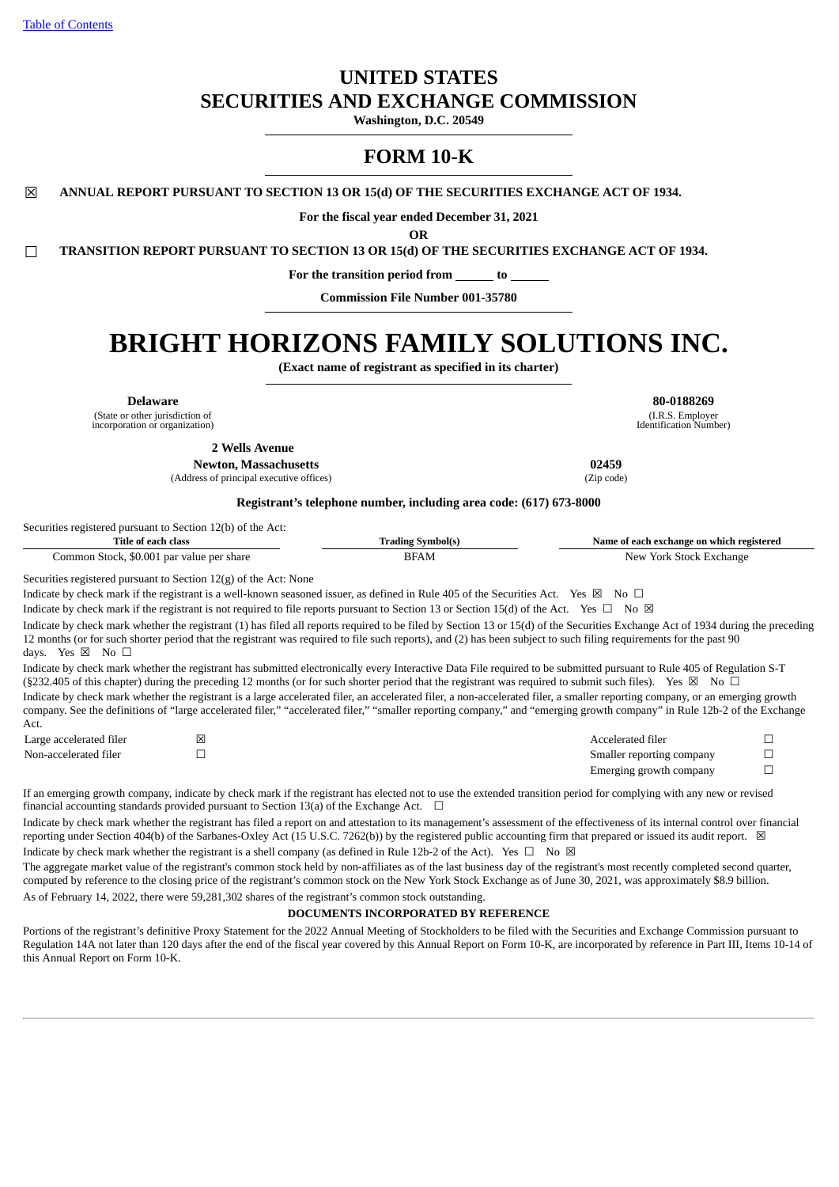[Table of Contents]

# UNITED STATES
# SECURITIES AND EXCHANGE COMMISSION

**Washington, D.C. 20549**

## FORM 10-K

☒ **ANNUAL REPORT PURSUANT TO SECTION 13 OR 15(d) OF THE SECURITIES EXCHANGE ACT OF 1934.**

**For the fiscal year ended December 31, 2021**

**OR**

☐ **TRANSITION REPORT PURSUANT TO SECTION 13 OR 15(d) OF THE SECURITIES EXCHANGE ACT OF 1934.**

**For the transition period from ______ to ______**

**Commission File Number 001-35780**

# BRIGHT HORIZONS FAMILY SOLUTIONS INC.

**(Exact name of registrant as specified in its charter)**

| **Delaware** | **80-0188269** |
|---|---|
| (State or other jurisdiction of incorporation or organization) | (I.R.S. Employer Identification Number) |

| **2 Wells Avenue Newton, Massachusetts** | **02459** |
|---|---|
| (Address of principal executive offices) | (Zip code) |

**Registrant's telephone number, including area code: (617) 673-8000**

Securities registered pursuant to Section 12(b) of the Act:

| Title of each class | Trading Symbol(s) | Name of each exchange on which registered |
|---|---|---|
| Common Stock, $0.001 par value per share | BFAM | New York Stock Exchange |

Securities registered pursuant to Section 12(g) of the Act: None

Indicate by check mark if the registrant is a well-known seasoned issuer, as defined in Rule 405 of the Securities Act. Yes ☒ No ☐

Indicate by check mark if the registrant is not required to file reports pursuant to Section 13 or Section 15(d) of the Act. Yes ☐ No ☒

Indicate by check mark whether the registrant (1) has filed all reports required to be filed by Section 13 or 15(d) of the Securities Exchange Act of 1934 during the preceding 12 months (or for such shorter period that the registrant was required to file such reports), and (2) has been subject to such filing requirements for the past 90 days. Yes ☒ No ☐

Indicate by check mark whether the registrant has submitted electronically every Interactive Data File required to be submitted pursuant to Rule 405 of Regulation S-T (§232.405 of this chapter) during the preceding 12 months (or for such shorter period that the registrant was required to submit such files). Yes ☒ No ☐

Indicate by check mark whether the registrant is a large accelerated filer, an accelerated filer, a non-accelerated filer, a smaller reporting company, or an emerging growth company. See the definitions of "large accelerated filer," "accelerated filer," "smaller reporting company," and "emerging growth company" in Rule 12b-2 of the Exchange Act.

| | | | |
|---|---|---|---|
| Large accelerated filer | ☒ | Accelerated filer | ☐ |
| Non-accelerated filer | ☐ | Smaller reporting company | ☐ |
| | | Emerging growth company | ☐ |

If an emerging growth company, indicate by check mark if the registrant has elected not to use the extended transition period for complying with any new or revised financial accounting standards provided pursuant to Section 13(a) of the Exchange Act. ☐

Indicate by check mark whether the registrant has filed a report on and attestation to its management's assessment of the effectiveness of its internal control over financial reporting under Section 404(b) of the Sarbanes-Oxley Act (15 U.S.C. 7262(b)) by the registered public accounting firm that prepared or issued its audit report. ☒

Indicate by check mark whether the registrant is a shell company (as defined in Rule 12b-2 of the Act). Yes ☐ No ☒

The aggregate market value of the registrant's common stock held by non-affiliates as of the last business day of the registrant's most recently completed second quarter, computed by reference to the closing price of the registrant's common stock on the New York Stock Exchange as of June 30, 2021, was approximately $8.9 billion.

As of February 14, 2022, there were 59,281,302 shares of the registrant's common stock outstanding.

**DOCUMENTS INCORPORATED BY REFERENCE**

Portions of the registrant's definitive Proxy Statement for the 2022 Annual Meeting of Stockholders to be filed with the Securities and Exchange Commission pursuant to Regulation 14A not later than 120 days after the end of the fiscal year covered by this Annual Report on Form 10-K, are incorporated by reference in Part III, Items 10-14 of this Annual Report on Form 10-K.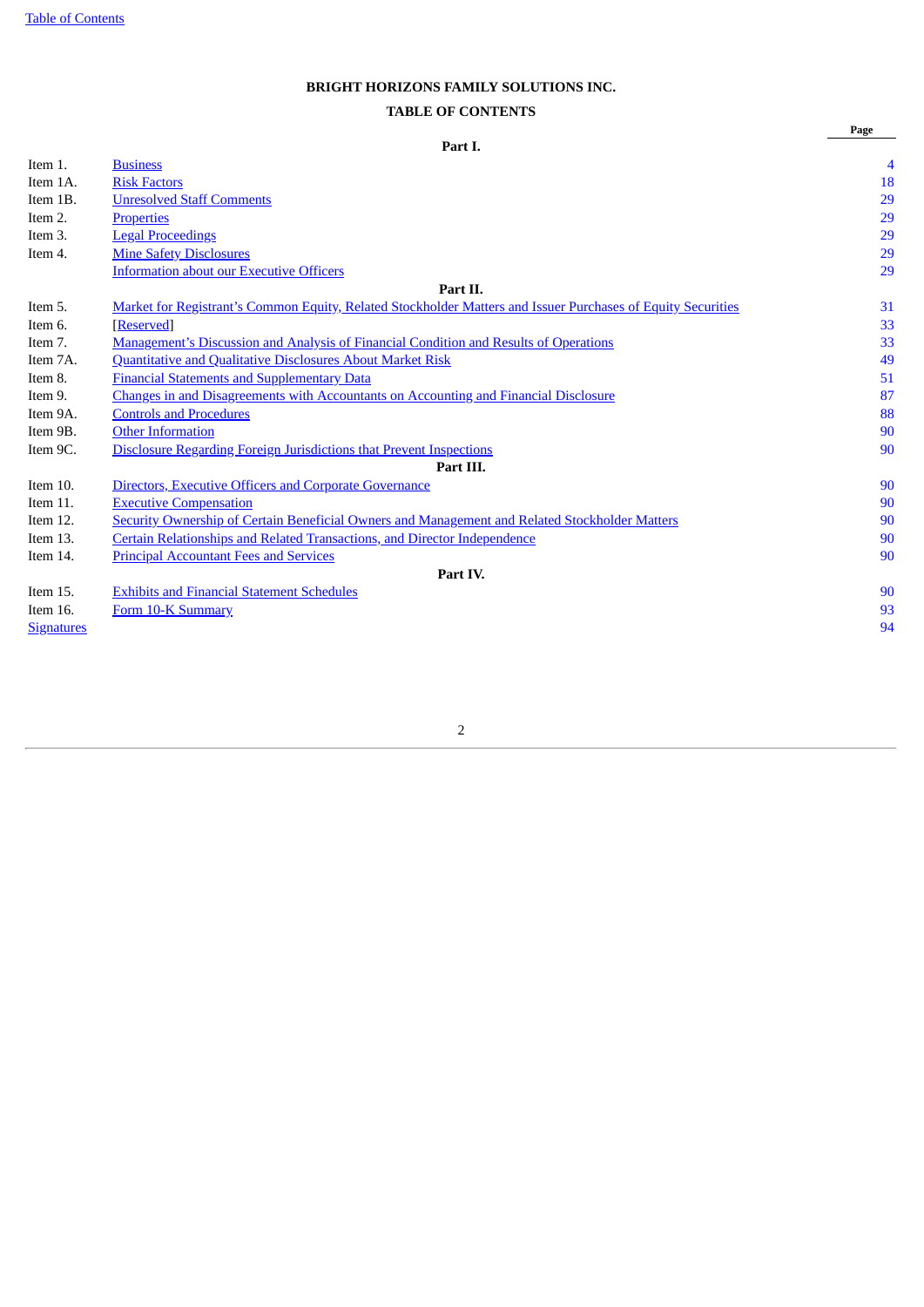**BRIGHT HORIZONS FAMILY SOLUTIONS INC.**

**TABLE OF CONTENTS**

| | | Page |
|---|---|---|
| | **Part I.** | |
| Item 1. | Business | 4 |
| Item 1A. | Risk Factors | 18 |
| Item 1B. | Unresolved Staff Comments | 29 |
| Item 2. | Properties | 29 |
| Item 3. | Legal Proceedings | 29 |
| Item 4. | Mine Safety Disclosures | 29 |
| | Information about our Executive Officers | 29 |
| | **Part II.** | |
| Item 5. | Market for Registrant's Common Equity, Related Stockholder Matters and Issuer Purchases of Equity Securities | 31 |
| Item 6. | [Reserved] | 33 |
| Item 7. | Management's Discussion and Analysis of Financial Condition and Results of Operations | 33 |
| Item 7A. | Quantitative and Qualitative Disclosures About Market Risk | 49 |
| Item 8. | Financial Statements and Supplementary Data | 51 |
| Item 9. | Changes in and Disagreements with Accountants on Accounting and Financial Disclosure | 87 |
| Item 9A. | Controls and Procedures | 88 |
| Item 9B. | Other Information | 90 |
| Item 9C. | Disclosure Regarding Foreign Jurisdictions that Prevent Inspections | 90 |
| | **Part III.** | |
| Item 10. | Directors, Executive Officers and Corporate Governance | 90 |
| Item 11. | Executive Compensation | 90 |
| Item 12. | Security Ownership of Certain Beneficial Owners and Management and Related Stockholder Matters | 90 |
| Item 13. | Certain Relationships and Related Transactions, and Director Independence | 90 |
| Item 14. | Principal Accountant Fees and Services | 90 |
| | **Part IV.** | |
| Item 15. | Exhibits and Financial Statement Schedules | 90 |
| Item 16. | Form 10-K Summary | 93 |
| Signatures | | 94 |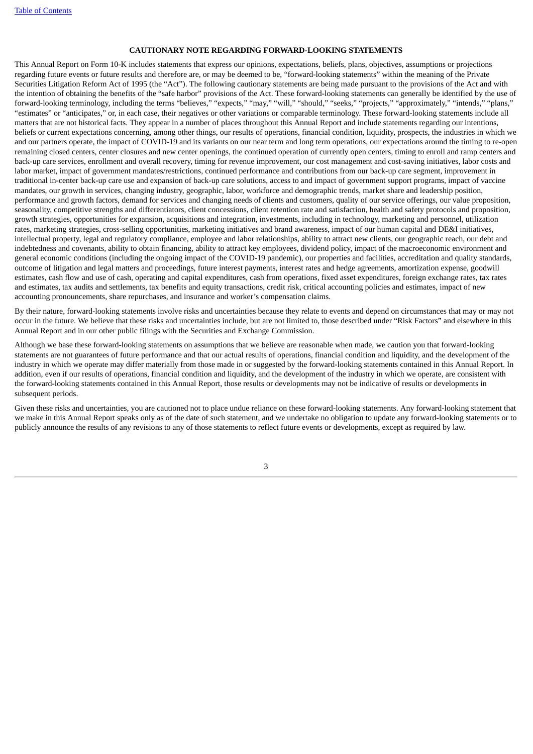**CAUTIONARY NOTE REGARDING FORWARD-LOOKING STATEMENTS**

This Annual Report on Form 10-K includes statements that express our opinions, expectations, beliefs, plans, objectives, assumptions or projections regarding future events or future results and therefore are, or may be deemed to be, "forward-looking statements" within the meaning of the Private Securities Litigation Reform Act of 1995 (the "Act"). The following cautionary statements are being made pursuant to the provisions of the Act and with the intention of obtaining the benefits of the "safe harbor" provisions of the Act. These forward-looking statements can generally be identified by the use of forward-looking terminology, including the terms "believes," "expects," "may," "will," "should," "seeks," "projects," "approximately," "intends," "plans," "estimates" or "anticipates," or, in each case, their negatives or other variations or comparable terminology. These forward-looking statements include all matters that are not historical facts. They appear in a number of places throughout this Annual Report and include statements regarding our intentions, beliefs or current expectations concerning, among other things, our results of operations, financial condition, liquidity, prospects, the industries in which we and our partners operate, the impact of COVID-19 and its variants on our near term and long term operations, our expectations around the timing to re-open remaining closed centers, center closures and new center openings, the continued operation of currently open centers, timing to enroll and ramp centers and back-up care services, enrollment and overall recovery, timing for revenue improvement, our cost management and cost-saving initiatives, labor costs and labor market, impact of government mandates/restrictions, continued performance and contributions from our back-up care segment, improvement in traditional in-center back-up care use and expansion of back-up care solutions, access to and impact of government support programs, impact of vaccine mandates, our growth in services, changing industry, geographic, labor, workforce and demographic trends, market share and leadership position, performance and growth factors, demand for services and changing needs of clients and customers, quality of our service offerings, our value proposition, seasonality, competitive strengths and differentiators, client concessions, client retention rate and satisfaction, health and safety protocols and proposition, growth strategies, opportunities for expansion, acquisitions and integration, investments, including in technology, marketing and personnel, utilization rates, marketing strategies, cross-selling opportunities, marketing initiatives and brand awareness, impact of our human capital and DE&I initiatives, intellectual property, legal and regulatory compliance, employee and labor relationships, ability to attract new clients, our geographic reach, our debt and indebtedness and covenants, ability to obtain financing, ability to attract key employees, dividend policy, impact of the macroeconomic environment and general economic conditions (including the ongoing impact of the COVID-19 pandemic), our properties and facilities, accreditation and quality standards, outcome of litigation and legal matters and proceedings, future interest payments, interest rates and hedge agreements, amortization expense, goodwill estimates, cash flow and use of cash, operating and capital expenditures, cash from operations, fixed asset expenditures, foreign exchange rates, tax rates and estimates, tax audits and settlements, tax benefits and equity transactions, credit risk, critical accounting policies and estimates, impact of new accounting pronouncements, share repurchases, and insurance and worker's compensation claims.

By their nature, forward-looking statements involve risks and uncertainties because they relate to events and depend on circumstances that may or may not occur in the future. We believe that these risks and uncertainties include, but are not limited to, those described under "Risk Factors" and elsewhere in this Annual Report and in our other public filings with the Securities and Exchange Commission.

Although we base these forward-looking statements on assumptions that we believe are reasonable when made, we caution you that forward-looking statements are not guarantees of future performance and that our actual results of operations, financial condition and liquidity, and the development of the industry in which we operate may differ materially from those made in or suggested by the forward-looking statements contained in this Annual Report. In addition, even if our results of operations, financial condition and liquidity, and the development of the industry in which we operate, are consistent with the forward-looking statements contained in this Annual Report, those results or developments may not be indicative of results or developments in subsequent periods.

Given these risks and uncertainties, you are cautioned not to place undue reliance on these forward-looking statements. Any forward-looking statement that we make in this Annual Report speaks only as of the date of such statement, and we undertake no obligation to update any forward-looking statements or to publicly announce the results of any revisions to any of those statements to reflect future events or developments, except as required by law.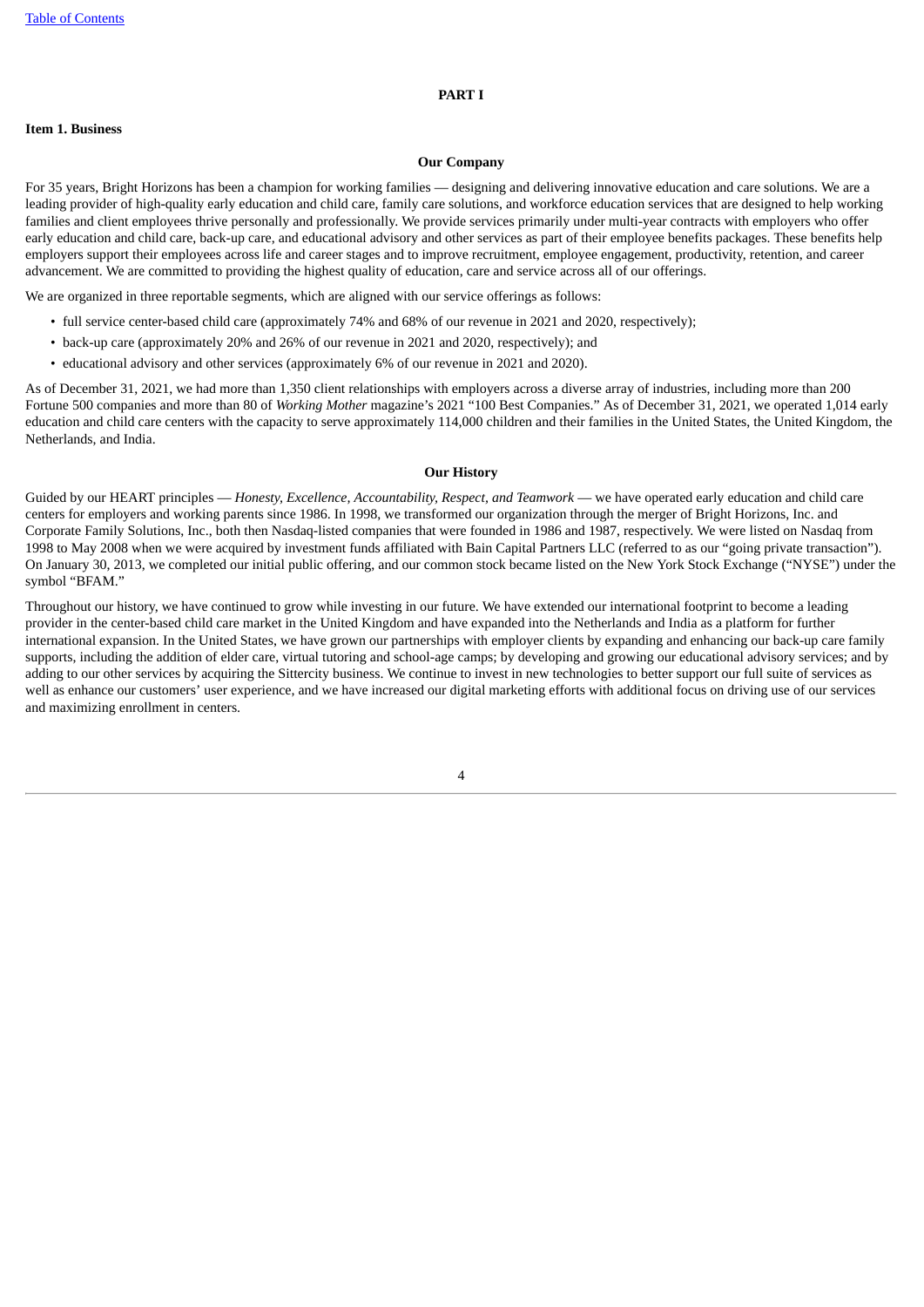# PART I

## Item 1. Business

### Our Company

For 35 years, Bright Horizons has been a champion for working families — designing and delivering innovative education and care solutions. We are a leading provider of high-quality early education and child care, family care solutions, and workforce education services that are designed to help working families and client employees thrive personally and professionally. We provide services primarily under multi-year contracts with employers who offer early education and child care, back-up care, and educational advisory and other services as part of their employee benefits packages. These benefits help employers support their employees across life and career stages and to improve recruitment, employee engagement, productivity, retention, and career advancement. We are committed to providing the highest quality of education, care and service across all of our offerings.

We are organized in three reportable segments, which are aligned with our service offerings as follows:

- full service center-based child care (approximately 74% and 68% of our revenue in 2021 and 2020, respectively);
- back-up care (approximately 20% and 26% of our revenue in 2021 and 2020, respectively); and
- educational advisory and other services (approximately 6% of our revenue in 2021 and 2020).

As of December 31, 2021, we had more than 1,350 client relationships with employers across a diverse array of industries, including more than 200 Fortune 500 companies and more than 80 of *Working Mother* magazine's 2021 "100 Best Companies." As of December 31, 2021, we operated 1,014 early education and child care centers with the capacity to serve approximately 114,000 children and their families in the United States, the United Kingdom, the Netherlands, and India.

### Our History

Guided by our HEART principles — *Honesty, Excellence, Accountability, Respect, and Teamwork* — we have operated early education and child care centers for employers and working parents since 1986. In 1998, we transformed our organization through the merger of Bright Horizons, Inc. and Corporate Family Solutions, Inc., both then Nasdaq-listed companies that were founded in 1986 and 1987, respectively. We were listed on Nasdaq from 1998 to May 2008 when we were acquired by investment funds affiliated with Bain Capital Partners LLC (referred to as our "going private transaction"). On January 30, 2013, we completed our initial public offering, and our common stock became listed on the New York Stock Exchange ("NYSE") under the symbol "BFAM."

Throughout our history, we have continued to grow while investing in our future. We have extended our international footprint to become a leading provider in the center-based child care market in the United Kingdom and have expanded into the Netherlands and India as a platform for further international expansion. In the United States, we have grown our partnerships with employer clients by expanding and enhancing our back-up care family supports, including the addition of elder care, virtual tutoring and school-age camps; by developing and growing our educational advisory services; and by adding to our other services by acquiring the Sittercity business. We continue to invest in new technologies to better support our full suite of services as well as enhance our customers' user experience, and we have increased our digital marketing efforts with additional focus on driving use of our services and maximizing enrollment in centers.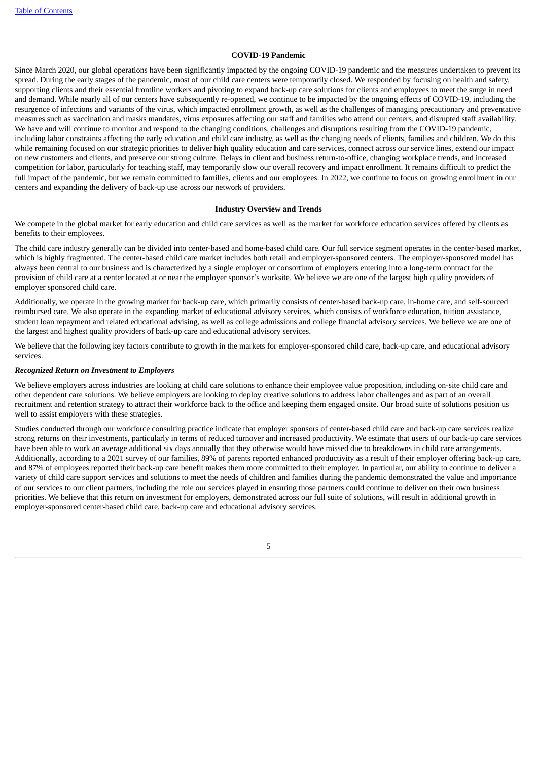## COVID-19 Pandemic

Since March 2020, our global operations have been significantly impacted by the ongoing COVID-19 pandemic and the measures undertaken to prevent its spread. During the early stages of the pandemic, most of our child care centers were temporarily closed. We responded by focusing on health and safety, supporting clients and their essential frontline workers and pivoting to expand back-up care solutions for clients and employees to meet the surge in need and demand. While nearly all of our centers have subsequently re-opened, we continue to be impacted by the ongoing effects of COVID-19, including the resurgence of infections and variants of the virus, which impacted enrollment growth, as well as the challenges of managing precautionary and preventative measures such as vaccination and masks mandates, virus exposures affecting our staff and families who attend our centers, and disrupted staff availability. We have and will continue to monitor and respond to the changing conditions, challenges and disruptions resulting from the COVID-19 pandemic, including labor constraints affecting the early education and child care industry, as well as the changing needs of clients, families and children. We do this while remaining focused on our strategic priorities to deliver high quality education and care services, connect across our service lines, extend our impact on new customers and clients, and preserve our strong culture. Delays in client and business return-to-office, changing workplace trends, and increased competition for labor, particularly for teaching staff, may temporarily slow our overall recovery and impact enrollment. It remains difficult to predict the full impact of the pandemic, but we remain committed to families, clients and our employees. In 2022, we continue to focus on growing enrollment in our centers and expanding the delivery of back-up use across our network of providers.

## Industry Overview and Trends

We compete in the global market for early education and child care services as well as the market for workforce education services offered by clients as benefits to their employees.

The child care industry generally can be divided into center-based and home-based child care. Our full service segment operates in the center-based market, which is highly fragmented. The center-based child care market includes both retail and employer-sponsored centers. The employer-sponsored model has always been central to our business and is characterized by a single employer or consortium of employers entering into a long-term contract for the provision of child care at a center located at or near the employer sponsor's worksite. We believe we are one of the largest high quality providers of employer sponsored child care.

Additionally, we operate in the growing market for back-up care, which primarily consists of center-based back-up care, in-home care, and self-sourced reimbursed care. We also operate in the expanding market of educational advisory services, which consists of workforce education, tuition assistance, student loan repayment and related educational advising, as well as college admissions and college financial advisory services. We believe we are one of the largest and highest quality providers of back-up care and educational advisory services.

We believe that the following key factors contribute to growth in the markets for employer-sponsored child care, back-up care, and educational advisory services.

### *Recognized Return on Investment to Employers*

We believe employers across industries are looking at child care solutions to enhance their employee value proposition, including on-site child care and other dependent care solutions. We believe employers are looking to deploy creative solutions to address labor challenges and as part of an overall recruitment and retention strategy to attract their workforce back to the office and keeping them engaged onsite. Our broad suite of solutions position us well to assist employers with these strategies.

Studies conducted through our workforce consulting practice indicate that employer sponsors of center-based child care and back-up care services realize strong returns on their investments, particularly in terms of reduced turnover and increased productivity. We estimate that users of our back-up care services have been able to work an average additional six days annually that they otherwise would have missed due to breakdowns in child care arrangements. Additionally, according to a 2021 survey of our families, 89% of parents reported enhanced productivity as a result of their employer offering back-up care, and 87% of employees reported their back-up care benefit makes them more committed to their employer. In particular, our ability to continue to deliver a variety of child care support services and solutions to meet the needs of children and families during the pandemic demonstrated the value and importance of our services to our client partners, including the role our services played in ensuring those partners could continue to deliver on their own business priorities. We believe that this return on investment for employers, demonstrated across our full suite of solutions, will result in additional growth in employer-sponsored center-based child care, back-up care and educational advisory services.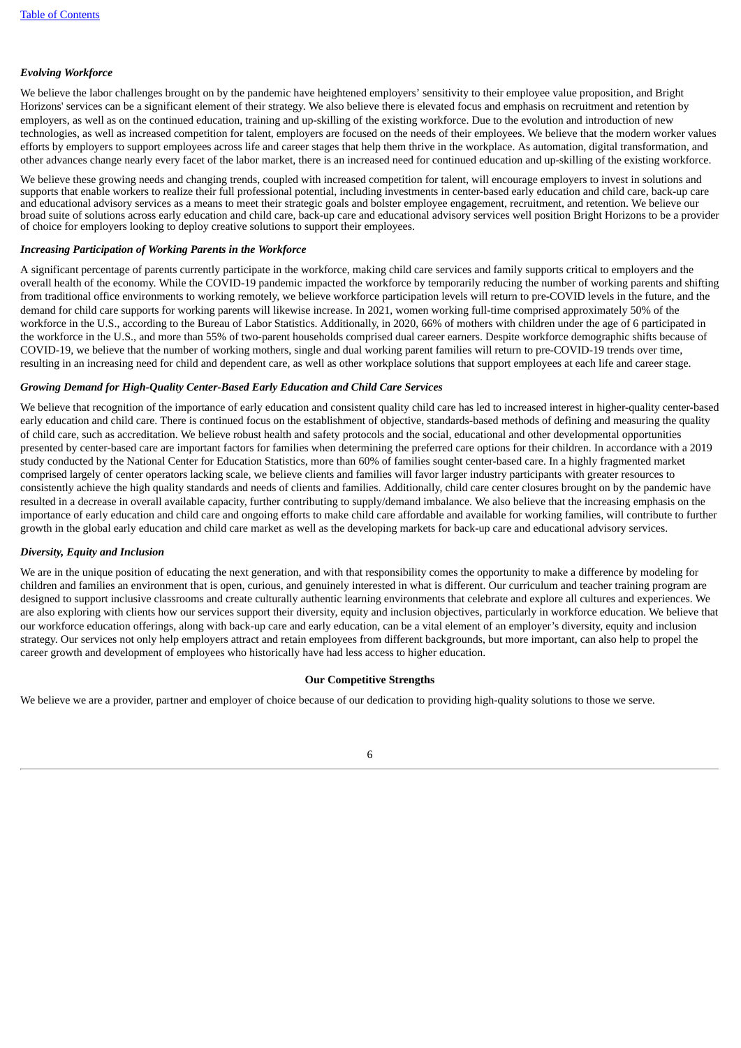*Evolving Workforce*

We believe the labor challenges brought on by the pandemic have heightened employers' sensitivity to their employee value proposition, and Bright Horizons' services can be a significant element of their strategy. We also believe there is elevated focus and emphasis on recruitment and retention by employers, as well as on the continued education, training and up-skilling of the existing workforce. Due to the evolution and introduction of new technologies, as well as increased competition for talent, employers are focused on the needs of their employees. We believe that the modern worker values efforts by employers to support employees across life and career stages that help them thrive in the workplace. As automation, digital transformation, and other advances change nearly every facet of the labor market, there is an increased need for continued education and up-skilling of the existing workforce.

We believe these growing needs and changing trends, coupled with increased competition for talent, will encourage employers to invest in solutions and supports that enable workers to realize their full professional potential, including investments in center-based early education and child care, back-up care and educational advisory services as a means to meet their strategic goals and bolster employee engagement, recruitment, and retention. We believe our broad suite of solutions across early education and child care, back-up care and educational advisory services well position Bright Horizons to be a provider of choice for employers looking to deploy creative solutions to support their employees.

*Increasing Participation of Working Parents in the Workforce*

A significant percentage of parents currently participate in the workforce, making child care services and family supports critical to employers and the overall health of the economy. While the COVID-19 pandemic impacted the workforce by temporarily reducing the number of working parents and shifting from traditional office environments to working remotely, we believe workforce participation levels will return to pre-COVID levels in the future, and the demand for child care supports for working parents will likewise increase. In 2021, women working full-time comprised approximately 50% of the workforce in the U.S., according to the Bureau of Labor Statistics. Additionally, in 2020, 66% of mothers with children under the age of 6 participated in the workforce in the U.S., and more than 55% of two-parent households comprised dual career earners. Despite workforce demographic shifts because of COVID-19, we believe that the number of working mothers, single and dual working parent families will return to pre-COVID-19 trends over time, resulting in an increasing need for child and dependent care, as well as other workplace solutions that support employees at each life and career stage.

*Growing Demand for High-Quality Center-Based Early Education and Child Care Services*

We believe that recognition of the importance of early education and consistent quality child care has led to increased interest in higher-quality center-based early education and child care. There is continued focus on the establishment of objective, standards-based methods of defining and measuring the quality of child care, such as accreditation. We believe robust health and safety protocols and the social, educational and other developmental opportunities presented by center-based care are important factors for families when determining the preferred care options for their children. In accordance with a 2019 study conducted by the National Center for Education Statistics, more than 60% of families sought center-based care. In a highly fragmented market comprised largely of center operators lacking scale, we believe clients and families will favor larger industry participants with greater resources to consistently achieve the high quality standards and needs of clients and families. Additionally, child care center closures brought on by the pandemic have resulted in a decrease in overall available capacity, further contributing to supply/demand imbalance. We also believe that the increasing emphasis on the importance of early education and child care and ongoing efforts to make child care affordable and available for working families, will contribute to further growth in the global early education and child care market as well as the developing markets for back-up care and educational advisory services.

*Diversity, Equity and Inclusion*

We are in the unique position of educating the next generation, and with that responsibility comes the opportunity to make a difference by modeling for children and families an environment that is open, curious, and genuinely interested in what is different. Our curriculum and teacher training program are designed to support inclusive classrooms and create culturally authentic learning environments that celebrate and explore all cultures and experiences. We are also exploring with clients how our services support their diversity, equity and inclusion objectives, particularly in workforce education. We believe that our workforce education offerings, along with back-up care and early education, can be a vital element of an employer's diversity, equity and inclusion strategy. Our services not only help employers attract and retain employees from different backgrounds, but more important, can also help to propel the career growth and development of employees who historically have had less access to higher education.

**Our Competitive Strengths**

We believe we are a provider, partner and employer of choice because of our dedication to providing high-quality solutions to those we serve.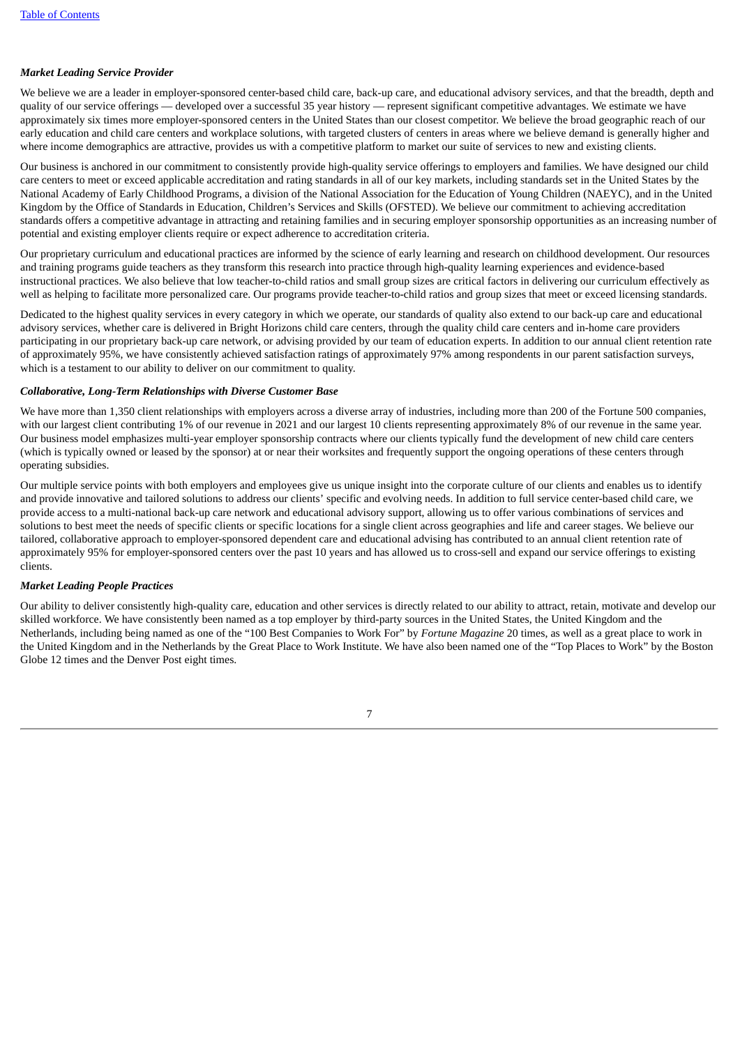### *Market Leading Service Provider*

We believe we are a leader in employer-sponsored center-based child care, back-up care, and educational advisory services, and that the breadth, depth and quality of our service offerings — developed over a successful 35 year history — represent significant competitive advantages. We estimate we have approximately six times more employer-sponsored centers in the United States than our closest competitor. We believe the broad geographic reach of our early education and child care centers and workplace solutions, with targeted clusters of centers in areas where we believe demand is generally higher and where income demographics are attractive, provides us with a competitive platform to market our suite of services to new and existing clients.

Our business is anchored in our commitment to consistently provide high-quality service offerings to employers and families. We have designed our child care centers to meet or exceed applicable accreditation and rating standards in all of our key markets, including standards set in the United States by the National Academy of Early Childhood Programs, a division of the National Association for the Education of Young Children (NAEYC), and in the United Kingdom by the Office of Standards in Education, Children's Services and Skills (OFSTED). We believe our commitment to achieving accreditation standards offers a competitive advantage in attracting and retaining families and in securing employer sponsorship opportunities as an increasing number of potential and existing employer clients require or expect adherence to accreditation criteria.

Our proprietary curriculum and educational practices are informed by the science of early learning and research on childhood development. Our resources and training programs guide teachers as they transform this research into practice through high-quality learning experiences and evidence-based instructional practices. We also believe that low teacher-to-child ratios and small group sizes are critical factors in delivering our curriculum effectively as well as helping to facilitate more personalized care. Our programs provide teacher-to-child ratios and group sizes that meet or exceed licensing standards.

Dedicated to the highest quality services in every category in which we operate, our standards of quality also extend to our back-up care and educational advisory services, whether care is delivered in Bright Horizons child care centers, through the quality child care centers and in-home care providers participating in our proprietary back-up care network, or advising provided by our team of education experts. In addition to our annual client retention rate of approximately 95%, we have consistently achieved satisfaction ratings of approximately 97% among respondents in our parent satisfaction surveys, which is a testament to our ability to deliver on our commitment to quality.

### *Collaborative, Long-Term Relationships with Diverse Customer Base*

We have more than 1,350 client relationships with employers across a diverse array of industries, including more than 200 of the Fortune 500 companies, with our largest client contributing 1% of our revenue in 2021 and our largest 10 clients representing approximately 8% of our revenue in the same year. Our business model emphasizes multi-year employer sponsorship contracts where our clients typically fund the development of new child care centers (which is typically owned or leased by the sponsor) at or near their worksites and frequently support the ongoing operations of these centers through operating subsidies.

Our multiple service points with both employers and employees give us unique insight into the corporate culture of our clients and enables us to identify and provide innovative and tailored solutions to address our clients' specific and evolving needs. In addition to full service center-based child care, we provide access to a multi-national back-up care network and educational advisory support, allowing us to offer various combinations of services and solutions to best meet the needs of specific clients or specific locations for a single client across geographies and life and career stages. We believe our tailored, collaborative approach to employer-sponsored dependent care and educational advising has contributed to an annual client retention rate of approximately 95% for employer-sponsored centers over the past 10 years and has allowed us to cross-sell and expand our service offerings to existing clients.

### *Market Leading People Practices*

Our ability to deliver consistently high-quality care, education and other services is directly related to our ability to attract, retain, motivate and develop our skilled workforce. We have consistently been named as a top employer by third-party sources in the United States, the United Kingdom and the Netherlands, including being named as one of the "100 Best Companies to Work For" by *Fortune Magazine* 20 times, as well as a great place to work in the United Kingdom and in the Netherlands by the Great Place to Work Institute. We have also been named one of the "Top Places to Work" by the Boston Globe 12 times and the Denver Post eight times.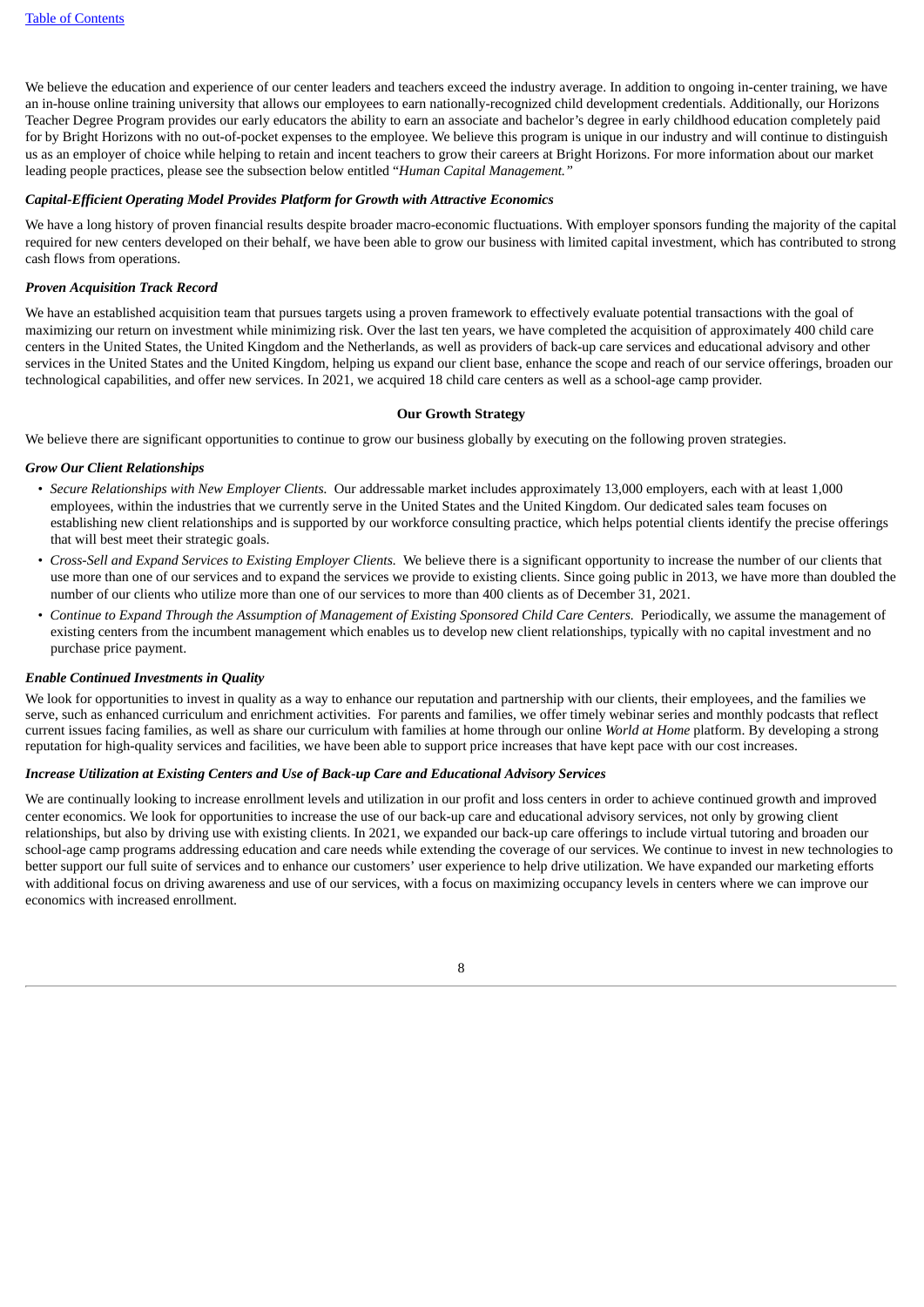We believe the education and experience of our center leaders and teachers exceed the industry average. In addition to ongoing in-center training, we have an in-house online training university that allows our employees to earn nationally-recognized child development credentials. Additionally, our Horizons Teacher Degree Program provides our early educators the ability to earn an associate and bachelor's degree in early childhood education completely paid for by Bright Horizons with no out-of-pocket expenses to the employee. We believe this program is unique in our industry and will continue to distinguish us as an employer of choice while helping to retain and incent teachers to grow their careers at Bright Horizons. For more information about our market leading people practices, please see the subsection below entitled "*Human Capital Management.*"

***Capital-Efficient Operating Model Provides Platform for Growth with Attractive Economics***

We have a long history of proven financial results despite broader macro-economic fluctuations. With employer sponsors funding the majority of the capital required for new centers developed on their behalf, we have been able to grow our business with limited capital investment, which has contributed to strong cash flows from operations.

***Proven Acquisition Track Record***

We have an established acquisition team that pursues targets using a proven framework to effectively evaluate potential transactions with the goal of maximizing our return on investment while minimizing risk. Over the last ten years, we have completed the acquisition of approximately 400 child care centers in the United States, the United Kingdom and the Netherlands, as well as providers of back-up care services and educational advisory and other services in the United States and the United Kingdom, helping us expand our client base, enhance the scope and reach of our service offerings, broaden our technological capabilities, and offer new services. In 2021, we acquired 18 child care centers as well as a school-age camp provider.

## Our Growth Strategy

We believe there are significant opportunities to continue to grow our business globally by executing on the following proven strategies.

***Grow Our Client Relationships***

- *Secure Relationships with New Employer Clients.* Our addressable market includes approximately 13,000 employers, each with at least 1,000 employees, within the industries that we currently serve in the United States and the United Kingdom. Our dedicated sales team focuses on establishing new client relationships and is supported by our workforce consulting practice, which helps potential clients identify the precise offerings that will best meet their strategic goals.
- *Cross-Sell and Expand Services to Existing Employer Clients.* We believe there is a significant opportunity to increase the number of our clients that use more than one of our services and to expand the services we provide to existing clients. Since going public in 2013, we have more than doubled the number of our clients who utilize more than one of our services to more than 400 clients as of December 31, 2021.
- *Continue to Expand Through the Assumption of Management of Existing Sponsored Child Care Centers.* Periodically, we assume the management of existing centers from the incumbent management which enables us to develop new client relationships, typically with no capital investment and no purchase price payment.

***Enable Continued Investments in Quality***

We look for opportunities to invest in quality as a way to enhance our reputation and partnership with our clients, their employees, and the families we serve, such as enhanced curriculum and enrichment activities. For parents and families, we offer timely webinar series and monthly podcasts that reflect current issues facing families, as well as share our curriculum with families at home through our online *World at Home* platform. By developing a strong reputation for high-quality services and facilities, we have been able to support price increases that have kept pace with our cost increases.

***Increase Utilization at Existing Centers and Use of Back-up Care and Educational Advisory Services***

We are continually looking to increase enrollment levels and utilization in our profit and loss centers in order to achieve continued growth and improved center economics. We look for opportunities to increase the use of our back-up care and educational advisory services, not only by growing client relationships, but also by driving use with existing clients. In 2021, we expanded our back-up care offerings to include virtual tutoring and broaden our school-age camp programs addressing education and care needs while extending the coverage of our services. We continue to invest in new technologies to better support our full suite of services and to enhance our customers' user experience to help drive utilization. We have expanded our marketing efforts with additional focus on driving awareness and use of our services, with a focus on maximizing occupancy levels in centers where we can improve our economics with increased enrollment.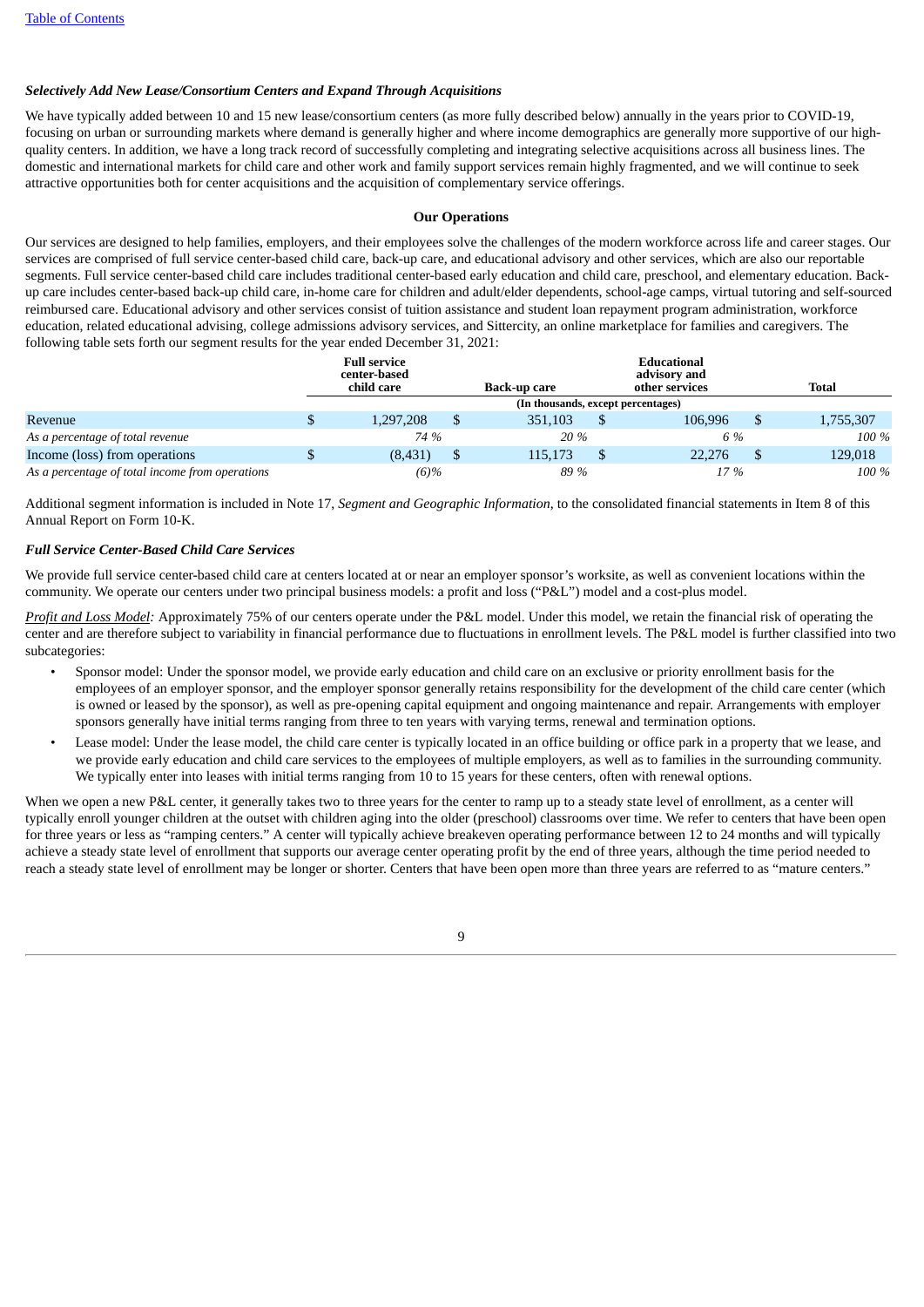*Selectively Add New Lease/Consortium Centers and Expand Through Acquisitions*

We have typically added between 10 and 15 new lease/consortium centers (as more fully described below) annually in the years prior to COVID-19, focusing on urban or surrounding markets where demand is generally higher and where income demographics are generally more supportive of our high-quality centers. In addition, we have a long track record of successfully completing and integrating selective acquisitions across all business lines. The domestic and international markets for child care and other work and family support services remain highly fragmented, and we will continue to seek attractive opportunities both for center acquisitions and the acquisition of complementary service offerings.

**Our Operations**

Our services are designed to help families, employers, and their employees solve the challenges of the modern workforce across life and career stages. Our services are comprised of full service center-based child care, back-up care, and educational advisory and other services, which are also our reportable segments. Full service center-based child care includes traditional center-based early education and child care, preschool, and elementary education. Back-up care includes center-based back-up child care, in-home care for children and adult/elder dependents, school-age camps, virtual tutoring and self-sourced reimbursed care. Educational advisory and other services consist of tuition assistance and student loan repayment program administration, workforce education, related educational advising, college admissions advisory services, and Sittercity, an online marketplace for families and caregivers. The following table sets forth our segment results for the year ended December 31, 2021:

| | Full service center-based child care | Back-up care | Educational advisory and other services | Total |
|---|---|---|---|---|
| | (In thousands, except percentages) | | | |
| Revenue | $ 1,297,208 | $ 351,103 | $ 106,996 | $ 1,755,307 |
| *As a percentage of total revenue* | *74 %* | *20 %* | *6 %* | *100 %* |
| Income (loss) from operations | $ (8,431) | $ 115,173 | $ 22,276 | $ 129,018 |
| *As a percentage of total income from operations* | *(6)%* | *89 %* | *17 %* | *100 %* |

Additional segment information is included in Note 17, *Segment and Geographic Information*, to the consolidated financial statements in Item 8 of this Annual Report on Form 10-K.

*Full Service Center-Based Child Care Services*

We provide full service center-based child care at centers located at or near an employer sponsor's worksite, as well as convenient locations within the community. We operate our centers under two principal business models: a profit and loss ("P&L") model and a cost-plus model.

*Profit and Loss Model:* Approximately 75% of our centers operate under the P&L model. Under this model, we retain the financial risk of operating the center and are therefore subject to variability in financial performance due to fluctuations in enrollment levels. The P&L model is further classified into two subcategories:

- Sponsor model: Under the sponsor model, we provide early education and child care on an exclusive or priority enrollment basis for the employees of an employer sponsor, and the employer sponsor generally retains responsibility for the development of the child care center (which is owned or leased by the sponsor), as well as pre-opening capital equipment and ongoing maintenance and repair. Arrangements with employer sponsors generally have initial terms ranging from three to ten years with varying terms, renewal and termination options.
- Lease model: Under the lease model, the child care center is typically located in an office building or office park in a property that we lease, and we provide early education and child care services to the employees of multiple employers, as well as to families in the surrounding community. We typically enter into leases with initial terms ranging from 10 to 15 years for these centers, often with renewal options.

When we open a new P&L center, it generally takes two to three years for the center to ramp up to a steady state level of enrollment, as a center will typically enroll younger children at the outset with children aging into the older (preschool) classrooms over time. We refer to centers that have been open for three years or less as "ramping centers." A center will typically achieve breakeven operating performance between 12 to 24 months and will typically achieve a steady state level of enrollment that supports our average center operating profit by the end of three years, although the time period needed to reach a steady state level of enrollment may be longer or shorter. Centers that have been open more than three years are referred to as "mature centers."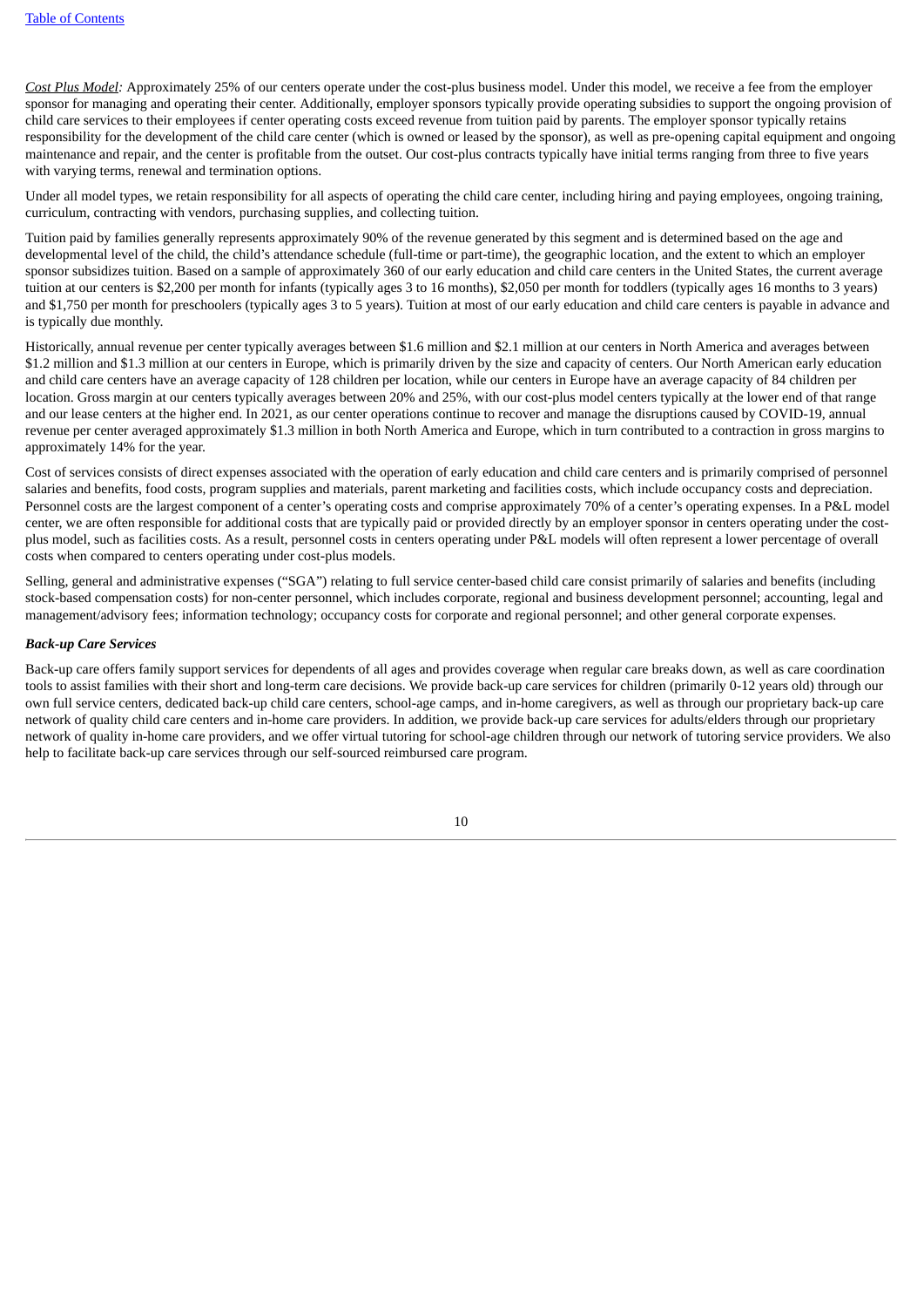*Cost Plus Model:* Approximately 25% of our centers operate under the cost-plus business model. Under this model, we receive a fee from the employer sponsor for managing and operating their center. Additionally, employer sponsors typically provide operating subsidies to support the ongoing provision of child care services to their employees if center operating costs exceed revenue from tuition paid by parents. The employer sponsor typically retains responsibility for the development of the child care center (which is owned or leased by the sponsor), as well as pre-opening capital equipment and ongoing maintenance and repair, and the center is profitable from the outset. Our cost-plus contracts typically have initial terms ranging from three to five years with varying terms, renewal and termination options.

Under all model types, we retain responsibility for all aspects of operating the child care center, including hiring and paying employees, ongoing training, curriculum, contracting with vendors, purchasing supplies, and collecting tuition.

Tuition paid by families generally represents approximately 90% of the revenue generated by this segment and is determined based on the age and developmental level of the child, the child's attendance schedule (full-time or part-time), the geographic location, and the extent to which an employer sponsor subsidizes tuition. Based on a sample of approximately 360 of our early education and child care centers in the United States, the current average tuition at our centers is $2,200 per month for infants (typically ages 3 to 16 months), $2,050 per month for toddlers (typically ages 16 months to 3 years) and $1,750 per month for preschoolers (typically ages 3 to 5 years). Tuition at most of our early education and child care centers is payable in advance and is typically due monthly.

Historically, annual revenue per center typically averages between $1.6 million and $2.1 million at our centers in North America and averages between $1.2 million and $1.3 million at our centers in Europe, which is primarily driven by the size and capacity of centers. Our North American early education and child care centers have an average capacity of 128 children per location, while our centers in Europe have an average capacity of 84 children per location. Gross margin at our centers typically averages between 20% and 25%, with our cost-plus model centers typically at the lower end of that range and our lease centers at the higher end. In 2021, as our center operations continue to recover and manage the disruptions caused by COVID-19, annual revenue per center averaged approximately $1.3 million in both North America and Europe, which in turn contributed to a contraction in gross margins to approximately 14% for the year.

Cost of services consists of direct expenses associated with the operation of early education and child care centers and is primarily comprised of personnel salaries and benefits, food costs, program supplies and materials, parent marketing and facilities costs, which include occupancy costs and depreciation. Personnel costs are the largest component of a center's operating costs and comprise approximately 70% of a center's operating expenses. In a P&L model center, we are often responsible for additional costs that are typically paid or provided directly by an employer sponsor in centers operating under the cost-plus model, such as facilities costs. As a result, personnel costs in centers operating under P&L models will often represent a lower percentage of overall costs when compared to centers operating under cost-plus models.

Selling, general and administrative expenses ("SGA") relating to full service center-based child care consist primarily of salaries and benefits (including stock-based compensation costs) for non-center personnel, which includes corporate, regional and business development personnel; accounting, legal and management/advisory fees; information technology; occupancy costs for corporate and regional personnel; and other general corporate expenses.

***Back-up Care Services***

Back-up care offers family support services for dependents of all ages and provides coverage when regular care breaks down, as well as care coordination tools to assist families with their short and long-term care decisions. We provide back-up care services for children (primarily 0-12 years old) through our own full service centers, dedicated back-up child care centers, school-age camps, and in-home caregivers, as well as through our proprietary back-up care network of quality child care centers and in-home care providers. In addition, we provide back-up care services for adults/elders through our proprietary network of quality in-home care providers, and we offer virtual tutoring for school-age children through our network of tutoring service providers. We also help to facilitate back-up care services through our self-sourced reimbursed care program.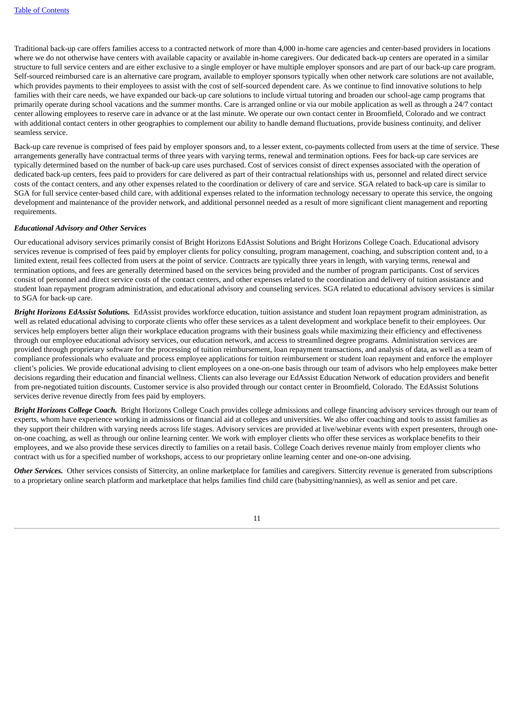Traditional back-up care offers families access to a contracted network of more than 4,000 in-home care agencies and center-based providers in locations where we do not otherwise have centers with available capacity or available in-home caregivers. Our dedicated back-up centers are operated in a similar structure to full service centers and are either exclusive to a single employer or have multiple employer sponsors and are part of our back-up care program. Self-sourced reimbursed care is an alternative care program, available to employer sponsors typically when other network care solutions are not available, which provides payments to their employees to assist with the cost of self-sourced dependent care. As we continue to find innovative solutions to help families with their care needs, we have expanded our back-up care solutions to include virtual tutoring and broaden our school-age camp programs that primarily operate during school vacations and the summer months. Care is arranged online or via our mobile application as well as through a 24/7 contact center allowing employees to reserve care in advance or at the last minute. We operate our own contact center in Broomfield, Colorado and we contract with additional contact centers in other geographies to complement our ability to handle demand fluctuations, provide business continuity, and deliver seamless service.

Back-up care revenue is comprised of fees paid by employer sponsors and, to a lesser extent, co-payments collected from users at the time of service. These arrangements generally have contractual terms of three years with varying terms, renewal and termination options. Fees for back-up care services are typically determined based on the number of back-up care uses purchased. Cost of services consist of direct expenses associated with the operation of dedicated back-up centers, fees paid to providers for care delivered as part of their contractual relationships with us, personnel and related direct service costs of the contact centers, and any other expenses related to the coordination or delivery of care and service. SGA related to back-up care is similar to SGA for full service center-based child care, with additional expenses related to the information technology necessary to operate this service, the ongoing development and maintenance of the provider network, and additional personnel needed as a result of more significant client management and reporting requirements.

***Educational Advisory and Other Services***

Our educational advisory services primarily consist of Bright Horizons EdAssist Solutions and Bright Horizons College Coach. Educational advisory services revenue is comprised of fees paid by employer clients for policy consulting, program management, coaching, and subscription content and, to a limited extent, retail fees collected from users at the point of service. Contracts are typically three years in length, with varying terms, renewal and termination options, and fees are generally determined based on the services being provided and the number of program participants. Cost of services consist of personnel and direct service costs of the contact centers, and other expenses related to the coordination and delivery of tuition assistance and student loan repayment program administration, and educational advisory and counseling services. SGA related to educational advisory services is similar to SGA for back-up care.

***Bright Horizons EdAssist Solutions.*** EdAssist provides workforce education, tuition assistance and student loan repayment program administration, as well as related educational advising to corporate clients who offer these services as a talent development and workplace benefit to their employees. Our services help employers better align their workplace education programs with their business goals while maximizing their efficiency and effectiveness through our employee educational advisory services, our education network, and access to streamlined degree programs. Administration services are provided through proprietary software for the processing of tuition reimbursement, loan repayment transactions, and analysis of data, as well as a team of compliance professionals who evaluate and process employee applications for tuition reimbursement or student loan repayment and enforce the employer client's policies. We provide educational advising to client employees on a one-on-one basis through our team of advisors who help employees make better decisions regarding their education and financial wellness. Clients can also leverage our EdAssist Education Network of education providers and benefit from pre-negotiated tuition discounts. Customer service is also provided through our contact center in Broomfield, Colorado. The EdAssist Solutions services derive revenue directly from fees paid by employers.

***Bright Horizons College Coach.*** Bright Horizons College Coach provides college admissions and college financing advisory services through our team of experts, whom have experience working in admissions or financial aid at colleges and universities. We also offer coaching and tools to assist families as they support their children with varying needs across life stages. Advisory services are provided at live/webinar events with expert presenters, through one-on-one coaching, as well as through our online learning center. We work with employer clients who offer these services as workplace benefits to their employees, and we also provide these services directly to families on a retail basis. College Coach derives revenue mainly from employer clients who contract with us for a specified number of workshops, access to our proprietary online learning center and one-on-one advising.

***Other Services.*** Other services consists of Sittercity, an online marketplace for families and caregivers. Sittercity revenue is generated from subscriptions to a proprietary online search platform and marketplace that helps families find child care (babysitting/nannies), as well as senior and pet care.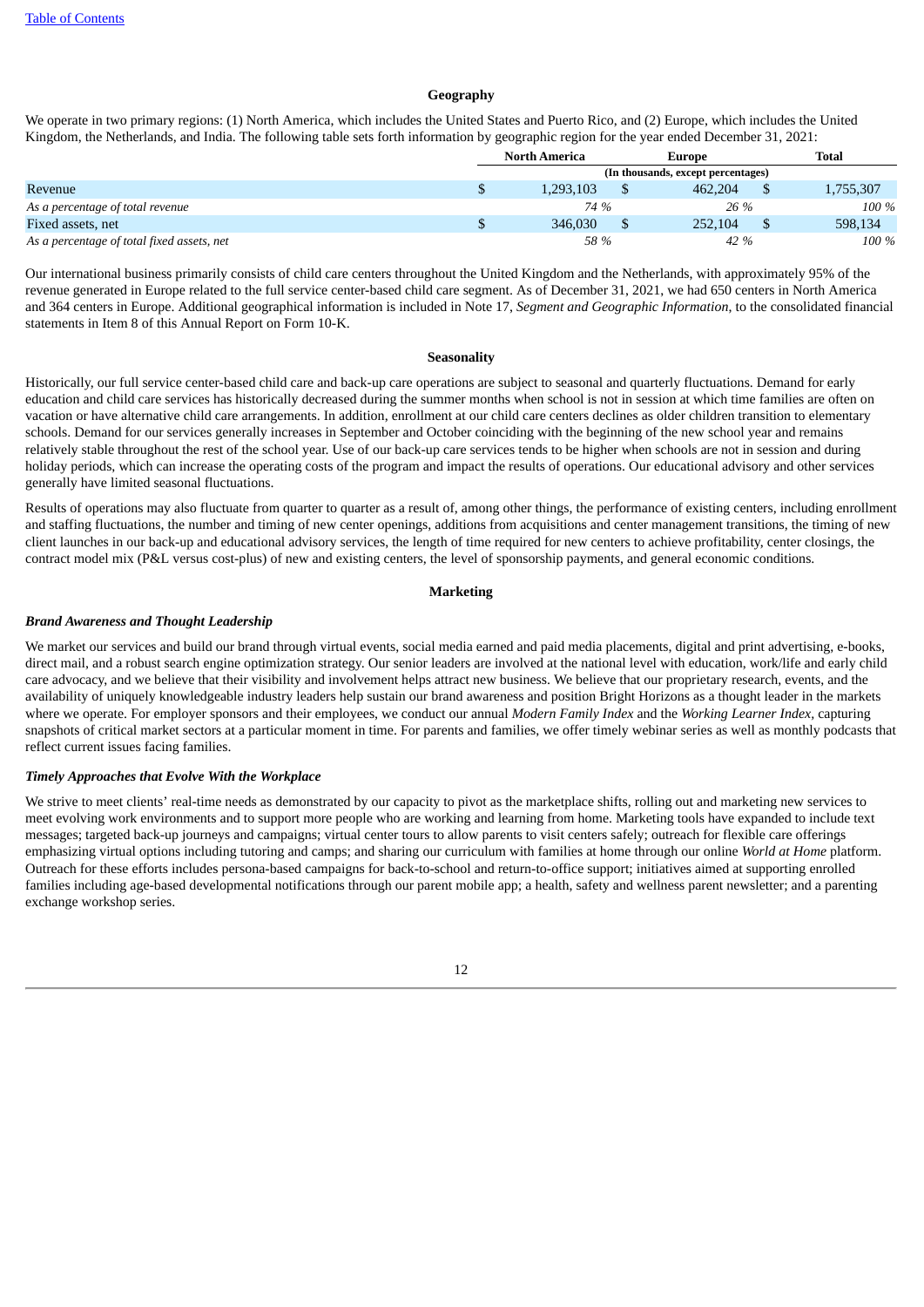### Geography

We operate in two primary regions: (1) North America, which includes the United States and Puerto Rico, and (2) Europe, which includes the United Kingdom, the Netherlands, and India. The following table sets forth information by geographic region for the year ended December 31, 2021:

| | North America | Europe | Total |
|---|---|---|---|
| | (In thousands, except percentages) | | |
| Revenue | $ 1,293,103 | $ 462,204 | $ 1,755,307 |
| *As a percentage of total revenue* | *74 %* | *26 %* | *100 %* |
| Fixed assets, net | $ 346,030 | $ 252,104 | $ 598,134 |
| *As a percentage of total fixed assets, net* | *58 %* | *42 %* | *100 %* |

Our international business primarily consists of child care centers throughout the United Kingdom and the Netherlands, with approximately 95% of the revenue generated in Europe related to the full service center-based child care segment. As of December 31, 2021, we had 650 centers in North America and 364 centers in Europe. Additional geographical information is included in Note 17, *Segment and Geographic Information*, to the consolidated financial statements in Item 8 of this Annual Report on Form 10-K.

### Seasonality

Historically, our full service center-based child care and back-up care operations are subject to seasonal and quarterly fluctuations. Demand for early education and child care services has historically decreased during the summer months when school is not in session at which time families are often on vacation or have alternative child care arrangements. In addition, enrollment at our child care centers declines as older children transition to elementary schools. Demand for our services generally increases in September and October coinciding with the beginning of the new school year and remains relatively stable throughout the rest of the school year. Use of our back-up care services tends to be higher when schools are not in session and during holiday periods, which can increase the operating costs of the program and impact the results of operations. Our educational advisory and other services generally have limited seasonal fluctuations.

Results of operations may also fluctuate from quarter to quarter as a result of, among other things, the performance of existing centers, including enrollment and staffing fluctuations, the number and timing of new center openings, additions from acquisitions and center management transitions, the timing of new client launches in our back-up and educational advisory services, the length of time required for new centers to achieve profitability, center closings, the contract model mix (P&L versus cost-plus) of new and existing centers, the level of sponsorship payments, and general economic conditions.

### Marketing

#### *Brand Awareness and Thought Leadership*

We market our services and build our brand through virtual events, social media earned and paid media placements, digital and print advertising, e-books, direct mail, and a robust search engine optimization strategy. Our senior leaders are involved at the national level with education, work/life and early child care advocacy, and we believe that their visibility and involvement helps attract new business. We believe that our proprietary research, events, and the availability of uniquely knowledgeable industry leaders help sustain our brand awareness and position Bright Horizons as a thought leader in the markets where we operate. For employer sponsors and their employees, we conduct our annual *Modern Family Index* and the *Working Learner Index*, capturing snapshots of critical market sectors at a particular moment in time. For parents and families, we offer timely webinar series as well as monthly podcasts that reflect current issues facing families.

#### *Timely Approaches that Evolve With the Workplace*

We strive to meet clients' real-time needs as demonstrated by our capacity to pivot as the marketplace shifts, rolling out and marketing new services to meet evolving work environments and to support more people who are working and learning from home. Marketing tools have expanded to include text messages; targeted back-up journeys and campaigns; virtual center tours to allow parents to visit centers safely; outreach for flexible care offerings emphasizing virtual options including tutoring and camps; and sharing our curriculum with families at home through our online *World at Home* platform. Outreach for these efforts includes persona-based campaigns for back-to-school and return-to-office support; initiatives aimed at supporting enrolled families including age-based developmental notifications through our parent mobile app; a health, safety and wellness parent newsletter; and a parenting exchange workshop series.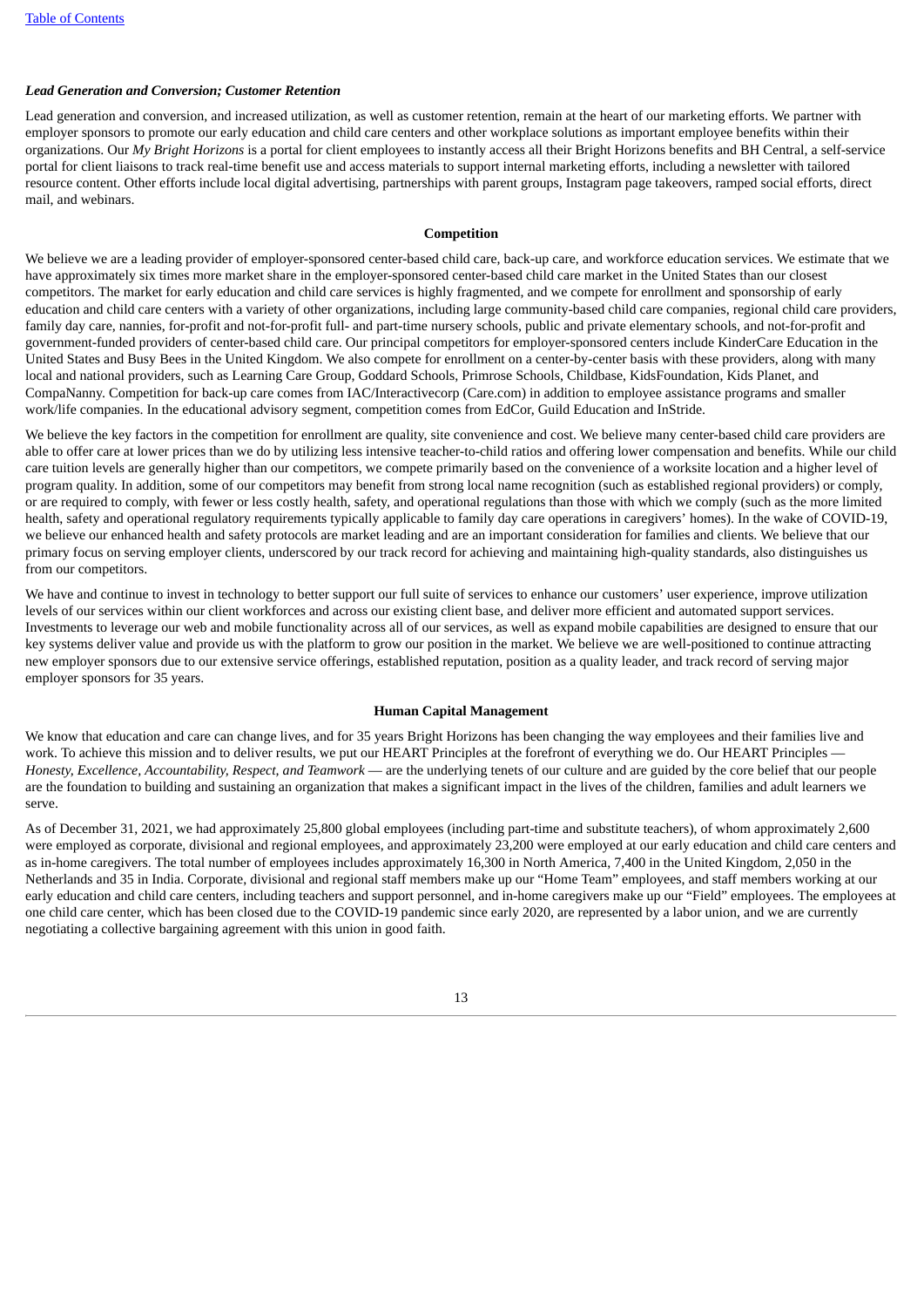### *Lead Generation and Conversion; Customer Retention*

Lead generation and conversion, and increased utilization, as well as customer retention, remain at the heart of our marketing efforts. We partner with employer sponsors to promote our early education and child care centers and other workplace solutions as important employee benefits within their organizations. Our *My Bright Horizons* is a portal for client employees to instantly access all their Bright Horizons benefits and BH Central, a self-service portal for client liaisons to track real-time benefit use and access materials to support internal marketing efforts, including a newsletter with tailored resource content. Other efforts include local digital advertising, partnerships with parent groups, Instagram page takeovers, ramped social efforts, direct mail, and webinars.

## Competition

We believe we are a leading provider of employer-sponsored center-based child care, back-up care, and workforce education services. We estimate that we have approximately six times more market share in the employer-sponsored center-based child care market in the United States than our closest competitors. The market for early education and child care services is highly fragmented, and we compete for enrollment and sponsorship of early education and child care centers with a variety of other organizations, including large community-based child care companies, regional child care providers, family day care, nannies, for-profit and not-for-profit full- and part-time nursery schools, public and private elementary schools, and not-for-profit and government-funded providers of center-based child care. Our principal competitors for employer-sponsored centers include KinderCare Education in the United States and Busy Bees in the United Kingdom. We also compete for enrollment on a center-by-center basis with these providers, along with many local and national providers, such as Learning Care Group, Goddard Schools, Primrose Schools, Childbase, KidsFoundation, Kids Planet, and CompaNanny. Competition for back-up care comes from IAC/Interactivecorp (Care.com) in addition to employee assistance programs and smaller work/life companies. In the educational advisory segment, competition comes from EdCor, Guild Education and InStride.

We believe the key factors in the competition for enrollment are quality, site convenience and cost. We believe many center-based child care providers are able to offer care at lower prices than we do by utilizing less intensive teacher-to-child ratios and offering lower compensation and benefits. While our child care tuition levels are generally higher than our competitors, we compete primarily based on the convenience of a worksite location and a higher level of program quality. In addition, some of our competitors may benefit from strong local name recognition (such as established regional providers) or comply, or are required to comply, with fewer or less costly health, safety, and operational regulations than those with which we comply (such as the more limited health, safety and operational regulatory requirements typically applicable to family day care operations in caregivers' homes). In the wake of COVID-19, we believe our enhanced health and safety protocols are market leading and are an important consideration for families and clients. We believe that our primary focus on serving employer clients, underscored by our track record for achieving and maintaining high-quality standards, also distinguishes us from our competitors.

We have and continue to invest in technology to better support our full suite of services to enhance our customers' user experience, improve utilization levels of our services within our client workforces and across our existing client base, and deliver more efficient and automated support services. Investments to leverage our web and mobile functionality across all of our services, as well as expand mobile capabilities are designed to ensure that our key systems deliver value and provide us with the platform to grow our position in the market. We believe we are well-positioned to continue attracting new employer sponsors due to our extensive service offerings, established reputation, position as a quality leader, and track record of serving major employer sponsors for 35 years.

## Human Capital Management

We know that education and care can change lives, and for 35 years Bright Horizons has been changing the way employees and their families live and work. To achieve this mission and to deliver results, we put our HEART Principles at the forefront of everything we do. Our HEART Principles — *Honesty, Excellence, Accountability, Respect, and Teamwork* — are the underlying tenets of our culture and are guided by the core belief that our people are the foundation to building and sustaining an organization that makes a significant impact in the lives of the children, families and adult learners we serve.

As of December 31, 2021, we had approximately 25,800 global employees (including part-time and substitute teachers), of whom approximately 2,600 were employed as corporate, divisional and regional employees, and approximately 23,200 were employed at our early education and child care centers and as in-home caregivers. The total number of employees includes approximately 16,300 in North America, 7,400 in the United Kingdom, 2,050 in the Netherlands and 35 in India. Corporate, divisional and regional staff members make up our "Home Team" employees, and staff members working at our early education and child care centers, including teachers and support personnel, and in-home caregivers make up our "Field" employees. The employees at one child care center, which has been closed due to the COVID-19 pandemic since early 2020, are represented by a labor union, and we are currently negotiating a collective bargaining agreement with this union in good faith.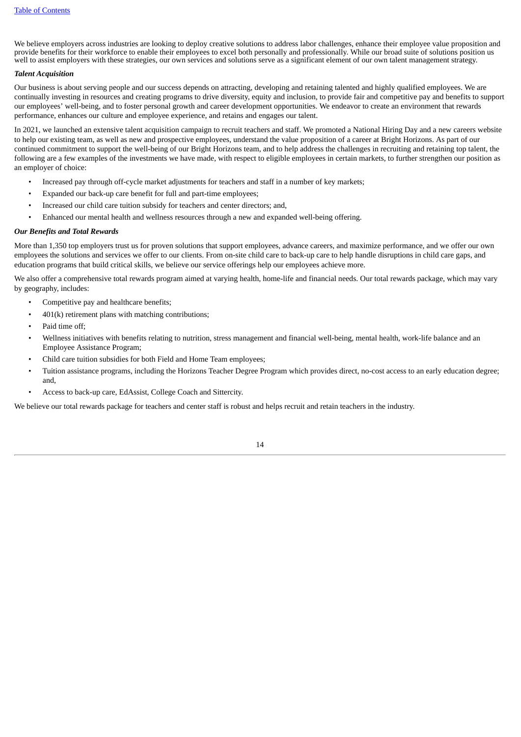We believe employers across industries are looking to deploy creative solutions to address labor challenges, enhance their employee value proposition and provide benefits for their workforce to enable their employees to excel both personally and professionally. While our broad suite of solutions position us well to assist employers with these strategies, our own services and solutions serve as a significant element of our own talent management strategy.

***Talent Acquisition***

Our business is about serving people and our success depends on attracting, developing and retaining talented and highly qualified employees. We are continually investing in resources and creating programs to drive diversity, equity and inclusion, to provide fair and competitive pay and benefits to support our employees' well-being, and to foster personal growth and career development opportunities. We endeavor to create an environment that rewards performance, enhances our culture and employee experience, and retains and engages our talent.

In 2021, we launched an extensive talent acquisition campaign to recruit teachers and staff. We promoted a National Hiring Day and a new careers website to help our existing team, as well as new and prospective employees, understand the value proposition of a career at Bright Horizons. As part of our continued commitment to support the well-being of our Bright Horizons team, and to help address the challenges in recruiting and retaining top talent, the following are a few examples of the investments we have made, with respect to eligible employees in certain markets, to further strengthen our position as an employer of choice:

- Increased pay through off-cycle market adjustments for teachers and staff in a number of key markets;
- Expanded our back-up care benefit for full and part-time employees;
- Increased our child care tuition subsidy for teachers and center directors; and,
- Enhanced our mental health and wellness resources through a new and expanded well-being offering.

***Our Benefits and Total Rewards***

More than 1,350 top employers trust us for proven solutions that support employees, advance careers, and maximize performance, and we offer our own employees the solutions and services we offer to our clients. From on-site child care to back-up care to help handle disruptions in child care gaps, and education programs that build critical skills, we believe our service offerings help our employees achieve more.

We also offer a comprehensive total rewards program aimed at varying health, home-life and financial needs. Our total rewards package, which may vary by geography, includes:

- Competitive pay and healthcare benefits;
- 401(k) retirement plans with matching contributions;
- Paid time off;
- Wellness initiatives with benefits relating to nutrition, stress management and financial well-being, mental health, work-life balance and an Employee Assistance Program;
- Child care tuition subsidies for both Field and Home Team employees;
- Tuition assistance programs, including the Horizons Teacher Degree Program which provides direct, no-cost access to an early education degree; and,
- Access to back-up care, EdAssist, College Coach and Sittercity.

We believe our total rewards package for teachers and center staff is robust and helps recruit and retain teachers in the industry.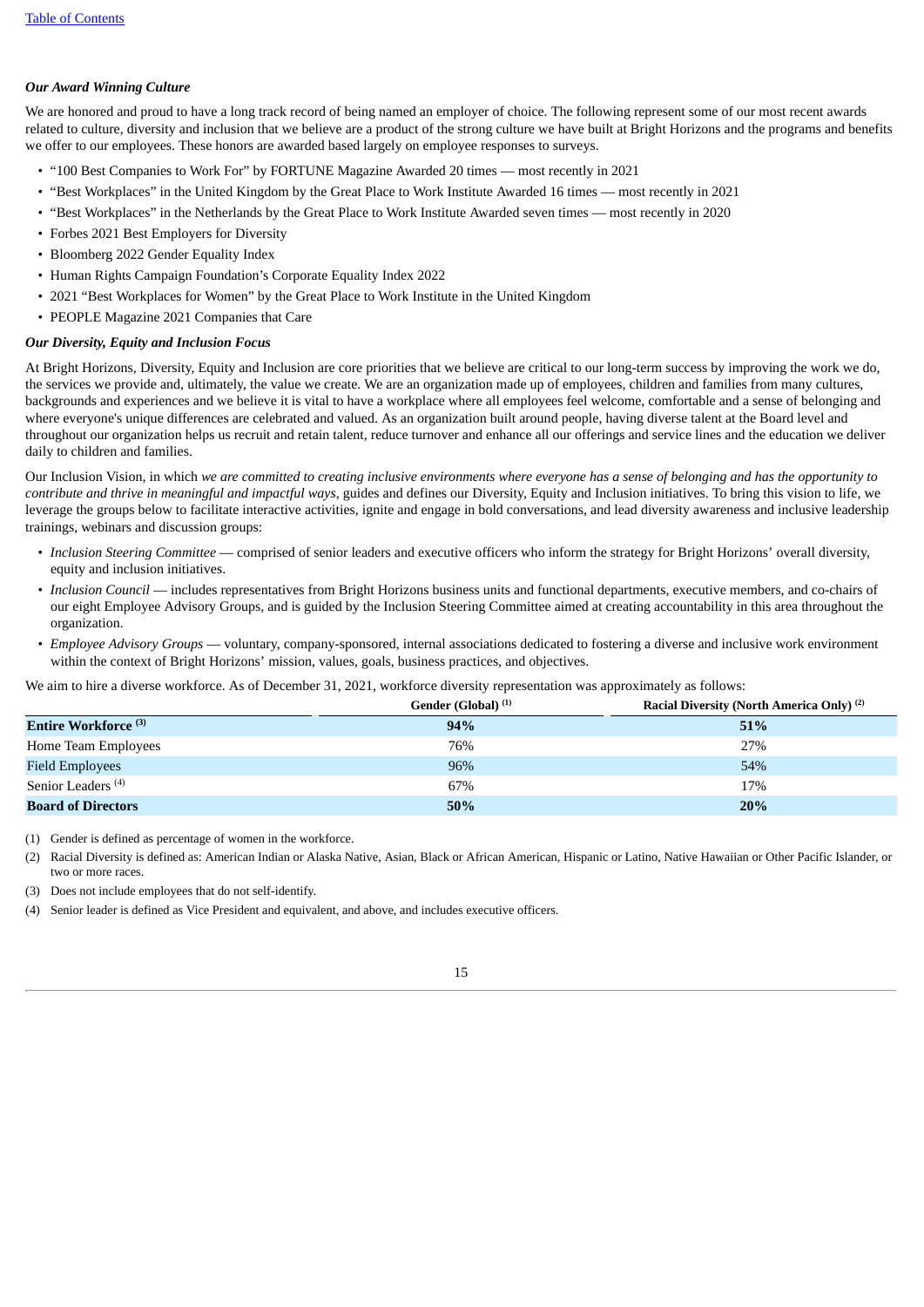### *Our Award Winning Culture*

We are honored and proud to have a long track record of being named an employer of choice. The following represent some of our most recent awards related to culture, diversity and inclusion that we believe are a product of the strong culture we have built at Bright Horizons and the programs and benefits we offer to our employees. These honors are awarded based largely on employee responses to surveys.

- "100 Best Companies to Work For" by FORTUNE Magazine Awarded 20 times — most recently in 2021
- "Best Workplaces" in the United Kingdom by the Great Place to Work Institute Awarded 16 times — most recently in 2021
- "Best Workplaces" in the Netherlands by the Great Place to Work Institute Awarded seven times — most recently in 2020
- Forbes 2021 Best Employers for Diversity
- Bloomberg 2022 Gender Equality Index
- Human Rights Campaign Foundation's Corporate Equality Index 2022
- 2021 "Best Workplaces for Women" by the Great Place to Work Institute in the United Kingdom
- PEOPLE Magazine 2021 Companies that Care

### *Our Diversity, Equity and Inclusion Focus*

At Bright Horizons, Diversity, Equity and Inclusion are core priorities that we believe are critical to our long-term success by improving the work we do, the services we provide and, ultimately, the value we create. We are an organization made up of employees, children and families from many cultures, backgrounds and experiences and we believe it is vital to have a workplace where all employees feel welcome, comfortable and a sense of belonging and where everyone's unique differences are celebrated and valued. As an organization built around people, having diverse talent at the Board level and throughout our organization helps us recruit and retain talent, reduce turnover and enhance all our offerings and service lines and the education we deliver daily to children and families.

Our Inclusion Vision, in which *we are committed to creating inclusive environments where everyone has a sense of belonging and has the opportunity to contribute and thrive in meaningful and impactful ways,* guides and defines our Diversity, Equity and Inclusion initiatives. To bring this vision to life, we leverage the groups below to facilitate interactive activities, ignite and engage in bold conversations, and lead diversity awareness and inclusive leadership trainings, webinars and discussion groups:

- *Inclusion Steering Committee* — comprised of senior leaders and executive officers who inform the strategy for Bright Horizons' overall diversity, equity and inclusion initiatives.
- *Inclusion Council* — includes representatives from Bright Horizons business units and functional departments, executive members, and co-chairs of our eight Employee Advisory Groups, and is guided by the Inclusion Steering Committee aimed at creating accountability in this area throughout the organization.
- *Employee Advisory Groups* — voluntary, company-sponsored, internal associations dedicated to fostering a diverse and inclusive work environment within the context of Bright Horizons' mission, values, goals, business practices, and objectives.

We aim to hire a diverse workforce. As of December 31, 2021, workforce diversity representation was approximately as follows:

| | Gender (Global) [1] | Racial Diversity (North America Only) [2] |
|---|---|---|
| **Entire Workforce [3]** | **94%** | **51%** |
| Home Team Employees | 76% | 27% |
| Field Employees | 96% | 54% |
| Senior Leaders [4] | 67% | 17% |
| **Board of Directors** | **50%** | **20%** |

(1) Gender is defined as percentage of women in the workforce.

(2) Racial Diversity is defined as: American Indian or Alaska Native, Asian, Black or African American, Hispanic or Latino, Native Hawaiian or Other Pacific Islander, or two or more races.

(3) Does not include employees that do not self-identify.

(4) Senior leader is defined as Vice President and equivalent, and above, and includes executive officers.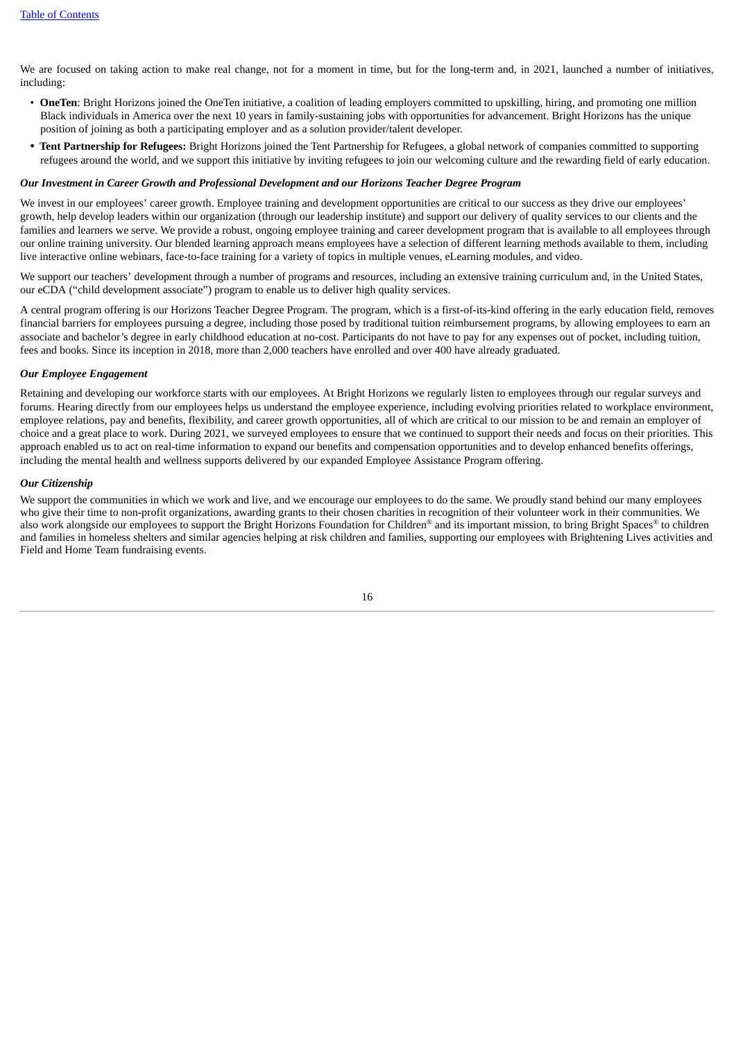We are focused on taking action to make real change, not for a moment in time, but for the long-term and, in 2021, launched a number of initiatives, including:

- **OneTen**: Bright Horizons joined the OneTen initiative, a coalition of leading employers committed to upskilling, hiring, and promoting one million Black individuals in America over the next 10 years in family-sustaining jobs with opportunities for advancement. Bright Horizons has the unique position of joining as both a participating employer and as a solution provider/talent developer.
- **Tent Partnership for Refugees:** Bright Horizons joined the Tent Partnership for Refugees, a global network of companies committed to supporting refugees around the world, and we support this initiative by inviting refugees to join our welcoming culture and the rewarding field of early education.

***Our Investment in Career Growth and Professional Development and our Horizons Teacher Degree Program***

We invest in our employees' career growth. Employee training and development opportunities are critical to our success as they drive our employees' growth, help develop leaders within our organization (through our leadership institute) and support our delivery of quality services to our clients and the families and learners we serve. We provide a robust, ongoing employee training and career development program that is available to all employees through our online training university. Our blended learning approach means employees have a selection of different learning methods available to them, including live interactive online webinars, face-to-face training for a variety of topics in multiple venues, eLearning modules, and video.

We support our teachers' development through a number of programs and resources, including an extensive training curriculum and, in the United States, our eCDA ("child development associate") program to enable us to deliver high quality services.

A central program offering is our Horizons Teacher Degree Program. The program, which is a first-of-its-kind offering in the early education field, removes financial barriers for employees pursuing a degree, including those posed by traditional tuition reimbursement programs, by allowing employees to earn an associate and bachelor's degree in early childhood education at no-cost. Participants do not have to pay for any expenses out of pocket, including tuition, fees and books. Since its inception in 2018, more than 2,000 teachers have enrolled and over 400 have already graduated.

***Our Employee Engagement***

Retaining and developing our workforce starts with our employees. At Bright Horizons we regularly listen to employees through our regular surveys and forums. Hearing directly from our employees helps us understand the employee experience, including evolving priorities related to workplace environment, employee relations, pay and benefits, flexibility, and career growth opportunities, all of which are critical to our mission to be and remain an employer of choice and a great place to work. During 2021, we surveyed employees to ensure that we continued to support their needs and focus on their priorities. This approach enabled us to act on real-time information to expand our benefits and compensation opportunities and to develop enhanced benefits offerings, including the mental health and wellness supports delivered by our expanded Employee Assistance Program offering.

***Our Citizenship***

We support the communities in which we work and live, and we encourage our employees to do the same. We proudly stand behind our many employees who give their time to non-profit organizations, awarding grants to their chosen charities in recognition of their volunteer work in their communities. We also work alongside our employees to support the Bright Horizons Foundation for Children® and its important mission, to bring Bright Spaces® to children and families in homeless shelters and similar agencies helping at risk children and families, supporting our employees with Brightening Lives activities and Field and Home Team fundraising events.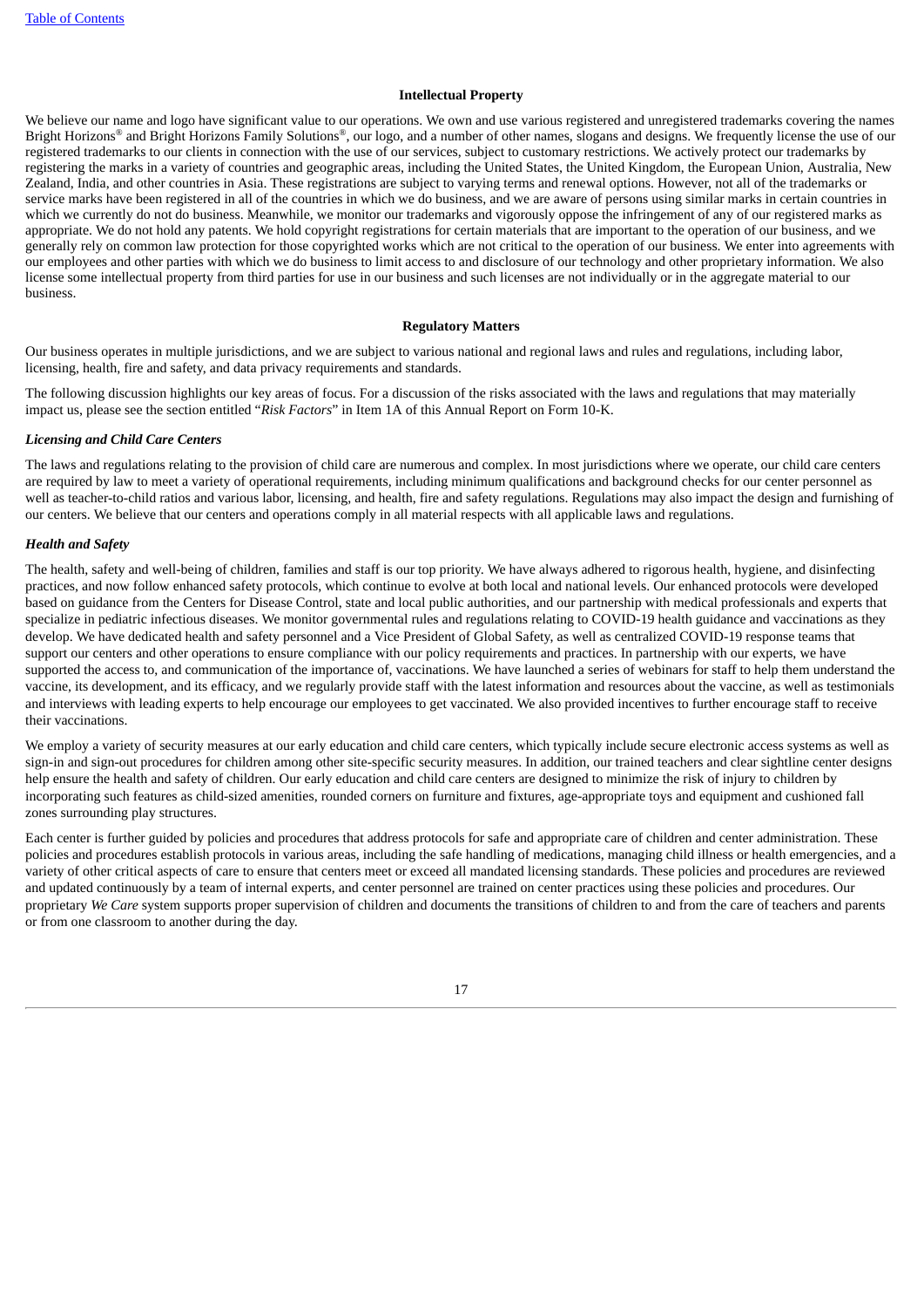## Intellectual Property

We believe our name and logo have significant value to our operations. We own and use various registered and unregistered trademarks covering the names Bright Horizons® and Bright Horizons Family Solutions®, our logo, and a number of other names, slogans and designs. We frequently license the use of our registered trademarks to our clients in connection with the use of our services, subject to customary restrictions. We actively protect our trademarks by registering the marks in a variety of countries and geographic areas, including the United States, the United Kingdom, the European Union, Australia, New Zealand, India, and other countries in Asia. These registrations are subject to varying terms and renewal options. However, not all of the trademarks or service marks have been registered in all of the countries in which we do business, and we are aware of persons using similar marks in certain countries in which we currently do not do business. Meanwhile, we monitor our trademarks and vigorously oppose the infringement of any of our registered marks as appropriate. We do not hold any patents. We hold copyright registrations for certain materials that are important to the operation of our business, and we generally rely on common law protection for those copyrighted works which are not critical to the operation of our business. We enter into agreements with our employees and other parties with which we do business to limit access to and disclosure of our technology and other proprietary information. We also license some intellectual property from third parties for use in our business and such licenses are not individually or in the aggregate material to our business.

## Regulatory Matters

Our business operates in multiple jurisdictions, and we are subject to various national and regional laws and rules and regulations, including labor, licensing, health, fire and safety, and data privacy requirements and standards.

The following discussion highlights our key areas of focus. For a discussion of the risks associated with the laws and regulations that may materially impact us, please see the section entitled "*Risk Factors*" in Item 1A of this Annual Report on Form 10-K.

### *Licensing and Child Care Centers*

The laws and regulations relating to the provision of child care are numerous and complex. In most jurisdictions where we operate, our child care centers are required by law to meet a variety of operational requirements, including minimum qualifications and background checks for our center personnel as well as teacher-to-child ratios and various labor, licensing, and health, fire and safety regulations. Regulations may also impact the design and furnishing of our centers. We believe that our centers and operations comply in all material respects with all applicable laws and regulations.

### *Health and Safety*

The health, safety and well-being of children, families and staff is our top priority. We have always adhered to rigorous health, hygiene, and disinfecting practices, and now follow enhanced safety protocols, which continue to evolve at both local and national levels. Our enhanced protocols were developed based on guidance from the Centers for Disease Control, state and local public authorities, and our partnership with medical professionals and experts that specialize in pediatric infectious diseases. We monitor governmental rules and regulations relating to COVID-19 health guidance and vaccinations as they develop. We have dedicated health and safety personnel and a Vice President of Global Safety, as well as centralized COVID-19 response teams that support our centers and other operations to ensure compliance with our policy requirements and practices. In partnership with our experts, we have supported the access to, and communication of the importance of, vaccinations. We have launched a series of webinars for staff to help them understand the vaccine, its development, and its efficacy, and we regularly provide staff with the latest information and resources about the vaccine, as well as testimonials and interviews with leading experts to help encourage our employees to get vaccinated. We also provided incentives to further encourage staff to receive their vaccinations.

We employ a variety of security measures at our early education and child care centers, which typically include secure electronic access systems as well as sign-in and sign-out procedures for children among other site-specific security measures. In addition, our trained teachers and clear sightline center designs help ensure the health and safety of children. Our early education and child care centers are designed to minimize the risk of injury to children by incorporating such features as child-sized amenities, rounded corners on furniture and fixtures, age-appropriate toys and equipment and cushioned fall zones surrounding play structures.

Each center is further guided by policies and procedures that address protocols for safe and appropriate care of children and center administration. These policies and procedures establish protocols in various areas, including the safe handling of medications, managing child illness or health emergencies, and a variety of other critical aspects of care to ensure that centers meet or exceed all mandated licensing standards. These policies and procedures are reviewed and updated continuously by a team of internal experts, and center personnel are trained on center practices using these policies and procedures. Our proprietary *We Care* system supports proper supervision of children and documents the transitions of children to and from the care of teachers and parents or from one classroom to another during the day.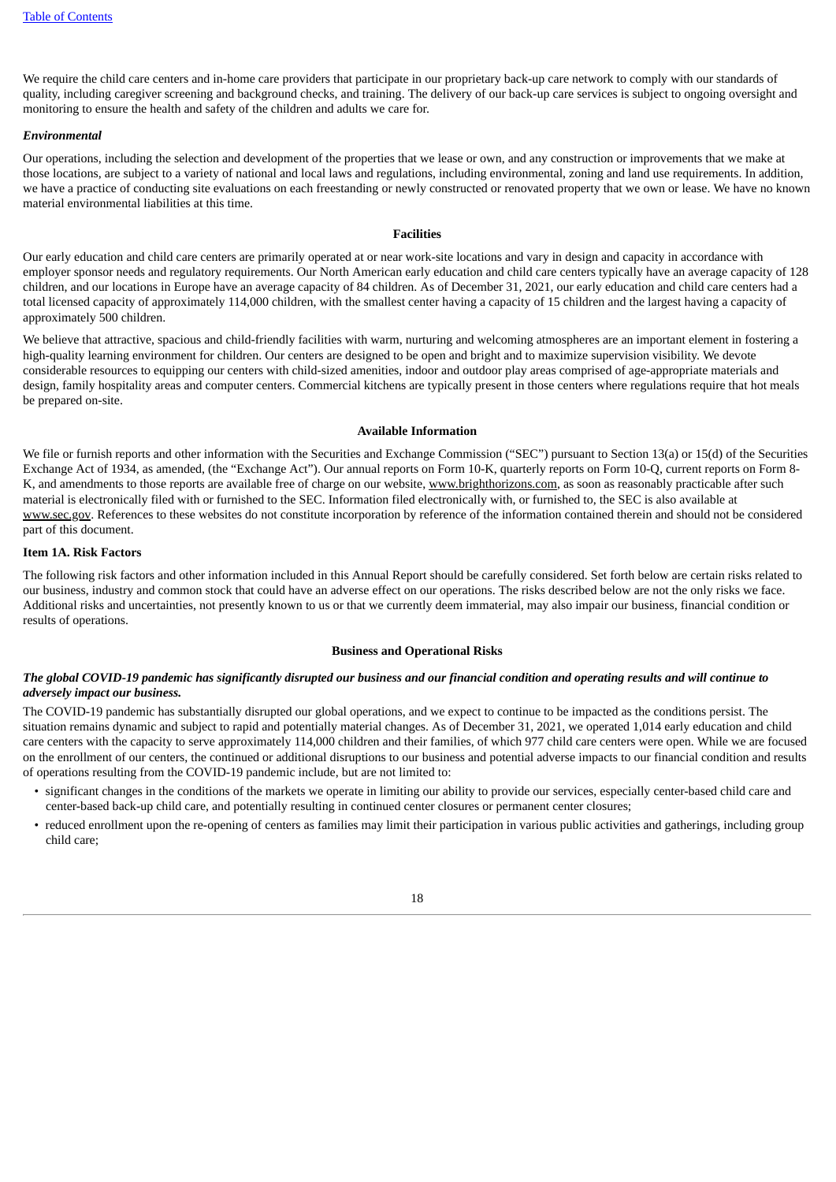We require the child care centers and in-home care providers that participate in our proprietary back-up care network to comply with our standards of quality, including caregiver screening and background checks, and training. The delivery of our back-up care services is subject to ongoing oversight and monitoring to ensure the health and safety of the children and adults we care for.

***Environmental***

Our operations, including the selection and development of the properties that we lease or own, and any construction or improvements that we make at those locations, are subject to a variety of national and local laws and regulations, including environmental, zoning and land use requirements. In addition, we have a practice of conducting site evaluations on each freestanding or newly constructed or renovated property that we own or lease. We have no known material environmental liabilities at this time.

## Facilities

Our early education and child care centers are primarily operated at or near work-site locations and vary in design and capacity in accordance with employer sponsor needs and regulatory requirements. Our North American early education and child care centers typically have an average capacity of 128 children, and our locations in Europe have an average capacity of 84 children. As of December 31, 2021, our early education and child care centers had a total licensed capacity of approximately 114,000 children, with the smallest center having a capacity of 15 children and the largest having a capacity of approximately 500 children.

We believe that attractive, spacious and child-friendly facilities with warm, nurturing and welcoming atmospheres are an important element in fostering a high-quality learning environment for children. Our centers are designed to be open and bright and to maximize supervision visibility. We devote considerable resources to equipping our centers with child-sized amenities, indoor and outdoor play areas comprised of age-appropriate materials and design, family hospitality areas and computer centers. Commercial kitchens are typically present in those centers where regulations require that hot meals be prepared on-site.

## Available Information

We file or furnish reports and other information with the Securities and Exchange Commission ("SEC") pursuant to Section 13(a) or 15(d) of the Securities Exchange Act of 1934, as amended, (the "Exchange Act"). Our annual reports on Form 10-K, quarterly reports on Form 10-Q, current reports on Form 8-K, and amendments to those reports are available free of charge on our website, www.brighthorizons.com, as soon as reasonably practicable after such material is electronically filed with or furnished to the SEC. Information filed electronically with, or furnished to, the SEC is also available at www.sec.gov. References to these websites do not constitute incorporation by reference of the information contained therein and should not be considered part of this document.

## Item 1A. Risk Factors

The following risk factors and other information included in this Annual Report should be carefully considered. Set forth below are certain risks related to our business, industry and common stock that could have an adverse effect on our operations. The risks described below are not the only risks we face. Additional risks and uncertainties, not presently known to us or that we currently deem immaterial, may also impair our business, financial condition or results of operations.

## Business and Operational Risks

***The global COVID-19 pandemic has significantly disrupted our business and our financial condition and operating results and will continue to adversely impact our business.***

The COVID-19 pandemic has substantially disrupted our global operations, and we expect to continue to be impacted as the conditions persist. The situation remains dynamic and subject to rapid and potentially material changes. As of December 31, 2021, we operated 1,014 early education and child care centers with the capacity to serve approximately 114,000 children and their families, of which 977 child care centers were open. While we are focused on the enrollment of our centers, the continued or additional disruptions to our business and potential adverse impacts to our financial condition and results of operations resulting from the COVID-19 pandemic include, but are not limited to:

- significant changes in the conditions of the markets we operate in limiting our ability to provide our services, especially center-based child care and center-based back-up child care, and potentially resulting in continued center closures or permanent center closures;
- reduced enrollment upon the re-opening of centers as families may limit their participation in various public activities and gatherings, including group child care;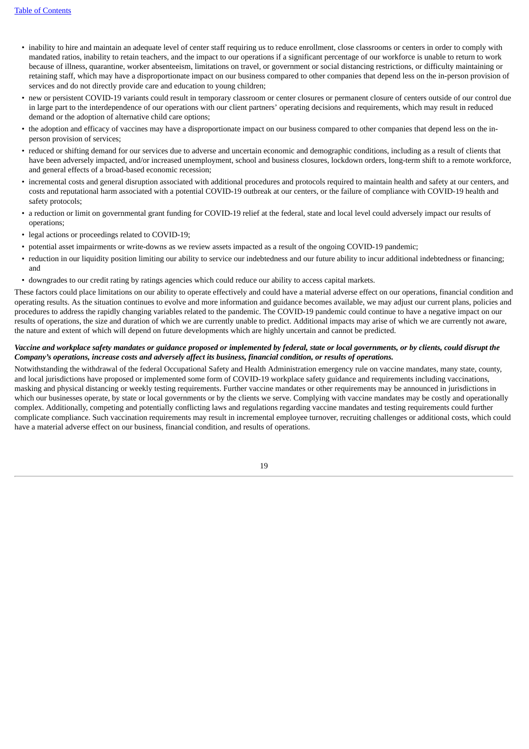- inability to hire and maintain an adequate level of center staff requiring us to reduce enrollment, close classrooms or centers in order to comply with mandated ratios, inability to retain teachers, and the impact to our operations if a significant percentage of our workforce is unable to return to work because of illness, quarantine, worker absenteeism, limitations on travel, or government or social distancing restrictions, or difficulty maintaining or retaining staff, which may have a disproportionate impact on our business compared to other companies that depend less on the in-person provision of services and do not directly provide care and education to young children;
- new or persistent COVID-19 variants could result in temporary classroom or center closures or permanent closure of centers outside of our control due in large part to the interdependence of our operations with our client partners' operating decisions and requirements, which may result in reduced demand or the adoption of alternative child care options;
- the adoption and efficacy of vaccines may have a disproportionate impact on our business compared to other companies that depend less on the in-person provision of services;
- reduced or shifting demand for our services due to adverse and uncertain economic and demographic conditions, including as a result of clients that have been adversely impacted, and/or increased unemployment, school and business closures, lockdown orders, long-term shift to a remote workforce, and general effects of a broad-based economic recession;
- incremental costs and general disruption associated with additional procedures and protocols required to maintain health and safety at our centers, and costs and reputational harm associated with a potential COVID-19 outbreak at our centers, or the failure of compliance with COVID-19 health and safety protocols;
- a reduction or limit on governmental grant funding for COVID-19 relief at the federal, state and local level could adversely impact our results of operations;
- legal actions or proceedings related to COVID-19;
- potential asset impairments or write-downs as we review assets impacted as a result of the ongoing COVID-19 pandemic;
- reduction in our liquidity position limiting our ability to service our indebtedness and our future ability to incur additional indebtedness or financing; and
- downgrades to our credit rating by ratings agencies which could reduce our ability to access capital markets.

These factors could place limitations on our ability to operate effectively and could have a material adverse effect on our operations, financial condition and operating results. As the situation continues to evolve and more information and guidance becomes available, we may adjust our current plans, policies and procedures to address the rapidly changing variables related to the pandemic. The COVID-19 pandemic could continue to have a negative impact on our results of operations, the size and duration of which we are currently unable to predict. Additional impacts may arise of which we are currently not aware, the nature and extent of which will depend on future developments which are highly uncertain and cannot be predicted.

***Vaccine and workplace safety mandates or guidance proposed or implemented by federal, state or local governments, or by clients, could disrupt the Company's operations, increase costs and adversely affect its business, financial condition, or results of operations.***

Notwithstanding the withdrawal of the federal Occupational Safety and Health Administration emergency rule on vaccine mandates, many state, county, and local jurisdictions have proposed or implemented some form of COVID-19 workplace safety guidance and requirements including vaccinations, masking and physical distancing or weekly testing requirements. Further vaccine mandates or other requirements may be announced in jurisdictions in which our businesses operate, by state or local governments or by the clients we serve. Complying with vaccine mandates may be costly and operationally complex. Additionally, competing and potentially conflicting laws and regulations regarding vaccine mandates and testing requirements could further complicate compliance. Such vaccination requirements may result in incremental employee turnover, recruiting challenges or additional costs, which could have a material adverse effect on our business, financial condition, and results of operations.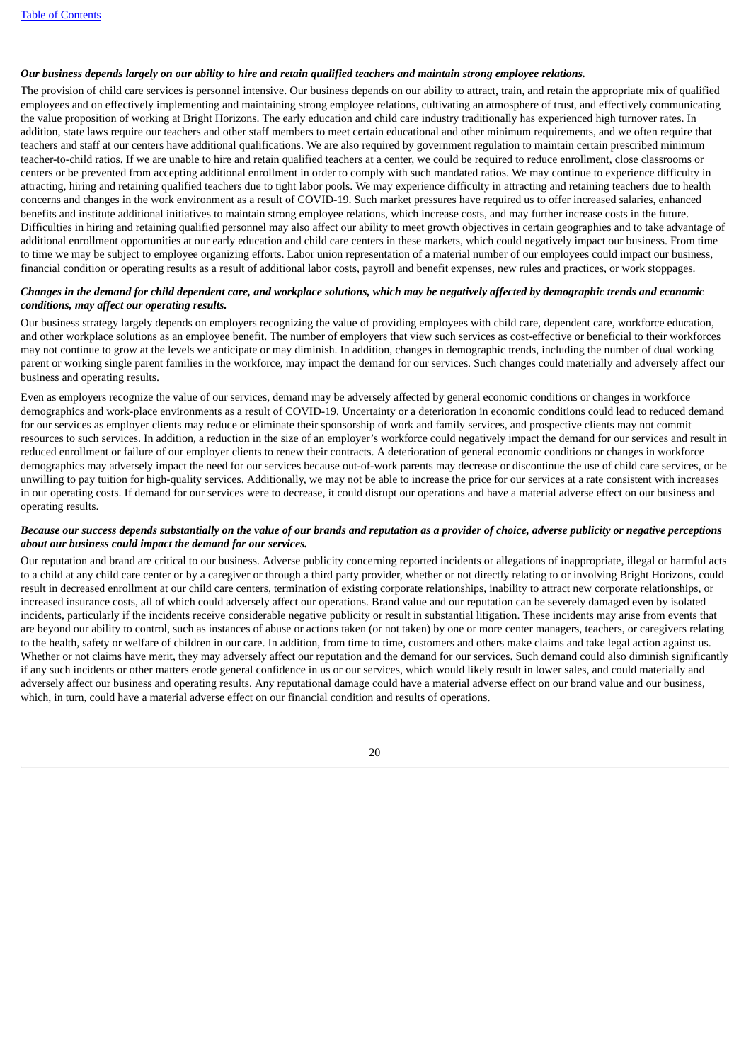***Our business depends largely on our ability to hire and retain qualified teachers and maintain strong employee relations.***

The provision of child care services is personnel intensive. Our business depends on our ability to attract, train, and retain the appropriate mix of qualified employees and on effectively implementing and maintaining strong employee relations, cultivating an atmosphere of trust, and effectively communicating the value proposition of working at Bright Horizons. The early education and child care industry traditionally has experienced high turnover rates. In addition, state laws require our teachers and other staff members to meet certain educational and other minimum requirements, and we often require that teachers and staff at our centers have additional qualifications. We are also required by government regulation to maintain certain prescribed minimum teacher-to-child ratios. If we are unable to hire and retain qualified teachers at a center, we could be required to reduce enrollment, close classrooms or centers or be prevented from accepting additional enrollment in order to comply with such mandated ratios. We may continue to experience difficulty in attracting, hiring and retaining qualified teachers due to tight labor pools. We may experience difficulty in attracting and retaining teachers due to health concerns and changes in the work environment as a result of COVID-19. Such market pressures have required us to offer increased salaries, enhanced benefits and institute additional initiatives to maintain strong employee relations, which increase costs, and may further increase costs in the future. Difficulties in hiring and retaining qualified personnel may also affect our ability to meet growth objectives in certain geographies and to take advantage of additional enrollment opportunities at our early education and child care centers in these markets, which could negatively impact our business. From time to time we may be subject to employee organizing efforts. Labor union representation of a material number of our employees could impact our business, financial condition or operating results as a result of additional labor costs, payroll and benefit expenses, new rules and practices, or work stoppages.

***Changes in the demand for child dependent care, and workplace solutions, which may be negatively affected by demographic trends and economic conditions, may affect our operating results.***

Our business strategy largely depends on employers recognizing the value of providing employees with child care, dependent care, workforce education, and other workplace solutions as an employee benefit. The number of employers that view such services as cost-effective or beneficial to their workforces may not continue to grow at the levels we anticipate or may diminish. In addition, changes in demographic trends, including the number of dual working parent or working single parent families in the workforce, may impact the demand for our services. Such changes could materially and adversely affect our business and operating results.

Even as employers recognize the value of our services, demand may be adversely affected by general economic conditions or changes in workforce demographics and work-place environments as a result of COVID-19. Uncertainty or a deterioration in economic conditions could lead to reduced demand for our services as employer clients may reduce or eliminate their sponsorship of work and family services, and prospective clients may not commit resources to such services. In addition, a reduction in the size of an employer's workforce could negatively impact the demand for our services and result in reduced enrollment or failure of our employer clients to renew their contracts. A deterioration of general economic conditions or changes in workforce demographics may adversely impact the need for our services because out-of-work parents may decrease or discontinue the use of child care services, or be unwilling to pay tuition for high-quality services. Additionally, we may not be able to increase the price for our services at a rate consistent with increases in our operating costs. If demand for our services were to decrease, it could disrupt our operations and have a material adverse effect on our business and operating results.

***Because our success depends substantially on the value of our brands and reputation as a provider of choice, adverse publicity or negative perceptions about our business could impact the demand for our services.***

Our reputation and brand are critical to our business. Adverse publicity concerning reported incidents or allegations of inappropriate, illegal or harmful acts to a child at any child care center or by a caregiver or through a third party provider, whether or not directly relating to or involving Bright Horizons, could result in decreased enrollment at our child care centers, termination of existing corporate relationships, inability to attract new corporate relationships, or increased insurance costs, all of which could adversely affect our operations. Brand value and our reputation can be severely damaged even by isolated incidents, particularly if the incidents receive considerable negative publicity or result in substantial litigation. These incidents may arise from events that are beyond our ability to control, such as instances of abuse or actions taken (or not taken) by one or more center managers, teachers, or caregivers relating to the health, safety or welfare of children in our care. In addition, from time to time, customers and others make claims and take legal action against us. Whether or not claims have merit, they may adversely affect our reputation and the demand for our services. Such demand could also diminish significantly if any such incidents or other matters erode general confidence in us or our services, which would likely result in lower sales, and could materially and adversely affect our business and operating results. Any reputational damage could have a material adverse effect on our brand value and our business, which, in turn, could have a material adverse effect on our financial condition and results of operations.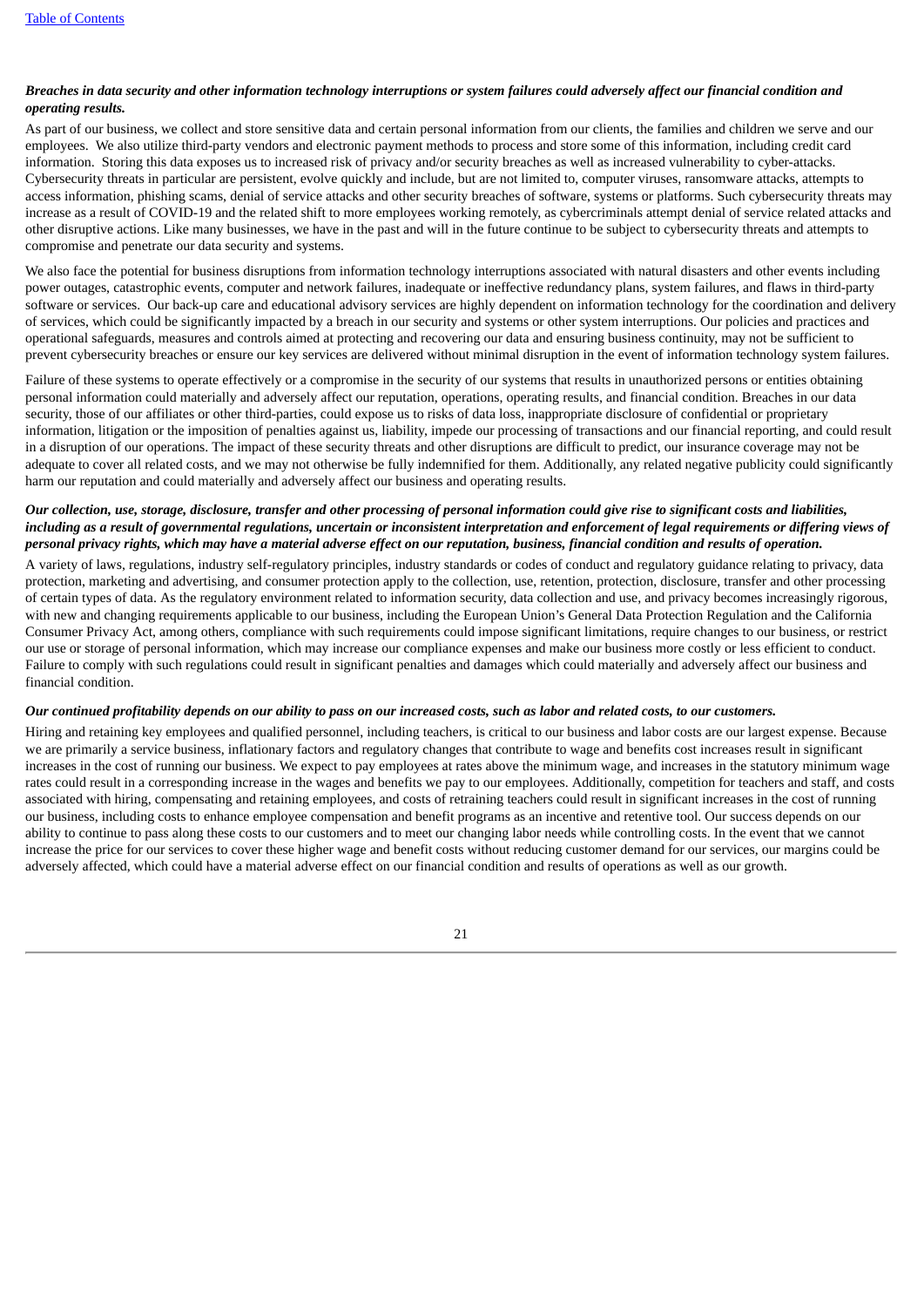***Breaches in data security and other information technology interruptions or system failures could adversely affect our financial condition and operating results.***

As part of our business, we collect and store sensitive data and certain personal information from our clients, the families and children we serve and our employees. We also utilize third-party vendors and electronic payment methods to process and store some of this information, including credit card information. Storing this data exposes us to increased risk of privacy and/or security breaches as well as increased vulnerability to cyber-attacks. Cybersecurity threats in particular are persistent, evolve quickly and include, but are not limited to, computer viruses, ransomware attacks, attempts to access information, phishing scams, denial of service attacks and other security breaches of software, systems or platforms. Such cybersecurity threats may increase as a result of COVID-19 and the related shift to more employees working remotely, as cybercriminals attempt denial of service related attacks and other disruptive actions. Like many businesses, we have in the past and will in the future continue to be subject to cybersecurity threats and attempts to compromise and penetrate our data security and systems.

We also face the potential for business disruptions from information technology interruptions associated with natural disasters and other events including power outages, catastrophic events, computer and network failures, inadequate or ineffective redundancy plans, system failures, and flaws in third-party software or services. Our back-up care and educational advisory services are highly dependent on information technology for the coordination and delivery of services, which could be significantly impacted by a breach in our security and systems or other system interruptions. Our policies and practices and operational safeguards, measures and controls aimed at protecting and recovering our data and ensuring business continuity, may not be sufficient to prevent cybersecurity breaches or ensure our key services are delivered without minimal disruption in the event of information technology system failures.

Failure of these systems to operate effectively or a compromise in the security of our systems that results in unauthorized persons or entities obtaining personal information could materially and adversely affect our reputation, operations, operating results, and financial condition. Breaches in our data security, those of our affiliates or other third-parties, could expose us to risks of data loss, inappropriate disclosure of confidential or proprietary information, litigation or the imposition of penalties against us, liability, impede our processing of transactions and our financial reporting, and could result in a disruption of our operations. The impact of these security threats and other disruptions are difficult to predict, our insurance coverage may not be adequate to cover all related costs, and we may not otherwise be fully indemnified for them. Additionally, any related negative publicity could significantly harm our reputation and could materially and adversely affect our business and operating results.

***Our collection, use, storage, disclosure, transfer and other processing of personal information could give rise to significant costs and liabilities, including as a result of governmental regulations, uncertain or inconsistent interpretation and enforcement of legal requirements or differing views of personal privacy rights, which may have a material adverse effect on our reputation, business, financial condition and results of operation.***

A variety of laws, regulations, industry self-regulatory principles, industry standards or codes of conduct and regulatory guidance relating to privacy, data protection, marketing and advertising, and consumer protection apply to the collection, use, retention, protection, disclosure, transfer and other processing of certain types of data. As the regulatory environment related to information security, data collection and use, and privacy becomes increasingly rigorous, with new and changing requirements applicable to our business, including the European Union's General Data Protection Regulation and the California Consumer Privacy Act, among others, compliance with such requirements could impose significant limitations, require changes to our business, or restrict our use or storage of personal information, which may increase our compliance expenses and make our business more costly or less efficient to conduct. Failure to comply with such regulations could result in significant penalties and damages which could materially and adversely affect our business and financial condition.

***Our continued profitability depends on our ability to pass on our increased costs, such as labor and related costs, to our customers.***

Hiring and retaining key employees and qualified personnel, including teachers, is critical to our business and labor costs are our largest expense. Because we are primarily a service business, inflationary factors and regulatory changes that contribute to wage and benefits cost increases result in significant increases in the cost of running our business. We expect to pay employees at rates above the minimum wage, and increases in the statutory minimum wage rates could result in a corresponding increase in the wages and benefits we pay to our employees. Additionally, competition for teachers and staff, and costs associated with hiring, compensating and retaining employees, and costs of retraining teachers could result in significant increases in the cost of running our business, including costs to enhance employee compensation and benefit programs as an incentive and retentive tool. Our success depends on our ability to continue to pass along these costs to our customers and to meet our changing labor needs while controlling costs. In the event that we cannot increase the price for our services to cover these higher wage and benefit costs without reducing customer demand for our services, our margins could be adversely affected, which could have a material adverse effect on our financial condition and results of operations as well as our growth.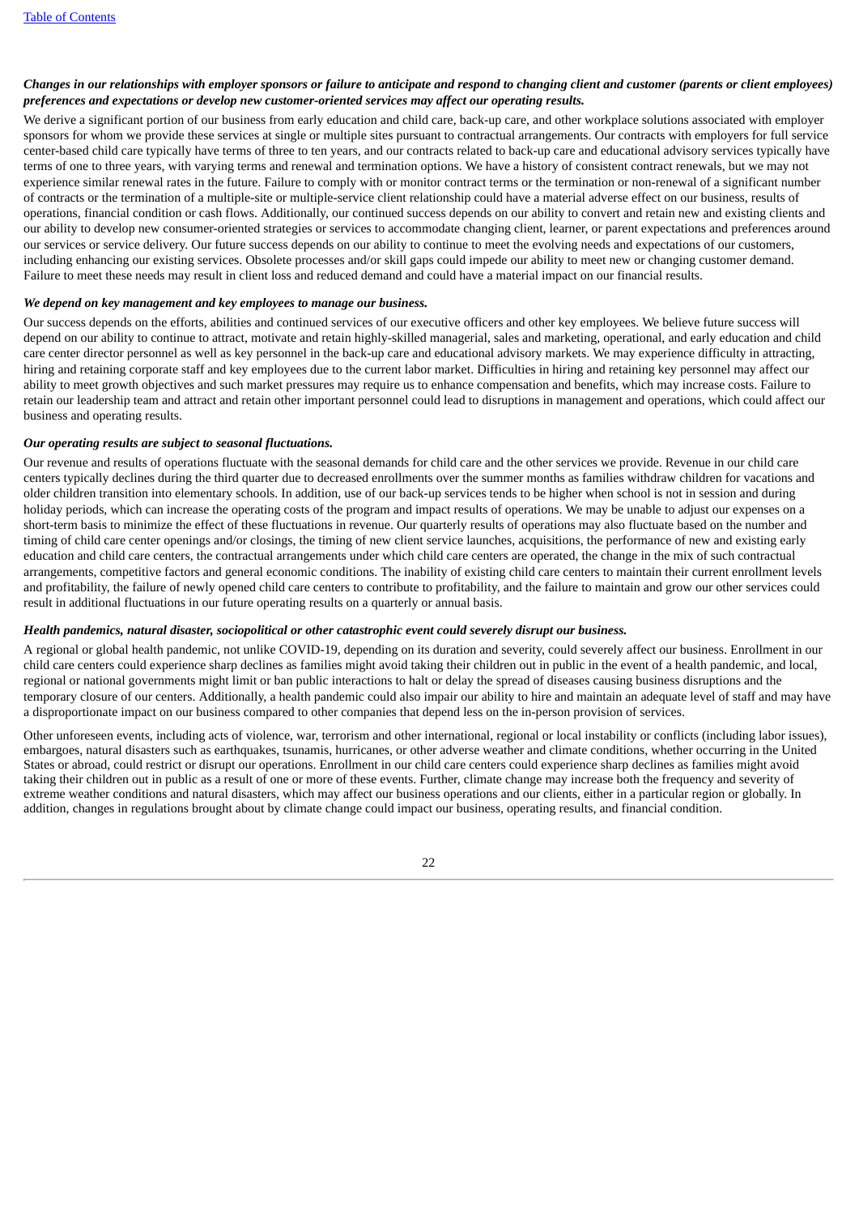***Changes in our relationships with employer sponsors or failure to anticipate and respond to changing client and customer (parents or client employees) preferences and expectations or develop new customer-oriented services may affect our operating results.***

We derive a significant portion of our business from early education and child care, back-up care, and other workplace solutions associated with employer sponsors for whom we provide these services at single or multiple sites pursuant to contractual arrangements. Our contracts with employers for full service center-based child care typically have terms of three to ten years, and our contracts related to back-up care and educational advisory services typically have terms of one to three years, with varying terms and renewal and termination options. We have a history of consistent contract renewals, but we may not experience similar renewal rates in the future. Failure to comply with or monitor contract terms or the termination or non-renewal of a significant number of contracts or the termination of a multiple-site or multiple-service client relationship could have a material adverse effect on our business, results of operations, financial condition or cash flows. Additionally, our continued success depends on our ability to convert and retain new and existing clients and our ability to develop new consumer-oriented strategies or services to accommodate changing client, learner, or parent expectations and preferences around our services or service delivery. Our future success depends on our ability to continue to meet the evolving needs and expectations of our customers, including enhancing our existing services. Obsolete processes and/or skill gaps could impede our ability to meet new or changing customer demand. Failure to meet these needs may result in client loss and reduced demand and could have a material impact on our financial results.

***We depend on key management and key employees to manage our business.***

Our success depends on the efforts, abilities and continued services of our executive officers and other key employees. We believe future success will depend on our ability to continue to attract, motivate and retain highly-skilled managerial, sales and marketing, operational, and early education and child care center director personnel as well as key personnel in the back-up care and educational advisory markets. We may experience difficulty in attracting, hiring and retaining corporate staff and key employees due to the current labor market. Difficulties in hiring and retaining key personnel may affect our ability to meet growth objectives and such market pressures may require us to enhance compensation and benefits, which may increase costs. Failure to retain our leadership team and attract and retain other important personnel could lead to disruptions in management and operations, which could affect our business and operating results.

***Our operating results are subject to seasonal fluctuations.***

Our revenue and results of operations fluctuate with the seasonal demands for child care and the other services we provide. Revenue in our child care centers typically declines during the third quarter due to decreased enrollments over the summer months as families withdraw children for vacations and older children transition into elementary schools. In addition, use of our back-up services tends to be higher when school is not in session and during holiday periods, which can increase the operating costs of the program and impact results of operations. We may be unable to adjust our expenses on a short-term basis to minimize the effect of these fluctuations in revenue. Our quarterly results of operations may also fluctuate based on the number and timing of child care center openings and/or closings, the timing of new client service launches, acquisitions, the performance of new and existing early education and child care centers, the contractual arrangements under which child care centers are operated, the change in the mix of such contractual arrangements, competitive factors and general economic conditions. The inability of existing child care centers to maintain their current enrollment levels and profitability, the failure of newly opened child care centers to contribute to profitability, and the failure to maintain and grow our other services could result in additional fluctuations in our future operating results on a quarterly or annual basis.

***Health pandemics, natural disaster, sociopolitical or other catastrophic event could severely disrupt our business.***

A regional or global health pandemic, not unlike COVID-19, depending on its duration and severity, could severely affect our business. Enrollment in our child care centers could experience sharp declines as families might avoid taking their children out in public in the event of a health pandemic, and local, regional or national governments might limit or ban public interactions to halt or delay the spread of diseases causing business disruptions and the temporary closure of our centers. Additionally, a health pandemic could also impair our ability to hire and maintain an adequate level of staff and may have a disproportionate impact on our business compared to other companies that depend less on the in-person provision of services.

Other unforeseen events, including acts of violence, war, terrorism and other international, regional or local instability or conflicts (including labor issues), embargoes, natural disasters such as earthquakes, tsunamis, hurricanes, or other adverse weather and climate conditions, whether occurring in the United States or abroad, could restrict or disrupt our operations. Enrollment in our child care centers could experience sharp declines as families might avoid taking their children out in public as a result of one or more of these events. Further, climate change may increase both the frequency and severity of extreme weather conditions and natural disasters, which may affect our business operations and our clients, either in a particular region or globally. In addition, changes in regulations brought about by climate change could impact our business, operating results, and financial condition.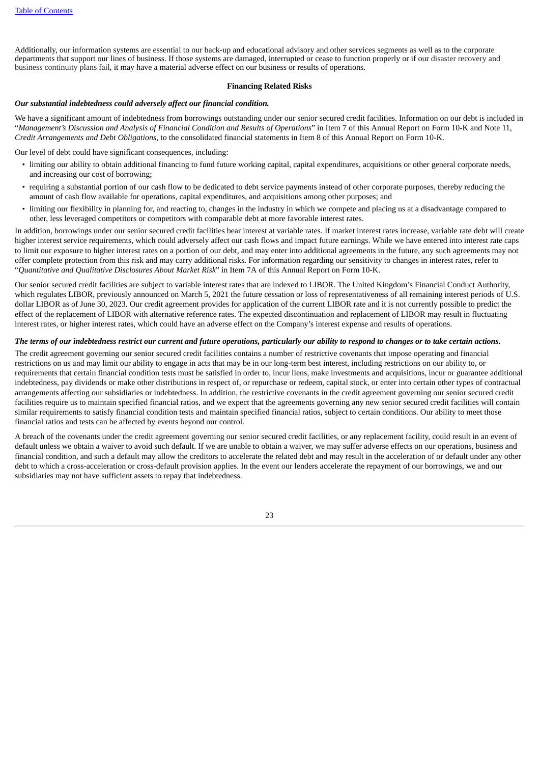Additionally, our information systems are essential to our back-up and educational advisory and other services segments as well as to the corporate departments that support our lines of business. If those systems are damaged, interrupted or cease to function properly or if our disaster recovery and business continuity plans fail, it may have a material adverse effect on our business or results of operations.

**Financing Related Risks**

***Our substantial indebtedness could adversely affect our financial condition.***

We have a significant amount of indebtedness from borrowings outstanding under our senior secured credit facilities. Information on our debt is included in "*Management's Discussion and Analysis of Financial Condition and Results of Operations*" in Item 7 of this Annual Report on Form 10-K and Note 11, *Credit Arrangements and Debt Obligations*, to the consolidated financial statements in Item 8 of this Annual Report on Form 10-K.

Our level of debt could have significant consequences, including:

- limiting our ability to obtain additional financing to fund future working capital, capital expenditures, acquisitions or other general corporate needs, and increasing our cost of borrowing;
- requiring a substantial portion of our cash flow to be dedicated to debt service payments instead of other corporate purposes, thereby reducing the amount of cash flow available for operations, capital expenditures, and acquisitions among other purposes; and
- limiting our flexibility in planning for, and reacting to, changes in the industry in which we compete and placing us at a disadvantage compared to other, less leveraged competitors or competitors with comparable debt at more favorable interest rates.

In addition, borrowings under our senior secured credit facilities bear interest at variable rates. If market interest rates increase, variable rate debt will create higher interest service requirements, which could adversely affect our cash flows and impact future earnings. While we have entered into interest rate caps to limit our exposure to higher interest rates on a portion of our debt, and may enter into additional agreements in the future, any such agreements may not offer complete protection from this risk and may carry additional risks. For information regarding our sensitivity to changes in interest rates, refer to "*Quantitative and Qualitative Disclosures About Market Risk*" in Item 7A of this Annual Report on Form 10-K.

Our senior secured credit facilities are subject to variable interest rates that are indexed to LIBOR. The United Kingdom's Financial Conduct Authority, which regulates LIBOR, previously announced on March 5, 2021 the future cessation or loss of representativeness of all remaining interest periods of U.S. dollar LIBOR as of June 30, 2023. Our credit agreement provides for application of the current LIBOR rate and it is not currently possible to predict the effect of the replacement of LIBOR with alternative reference rates. The expected discontinuation and replacement of LIBOR may result in fluctuating interest rates, or higher interest rates, which could have an adverse effect on the Company's interest expense and results of operations.

***The terms of our indebtedness restrict our current and future operations, particularly our ability to respond to changes or to take certain actions.***

The credit agreement governing our senior secured credit facilities contains a number of restrictive covenants that impose operating and financial restrictions on us and may limit our ability to engage in acts that may be in our long-term best interest, including restrictions on our ability to, or requirements that certain financial condition tests must be satisfied in order to, incur liens, make investments and acquisitions, incur or guarantee additional indebtedness, pay dividends or make other distributions in respect of, or repurchase or redeem, capital stock, or enter into certain other types of contractual arrangements affecting our subsidiaries or indebtedness. In addition, the restrictive covenants in the credit agreement governing our senior secured credit facilities require us to maintain specified financial ratios, and we expect that the agreements governing any new senior secured credit facilities will contain similar requirements to satisfy financial condition tests and maintain specified financial ratios, subject to certain conditions. Our ability to meet those financial ratios and tests can be affected by events beyond our control.

A breach of the covenants under the credit agreement governing our senior secured credit facilities, or any replacement facility, could result in an event of default unless we obtain a waiver to avoid such default. If we are unable to obtain a waiver, we may suffer adverse effects on our operations, business and financial condition, and such a default may allow the creditors to accelerate the related debt and may result in the acceleration of or default under any other debt to which a cross-acceleration or cross-default provision applies. In the event our lenders accelerate the repayment of our borrowings, we and our subsidiaries may not have sufficient assets to repay that indebtedness.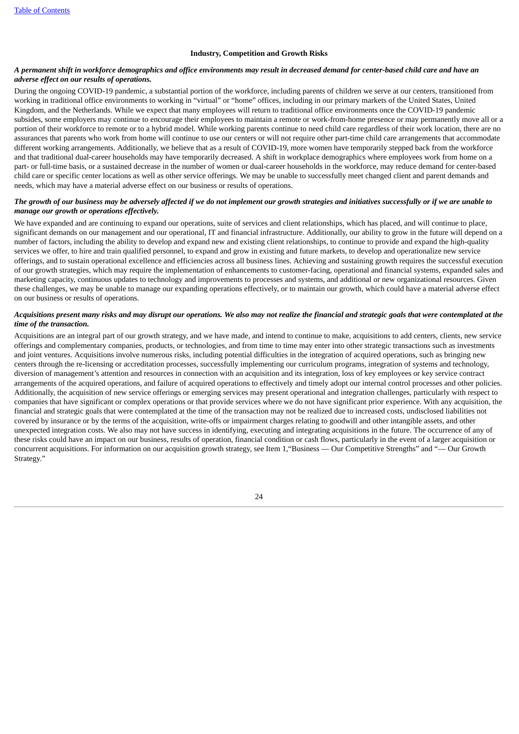### Industry, Competition and Growth Risks

***A permanent shift in workforce demographics and office environments may result in decreased demand for center-based child care and have an adverse effect on our results of operations.***

During the ongoing COVID-19 pandemic, a substantial portion of the workforce, including parents of children we serve at our centers, transitioned from working in traditional office environments to working in "virtual" or "home" offices, including in our primary markets of the United States, United Kingdom, and the Netherlands. While we expect that many employees will return to traditional office environments once the COVID-19 pandemic subsides, some employers may continue to encourage their employees to maintain a remote or work-from-home presence or may permanently move all or a portion of their workforce to remote or to a hybrid model. While working parents continue to need child care regardless of their work location, there are no assurances that parents who work from home will continue to use our centers or will not require other part-time child care arrangements that accommodate different working arrangements. Additionally, we believe that as a result of COVID-19, more women have temporarily stepped back from the workforce and that traditional dual-career households may have temporarily decreased. A shift in workplace demographics where employees work from home on a part- or full-time basis, or a sustained decrease in the number of women or dual-career households in the workforce, may reduce demand for center-based child care or specific center locations as well as other service offerings. We may be unable to successfully meet changed client and parent demands and needs, which may have a material adverse effect on our business or results of operations.

***The growth of our business may be adversely affected if we do not implement our growth strategies and initiatives successfully or if we are unable to manage our growth or operations effectively.***

We have expanded and are continuing to expand our operations, suite of services and client relationships, which has placed, and will continue to place, significant demands on our management and our operational, IT and financial infrastructure. Additionally, our ability to grow in the future will depend on a number of factors, including the ability to develop and expand new and existing client relationships, to continue to provide and expand the high-quality services we offer, to hire and train qualified personnel, to expand and grow in existing and future markets, to develop and operationalize new service offerings, and to sustain operational excellence and efficiencies across all business lines. Achieving and sustaining growth requires the successful execution of our growth strategies, which may require the implementation of enhancements to customer-facing, operational and financial systems, expanded sales and marketing capacity, continuous updates to technology and improvements to processes and systems, and additional or new organizational resources. Given these challenges, we may be unable to manage our expanding operations effectively, or to maintain our growth, which could have a material adverse effect on our business or results of operations.

***Acquisitions present many risks and may disrupt our operations. We also may not realize the financial and strategic goals that were contemplated at the time of the transaction.***

Acquisitions are an integral part of our growth strategy, and we have made, and intend to continue to make, acquisitions to add centers, clients, new service offerings and complementary companies, products, or technologies, and from time to time may enter into other strategic transactions such as investments and joint ventures. Acquisitions involve numerous risks, including potential difficulties in the integration of acquired operations, such as bringing new centers through the re-licensing or accreditation processes, successfully implementing our curriculum programs, integration of systems and technology, diversion of management's attention and resources in connection with an acquisition and its integration, loss of key employees or key service contract arrangements of the acquired operations, and failure of acquired operations to effectively and timely adopt our internal control processes and other policies. Additionally, the acquisition of new service offerings or emerging services may present operational and integration challenges, particularly with respect to companies that have significant or complex operations or that provide services where we do not have significant prior experience. With any acquisition, the financial and strategic goals that were contemplated at the time of the transaction may not be realized due to increased costs, undisclosed liabilities not covered by insurance or by the terms of the acquisition, write-offs or impairment charges relating to goodwill and other intangible assets, and other unexpected integration costs. We also may not have success in identifying, executing and integrating acquisitions in the future. The occurrence of any of these risks could have an impact on our business, results of operation, financial condition or cash flows, particularly in the event of a larger acquisition or concurrent acquisitions. For information on our acquisition growth strategy, see Item 1,"Business — Our Competitive Strengths" and "— Our Growth Strategy."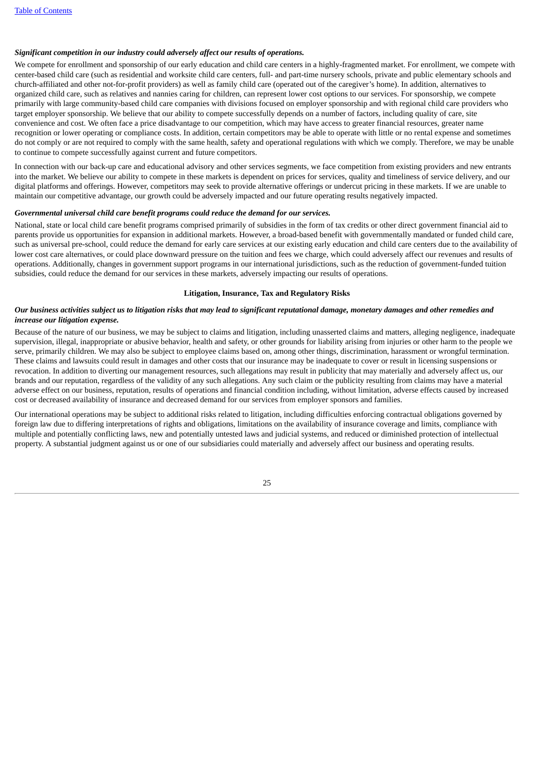***Significant competition in our industry could adversely affect our results of operations.***

We compete for enrollment and sponsorship of our early education and child care centers in a highly-fragmented market. For enrollment, we compete with center-based child care (such as residential and worksite child care centers, full- and part-time nursery schools, private and public elementary schools and church-affiliated and other not-for-profit providers) as well as family child care (operated out of the caregiver's home). In addition, alternatives to organized child care, such as relatives and nannies caring for children, can represent lower cost options to our services. For sponsorship, we compete primarily with large community-based child care companies with divisions focused on employer sponsorship and with regional child care providers who target employer sponsorship. We believe that our ability to compete successfully depends on a number of factors, including quality of care, site convenience and cost. We often face a price disadvantage to our competition, which may have access to greater financial resources, greater name recognition or lower operating or compliance costs. In addition, certain competitors may be able to operate with little or no rental expense and sometimes do not comply or are not required to comply with the same health, safety and operational regulations with which we comply. Therefore, we may be unable to continue to compete successfully against current and future competitors.

In connection with our back-up care and educational advisory and other services segments, we face competition from existing providers and new entrants into the market. We believe our ability to compete in these markets is dependent on prices for services, quality and timeliness of service delivery, and our digital platforms and offerings. However, competitors may seek to provide alternative offerings or undercut pricing in these markets. If we are unable to maintain our competitive advantage, our growth could be adversely impacted and our future operating results negatively impacted.

***Governmental universal child care benefit programs could reduce the demand for our services.***

National, state or local child care benefit programs comprised primarily of subsidies in the form of tax credits or other direct government financial aid to parents provide us opportunities for expansion in additional markets. However, a broad-based benefit with governmentally mandated or funded child care, such as universal pre-school, could reduce the demand for early care services at our existing early education and child care centers due to the availability of lower cost care alternatives, or could place downward pressure on the tuition and fees we charge, which could adversely affect our revenues and results of operations. Additionally, changes in government support programs in our international jurisdictions, such as the reduction of government-funded tuition subsidies, could reduce the demand for our services in these markets, adversely impacting our results of operations.

**Litigation, Insurance, Tax and Regulatory Risks**

***Our business activities subject us to litigation risks that may lead to significant reputational damage, monetary damages and other remedies and increase our litigation expense.***

Because of the nature of our business, we may be subject to claims and litigation, including unasserted claims and matters, alleging negligence, inadequate supervision, illegal, inappropriate or abusive behavior, health and safety, or other grounds for liability arising from injuries or other harm to the people we serve, primarily children. We may also be subject to employee claims based on, among other things, discrimination, harassment or wrongful termination. These claims and lawsuits could result in damages and other costs that our insurance may be inadequate to cover or result in licensing suspensions or revocation. In addition to diverting our management resources, such allegations may result in publicity that may materially and adversely affect us, our brands and our reputation, regardless of the validity of any such allegations. Any such claim or the publicity resulting from claims may have a material adverse effect on our business, reputation, results of operations and financial condition including, without limitation, adverse effects caused by increased cost or decreased availability of insurance and decreased demand for our services from employer sponsors and families.

Our international operations may be subject to additional risks related to litigation, including difficulties enforcing contractual obligations governed by foreign law due to differing interpretations of rights and obligations, limitations on the availability of insurance coverage and limits, compliance with multiple and potentially conflicting laws, new and potentially untested laws and judicial systems, and reduced or diminished protection of intellectual property. A substantial judgment against us or one of our subsidiaries could materially and adversely affect our business and operating results.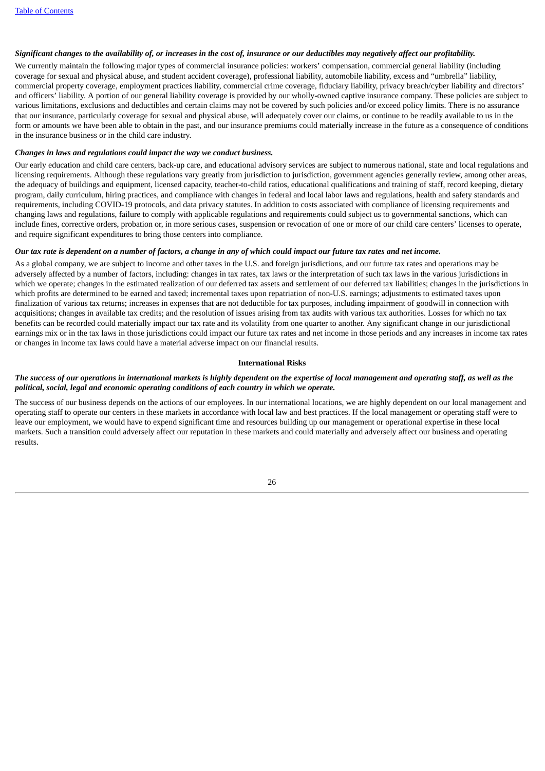***Significant changes to the availability of, or increases in the cost of, insurance or our deductibles may negatively affect our profitability.***

We currently maintain the following major types of commercial insurance policies: workers' compensation, commercial general liability (including coverage for sexual and physical abuse, and student accident coverage), professional liability, automobile liability, excess and "umbrella" liability, commercial property coverage, employment practices liability, commercial crime coverage, fiduciary liability, privacy breach/cyber liability and directors' and officers' liability. A portion of our general liability coverage is provided by our wholly-owned captive insurance company. These policies are subject to various limitations, exclusions and deductibles and certain claims may not be covered by such policies and/or exceed policy limits. There is no assurance that our insurance, particularly coverage for sexual and physical abuse, will adequately cover our claims, or continue to be readily available to us in the form or amounts we have been able to obtain in the past, and our insurance premiums could materially increase in the future as a consequence of conditions in the insurance business or in the child care industry.

***Changes in laws and regulations could impact the way we conduct business.***

Our early education and child care centers, back-up care, and educational advisory services are subject to numerous national, state and local regulations and licensing requirements. Although these regulations vary greatly from jurisdiction to jurisdiction, government agencies generally review, among other areas, the adequacy of buildings and equipment, licensed capacity, teacher-to-child ratios, educational qualifications and training of staff, record keeping, dietary program, daily curriculum, hiring practices, and compliance with changes in federal and local labor laws and regulations, health and safety standards and requirements, including COVID-19 protocols, and data privacy statutes. In addition to costs associated with compliance of licensing requirements and changing laws and regulations, failure to comply with applicable regulations and requirements could subject us to governmental sanctions, which can include fines, corrective orders, probation or, in more serious cases, suspension or revocation of one or more of our child care centers' licenses to operate, and require significant expenditures to bring those centers into compliance.

***Our tax rate is dependent on a number of factors, a change in any of which could impact our future tax rates and net income.***

As a global company, we are subject to income and other taxes in the U.S. and foreign jurisdictions, and our future tax rates and operations may be adversely affected by a number of factors, including: changes in tax rates, tax laws or the interpretation of such tax laws in the various jurisdictions in which we operate; changes in the estimated realization of our deferred tax assets and settlement of our deferred tax liabilities; changes in the jurisdictions in which profits are determined to be earned and taxed; incremental taxes upon repatriation of non-U.S. earnings; adjustments to estimated taxes upon finalization of various tax returns; increases in expenses that are not deductible for tax purposes, including impairment of goodwill in connection with acquisitions; changes in available tax credits; and the resolution of issues arising from tax audits with various tax authorities. Losses for which no tax benefits can be recorded could materially impact our tax rate and its volatility from one quarter to another. Any significant change in our jurisdictional earnings mix or in the tax laws in those jurisdictions could impact our future tax rates and net income in those periods and any increases in income tax rates or changes in income tax laws could have a material adverse impact on our financial results.

**International Risks**

***The success of our operations in international markets is highly dependent on the expertise of local management and operating staff, as well as the political, social, legal and economic operating conditions of each country in which we operate.***

The success of our business depends on the actions of our employees. In our international locations, we are highly dependent on our local management and operating staff to operate our centers in these markets in accordance with local law and best practices. If the local management or operating staff were to leave our employment, we would have to expend significant time and resources building up our management or operational expertise in these local markets. Such a transition could adversely affect our reputation in these markets and could materially and adversely affect our business and operating results.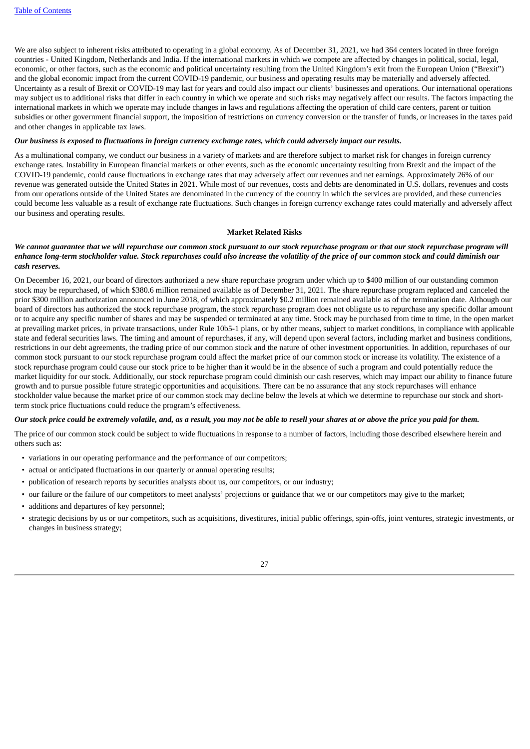We are also subject to inherent risks attributed to operating in a global economy. As of December 31, 2021, we had 364 centers located in three foreign countries - United Kingdom, Netherlands and India. If the international markets in which we compete are affected by changes in political, social, legal, economic, or other factors, such as the economic and political uncertainty resulting from the United Kingdom's exit from the European Union ("Brexit") and the global economic impact from the current COVID-19 pandemic, our business and operating results may be materially and adversely affected. Uncertainty as a result of Brexit or COVID-19 may last for years and could also impact our clients' businesses and operations. Our international operations may subject us to additional risks that differ in each country in which we operate and such risks may negatively affect our results. The factors impacting the international markets in which we operate may include changes in laws and regulations affecting the operation of child care centers, parent or tuition subsidies or other government financial support, the imposition of restrictions on currency conversion or the transfer of funds, or increases in the taxes paid and other changes in applicable tax laws.

***Our business is exposed to fluctuations in foreign currency exchange rates, which could adversely impact our results.***

As a multinational company, we conduct our business in a variety of markets and are therefore subject to market risk for changes in foreign currency exchange rates. Instability in European financial markets or other events, such as the economic uncertainty resulting from Brexit and the impact of the COVID-19 pandemic, could cause fluctuations in exchange rates that may adversely affect our revenues and net earnings. Approximately 26% of our revenue was generated outside the United States in 2021. While most of our revenues, costs and debts are denominated in U.S. dollars, revenues and costs from our operations outside of the United States are denominated in the currency of the country in which the services are provided, and these currencies could become less valuable as a result of exchange rate fluctuations. Such changes in foreign currency exchange rates could materially and adversely affect our business and operating results.

**Market Related Risks**

***We cannot guarantee that we will repurchase our common stock pursuant to our stock repurchase program or that our stock repurchase program will enhance long-term stockholder value. Stock repurchases could also increase the volatility of the price of our common stock and could diminish our cash reserves.***

On December 16, 2021, our board of directors authorized a new share repurchase program under which up to $400 million of our outstanding common stock may be repurchased, of which $380.6 million remained available as of December 31, 2021. The share repurchase program replaced and canceled the prior $300 million authorization announced in June 2018, of which approximately $0.2 million remained available as of the termination date. Although our board of directors has authorized the stock repurchase program, the stock repurchase program does not obligate us to repurchase any specific dollar amount or to acquire any specific number of shares and may be suspended or terminated at any time. Stock may be purchased from time to time, in the open market at prevailing market prices, in private transactions, under Rule 10b5-1 plans, or by other means, subject to market conditions, in compliance with applicable state and federal securities laws. The timing and amount of repurchases, if any, will depend upon several factors, including market and business conditions, restrictions in our debt agreements, the trading price of our common stock and the nature of other investment opportunities. In addition, repurchases of our common stock pursuant to our stock repurchase program could affect the market price of our common stock or increase its volatility. The existence of a stock repurchase program could cause our stock price to be higher than it would be in the absence of such a program and could potentially reduce the market liquidity for our stock. Additionally, our stock repurchase program could diminish our cash reserves, which may impact our ability to finance future growth and to pursue possible future strategic opportunities and acquisitions. There can be no assurance that any stock repurchases will enhance stockholder value because the market price of our common stock may decline below the levels at which we determine to repurchase our stock and short-term stock price fluctuations could reduce the program's effectiveness.

***Our stock price could be extremely volatile, and, as a result, you may not be able to resell your shares at or above the price you paid for them.***

The price of our common stock could be subject to wide fluctuations in response to a number of factors, including those described elsewhere herein and others such as:

- variations in our operating performance and the performance of our competitors;
- actual or anticipated fluctuations in our quarterly or annual operating results;
- publication of research reports by securities analysts about us, our competitors, or our industry;
- our failure or the failure of our competitors to meet analysts' projections or guidance that we or our competitors may give to the market;
- additions and departures of key personnel;
- strategic decisions by us or our competitors, such as acquisitions, divestitures, initial public offerings, spin-offs, joint ventures, strategic investments, or changes in business strategy;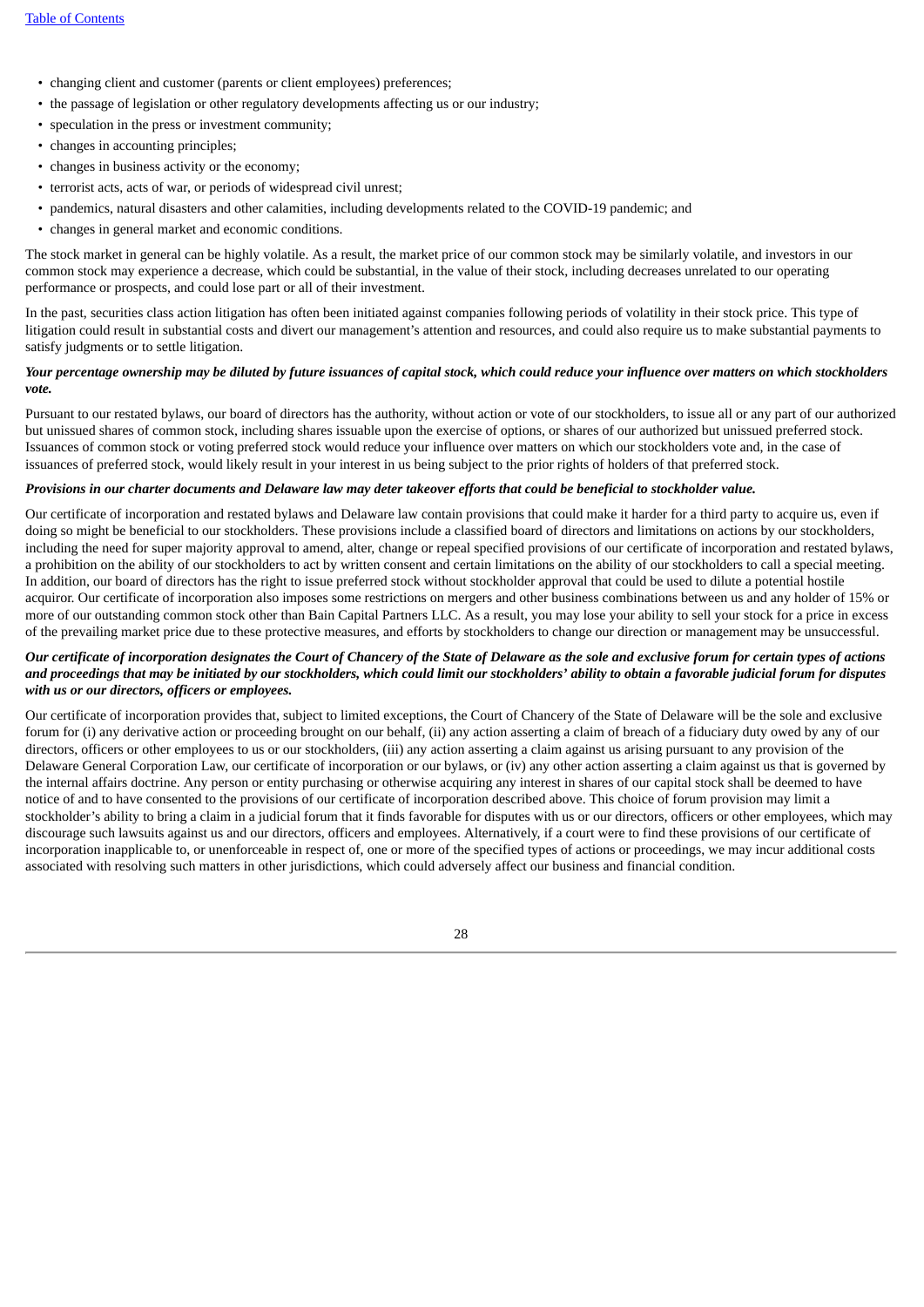- changing client and customer (parents or client employees) preferences;
- the passage of legislation or other regulatory developments affecting us or our industry;
- speculation in the press or investment community;
- changes in accounting principles;
- changes in business activity or the economy;
- terrorist acts, acts of war, or periods of widespread civil unrest;
- pandemics, natural disasters and other calamities, including developments related to the COVID-19 pandemic; and
- changes in general market and economic conditions.

The stock market in general can be highly volatile. As a result, the market price of our common stock may be similarly volatile, and investors in our common stock may experience a decrease, which could be substantial, in the value of their stock, including decreases unrelated to our operating performance or prospects, and could lose part or all of their investment.

In the past, securities class action litigation has often been initiated against companies following periods of volatility in their stock price. This type of litigation could result in substantial costs and divert our management's attention and resources, and could also require us to make substantial payments to satisfy judgments or to settle litigation.

***Your percentage ownership may be diluted by future issuances of capital stock, which could reduce your influence over matters on which stockholders vote.***

Pursuant to our restated bylaws, our board of directors has the authority, without action or vote of our stockholders, to issue all or any part of our authorized but unissued shares of common stock, including shares issuable upon the exercise of options, or shares of our authorized but unissued preferred stock. Issuances of common stock or voting preferred stock would reduce your influence over matters on which our stockholders vote and, in the case of issuances of preferred stock, would likely result in your interest in us being subject to the prior rights of holders of that preferred stock.

***Provisions in our charter documents and Delaware law may deter takeover efforts that could be beneficial to stockholder value.***

Our certificate of incorporation and restated bylaws and Delaware law contain provisions that could make it harder for a third party to acquire us, even if doing so might be beneficial to our stockholders. These provisions include a classified board of directors and limitations on actions by our stockholders, including the need for super majority approval to amend, alter, change or repeal specified provisions of our certificate of incorporation and restated bylaws, a prohibition on the ability of our stockholders to act by written consent and certain limitations on the ability of our stockholders to call a special meeting. In addition, our board of directors has the right to issue preferred stock without stockholder approval that could be used to dilute a potential hostile acquiror. Our certificate of incorporation also imposes some restrictions on mergers and other business combinations between us and any holder of 15% or more of our outstanding common stock other than Bain Capital Partners LLC. As a result, you may lose your ability to sell your stock for a price in excess of the prevailing market price due to these protective measures, and efforts by stockholders to change our direction or management may be unsuccessful.

***Our certificate of incorporation designates the Court of Chancery of the State of Delaware as the sole and exclusive forum for certain types of actions and proceedings that may be initiated by our stockholders, which could limit our stockholders' ability to obtain a favorable judicial forum for disputes with us or our directors, officers or employees.***

Our certificate of incorporation provides that, subject to limited exceptions, the Court of Chancery of the State of Delaware will be the sole and exclusive forum for (i) any derivative action or proceeding brought on our behalf, (ii) any action asserting a claim of breach of a fiduciary duty owed by any of our directors, officers or other employees to us or our stockholders, (iii) any action asserting a claim against us arising pursuant to any provision of the Delaware General Corporation Law, our certificate of incorporation or our bylaws, or (iv) any other action asserting a claim against us that is governed by the internal affairs doctrine. Any person or entity purchasing or otherwise acquiring any interest in shares of our capital stock shall be deemed to have notice of and to have consented to the provisions of our certificate of incorporation described above. This choice of forum provision may limit a stockholder's ability to bring a claim in a judicial forum that it finds favorable for disputes with us or our directors, officers or other employees, which may discourage such lawsuits against us and our directors, officers and employees. Alternatively, if a court were to find these provisions of our certificate of incorporation inapplicable to, or unenforceable in respect of, one or more of the specified types of actions or proceedings, we may incur additional costs associated with resolving such matters in other jurisdictions, which could adversely affect our business and financial condition.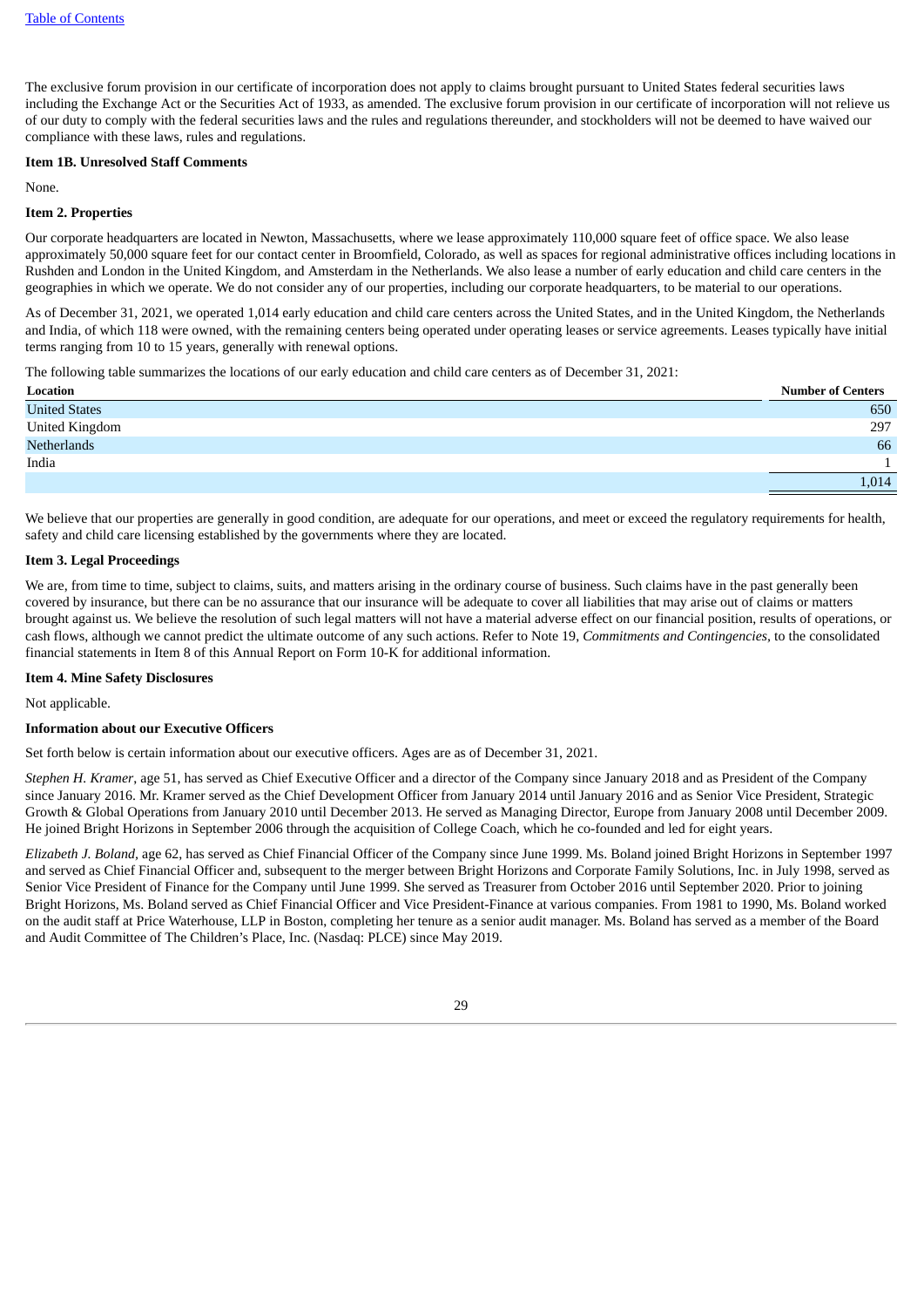The exclusive forum provision in our certificate of incorporation does not apply to claims brought pursuant to United States federal securities laws including the Exchange Act or the Securities Act of 1933, as amended. The exclusive forum provision in our certificate of incorporation will not relieve us of our duty to comply with the federal securities laws and the rules and regulations thereunder, and stockholders will not be deemed to have waived our compliance with these laws, rules and regulations.

**Item 1B. Unresolved Staff Comments**

None.

**Item 2. Properties**

Our corporate headquarters are located in Newton, Massachusetts, where we lease approximately 110,000 square feet of office space. We also lease approximately 50,000 square feet for our contact center in Broomfield, Colorado, as well as spaces for regional administrative offices including locations in Rushden and London in the United Kingdom, and Amsterdam in the Netherlands. We also lease a number of early education and child care centers in the geographies in which we operate. We do not consider any of our properties, including our corporate headquarters, to be material to our operations.

As of December 31, 2021, we operated 1,014 early education and child care centers across the United States, and in the United Kingdom, the Netherlands and India, of which 118 were owned, with the remaining centers being operated under operating leases or service agreements. Leases typically have initial terms ranging from 10 to 15 years, generally with renewal options.

The following table summarizes the locations of our early education and child care centers as of December 31, 2021:

| Location | Number of Centers |
|---|---|
| United States | 650 |
| United Kingdom | 297 |
| Netherlands | 66 |
| India | 1 |
| | 1,014 |

We believe that our properties are generally in good condition, are adequate for our operations, and meet or exceed the regulatory requirements for health, safety and child care licensing established by the governments where they are located.

**Item 3. Legal Proceedings**

We are, from time to time, subject to claims, suits, and matters arising in the ordinary course of business. Such claims have in the past generally been covered by insurance, but there can be no assurance that our insurance will be adequate to cover all liabilities that may arise out of claims or matters brought against us. We believe the resolution of such legal matters will not have a material adverse effect on our financial position, results of operations, or cash flows, although we cannot predict the ultimate outcome of any such actions. Refer to Note 19, *Commitments and Contingencies*, to the consolidated financial statements in Item 8 of this Annual Report on Form 10-K for additional information.

**Item 4. Mine Safety Disclosures**

Not applicable.

**Information about our Executive Officers**

Set forth below is certain information about our executive officers. Ages are as of December 31, 2021.

*Stephen H. Kramer*, age 51, has served as Chief Executive Officer and a director of the Company since January 2018 and as President of the Company since January 2016. Mr. Kramer served as the Chief Development Officer from January 2014 until January 2016 and as Senior Vice President, Strategic Growth & Global Operations from January 2010 until December 2013. He served as Managing Director, Europe from January 2008 until December 2009. He joined Bright Horizons in September 2006 through the acquisition of College Coach, which he co-founded and led for eight years.

*Elizabeth J. Boland*, age 62, has served as Chief Financial Officer of the Company since June 1999. Ms. Boland joined Bright Horizons in September 1997 and served as Chief Financial Officer and, subsequent to the merger between Bright Horizons and Corporate Family Solutions, Inc. in July 1998, served as Senior Vice President of Finance for the Company until June 1999. She served as Treasurer from October 2016 until September 2020. Prior to joining Bright Horizons, Ms. Boland served as Chief Financial Officer and Vice President-Finance at various companies. From 1981 to 1990, Ms. Boland worked on the audit staff at Price Waterhouse, LLP in Boston, completing her tenure as a senior audit manager. Ms. Boland has served as a member of the Board and Audit Committee of The Children's Place, Inc. (Nasdaq: PLCE) since May 2019.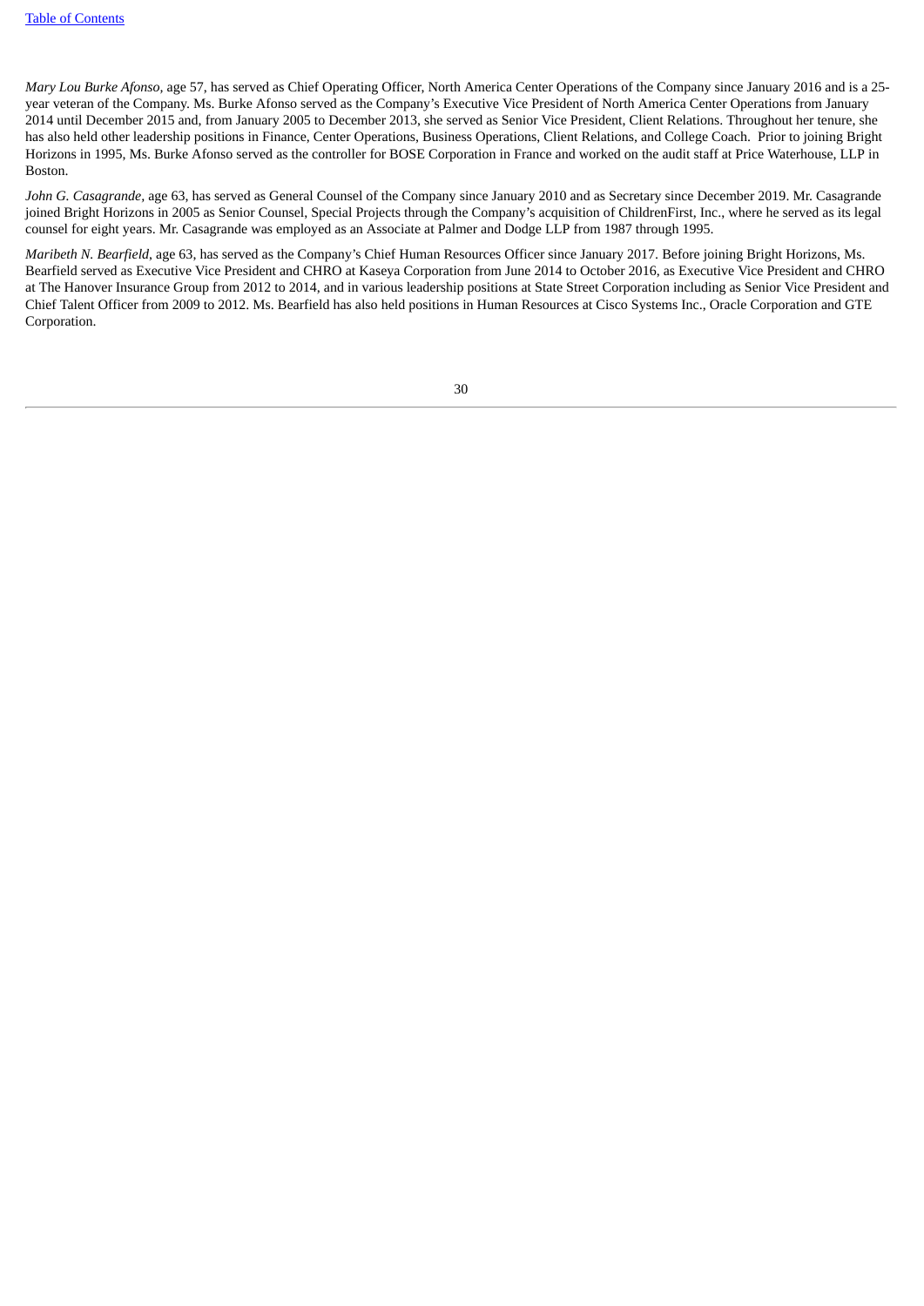*Mary Lou Burke Afonso*, age 57, has served as Chief Operating Officer, North America Center Operations of the Company since January 2016 and is a 25-year veteran of the Company. Ms. Burke Afonso served as the Company's Executive Vice President of North America Center Operations from January 2014 until December 2015 and, from January 2005 to December 2013, she served as Senior Vice President, Client Relations. Throughout her tenure, she has also held other leadership positions in Finance, Center Operations, Business Operations, Client Relations, and College Coach. Prior to joining Bright Horizons in 1995, Ms. Burke Afonso served as the controller for BOSE Corporation in France and worked on the audit staff at Price Waterhouse, LLP in Boston.

*John G. Casagrande*, age 63, has served as General Counsel of the Company since January 2010 and as Secretary since December 2019. Mr. Casagrande joined Bright Horizons in 2005 as Senior Counsel, Special Projects through the Company's acquisition of ChildrenFirst, Inc., where he served as its legal counsel for eight years. Mr. Casagrande was employed as an Associate at Palmer and Dodge LLP from 1987 through 1995.

*Maribeth N. Bearfield*, age 63, has served as the Company's Chief Human Resources Officer since January 2017. Before joining Bright Horizons, Ms. Bearfield served as Executive Vice President and CHRO at Kaseya Corporation from June 2014 to October 2016, as Executive Vice President and CHRO at The Hanover Insurance Group from 2012 to 2014, and in various leadership positions at State Street Corporation including as Senior Vice President and Chief Talent Officer from 2009 to 2012. Ms. Bearfield has also held positions in Human Resources at Cisco Systems Inc., Oracle Corporation and GTE Corporation.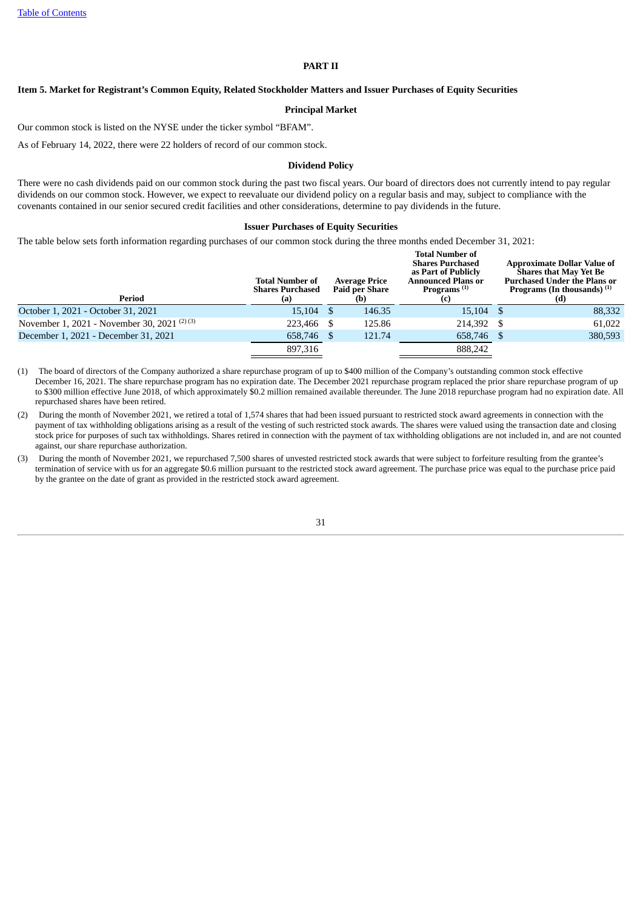Table of Contents

# PART II

## Item 5. Market for Registrant's Common Equity, Related Stockholder Matters and Issuer Purchases of Equity Securities

### Principal Market

Our common stock is listed on the NYSE under the ticker symbol "BFAM".

As of February 14, 2022, there were 22 holders of record of our common stock.

### Dividend Policy

There were no cash dividends paid on our common stock during the past two fiscal years. Our board of directors does not currently intend to pay regular dividends on our common stock. However, we expect to reevaluate our dividend policy on a regular basis and may, subject to compliance with the covenants contained in our senior secured credit facilities and other considerations, determine to pay dividends in the future.

### Issuer Purchases of Equity Securities

The table below sets forth information regarding purchases of our common stock during the three months ended December 31, 2021:

| Period | Total Number of Shares Purchased (a) | Average Price Paid per Share (b) | Total Number of Shares Purchased as Part of Publicly Announced Plans or Programs [(1)] (c) | Approximate Dollar Value of Shares that May Yet Be Purchased Under the Plans or Programs (In thousands) [(1)] (d) |
|---|---|---|---|---|
| October 1, 2021 - October 31, 2021 | 15,104 | $ 146.35 | 15,104 | $ 88,332 |
| November 1, 2021 - November 30, 2021 [(2)(3)] | 223,466 | $ 125.86 | 214,392 | $ 61,022 |
| December 1, 2021 - December 31, 2021 | 658,746 | $ 121.74 | 658,746 | $ 380,593 |
| | 897,316 | | 888,242 | |

(1) The board of directors of the Company authorized a share repurchase program of up to $400 million of the Company's outstanding common stock effective December 16, 2021. The share repurchase program has no expiration date. The December 2021 repurchase program replaced the prior share repurchase program of up to $300 million effective June 2018, of which approximately $0.2 million remained available thereunder. The June 2018 repurchase program had no expiration date. All repurchased shares have been retired.

(2) During the month of November 2021, we retired a total of 1,574 shares that had been issued pursuant to restricted stock award agreements in connection with the payment of tax withholding obligations arising as a result of the vesting of such restricted stock awards. The shares were valued using the transaction date and closing stock price for purposes of such tax withholdings. Shares retired in connection with the payment of tax withholding obligations are not included in, and are not counted against, our share repurchase authorization.

(3) During the month of November 2021, we repurchased 7,500 shares of unvested restricted stock awards that were subject to forfeiture resulting from the grantee's termination of service with us for an aggregate $0.6 million pursuant to the restricted stock award agreement. The purchase price was equal to the purchase price paid by the grantee on the date of grant as provided in the restricted stock award agreement.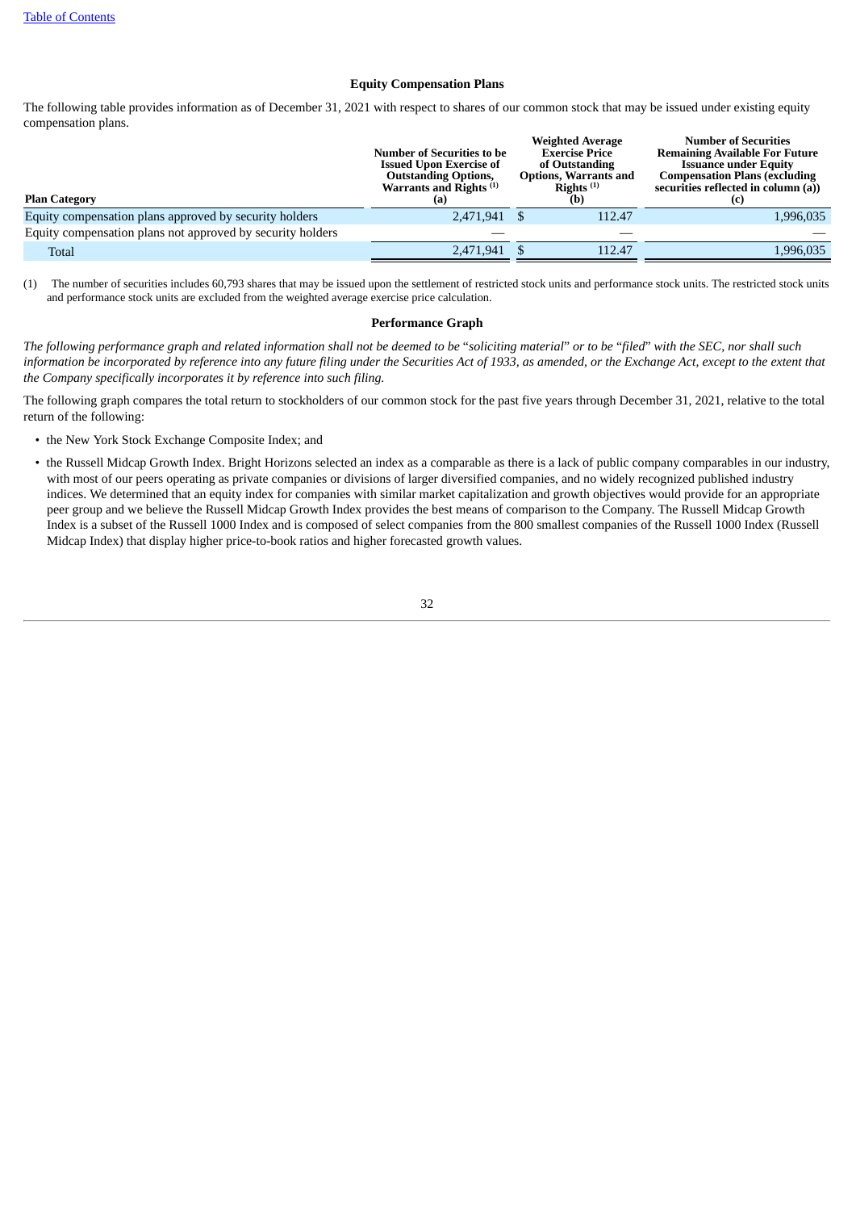## Equity Compensation Plans

The following table provides information as of December 31, 2021 with respect to shares of our common stock that may be issued under existing equity compensation plans.

| Plan Category | Number of Securities to be Issued Upon Exercise of Outstanding Options, Warrants and Rights [1] (a) | Weighted Average Exercise Price of Outstanding Options, Warrants and Rights [1] (b) | Number of Securities Remaining Available For Future Issuance under Equity Compensation Plans (excluding securities reflected in column (a)) (c) |
|---|---|---|---|
| Equity compensation plans approved by security holders | 2,471,941 | $ 112.47 | 1,996,035 |
| Equity compensation plans not approved by security holders | — | — | — |
| Total | 2,471,941 | $ 112.47 | 1,996,035 |

(1) The number of securities includes 60,793 shares that may be issued upon the settlement of restricted stock units and performance stock units. The restricted stock units and performance stock units are excluded from the weighted average exercise price calculation.

## Performance Graph

*The following performance graph and related information shall not be deemed to be "soliciting material" or to be "filed" with the SEC, nor shall such information be incorporated by reference into any future filing under the Securities Act of 1933, as amended, or the Exchange Act, except to the extent that the Company specifically incorporates it by reference into such filing.*

The following graph compares the total return to stockholders of our common stock for the past five years through December 31, 2021, relative to the total return of the following:

- the New York Stock Exchange Composite Index; and
- the Russell Midcap Growth Index. Bright Horizons selected an index as a comparable as there is a lack of public company comparables in our industry, with most of our peers operating as private companies or divisions of larger diversified companies, and no widely recognized published industry indices. We determined that an equity index for companies with similar market capitalization and growth objectives would provide for an appropriate peer group and we believe the Russell Midcap Growth Index provides the best means of comparison to the Company. The Russell Midcap Growth Index is a subset of the Russell 1000 Index and is composed of select companies from the 800 smallest companies of the Russell 1000 Index (Russell Midcap Index) that display higher price-to-book ratios and higher forecasted growth values.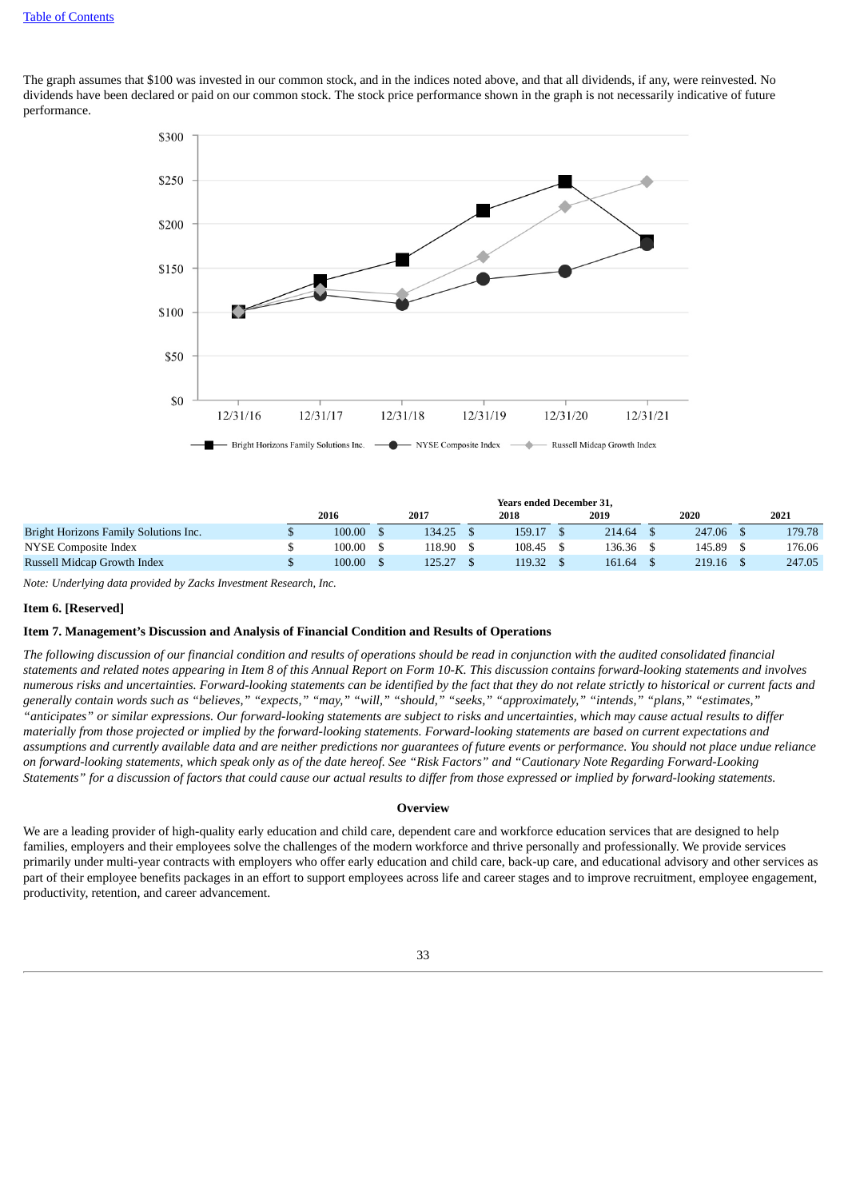The graph assumes that $100 was invested in our common stock, and in the indices noted above, and that all dividends, if any, were reinvested. No dividends have been declared or paid on our common stock. The stock price performance shown in the graph is not necessarily indicative of future performance.

| | Years ended December 31, | | | | | |
|---|---|---|---|---|---|---|
| | 2016 | 2017 | 2018 | 2019 | 2020 | 2021 |
| Bright Horizons Family Solutions Inc. | $ 100.00 | $ 134.25 | $ 159.17 | $ 214.64 | $ 247.06 | $ 179.78 |
| NYSE Composite Index | $ 100.00 | $ 118.90 | $ 108.45 | $ 136.36 | $ 145.89 | $ 176.06 |
| Russell Midcap Growth Index | $ 100.00 | $ 125.27 | $ 119.32 | $ 161.64 | $ 219.16 | $ 247.05 |

*Note: Underlying data provided by Zacks Investment Research, Inc.*

### Item 6. [Reserved]

### Item 7. Management's Discussion and Analysis of Financial Condition and Results of Operations

*The following discussion of our financial condition and results of operations should be read in conjunction with the audited consolidated financial statements and related notes appearing in Item 8 of this Annual Report on Form 10-K. This discussion contains forward-looking statements and involves numerous risks and uncertainties. Forward-looking statements can be identified by the fact that they do not relate strictly to historical or current facts and generally contain words such as "believes," "expects," "may," "will," "should," "seeks," "approximately," "intends," "plans," "estimates," "anticipates" or similar expressions. Our forward-looking statements are subject to risks and uncertainties, which may cause actual results to differ materially from those projected or implied by the forward-looking statements. Forward-looking statements are based on current expectations and assumptions and currently available data and are neither predictions nor guarantees of future events or performance. You should not place undue reliance on forward-looking statements, which speak only as of the date hereof. See "Risk Factors" and "Cautionary Note Regarding Forward-Looking Statements" for a discussion of factors that could cause our actual results to differ from those expressed or implied by forward-looking statements.*

#### Overview

We are a leading provider of high-quality early education and child care, dependent care and workforce education services that are designed to help families, employers and their employees solve the challenges of the modern workforce and thrive personally and professionally. We provide services primarily under multi-year contracts with employers who offer early education and child care, back-up care, and educational advisory and other services as part of their employee benefits packages in an effort to support employees across life and career stages and to improve recruitment, employee engagement, productivity, retention, and career advancement.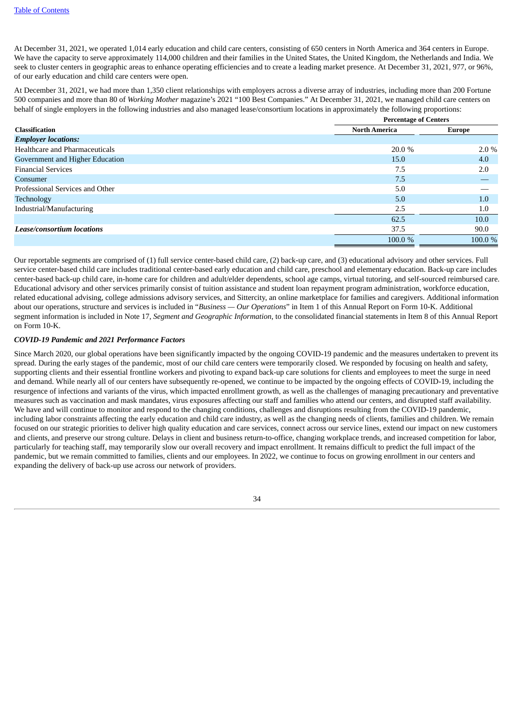At December 31, 2021, we operated 1,014 early education and child care centers, consisting of 650 centers in North America and 364 centers in Europe. We have the capacity to serve approximately 114,000 children and their families in the United States, the United Kingdom, the Netherlands and India. We seek to cluster centers in geographic areas to enhance operating efficiencies and to create a leading market presence. At December 31, 2021, 977, or 96%, of our early education and child care centers were open.

At December 31, 2021, we had more than 1,350 client relationships with employers across a diverse array of industries, including more than 200 Fortune 500 companies and more than 80 of *Working Mother* magazine's 2021 "100 Best Companies." At December 31, 2021, we managed child care centers on behalf of single employers in the following industries and also managed lease/consortium locations in approximately the following proportions:

| | Percentage of Centers | |
|---|---|---|
| **Classification** | **North America** | **Europe** |
| ***Employer locations:*** | | |
| Healthcare and Pharmaceuticals | 20.0 % | 2.0 % |
| Government and Higher Education | 15.0 | 4.0 |
| Financial Services | 7.5 | 2.0 |
| Consumer | 7.5 | — |
| Professional Services and Other | 5.0 | — |
| Technology | 5.0 | 1.0 |
| Industrial/Manufacturing | 2.5 | 1.0 |
| | 62.5 | 10.0 |
| ***Lease/consortium locations*** | 37.5 | 90.0 |
| | 100.0 % | 100.0 % |

Our reportable segments are comprised of (1) full service center-based child care, (2) back-up care, and (3) educational advisory and other services. Full service center-based child care includes traditional center-based early education and child care, preschool and elementary education. Back-up care includes center-based back-up child care, in-home care for children and adult/elder dependents, school age camps, virtual tutoring, and self-sourced reimbursed care. Educational advisory and other services primarily consist of tuition assistance and student loan repayment program administration, workforce education, related educational advising, college admissions advisory services, and Sittercity, an online marketplace for families and caregivers. Additional information about our operations, structure and services is included in "*Business — Our Operations*" in Item 1 of this Annual Report on Form 10-K. Additional segment information is included in Note 17, *Segment and Geographic Information*, to the consolidated financial statements in Item 8 of this Annual Report on Form 10-K.

***COVID-19 Pandemic and 2021 Performance Factors***

Since March 2020, our global operations have been significantly impacted by the ongoing COVID-19 pandemic and the measures undertaken to prevent its spread. During the early stages of the pandemic, most of our child care centers were temporarily closed. We responded by focusing on health and safety, supporting clients and their essential frontline workers and pivoting to expand back-up care solutions for clients and employees to meet the surge in need and demand. While nearly all of our centers have subsequently re-opened, we continue to be impacted by the ongoing effects of COVID-19, including the resurgence of infections and variants of the virus, which impacted enrollment growth, as well as the challenges of managing precautionary and preventative measures such as vaccination and mask mandates, virus exposures affecting our staff and families who attend our centers, and disrupted staff availability. We have and will continue to monitor and respond to the changing conditions, challenges and disruptions resulting from the COVID-19 pandemic, including labor constraints affecting the early education and child care industry, as well as the changing needs of clients, families and children. We remain focused on our strategic priorities to deliver high quality education and care services, connect across our service lines, extend our impact on new customers and clients, and preserve our strong culture. Delays in client and business return-to-office, changing workplace trends, and increased competition for labor, particularly for teaching staff, may temporarily slow our overall recovery and impact enrollment. It remains difficult to predict the full impact of the pandemic, but we remain committed to families, clients and our employees. In 2022, we continue to focus on growing enrollment in our centers and expanding the delivery of back-up use across our network of providers.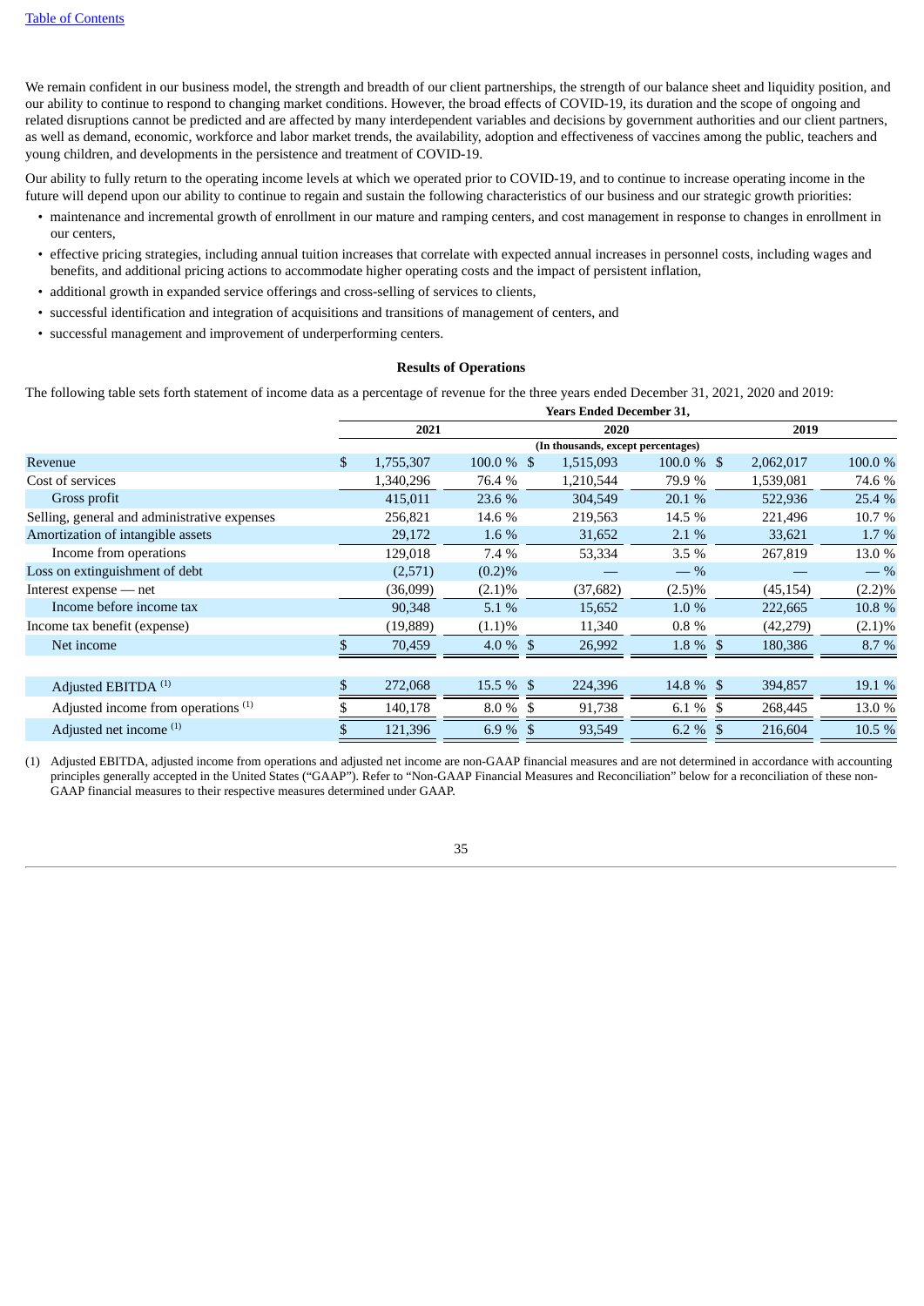[Table of Contents](#)

We remain confident in our business model, the strength and breadth of our client partnerships, the strength of our balance sheet and liquidity position, and our ability to continue to respond to changing market conditions. However, the broad effects of COVID-19, its duration and the scope of ongoing and related disruptions cannot be predicted and are affected by many interdependent variables and decisions by government authorities and our client partners, as well as demand, economic, workforce and labor market trends, the availability, adoption and effectiveness of vaccines among the public, teachers and young children, and developments in the persistence and treatment of COVID-19.

Our ability to fully return to the operating income levels at which we operated prior to COVID-19, and to continue to increase operating income in the future will depend upon our ability to continue to regain and sustain the following characteristics of our business and our strategic growth priorities:

- maintenance and incremental growth of enrollment in our mature and ramping centers, and cost management in response to changes in enrollment in our centers,
- effective pricing strategies, including annual tuition increases that correlate with expected annual increases in personnel costs, including wages and benefits, and additional pricing actions to accommodate higher operating costs and the impact of persistent inflation,
- additional growth in expanded service offerings and cross-selling of services to clients,
- successful identification and integration of acquisitions and transitions of management of centers, and
- successful management and improvement of underperforming centers.

### Results of Operations

The following table sets forth statement of income data as a percentage of revenue for the three years ended December 31, 2021, 2020 and 2019:

| | Years Ended December 31, | | | | | |
|---|---|---|---|---|---|---|
| | 2021 | | 2020 | | 2019 | |
| | (In thousands, except percentages) | | | | | |
| Revenue | $ 1,755,307 | 100.0 % | $ 1,515,093 | 100.0 % | $ 2,062,017 | 100.0 % |
| Cost of services | 1,340,296 | 76.4 % | 1,210,544 | 79.9 % | 1,539,081 | 74.6 % |
| Gross profit | 415,011 | 23.6 % | 304,549 | 20.1 % | 522,936 | 25.4 % |
| Selling, general and administrative expenses | 256,821 | 14.6 % | 219,563 | 14.5 % | 221,496 | 10.7 % |
| Amortization of intangible assets | 29,172 | 1.6 % | 31,652 | 2.1 % | 33,621 | 1.7 % |
| Income from operations | 129,018 | 7.4 % | 53,334 | 3.5 % | 267,819 | 13.0 % |
| Loss on extinguishment of debt | (2,571) | (0.2)% | — | — % | — | — % |
| Interest expense — net | (36,099) | (2.1)% | (37,682) | (2.5)% | (45,154) | (2.2)% |
| Income before income tax | 90,348 | 5.1 % | 15,652 | 1.0 % | 222,665 | 10.8 % |
| Income tax benefit (expense) | (19,889) | (1.1)% | 11,340 | 0.8 % | (42,279) | (2.1)% |
| Net income | $ 70,459 | 4.0 % | $ 26,992 | 1.8 % | $ 180,386 | 8.7 % |
| | | | | | | |
| Adjusted EBITDA [(1)] | $ 272,068 | 15.5 % | $ 224,396 | 14.8 % | $ 394,857 | 19.1 % |
| Adjusted income from operations [(1)] | $ 140,178 | 8.0 % | $ 91,738 | 6.1 % | $ 268,445 | 13.0 % |
| Adjusted net income [(1)] | $ 121,396 | 6.9 % | $ 93,549 | 6.2 % | $ 216,604 | 10.5 % |

(1) Adjusted EBITDA, adjusted income from operations and adjusted net income are non-GAAP financial measures and are not determined in accordance with accounting principles generally accepted in the United States ("GAAP"). Refer to "Non-GAAP Financial Measures and Reconciliation" below for a reconciliation of these non-GAAP financial measures to their respective measures determined under GAAP.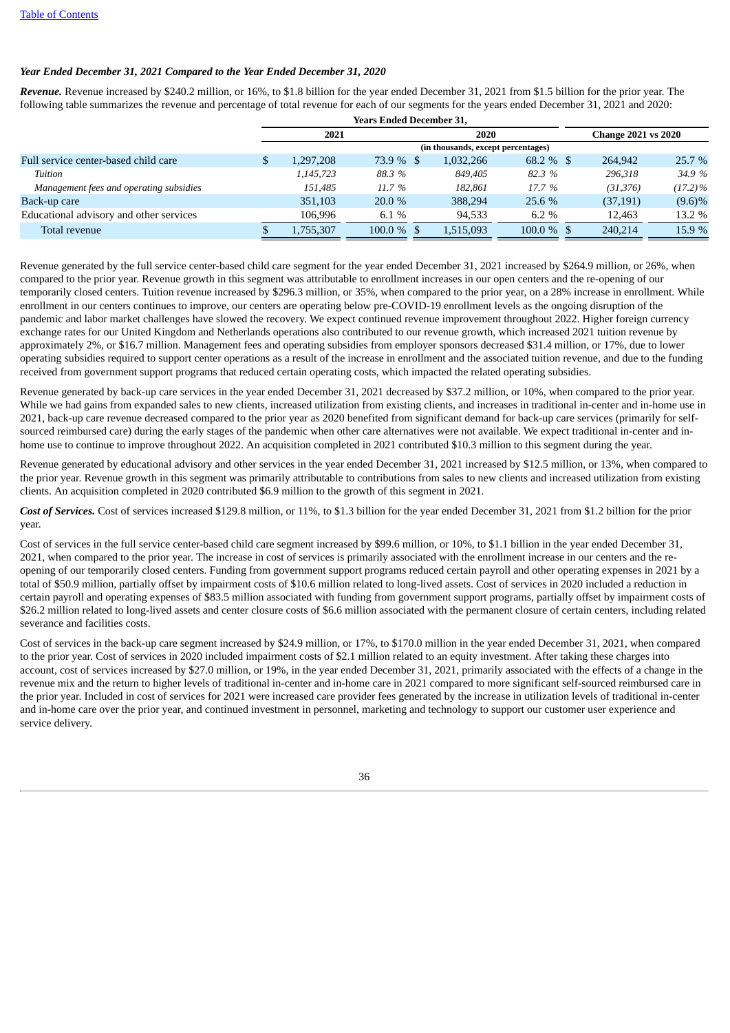*Year Ended December 31, 2021 Compared to the Year Ended December 31, 2020*

***Revenue.*** Revenue increased by $240.2 million, or 16%, to $1.8 billion for the year ended December 31, 2021 from $1.5 billion for the prior year. The following table summarizes the revenue and percentage of total revenue for each of our segments for the years ended December 31, 2021 and 2020:

| | Years Ended December 31, | | | | Change 2021 vs 2020 | |
|---|---|---|---|---|---|---|
| | 2021 | | 2020 | | | |
| | (in thousands, except percentages) | | | | | |
| Full service center-based child care | $ 1,297,208 | 73.9 % | $ 1,032,266 | 68.2 % | $ 264,942 | 25.7 % |
| *Tuition* | *1,145,723* | *88.3 %* | *849,405* | *82.3 %* | *296,318* | *34.9 %* |
| *Management fees and operating subsidies* | *151,485* | *11.7 %* | *182,861* | *17.7 %* | *(31,376)* | *(17.2)%* |
| Back-up care | 351,103 | 20.0 % | 388,294 | 25.6 % | (37,191) | (9.6)% |
| Educational advisory and other services | 106,996 | 6.1 % | 94,533 | 6.2 % | 12,463 | 13.2 % |
| Total revenue | $ 1,755,307 | 100.0 % | $ 1,515,093 | 100.0 % | $ 240,214 | 15.9 % |

Revenue generated by the full service center-based child care segment for the year ended December 31, 2021 increased by $264.9 million, or 26%, when compared to the prior year. Revenue growth in this segment was attributable to enrollment increases in our open centers and the re-opening of our temporarily closed centers. Tuition revenue increased by $296.3 million, or 35%, when compared to the prior year, on a 28% increase in enrollment. While enrollment in our centers continues to improve, our centers are operating below pre-COVID-19 enrollment levels as the ongoing disruption of the pandemic and labor market challenges have slowed the recovery. We expect continued revenue improvement throughout 2022. Higher foreign currency exchange rates for our United Kingdom and Netherlands operations also contributed to our revenue growth, which increased 2021 tuition revenue by approximately 2%, or $16.7 million. Management fees and operating subsidies from employer sponsors decreased $31.4 million, or 17%, due to lower operating subsidies required to support center operations as a result of the increase in enrollment and the associated tuition revenue, and due to the funding received from government support programs that reduced certain operating costs, which impacted the related operating subsidies.

Revenue generated by back-up care services in the year ended December 31, 2021 decreased by $37.2 million, or 10%, when compared to the prior year. While we had gains from expanded sales to new clients, increased utilization from existing clients, and increases in traditional in-center and in-home use in 2021, back-up care revenue decreased compared to the prior year as 2020 benefited from significant demand for back-up care services (primarily for self-sourced reimbursed care) during the early stages of the pandemic when other care alternatives were not available. We expect traditional in-center and in-home use to continue to improve throughout 2022. An acquisition completed in 2021 contributed $10.3 million to this segment during the year.

Revenue generated by educational advisory and other services in the year ended December 31, 2021 increased by $12.5 million, or 13%, when compared to the prior year. Revenue growth in this segment was primarily attributable to contributions from sales to new clients and increased utilization from existing clients. An acquisition completed in 2020 contributed $6.9 million to the growth of this segment in 2021.

***Cost of Services.*** Cost of services increased $129.8 million, or 11%, to $1.3 billion for the year ended December 31, 2021 from $1.2 billion for the prior year.

Cost of services in the full service center-based child care segment increased by $99.6 million, or 10%, to $1.1 billion in the year ended December 31, 2021, when compared to the prior year. The increase in cost of services is primarily associated with the enrollment increase in our centers and the re-opening of our temporarily closed centers. Funding from government support programs reduced certain payroll and other operating expenses in 2021 by a total of $50.9 million, partially offset by impairment costs of $10.6 million related to long-lived assets. Cost of services in 2020 included a reduction in certain payroll and operating expenses of $83.5 million associated with funding from government support programs, partially offset by impairment costs of $26.2 million related to long-lived assets and center closure costs of $6.6 million associated with the permanent closure of certain centers, including related severance and facilities costs.

Cost of services in the back-up care segment increased by $24.9 million, or 17%, to $170.0 million in the year ended December 31, 2021, when compared to the prior year. Cost of services in 2020 included impairment costs of $2.1 million related to an equity investment. After taking these charges into account, cost of services increased by $27.0 million, or 19%, in the year ended December 31, 2021, primarily associated with the effects of a change in the revenue mix and the return to higher levels of traditional in-center and in-home care in 2021 compared to more significant self-sourced reimbursed care in the prior year. Included in cost of services for 2021 were increased care provider fees generated by the increase in utilization levels of traditional in-center and in-home care over the prior year, and continued investment in personnel, marketing and technology to support our customer user experience and service delivery.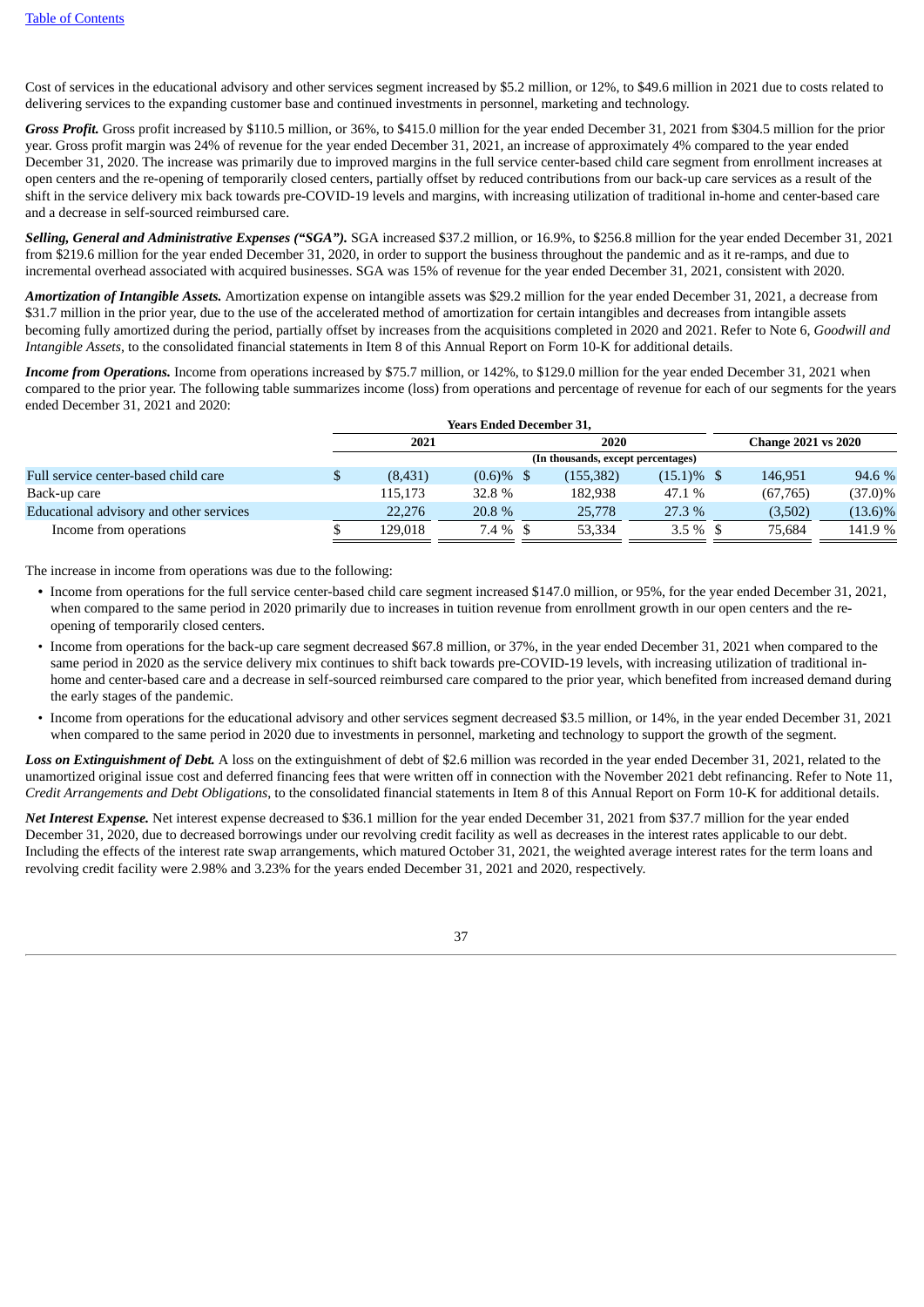Cost of services in the educational advisory and other services segment increased by $5.2 million, or 12%, to $49.6 million in 2021 due to costs related to delivering services to the expanding customer base and continued investments in personnel, marketing and technology.

***Gross Profit.*** Gross profit increased by $110.5 million, or 36%, to $415.0 million for the year ended December 31, 2021 from $304.5 million for the prior year. Gross profit margin was 24% of revenue for the year ended December 31, 2021, an increase of approximately 4% compared to the year ended December 31, 2020. The increase was primarily due to improved margins in the full service center-based child care segment from enrollment increases at open centers and the re-opening of temporarily closed centers, partially offset by reduced contributions from our back-up care services as a result of the shift in the service delivery mix back towards pre-COVID-19 levels and margins, with increasing utilization of traditional in-home and center-based care and a decrease in self-sourced reimbursed care.

***Selling, General and Administrative Expenses ("SGA").*** SGA increased $37.2 million, or 16.9%, to $256.8 million for the year ended December 31, 2021 from $219.6 million for the year ended December 31, 2020, in order to support the business throughout the pandemic and as it re-ramps, and due to incremental overhead associated with acquired businesses. SGA was 15% of revenue for the year ended December 31, 2021, consistent with 2020.

***Amortization of Intangible Assets.*** Amortization expense on intangible assets was $29.2 million for the year ended December 31, 2021, a decrease from $31.7 million in the prior year, due to the use of the accelerated method of amortization for certain intangibles and decreases from intangible assets becoming fully amortized during the period, partially offset by increases from the acquisitions completed in 2020 and 2021. Refer to Note 6, *Goodwill and Intangible Assets*, to the consolidated financial statements in Item 8 of this Annual Report on Form 10-K for additional details.

***Income from Operations.*** Income from operations increased by $75.7 million, or 142%, to $129.0 million for the year ended December 31, 2021 when compared to the prior year. The following table summarizes income (loss) from operations and percentage of revenue for each of our segments for the years ended December 31, 2021 and 2020:

| | Years Ended December 31, | | | | | |
|---|---|---|---|---|---|---|
| | 2021 | | 2020 | | Change 2021 vs 2020 | |
| | (In thousands, except percentages) | | | | | |
| Full service center-based child care | $ (8,431) | (0.6)% | $ (155,382) | (15.1)% | $ 146,951 | 94.6 % |
| Back-up care | 115,173 | 32.8 % | 182,938 | 47.1 % | (67,765) | (37.0)% |
| Educational advisory and other services | 22,276 | 20.8 % | 25,778 | 27.3 % | (3,502) | (13.6)% |
| Income from operations | $ 129,018 | 7.4 % | $ 53,334 | 3.5 % | $ 75,684 | 141.9 % |

The increase in income from operations was due to the following:

- Income from operations for the full service center-based child care segment increased $147.0 million, or 95%, for the year ended December 31, 2021, when compared to the same period in 2020 primarily due to increases in tuition revenue from enrollment growth in our open centers and the re-opening of temporarily closed centers.
- Income from operations for the back-up care segment decreased $67.8 million, or 37%, in the year ended December 31, 2021 when compared to the same period in 2020 as the service delivery mix continues to shift back towards pre-COVID-19 levels, with increasing utilization of traditional in-home and center-based care and a decrease in self-sourced reimbursed care compared to the prior year, which benefited from increased demand during the early stages of the pandemic.
- Income from operations for the educational advisory and other services segment decreased $3.5 million, or 14%, in the year ended December 31, 2021 when compared to the same period in 2020 due to investments in personnel, marketing and technology to support the growth of the segment.

***Loss on Extinguishment of Debt.*** A loss on the extinguishment of debt of $2.6 million was recorded in the year ended December 31, 2021, related to the unamortized original issue cost and deferred financing fees that were written off in connection with the November 2021 debt refinancing. Refer to Note 11, *Credit Arrangements and Debt Obligations*, to the consolidated financial statements in Item 8 of this Annual Report on Form 10-K for additional details.

***Net Interest Expense.*** Net interest expense decreased to $36.1 million for the year ended December 31, 2021 from $37.7 million for the year ended December 31, 2020, due to decreased borrowings under our revolving credit facility as well as decreases in the interest rates applicable to our debt. Including the effects of the interest rate swap arrangements, which matured October 31, 2021, the weighted average interest rates for the term loans and revolving credit facility were 2.98% and 3.23% for the years ended December 31, 2021 and 2020, respectively.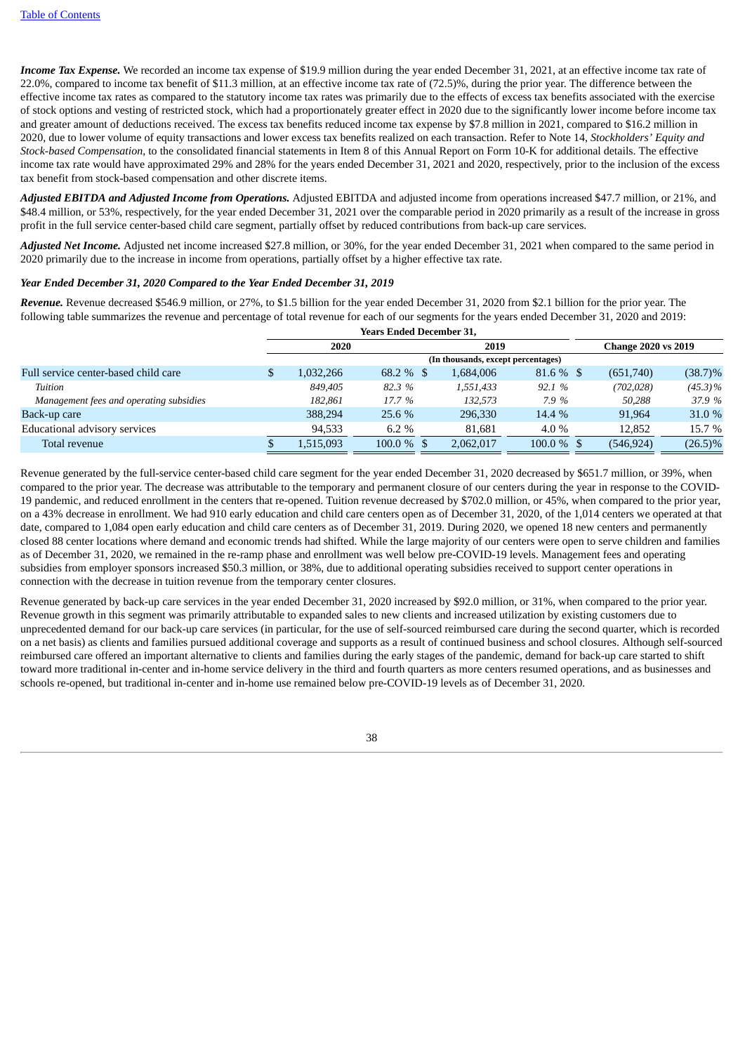***Income Tax Expense.*** We recorded an income tax expense of $19.9 million during the year ended December 31, 2021, at an effective income tax rate of 22.0%, compared to income tax benefit of $11.3 million, at an effective income tax rate of (72.5)%, during the prior year. The difference between the effective income tax rates as compared to the statutory income tax rates was primarily due to the effects of excess tax benefits associated with the exercise of stock options and vesting of restricted stock, which had a proportionately greater effect in 2020 due to the significantly lower income before income tax and greater amount of deductions received. The excess tax benefits reduced income tax expense by $7.8 million in 2021, compared to $16.2 million in 2020, due to lower volume of equity transactions and lower excess tax benefits realized on each transaction. Refer to Note 14, *Stockholders' Equity and Stock-based Compensation*, to the consolidated financial statements in Item 8 of this Annual Report on Form 10-K for additional details. The effective income tax rate would have approximated 29% and 28% for the years ended December 31, 2021 and 2020, respectively, prior to the inclusion of the excess tax benefit from stock-based compensation and other discrete items.

***Adjusted EBITDA and Adjusted Income from Operations.*** Adjusted EBITDA and adjusted income from operations increased $47.7 million, or 21%, and $48.4 million, or 53%, respectively, for the year ended December 31, 2021 over the comparable period in 2020 primarily as a result of the increase in gross profit in the full service center-based child care segment, partially offset by reduced contributions from back-up care services.

***Adjusted Net Income.*** Adjusted net income increased $27.8 million, or 30%, for the year ended December 31, 2021 when compared to the same period in 2020 primarily due to the increase in income from operations, partially offset by a higher effective tax rate.

***Year Ended December 31, 2020 Compared to the Year Ended December 31, 2019***

***Revenue.*** Revenue decreased $546.9 million, or 27%, to $1.5 billion for the year ended December 31, 2020 from $2.1 billion for the prior year. The following table summarizes the revenue and percentage of total revenue for each of our segments for the years ended December 31, 2020 and 2019:

| | Years Ended December 31, | | | | | |
|---|---|---|---|---|---|---|
| | 2020 | | 2019 | | Change 2020 vs 2019 | |
| | (In thousands, except percentages) | | | | | |
| Full service center-based child care | $ 1,032,266 | 68.2 % | $ 1,684,006 | 81.6 % | $ (651,740) | (38.7)% |
| *Tuition* | *849,405* | *82.3 %* | *1,551,433* | *92.1 %* | *(702,028)* | *(45.3)%* |
| *Management fees and operating subsidies* | *182,861* | *17.7 %* | *132,573* | *7.9 %* | *50,288* | *37.9 %* |
| Back-up care | 388,294 | 25.6 % | 296,330 | 14.4 % | 91,964 | 31.0 % |
| Educational advisory services | 94,533 | 6.2 % | 81,681 | 4.0 % | 12,852 | 15.7 % |
| Total revenue | $ 1,515,093 | 100.0 % | $ 2,062,017 | 100.0 % | $ (546,924) | (26.5)% |

Revenue generated by the full-service center-based child care segment for the year ended December 31, 2020 decreased by $651.7 million, or 39%, when compared to the prior year. The decrease was attributable to the temporary and permanent closure of our centers during the year in response to the COVID-19 pandemic, and reduced enrollment in the centers that re-opened. Tuition revenue decreased by $702.0 million, or 45%, when compared to the prior year, on a 43% decrease in enrollment. We had 910 early education and child care centers open as of December 31, 2020, of the 1,014 centers we operated at that date, compared to 1,084 open early education and child care centers as of December 31, 2019. During 2020, we opened 18 new centers and permanently closed 88 center locations where demand and economic trends had shifted. While the large majority of our centers were open to serve children and families as of December 31, 2020, we remained in the re-ramp phase and enrollment was well below pre-COVID-19 levels. Management fees and operating subsidies from employer sponsors increased $50.3 million, or 38%, due to additional operating subsidies received to support center operations in connection with the decrease in tuition revenue from the temporary center closures.

Revenue generated by back-up care services in the year ended December 31, 2020 increased by $92.0 million, or 31%, when compared to the prior year. Revenue growth in this segment was primarily attributable to expanded sales to new clients and increased utilization by existing customers due to unprecedented demand for our back-up care services (in particular, for the use of self-sourced reimbursed care during the second quarter, which is recorded on a net basis) as clients and families pursued additional coverage and supports as a result of continued business and school closures. Although self-sourced reimbursed care offered an important alternative to clients and families during the early stages of the pandemic, demand for back-up care started to shift toward more traditional in-center and in-home service delivery in the third and fourth quarters as more centers resumed operations, and as businesses and schools re-opened, but traditional in-center and in-home use remained below pre-COVID-19 levels as of December 31, 2020.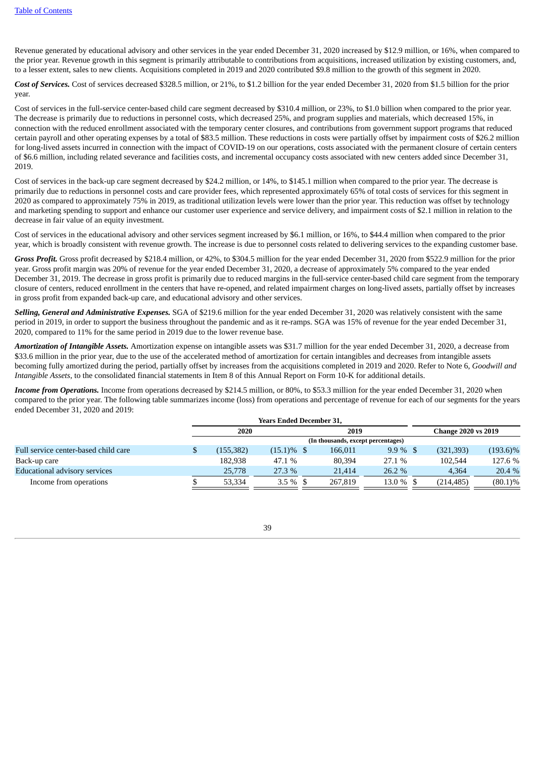Revenue generated by educational advisory and other services in the year ended December 31, 2020 increased by $12.9 million, or 16%, when compared to the prior year. Revenue growth in this segment is primarily attributable to contributions from acquisitions, increased utilization by existing customers, and, to a lesser extent, sales to new clients. Acquisitions completed in 2019 and 2020 contributed $9.8 million to the growth of this segment in 2020.

***Cost of Services.*** Cost of services decreased $328.5 million, or 21%, to $1.2 billion for the year ended December 31, 2020 from $1.5 billion for the prior year.

Cost of services in the full-service center-based child care segment decreased by $310.4 million, or 23%, to $1.0 billion when compared to the prior year. The decrease is primarily due to reductions in personnel costs, which decreased 25%, and program supplies and materials, which decreased 15%, in connection with the reduced enrollment associated with the temporary center closures, and contributions from government support programs that reduced certain payroll and other operating expenses by a total of $83.5 million. These reductions in costs were partially offset by impairment costs of $26.2 million for long-lived assets incurred in connection with the impact of COVID-19 on our operations, costs associated with the permanent closure of certain centers of $6.6 million, including related severance and facilities costs, and incremental occupancy costs associated with new centers added since December 31, 2019.

Cost of services in the back-up care segment decreased by $24.2 million, or 14%, to $145.1 million when compared to the prior year. The decrease is primarily due to reductions in personnel costs and care provider fees, which represented approximately 65% of total costs of services for this segment in 2020 as compared to approximately 75% in 2019, as traditional utilization levels were lower than the prior year. This reduction was offset by technology and marketing spending to support and enhance our customer user experience and service delivery, and impairment costs of $2.1 million in relation to the decrease in fair value of an equity investment.

Cost of services in the educational advisory and other services segment increased by $6.1 million, or 16%, to $44.4 million when compared to the prior year, which is broadly consistent with revenue growth. The increase is due to personnel costs related to delivering services to the expanding customer base.

***Gross Profit.*** Gross profit decreased by $218.4 million, or 42%, to $304.5 million for the year ended December 31, 2020 from $522.9 million for the prior year. Gross profit margin was 20% of revenue for the year ended December 31, 2020, a decrease of approximately 5% compared to the year ended December 31, 2019. The decrease in gross profit is primarily due to reduced margins in the full-service center-based child care segment from the temporary closure of centers, reduced enrollment in the centers that have re-opened, and related impairment charges on long-lived assets, partially offset by increases in gross profit from expanded back-up care, and educational advisory and other services.

***Selling, General and Administrative Expenses.*** SGA of $219.6 million for the year ended December 31, 2020 was relatively consistent with the same period in 2019, in order to support the business throughout the pandemic and as it re-ramps. SGA was 15% of revenue for the year ended December 31, 2020, compared to 11% for the same period in 2019 due to the lower revenue base.

***Amortization of Intangible Assets.*** Amortization expense on intangible assets was $31.7 million for the year ended December 31, 2020, a decrease from $33.6 million in the prior year, due to the use of the accelerated method of amortization for certain intangibles and decreases from intangible assets becoming fully amortized during the period, partially offset by increases from the acquisitions completed in 2019 and 2020. Refer to Note 6, *Goodwill and Intangible Assets*, to the consolidated financial statements in Item 8 of this Annual Report on Form 10-K for additional details.

***Income from Operations.*** Income from operations decreased by $214.5 million, or 80%, to $53.3 million for the year ended December 31, 2020 when compared to the prior year. The following table summarizes income (loss) from operations and percentage of revenue for each of our segments for the years ended December 31, 2020 and 2019:

| | Years Ended December 31, | | | | | |
|---|---|---|---|---|---|---|
| | 2020 | | 2019 | | Change 2020 vs 2019 | |
| | (In thousands, except percentages) | | | | | |
| Full service center-based child care | $ (155,382) | (15.1)% | $ 166,011 | 9.9 % | $ (321,393) | (193.6)% |
| Back-up care | 182,938 | 47.1 % | 80,394 | 27.1 % | 102,544 | 127.6 % |
| Educational advisory services | 25,778 | 27.3 % | 21,414 | 26.2 % | 4,364 | 20.4 % |
| Income from operations | $ 53,334 | 3.5 % | $ 267,819 | 13.0 % | $ (214,485) | (80.1)% |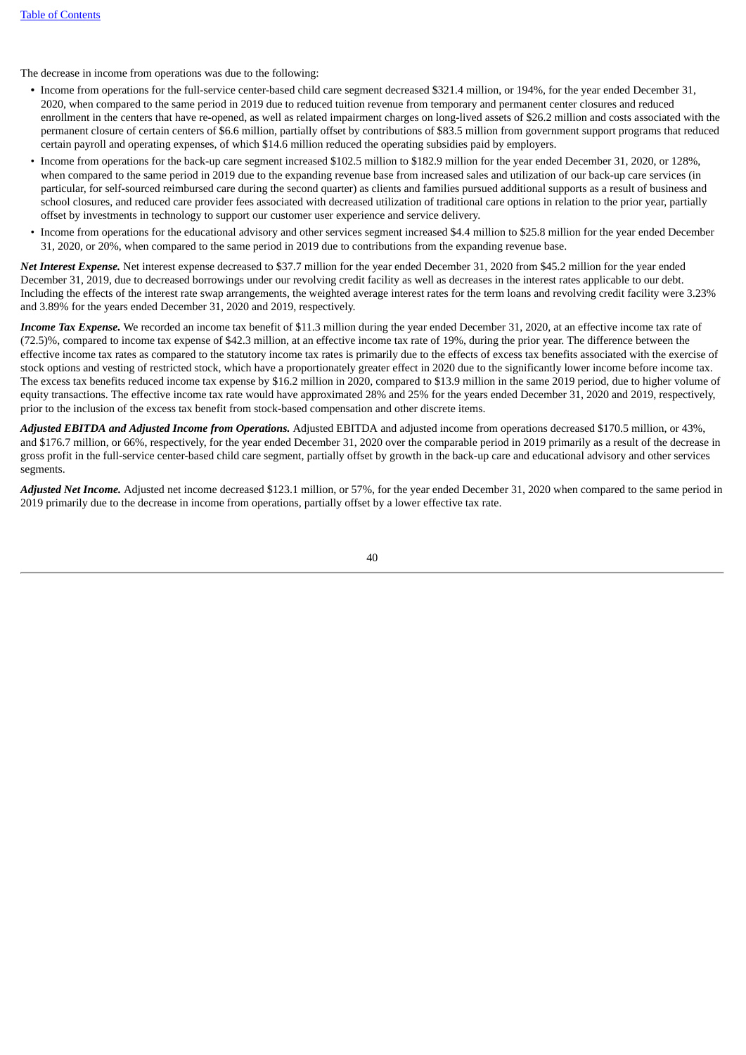The decrease in income from operations was due to the following:

- Income from operations for the full-service center-based child care segment decreased $321.4 million, or 194%, for the year ended December 31, 2020, when compared to the same period in 2019 due to reduced tuition revenue from temporary and permanent center closures and reduced enrollment in the centers that have re-opened, as well as related impairment charges on long-lived assets of $26.2 million and costs associated with the permanent closure of certain centers of $6.6 million, partially offset by contributions of $83.5 million from government support programs that reduced certain payroll and operating expenses, of which $14.6 million reduced the operating subsidies paid by employers.
- Income from operations for the back-up care segment increased $102.5 million to $182.9 million for the year ended December 31, 2020, or 128%, when compared to the same period in 2019 due to the expanding revenue base from increased sales and utilization of our back-up care services (in particular, for self-sourced reimbursed care during the second quarter) as clients and families pursued additional supports as a result of business and school closures, and reduced care provider fees associated with decreased utilization of traditional care options in relation to the prior year, partially offset by investments in technology to support our customer user experience and service delivery.
- Income from operations for the educational advisory and other services segment increased $4.4 million to $25.8 million for the year ended December 31, 2020, or 20%, when compared to the same period in 2019 due to contributions from the expanding revenue base.

***Net Interest Expense.*** Net interest expense decreased to $37.7 million for the year ended December 31, 2020 from $45.2 million for the year ended December 31, 2019, due to decreased borrowings under our revolving credit facility as well as decreases in the interest rates applicable to our debt. Including the effects of the interest rate swap arrangements, the weighted average interest rates for the term loans and revolving credit facility were 3.23% and 3.89% for the years ended December 31, 2020 and 2019, respectively.

***Income Tax Expense.*** We recorded an income tax benefit of $11.3 million during the year ended December 31, 2020, at an effective income tax rate of (72.5)%, compared to income tax expense of $42.3 million, at an effective income tax rate of 19%, during the prior year. The difference between the effective income tax rates as compared to the statutory income tax rates is primarily due to the effects of excess tax benefits associated with the exercise of stock options and vesting of restricted stock, which have a proportionately greater effect in 2020 due to the significantly lower income before income tax. The excess tax benefits reduced income tax expense by $16.2 million in 2020, compared to $13.9 million in the same 2019 period, due to higher volume of equity transactions. The effective income tax rate would have approximated 28% and 25% for the years ended December 31, 2020 and 2019, respectively, prior to the inclusion of the excess tax benefit from stock-based compensation and other discrete items.

***Adjusted EBITDA and Adjusted Income from Operations.*** Adjusted EBITDA and adjusted income from operations decreased $170.5 million, or 43%, and $176.7 million, or 66%, respectively, for the year ended December 31, 2020 over the comparable period in 2019 primarily as a result of the decrease in gross profit in the full-service center-based child care segment, partially offset by growth in the back-up care and educational advisory and other services segments.

***Adjusted Net Income.*** Adjusted net income decreased $123.1 million, or 57%, for the year ended December 31, 2020 when compared to the same period in 2019 primarily due to the decrease in income from operations, partially offset by a lower effective tax rate.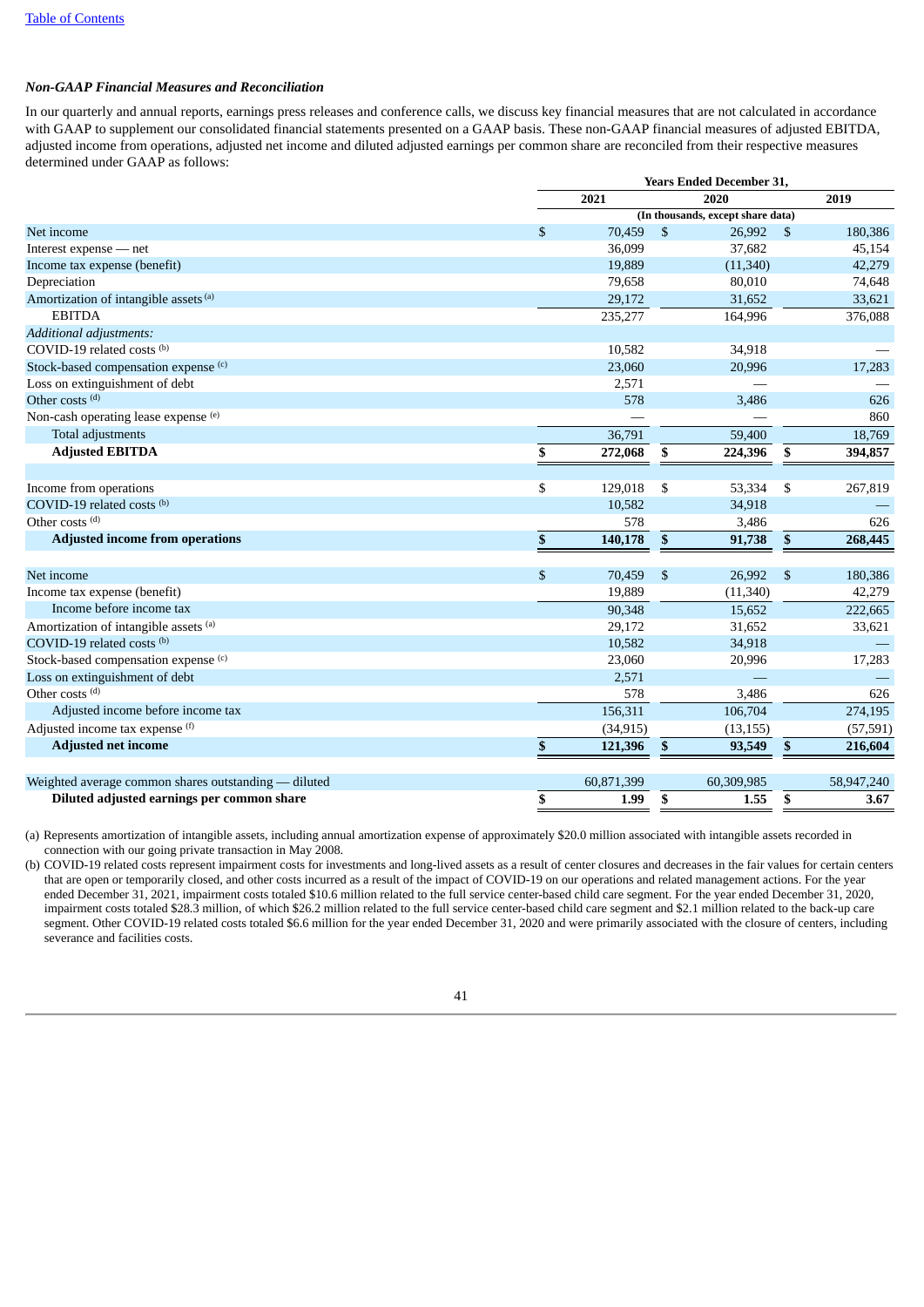*Non-GAAP Financial Measures and Reconciliation*

In our quarterly and annual reports, earnings press releases and conference calls, we discuss key financial measures that are not calculated in accordance with GAAP to supplement our consolidated financial statements presented on a GAAP basis. These non-GAAP financial measures of adjusted EBITDA, adjusted income from operations, adjusted net income and diluted adjusted earnings per common share are reconciled from their respective measures determined under GAAP as follows:

| | Years Ended December 31, | | |
|---|---|---|---|
| | 2021 | 2020 | 2019 |
| | (In thousands, except share data) | | |
| Net income | $ 70,459 | $ 26,992 | $ 180,386 |
| Interest expense — net | 36,099 | 37,682 | 45,154 |
| Income tax expense (benefit) | 19,889 | (11,340) | 42,279 |
| Depreciation | 79,658 | 80,010 | 74,648 |
| Amortization of intangible assets [(a)] | 29,172 | 31,652 | 33,621 |
| EBITDA | 235,277 | 164,996 | 376,088 |
| *Additional adjustments:* | | | |
| COVID-19 related costs [(b)] | 10,582 | 34,918 | — |
| Stock-based compensation expense [(c)] | 23,060 | 20,996 | 17,283 |
| Loss on extinguishment of debt | 2,571 | — | — |
| Other costs [(d)] | 578 | 3,486 | 626 |
| Non-cash operating lease expense [(e)] | — | — | 860 |
| Total adjustments | 36,791 | 59,400 | 18,769 |
| **Adjusted EBITDA** | **$ 272,068** | **$ 224,396** | **$ 394,857** |
| | | | |
| Income from operations | $ 129,018 | $ 53,334 | $ 267,819 |
| COVID-19 related costs [(b)] | 10,582 | 34,918 | — |
| Other costs [(d)] | 578 | 3,486 | 626 |
| **Adjusted income from operations** | **$ 140,178** | **$ 91,738** | **$ 268,445** |
| | | | |
| Net income | $ 70,459 | $ 26,992 | $ 180,386 |
| Income tax expense (benefit) | 19,889 | (11,340) | 42,279 |
| Income before income tax | 90,348 | 15,652 | 222,665 |
| Amortization of intangible assets [(a)] | 29,172 | 31,652 | 33,621 |
| COVID-19 related costs [(b)] | 10,582 | 34,918 | — |
| Stock-based compensation expense [(c)] | 23,060 | 20,996 | 17,283 |
| Loss on extinguishment of debt | 2,571 | — | — |
| Other costs [(d)] | 578 | 3,486 | 626 |
| Adjusted income before income tax | 156,311 | 106,704 | 274,195 |
| Adjusted income tax expense [(f)] | (34,915) | (13,155) | (57,591) |
| **Adjusted net income** | **$ 121,396** | **$ 93,549** | **$ 216,604** |
| | | | |
| Weighted average common shares outstanding — diluted | 60,871,399 | 60,309,985 | 58,947,240 |
| **Diluted adjusted earnings per common share** | **$ 1.99** | **$ 1.55** | **$ 3.67** |

(a) Represents amortization of intangible assets, including annual amortization expense of approximately $20.0 million associated with intangible assets recorded in connection with our going private transaction in May 2008.

(b) COVID-19 related costs represent impairment costs for investments and long-lived assets as a result of center closures and decreases in the fair values for certain centers that are open or temporarily closed, and other costs incurred as a result of the impact of COVID-19 on our operations and related management actions. For the year ended December 31, 2021, impairment costs totaled $10.6 million related to the full service center-based child care segment. For the year ended December 31, 2020, impairment costs totaled $28.3 million, of which $26.2 million related to the full service center-based child care segment and $2.1 million related to the back-up care segment. Other COVID-19 related costs totaled $6.6 million for the year ended December 31, 2020 and were primarily associated with the closure of centers, including severance and facilities costs.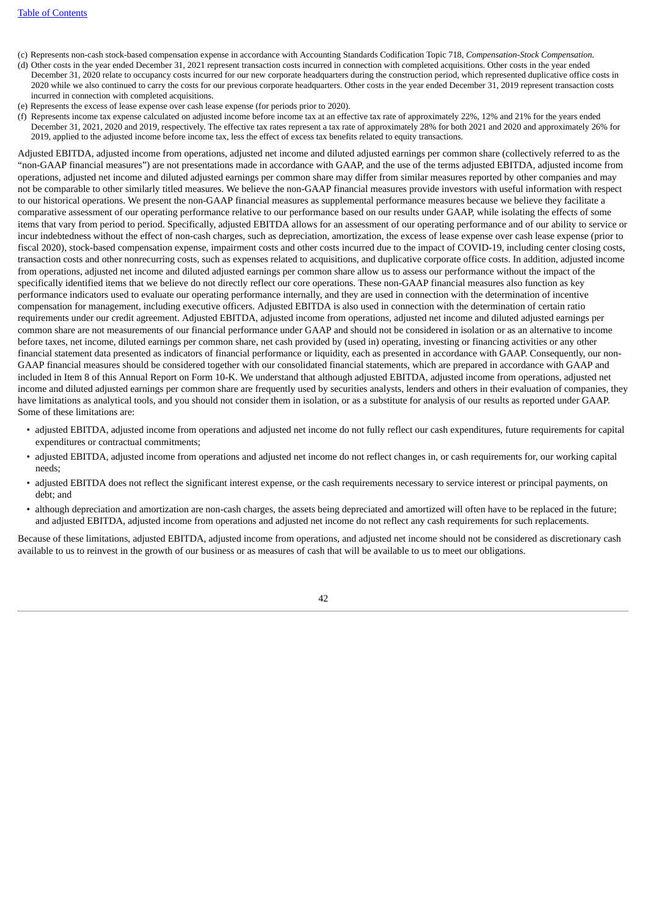(c) Represents non-cash stock-based compensation expense in accordance with Accounting Standards Codification Topic 718, *Compensation-Stock Compensation.*

(d) Other costs in the year ended December 31, 2021 represent transaction costs incurred in connection with completed acquisitions. Other costs in the year ended December 31, 2020 relate to occupancy costs incurred for our new corporate headquarters during the construction period, which represented duplicative office costs in 2020 while we also continued to carry the costs for our previous corporate headquarters. Other costs in the year ended December 31, 2019 represent transaction costs incurred in connection with completed acquisitions.

(e) Represents the excess of lease expense over cash lease expense (for periods prior to 2020).

(f) Represents income tax expense calculated on adjusted income before income tax at an effective tax rate of approximately 22%, 12% and 21% for the years ended December 31, 2021, 2020 and 2019, respectively. The effective tax rates represent a tax rate of approximately 28% for both 2021 and 2020 and approximately 26% for 2019, applied to the adjusted income before income tax, less the effect of excess tax benefits related to equity transactions.

Adjusted EBITDA, adjusted income from operations, adjusted net income and diluted adjusted earnings per common share (collectively referred to as the "non-GAAP financial measures") are not presentations made in accordance with GAAP, and the use of the terms adjusted EBITDA, adjusted income from operations, adjusted net income and diluted adjusted earnings per common share may differ from similar measures reported by other companies and may not be comparable to other similarly titled measures. We believe the non-GAAP financial measures provide investors with useful information with respect to our historical operations. We present the non-GAAP financial measures as supplemental performance measures because we believe they facilitate a comparative assessment of our operating performance relative to our performance based on our results under GAAP, while isolating the effects of some items that vary from period to period. Specifically, adjusted EBITDA allows for an assessment of our operating performance and of our ability to service or incur indebtedness without the effect of non-cash charges, such as depreciation, amortization, the excess of lease expense over cash lease expense (prior to fiscal 2020), stock-based compensation expense, impairment costs and other costs incurred due to the impact of COVID-19, including center closing costs, transaction costs and other nonrecurring costs, such as expenses related to acquisitions, and duplicative corporate office costs. In addition, adjusted income from operations, adjusted net income and diluted adjusted earnings per common share allow us to assess our performance without the impact of the specifically identified items that we believe do not directly reflect our core operations. These non-GAAP financial measures also function as key performance indicators used to evaluate our operating performance internally, and they are used in connection with the determination of incentive compensation for management, including executive officers. Adjusted EBITDA is also used in connection with the determination of certain ratio requirements under our credit agreement. Adjusted EBITDA, adjusted income from operations, adjusted net income and diluted adjusted earnings per common share are not measurements of our financial performance under GAAP and should not be considered in isolation or as an alternative to income before taxes, net income, diluted earnings per common share, net cash provided by (used in) operating, investing or financing activities or any other financial statement data presented as indicators of financial performance or liquidity, each as presented in accordance with GAAP. Consequently, our non-GAAP financial measures should be considered together with our consolidated financial statements, which are prepared in accordance with GAAP and included in Item 8 of this Annual Report on Form 10-K. We understand that although adjusted EBITDA, adjusted income from operations, adjusted net income and diluted adjusted earnings per common share are frequently used by securities analysts, lenders and others in their evaluation of companies, they have limitations as analytical tools, and you should not consider them in isolation, or as a substitute for analysis of our results as reported under GAAP. Some of these limitations are:

- adjusted EBITDA, adjusted income from operations and adjusted net income do not fully reflect our cash expenditures, future requirements for capital expenditures or contractual commitments;
- adjusted EBITDA, adjusted income from operations and adjusted net income do not reflect changes in, or cash requirements for, our working capital needs;
- adjusted EBITDA does not reflect the significant interest expense, or the cash requirements necessary to service interest or principal payments, on debt; and
- although depreciation and amortization are non-cash charges, the assets being depreciated and amortized will often have to be replaced in the future; and adjusted EBITDA, adjusted income from operations and adjusted net income do not reflect any cash requirements for such replacements.

Because of these limitations, adjusted EBITDA, adjusted income from operations, and adjusted net income should not be considered as discretionary cash available to us to reinvest in the growth of our business or as measures of cash that will be available to us to meet our obligations.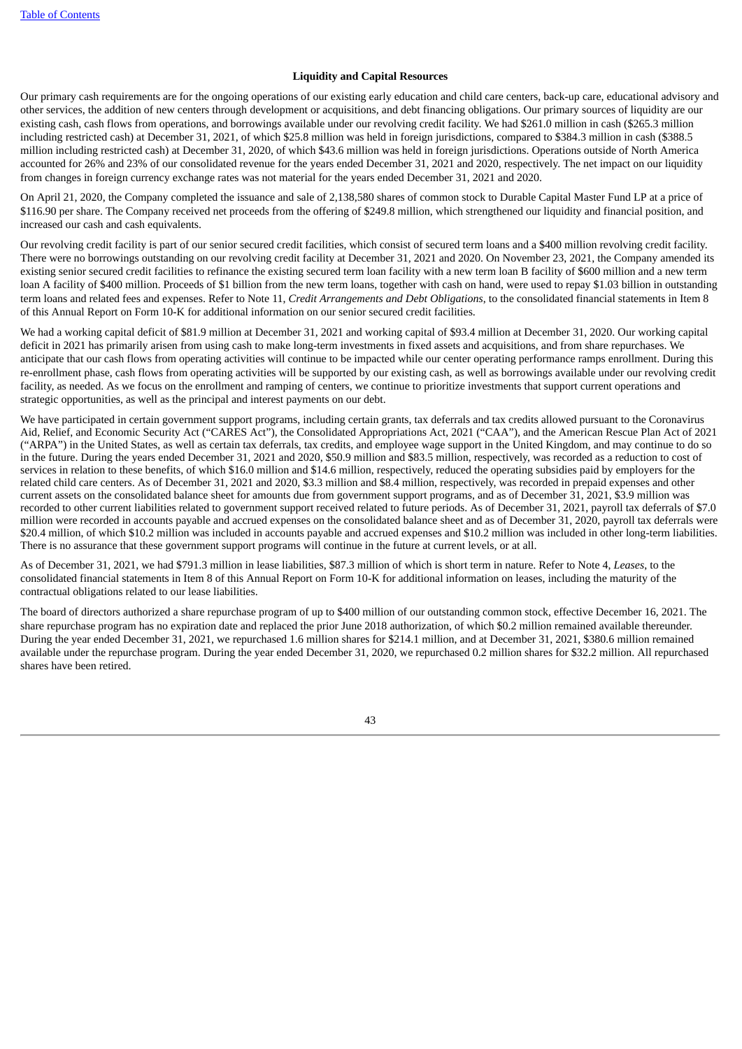### Liquidity and Capital Resources

Our primary cash requirements are for the ongoing operations of our existing early education and child care centers, back-up care, educational advisory and other services, the addition of new centers through development or acquisitions, and debt financing obligations. Our primary sources of liquidity are our existing cash, cash flows from operations, and borrowings available under our revolving credit facility. We had $261.0 million in cash ($265.3 million including restricted cash) at December 31, 2021, of which $25.8 million was held in foreign jurisdictions, compared to $384.3 million in cash ($388.5 million including restricted cash) at December 31, 2020, of which $43.6 million was held in foreign jurisdictions. Operations outside of North America accounted for 26% and 23% of our consolidated revenue for the years ended December 31, 2021 and 2020, respectively. The net impact on our liquidity from changes in foreign currency exchange rates was not material for the years ended December 31, 2021 and 2020.

On April 21, 2020, the Company completed the issuance and sale of 2,138,580 shares of common stock to Durable Capital Master Fund LP at a price of $116.90 per share. The Company received net proceeds from the offering of $249.8 million, which strengthened our liquidity and financial position, and increased our cash and cash equivalents.

Our revolving credit facility is part of our senior secured credit facilities, which consist of secured term loans and a $400 million revolving credit facility. There were no borrowings outstanding on our revolving credit facility at December 31, 2021 and 2020. On November 23, 2021, the Company amended its existing senior secured credit facilities to refinance the existing secured term loan facility with a new term loan B facility of $600 million and a new term loan A facility of $400 million. Proceeds of $1 billion from the new term loans, together with cash on hand, were used to repay $1.03 billion in outstanding term loans and related fees and expenses. Refer to Note 11, *Credit Arrangements and Debt Obligations*, to the consolidated financial statements in Item 8 of this Annual Report on Form 10-K for additional information on our senior secured credit facilities.

We had a working capital deficit of $81.9 million at December 31, 2021 and working capital of $93.4 million at December 31, 2020. Our working capital deficit in 2021 has primarily arisen from using cash to make long-term investments in fixed assets and acquisitions, and from share repurchases. We anticipate that our cash flows from operating activities will continue to be impacted while our center operating performance ramps enrollment. During this re-enrollment phase, cash flows from operating activities will be supported by our existing cash, as well as borrowings available under our revolving credit facility, as needed. As we focus on the enrollment and ramping of centers, we continue to prioritize investments that support current operations and strategic opportunities, as well as the principal and interest payments on our debt.

We have participated in certain government support programs, including certain grants, tax deferrals and tax credits allowed pursuant to the Coronavirus Aid, Relief, and Economic Security Act ("CARES Act"), the Consolidated Appropriations Act, 2021 ("CAA"), and the American Rescue Plan Act of 2021 ("ARPA") in the United States, as well as certain tax deferrals, tax credits, and employee wage support in the United Kingdom, and may continue to do so in the future. During the years ended December 31, 2021 and 2020, $50.9 million and $83.5 million, respectively, was recorded as a reduction to cost of services in relation to these benefits, of which $16.0 million and $14.6 million, respectively, reduced the operating subsidies paid by employers for the related child care centers. As of December 31, 2021 and 2020, $3.3 million and $8.4 million, respectively, was recorded in prepaid expenses and other current assets on the consolidated balance sheet for amounts due from government support programs, and as of December 31, 2021, $3.9 million was recorded to other current liabilities related to government support received related to future periods. As of December 31, 2021, payroll tax deferrals of $7.0 million were recorded in accounts payable and accrued expenses on the consolidated balance sheet and as of December 31, 2020, payroll tax deferrals were $20.4 million, of which $10.2 million was included in accounts payable and accrued expenses and $10.2 million was included in other long-term liabilities. There is no assurance that these government support programs will continue in the future at current levels, or at all.

As of December 31, 2021, we had $791.3 million in lease liabilities, $87.3 million of which is short term in nature. Refer to Note 4, *Leases*, to the consolidated financial statements in Item 8 of this Annual Report on Form 10-K for additional information on leases, including the maturity of the contractual obligations related to our lease liabilities.

The board of directors authorized a share repurchase program of up to $400 million of our outstanding common stock, effective December 16, 2021. The share repurchase program has no expiration date and replaced the prior June 2018 authorization, of which $0.2 million remained available thereunder. During the year ended December 31, 2021, we repurchased 1.6 million shares for $214.1 million, and at December 31, 2021, $380.6 million remained available under the repurchase program. During the year ended December 31, 2020, we repurchased 0.2 million shares for $32.2 million. All repurchased shares have been retired.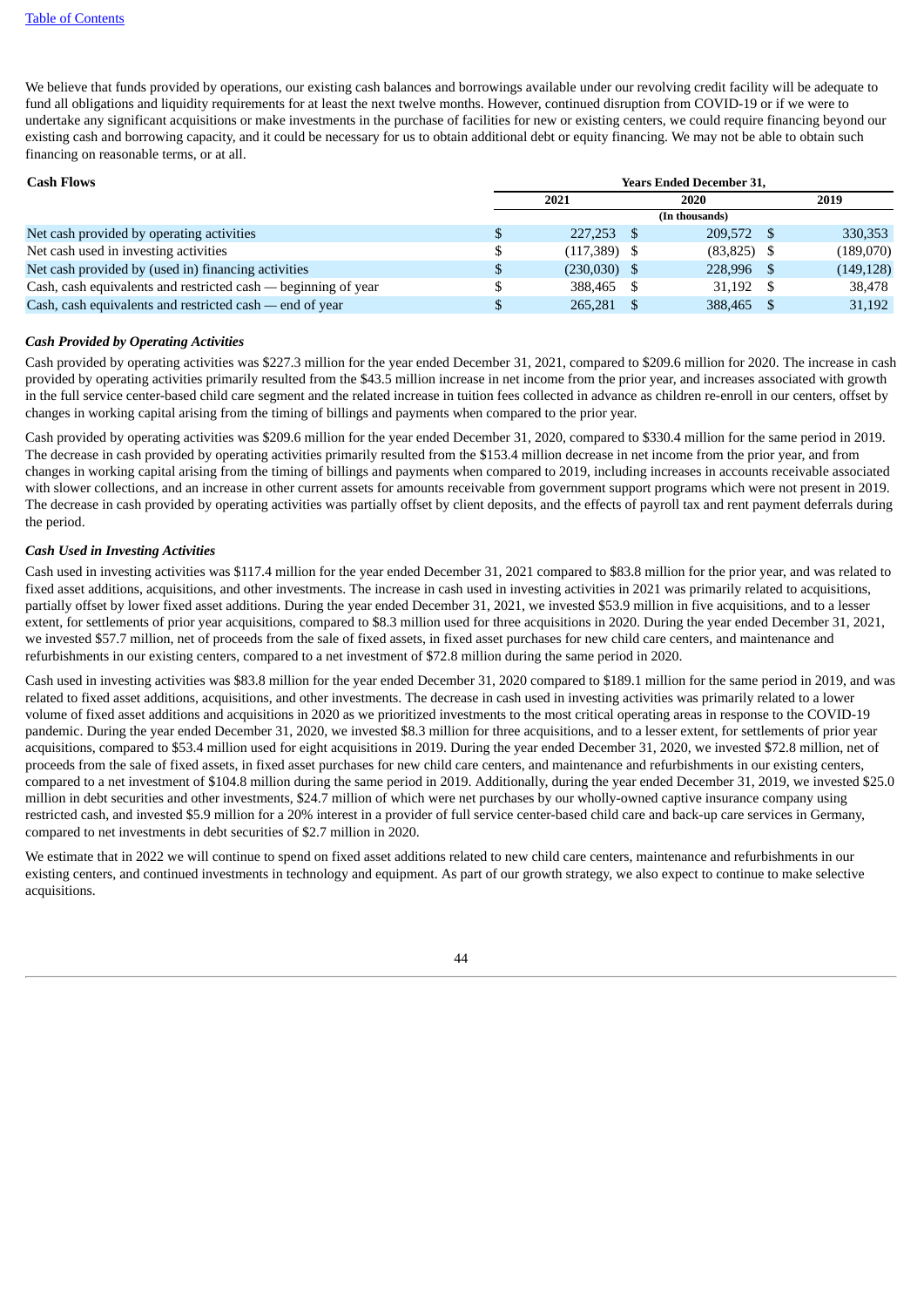We believe that funds provided by operations, our existing cash balances and borrowings available under our revolving credit facility will be adequate to fund all obligations and liquidity requirements for at least the next twelve months. However, continued disruption from COVID-19 or if we were to undertake any significant acquisitions or make investments in the purchase of facilities for new or existing centers, we could require financing beyond our existing cash and borrowing capacity, and it could be necessary for us to obtain additional debt or equity financing. We may not be able to obtain such financing on reasonable terms, or at all.

| Cash Flows | Years Ended December 31, | | |
|---|---|---|---|
| | 2021 | 2020 | 2019 |
| | (In thousands) | | |
| Net cash provided by operating activities | $ 227,253 | $ 209,572 | $ 330,353 |
| Net cash used in investing activities | $ (117,389) | $ (83,825) | $ (189,070) |
| Net cash provided by (used in) financing activities | $ (230,030) | $ 228,996 | $ (149,128) |
| Cash, cash equivalents and restricted cash — beginning of year | $ 388,465 | $ 31,192 | $ 38,478 |
| Cash, cash equivalents and restricted cash — end of year | $ 265,281 | $ 388,465 | $ 31,192 |

***Cash Provided by Operating Activities***

Cash provided by operating activities was $227.3 million for the year ended December 31, 2021, compared to $209.6 million for 2020. The increase in cash provided by operating activities primarily resulted from the $43.5 million increase in net income from the prior year, and increases associated with growth in the full service center-based child care segment and the related increase in tuition fees collected in advance as children re-enroll in our centers, offset by changes in working capital arising from the timing of billings and payments when compared to the prior year.

Cash provided by operating activities was $209.6 million for the year ended December 31, 2020, compared to $330.4 million for the same period in 2019. The decrease in cash provided by operating activities primarily resulted from the $153.4 million decrease in net income from the prior year, and from changes in working capital arising from the timing of billings and payments when compared to 2019, including increases in accounts receivable associated with slower collections, and an increase in other current assets for amounts receivable from government support programs which were not present in 2019. The decrease in cash provided by operating activities was partially offset by client deposits, and the effects of payroll tax and rent payment deferrals during the period.

***Cash Used in Investing Activities***

Cash used in investing activities was $117.4 million for the year ended December 31, 2021 compared to $83.8 million for the prior year, and was related to fixed asset additions, acquisitions, and other investments. The increase in cash used in investing activities in 2021 was primarily related to acquisitions, partially offset by lower fixed asset additions. During the year ended December 31, 2021, we invested $53.9 million in five acquisitions, and to a lesser extent, for settlements of prior year acquisitions, compared to $8.3 million used for three acquisitions in 2020. During the year ended December 31, 2021, we invested $57.7 million, net of proceeds from the sale of fixed assets, in fixed asset purchases for new child care centers, and maintenance and refurbishments in our existing centers, compared to a net investment of $72.8 million during the same period in 2020.

Cash used in investing activities was $83.8 million for the year ended December 31, 2020 compared to $189.1 million for the same period in 2019, and was related to fixed asset additions, acquisitions, and other investments. The decrease in cash used in investing activities was primarily related to a lower volume of fixed asset additions and acquisitions in 2020 as we prioritized investments to the most critical operating areas in response to the COVID-19 pandemic. During the year ended December 31, 2020, we invested $8.3 million for three acquisitions, and to a lesser extent, for settlements of prior year acquisitions, compared to $53.4 million used for eight acquisitions in 2019. During the year ended December 31, 2020, we invested $72.8 million, net of proceeds from the sale of fixed assets, in fixed asset purchases for new child care centers, and maintenance and refurbishments in our existing centers, compared to a net investment of $104.8 million during the same period in 2019. Additionally, during the year ended December 31, 2019, we invested $25.0 million in debt securities and other investments, $24.7 million of which were net purchases by our wholly-owned captive insurance company using restricted cash, and invested $5.9 million for a 20% interest in a provider of full service center-based child care and back-up care services in Germany, compared to net investments in debt securities of $2.7 million in 2020.

We estimate that in 2022 we will continue to spend on fixed asset additions related to new child care centers, maintenance and refurbishments in our existing centers, and continued investments in technology and equipment. As part of our growth strategy, we also expect to continue to make selective acquisitions.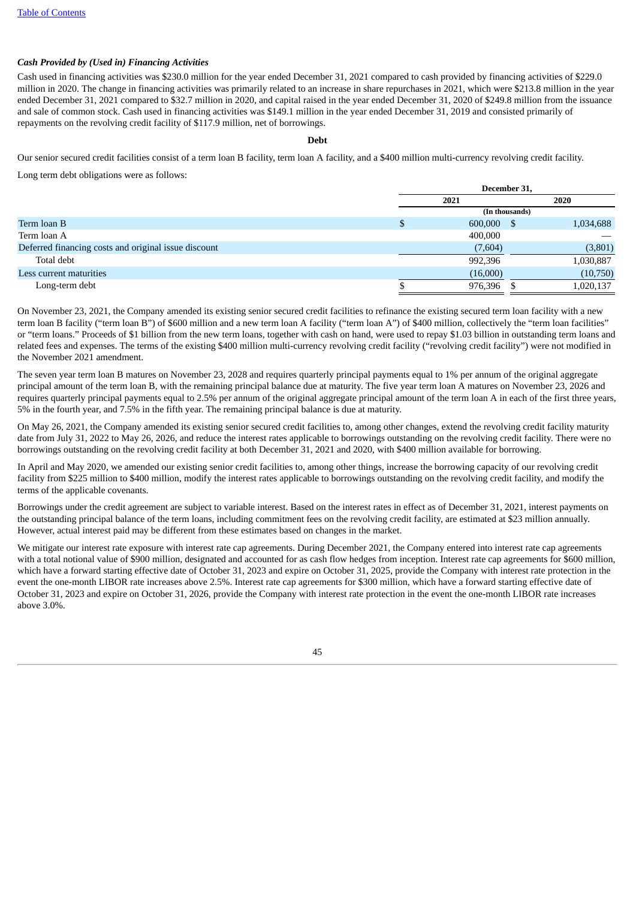*Cash Provided by (Used in) Financing Activities*

Cash used in financing activities was $230.0 million for the year ended December 31, 2021 compared to cash provided by financing activities of $229.0 million in 2020. The change in financing activities was primarily related to an increase in share repurchases in 2021, which were $213.8 million in the year ended December 31, 2021 compared to $32.7 million in 2020, and capital raised in the year ended December 31, 2020 of $249.8 million from the issuance and sale of common stock. Cash used in financing activities was $149.1 million in the year ended December 31, 2019 and consisted primarily of repayments on the revolving credit facility of $117.9 million, net of borrowings.

**Debt**

Our senior secured credit facilities consist of a term loan B facility, term loan A facility, and a $400 million multi-currency revolving credit facility.

Long term debt obligations were as follows:

| | December 31, | |
|---|---|---|
| | 2021 | 2020 |
| | (In thousands) | |
| Term loan B | $ 600,000 | $ 1,034,688 |
| Term loan A | 400,000 | — |
| Deferred financing costs and original issue discount | (7,604) | (3,801) |
| Total debt | 992,396 | 1,030,887 |
| Less current maturities | (16,000) | (10,750) |
| Long-term debt | $ 976,396 | $ 1,020,137 |

On November 23, 2021, the Company amended its existing senior secured credit facilities to refinance the existing secured term loan facility with a new term loan B facility ("term loan B") of $600 million and a new term loan A facility ("term loan A") of $400 million, collectively the "term loan facilities" or "term loans." Proceeds of $1 billion from the new term loans, together with cash on hand, were used to repay $1.03 billion in outstanding term loans and related fees and expenses. The terms of the existing $400 million multi-currency revolving credit facility ("revolving credit facility") were not modified in the November 2021 amendment.

The seven year term loan B matures on November 23, 2028 and requires quarterly principal payments equal to 1% per annum of the original aggregate principal amount of the term loan B, with the remaining principal balance due at maturity. The five year term loan A matures on November 23, 2026 and requires quarterly principal payments equal to 2.5% per annum of the original aggregate principal amount of the term loan A in each of the first three years, 5% in the fourth year, and 7.5% in the fifth year. The remaining principal balance is due at maturity.

On May 26, 2021, the Company amended its existing senior secured credit facilities to, among other changes, extend the revolving credit facility maturity date from July 31, 2022 to May 26, 2026, and reduce the interest rates applicable to borrowings outstanding on the revolving credit facility. There were no borrowings outstanding on the revolving credit facility at both December 31, 2021 and 2020, with $400 million available for borrowing.

In April and May 2020, we amended our existing senior credit facilities to, among other things, increase the borrowing capacity of our revolving credit facility from $225 million to $400 million, modify the interest rates applicable to borrowings outstanding on the revolving credit facility, and modify the terms of the applicable covenants.

Borrowings under the credit agreement are subject to variable interest. Based on the interest rates in effect as of December 31, 2021, interest payments on the outstanding principal balance of the term loans, including commitment fees on the revolving credit facility, are estimated at $23 million annually. However, actual interest paid may be different from these estimates based on changes in the market.

We mitigate our interest rate exposure with interest rate cap agreements. During December 2021, the Company entered into interest rate cap agreements with a total notional value of $900 million, designated and accounted for as cash flow hedges from inception. Interest rate cap agreements for $600 million, which have a forward starting effective date of October 31, 2023 and expire on October 31, 2025, provide the Company with interest rate protection in the event the one-month LIBOR rate increases above 2.5%. Interest rate cap agreements for $300 million, which have a forward starting effective date of October 31, 2023 and expire on October 31, 2026, provide the Company with interest rate protection in the event the one-month LIBOR rate increases above 3.0%.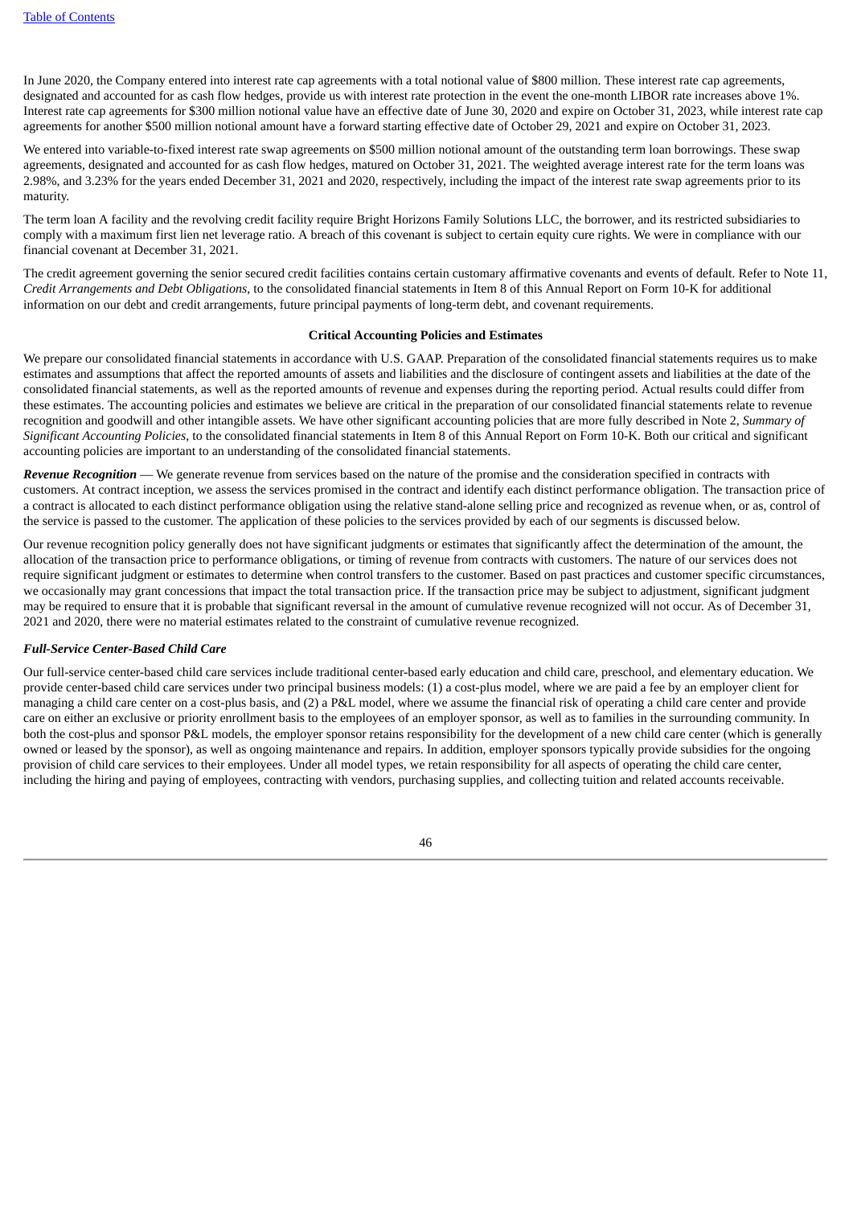In June 2020, the Company entered into interest rate cap agreements with a total notional value of $800 million. These interest rate cap agreements, designated and accounted for as cash flow hedges, provide us with interest rate protection in the event the one-month LIBOR rate increases above 1%. Interest rate cap agreements for $300 million notional value have an effective date of June 30, 2020 and expire on October 31, 2023, while interest rate cap agreements for another $500 million notional amount have a forward starting effective date of October 29, 2021 and expire on October 31, 2023.

We entered into variable-to-fixed interest rate swap agreements on $500 million notional amount of the outstanding term loan borrowings. These swap agreements, designated and accounted for as cash flow hedges, matured on October 31, 2021. The weighted average interest rate for the term loans was 2.98%, and 3.23% for the years ended December 31, 2021 and 2020, respectively, including the impact of the interest rate swap agreements prior to its maturity.

The term loan A facility and the revolving credit facility require Bright Horizons Family Solutions LLC, the borrower, and its restricted subsidiaries to comply with a maximum first lien net leverage ratio. A breach of this covenant is subject to certain equity cure rights. We were in compliance with our financial covenant at December 31, 2021.

The credit agreement governing the senior secured credit facilities contains certain customary affirmative covenants and events of default. Refer to Note 11, *Credit Arrangements and Debt Obligations*, to the consolidated financial statements in Item 8 of this Annual Report on Form 10-K for additional information on our debt and credit arrangements, future principal payments of long-term debt, and covenant requirements.

## Critical Accounting Policies and Estimates

We prepare our consolidated financial statements in accordance with U.S. GAAP. Preparation of the consolidated financial statements requires us to make estimates and assumptions that affect the reported amounts of assets and liabilities and the disclosure of contingent assets and liabilities at the date of the consolidated financial statements, as well as the reported amounts of revenue and expenses during the reporting period. Actual results could differ from these estimates. The accounting policies and estimates we believe are critical in the preparation of our consolidated financial statements relate to revenue recognition and goodwill and other intangible assets. We have other significant accounting policies that are more fully described in Note 2, *Summary of Significant Accounting Policies*, to the consolidated financial statements in Item 8 of this Annual Report on Form 10-K. Both our critical and significant accounting policies are important to an understanding of the consolidated financial statements.

***Revenue Recognition*** — We generate revenue from services based on the nature of the promise and the consideration specified in contracts with customers. At contract inception, we assess the services promised in the contract and identify each distinct performance obligation. The transaction price of a contract is allocated to each distinct performance obligation using the relative stand-alone selling price and recognized as revenue when, or as, control of the service is passed to the customer. The application of these policies to the services provided by each of our segments is discussed below.

Our revenue recognition policy generally does not have significant judgments or estimates that significantly affect the determination of the amount, the allocation of the transaction price to performance obligations, or timing of revenue from contracts with customers. The nature of our services does not require significant judgment or estimates to determine when control transfers to the customer. Based on past practices and customer specific circumstances, we occasionally may grant concessions that impact the total transaction price. If the transaction price may be subject to adjustment, significant judgment may be required to ensure that it is probable that significant reversal in the amount of cumulative revenue recognized will not occur. As of December 31, 2021 and 2020, there were no material estimates related to the constraint of cumulative revenue recognized.

***Full-Service Center-Based Child Care***

Our full-service center-based child care services include traditional center-based early education and child care, preschool, and elementary education. We provide center-based child care services under two principal business models: (1) a cost-plus model, where we are paid a fee by an employer client for managing a child care center on a cost-plus basis, and (2) a P&L model, where we assume the financial risk of operating a child care center and provide care on either an exclusive or priority enrollment basis to the employees of an employer sponsor, as well as to families in the surrounding community. In both the cost-plus and sponsor P&L models, the employer sponsor retains responsibility for the development of a new child care center (which is generally owned or leased by the sponsor), as well as ongoing maintenance and repairs. In addition, employer sponsors typically provide subsidies for the ongoing provision of child care services to their employees. Under all model types, we retain responsibility for all aspects of operating the child care center, including the hiring and paying of employees, contracting with vendors, purchasing supplies, and collecting tuition and related accounts receivable.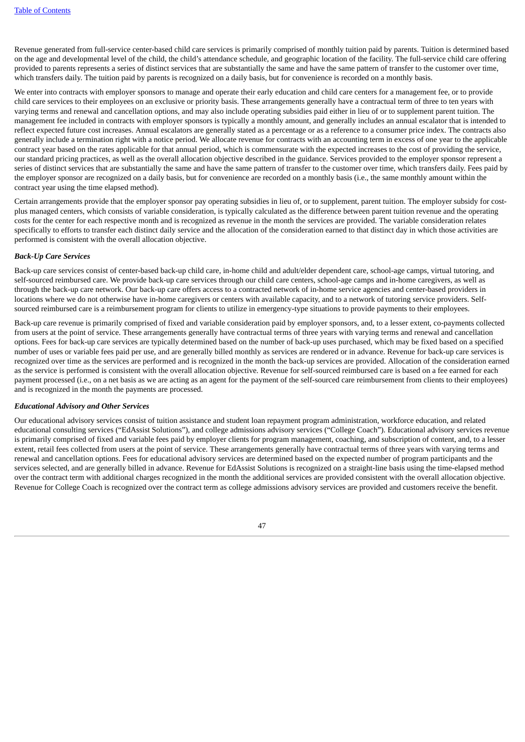Revenue generated from full-service center-based child care services is primarily comprised of monthly tuition paid by parents. Tuition is determined based on the age and developmental level of the child, the child's attendance schedule, and geographic location of the facility. The full-service child care offering provided to parents represents a series of distinct services that are substantially the same and have the same pattern of transfer to the customer over time, which transfers daily. The tuition paid by parents is recognized on a daily basis, but for convenience is recorded on a monthly basis.

We enter into contracts with employer sponsors to manage and operate their early education and child care centers for a management fee, or to provide child care services to their employees on an exclusive or priority basis. These arrangements generally have a contractual term of three to ten years with varying terms and renewal and cancellation options, and may also include operating subsidies paid either in lieu of or to supplement parent tuition. The management fee included in contracts with employer sponsors is typically a monthly amount, and generally includes an annual escalator that is intended to reflect expected future cost increases. Annual escalators are generally stated as a percentage or as a reference to a consumer price index. The contracts also generally include a termination right with a notice period. We allocate revenue for contracts with an accounting term in excess of one year to the applicable contract year based on the rates applicable for that annual period, which is commensurate with the expected increases to the cost of providing the service, our standard pricing practices, as well as the overall allocation objective described in the guidance. Services provided to the employer sponsor represent a series of distinct services that are substantially the same and have the same pattern of transfer to the customer over time, which transfers daily. Fees paid by the employer sponsor are recognized on a daily basis, but for convenience are recorded on a monthly basis (i.e., the same monthly amount within the contract year using the time elapsed method).

Certain arrangements provide that the employer sponsor pay operating subsidies in lieu of, or to supplement, parent tuition. The employer subsidy for cost-plus managed centers, which consists of variable consideration, is typically calculated as the difference between parent tuition revenue and the operating costs for the center for each respective month and is recognized as revenue in the month the services are provided. The variable consideration relates specifically to efforts to transfer each distinct daily service and the allocation of the consideration earned to that distinct day in which those activities are performed is consistent with the overall allocation objective.

***Back-Up Care Services***

Back-up care services consist of center-based back-up child care, in-home child and adult/elder dependent care, school-age camps, virtual tutoring, and self-sourced reimbursed care. We provide back-up care services through our child care centers, school-age camps and in-home caregivers, as well as through the back-up care network. Our back-up care offers access to a contracted network of in-home service agencies and center-based providers in locations where we do not otherwise have in-home caregivers or centers with available capacity, and to a network of tutoring service providers. Self-sourced reimbursed care is a reimbursement program for clients to utilize in emergency-type situations to provide payments to their employees.

Back-up care revenue is primarily comprised of fixed and variable consideration paid by employer sponsors, and, to a lesser extent, co-payments collected from users at the point of service. These arrangements generally have contractual terms of three years with varying terms and renewal and cancellation options. Fees for back-up care services are typically determined based on the number of back-up uses purchased, which may be fixed based on a specified number of uses or variable fees paid per use, and are generally billed monthly as services are rendered or in advance. Revenue for back-up care services is recognized over time as the services are performed and is recognized in the month the back-up services are provided. Allocation of the consideration earned as the service is performed is consistent with the overall allocation objective. Revenue for self-sourced reimbursed care is based on a fee earned for each payment processed (i.e., on a net basis as we are acting as an agent for the payment of the self-sourced care reimbursement from clients to their employees) and is recognized in the month the payments are processed.

***Educational Advisory and Other Services***

Our educational advisory services consist of tuition assistance and student loan repayment program administration, workforce education, and related educational consulting services ("EdAssist Solutions"), and college admissions advisory services ("College Coach"). Educational advisory services revenue is primarily comprised of fixed and variable fees paid by employer clients for program management, coaching, and subscription of content, and, to a lesser extent, retail fees collected from users at the point of service. These arrangements generally have contractual terms of three years with varying terms and renewal and cancellation options. Fees for educational advisory services are determined based on the expected number of program participants and the services selected, and are generally billed in advance. Revenue for EdAssist Solutions is recognized on a straight-line basis using the time-elapsed method over the contract term with additional charges recognized in the month the additional services are provided consistent with the overall allocation objective. Revenue for College Coach is recognized over the contract term as college admissions advisory services are provided and customers receive the benefit.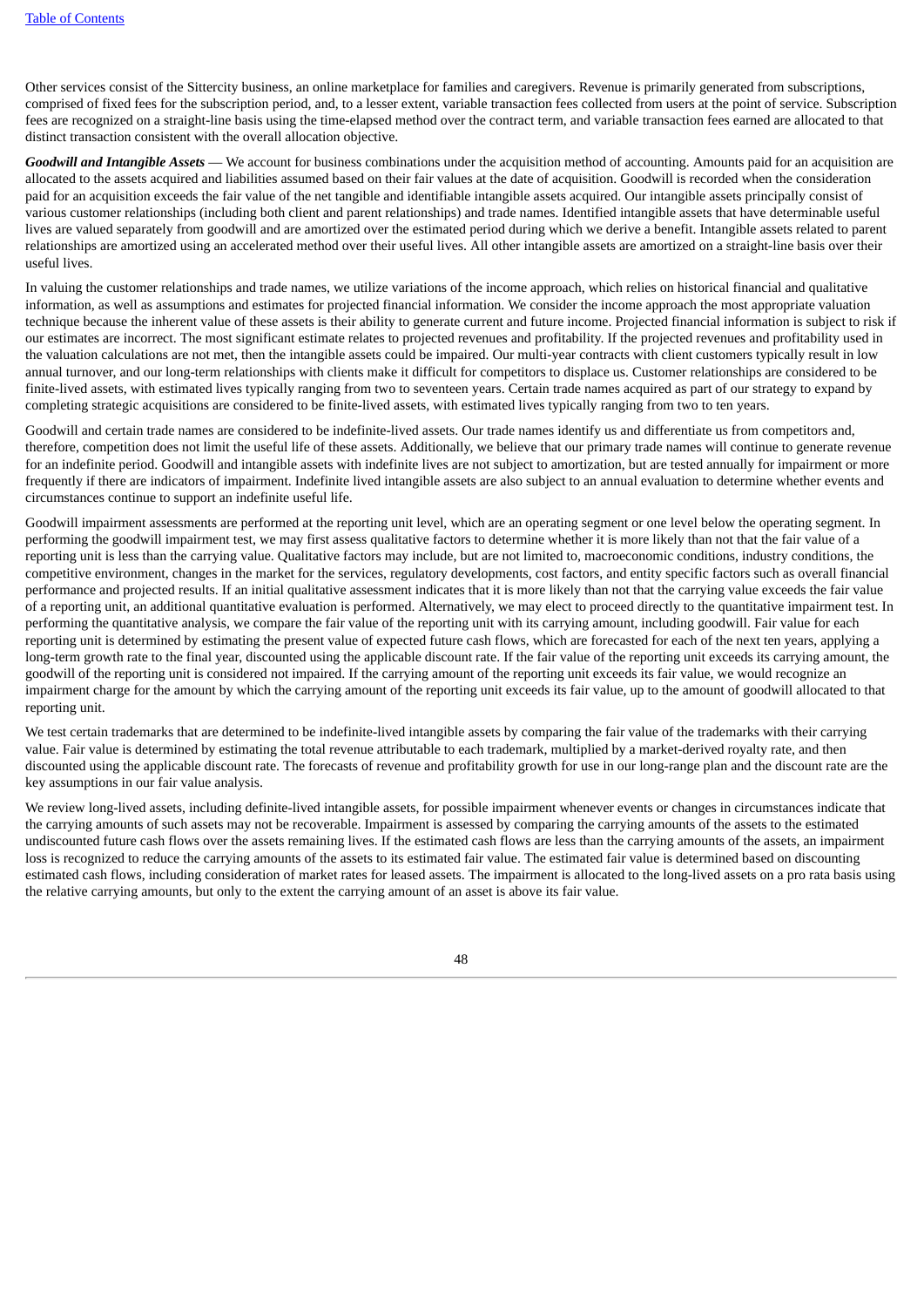Other services consist of the Sittercity business, an online marketplace for families and caregivers. Revenue is primarily generated from subscriptions, comprised of fixed fees for the subscription period, and, to a lesser extent, variable transaction fees collected from users at the point of service. Subscription fees are recognized on a straight-line basis using the time-elapsed method over the contract term, and variable transaction fees earned are allocated to that distinct transaction consistent with the overall allocation objective.

***Goodwill and Intangible Assets*** — We account for business combinations under the acquisition method of accounting. Amounts paid for an acquisition are allocated to the assets acquired and liabilities assumed based on their fair values at the date of acquisition. Goodwill is recorded when the consideration paid for an acquisition exceeds the fair value of the net tangible and identifiable intangible assets acquired. Our intangible assets principally consist of various customer relationships (including both client and parent relationships) and trade names. Identified intangible assets that have determinable useful lives are valued separately from goodwill and are amortized over the estimated period during which we derive a benefit. Intangible assets related to parent relationships are amortized using an accelerated method over their useful lives. All other intangible assets are amortized on a straight-line basis over their useful lives.

In valuing the customer relationships and trade names, we utilize variations of the income approach, which relies on historical financial and qualitative information, as well as assumptions and estimates for projected financial information. We consider the income approach the most appropriate valuation technique because the inherent value of these assets is their ability to generate current and future income. Projected financial information is subject to risk if our estimates are incorrect. The most significant estimate relates to projected revenues and profitability. If the projected revenues and profitability used in the valuation calculations are not met, then the intangible assets could be impaired. Our multi-year contracts with client customers typically result in low annual turnover, and our long-term relationships with clients make it difficult for competitors to displace us. Customer relationships are considered to be finite-lived assets, with estimated lives typically ranging from two to seventeen years. Certain trade names acquired as part of our strategy to expand by completing strategic acquisitions are considered to be finite-lived assets, with estimated lives typically ranging from two to ten years.

Goodwill and certain trade names are considered to be indefinite-lived assets. Our trade names identify us and differentiate us from competitors and, therefore, competition does not limit the useful life of these assets. Additionally, we believe that our primary trade names will continue to generate revenue for an indefinite period. Goodwill and intangible assets with indefinite lives are not subject to amortization, but are tested annually for impairment or more frequently if there are indicators of impairment. Indefinite lived intangible assets are also subject to an annual evaluation to determine whether events and circumstances continue to support an indefinite useful life.

Goodwill impairment assessments are performed at the reporting unit level, which are an operating segment or one level below the operating segment. In performing the goodwill impairment test, we may first assess qualitative factors to determine whether it is more likely than not that the fair value of a reporting unit is less than the carrying value. Qualitative factors may include, but are not limited to, macroeconomic conditions, industry conditions, the competitive environment, changes in the market for the services, regulatory developments, cost factors, and entity specific factors such as overall financial performance and projected results. If an initial qualitative assessment indicates that it is more likely than not that the carrying value exceeds the fair value of a reporting unit, an additional quantitative evaluation is performed. Alternatively, we may elect to proceed directly to the quantitative impairment test. In performing the quantitative analysis, we compare the fair value of the reporting unit with its carrying amount, including goodwill. Fair value for each reporting unit is determined by estimating the present value of expected future cash flows, which are forecasted for each of the next ten years, applying a long-term growth rate to the final year, discounted using the applicable discount rate. If the fair value of the reporting unit exceeds its carrying amount, the goodwill of the reporting unit is considered not impaired. If the carrying amount of the reporting unit exceeds its fair value, we would recognize an impairment charge for the amount by which the carrying amount of the reporting unit exceeds its fair value, up to the amount of goodwill allocated to that reporting unit.

We test certain trademarks that are determined to be indefinite-lived intangible assets by comparing the fair value of the trademarks with their carrying value. Fair value is determined by estimating the total revenue attributable to each trademark, multiplied by a market-derived royalty rate, and then discounted using the applicable discount rate. The forecasts of revenue and profitability growth for use in our long-range plan and the discount rate are the key assumptions in our fair value analysis.

We review long-lived assets, including definite-lived intangible assets, for possible impairment whenever events or changes in circumstances indicate that the carrying amounts of such assets may not be recoverable. Impairment is assessed by comparing the carrying amounts of the assets to the estimated undiscounted future cash flows over the assets remaining lives. If the estimated cash flows are less than the carrying amounts of the assets, an impairment loss is recognized to reduce the carrying amounts of the assets to its estimated fair value. The estimated fair value is determined based on discounting estimated cash flows, including consideration of market rates for leased assets. The impairment is allocated to the long-lived assets on a pro rata basis using the relative carrying amounts, but only to the extent the carrying amount of an asset is above its fair value.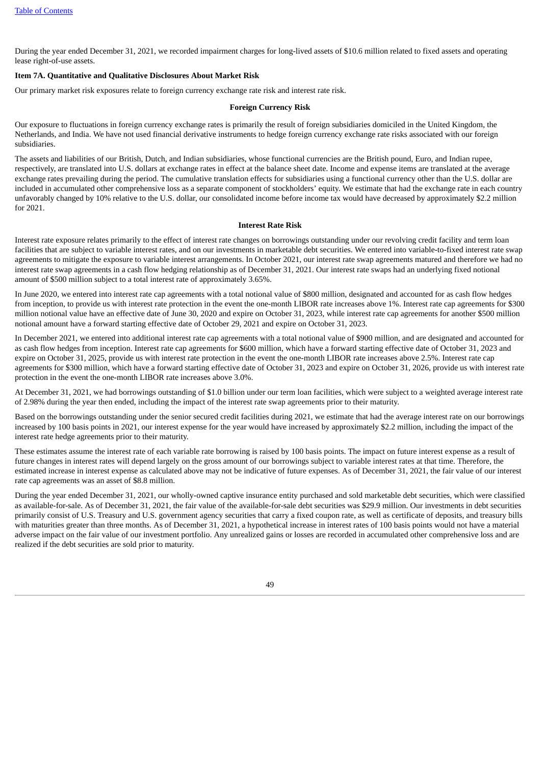During the year ended December 31, 2021, we recorded impairment charges for long-lived assets of $10.6 million related to fixed assets and operating lease right-of-use assets.

**Item 7A. Quantitative and Qualitative Disclosures About Market Risk**

Our primary market risk exposures relate to foreign currency exchange rate risk and interest rate risk.

**Foreign Currency Risk**

Our exposure to fluctuations in foreign currency exchange rates is primarily the result of foreign subsidiaries domiciled in the United Kingdom, the Netherlands, and India. We have not used financial derivative instruments to hedge foreign currency exchange rate risks associated with our foreign subsidiaries.

The assets and liabilities of our British, Dutch, and Indian subsidiaries, whose functional currencies are the British pound, Euro, and Indian rupee, respectively, are translated into U.S. dollars at exchange rates in effect at the balance sheet date. Income and expense items are translated at the average exchange rates prevailing during the period. The cumulative translation effects for subsidiaries using a functional currency other than the U.S. dollar are included in accumulated other comprehensive loss as a separate component of stockholders' equity. We estimate that had the exchange rate in each country unfavorably changed by 10% relative to the U.S. dollar, our consolidated income before income tax would have decreased by approximately $2.2 million for 2021.

**Interest Rate Risk**

Interest rate exposure relates primarily to the effect of interest rate changes on borrowings outstanding under our revolving credit facility and term loan facilities that are subject to variable interest rates, and on our investments in marketable debt securities. We entered into variable-to-fixed interest rate swap agreements to mitigate the exposure to variable interest arrangements. In October 2021, our interest rate swap agreements matured and therefore we had no interest rate swap agreements in a cash flow hedging relationship as of December 31, 2021. Our interest rate swaps had an underlying fixed notional amount of $500 million subject to a total interest rate of approximately 3.65%.

In June 2020, we entered into interest rate cap agreements with a total notional value of $800 million, designated and accounted for as cash flow hedges from inception, to provide us with interest rate protection in the event the one-month LIBOR rate increases above 1%. Interest rate cap agreements for $300 million notional value have an effective date of June 30, 2020 and expire on October 31, 2023, while interest rate cap agreements for another $500 million notional amount have a forward starting effective date of October 29, 2021 and expire on October 31, 2023.

In December 2021, we entered into additional interest rate cap agreements with a total notional value of $900 million, and are designated and accounted for as cash flow hedges from inception. Interest rate cap agreements for $600 million, which have a forward starting effective date of October 31, 2023 and expire on October 31, 2025, provide us with interest rate protection in the event the one-month LIBOR rate increases above 2.5%. Interest rate cap agreements for $300 million, which have a forward starting effective date of October 31, 2023 and expire on October 31, 2026, provide us with interest rate protection in the event the one-month LIBOR rate increases above 3.0%.

At December 31, 2021, we had borrowings outstanding of $1.0 billion under our term loan facilities, which were subject to a weighted average interest rate of 2.98% during the year then ended, including the impact of the interest rate swap agreements prior to their maturity.

Based on the borrowings outstanding under the senior secured credit facilities during 2021, we estimate that had the average interest rate on our borrowings increased by 100 basis points in 2021, our interest expense for the year would have increased by approximately $2.2 million, including the impact of the interest rate hedge agreements prior to their maturity.

These estimates assume the interest rate of each variable rate borrowing is raised by 100 basis points. The impact on future interest expense as a result of future changes in interest rates will depend largely on the gross amount of our borrowings subject to variable interest rates at that time. Therefore, the estimated increase in interest expense as calculated above may not be indicative of future expenses. As of December 31, 2021, the fair value of our interest rate cap agreements was an asset of $8.8 million.

During the year ended December 31, 2021, our wholly-owned captive insurance entity purchased and sold marketable debt securities, which were classified as available-for-sale. As of December 31, 2021, the fair value of the available-for-sale debt securities was $29.9 million. Our investments in debt securities primarily consist of U.S. Treasury and U.S. government agency securities that carry a fixed coupon rate, as well as certificate of deposits, and treasury bills with maturities greater than three months. As of December 31, 2021, a hypothetical increase in interest rates of 100 basis points would not have a material adverse impact on the fair value of our investment portfolio. Any unrealized gains or losses are recorded in accumulated other comprehensive loss and are realized if the debt securities are sold prior to maturity.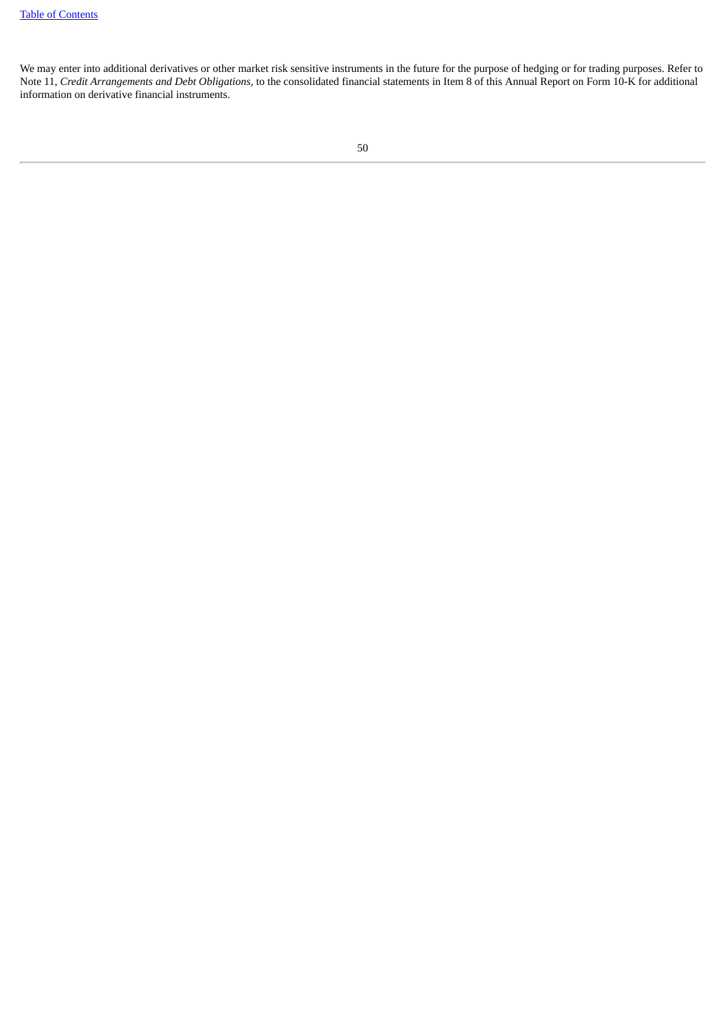We may enter into additional derivatives or other market risk sensitive instruments in the future for the purpose of hedging or for trading purposes. Refer to Note 11, *Credit Arrangements and Debt Obligations,* to the consolidated financial statements in Item 8 of this Annual Report on Form 10-K for additional information on derivative financial instruments.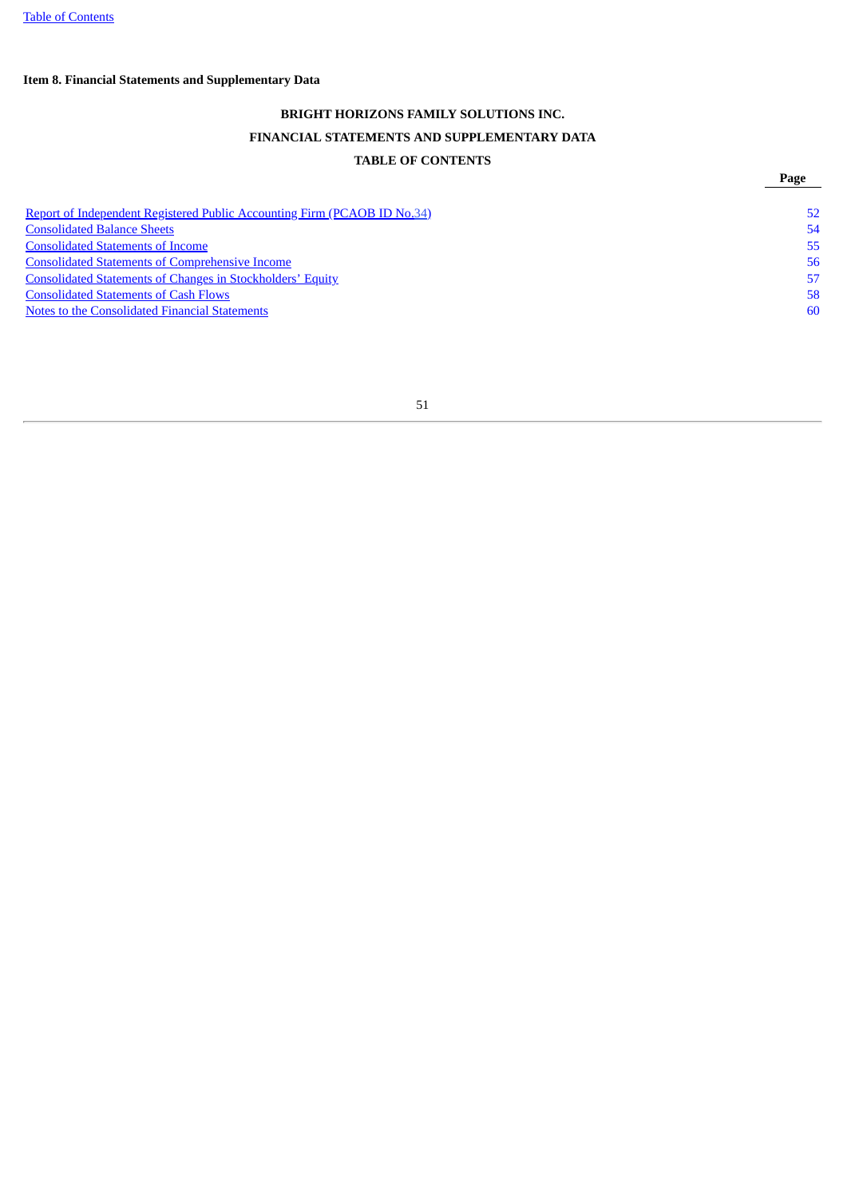**Item 8. Financial Statements and Supplementary Data**

**BRIGHT HORIZONS FAMILY SOLUTIONS INC.**

**FINANCIAL STATEMENTS AND SUPPLEMENTARY DATA**

**TABLE OF CONTENTS**

| | Page |
|---|---|
| Report of Independent Registered Public Accounting Firm (PCAOB ID No.34) | 52 |
| Consolidated Balance Sheets | 54 |
| Consolidated Statements of Income | 55 |
| Consolidated Statements of Comprehensive Income | 56 |
| Consolidated Statements of Changes in Stockholders' Equity | 57 |
| Consolidated Statements of Cash Flows | 58 |
| Notes to the Consolidated Financial Statements | 60 |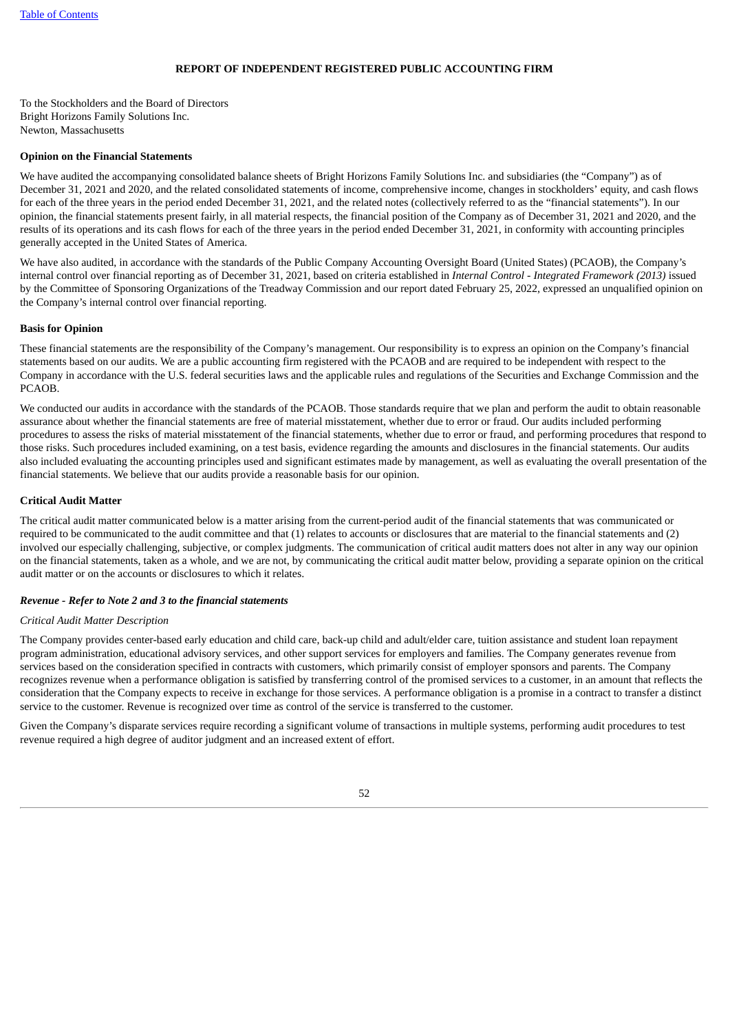## REPORT OF INDEPENDENT REGISTERED PUBLIC ACCOUNTING FIRM

To the Stockholders and the Board of Directors
Bright Horizons Family Solutions Inc.
Newton, Massachusetts

**Opinion on the Financial Statements**

We have audited the accompanying consolidated balance sheets of Bright Horizons Family Solutions Inc. and subsidiaries (the "Company") as of December 31, 2021 and 2020, and the related consolidated statements of income, comprehensive income, changes in stockholders' equity, and cash flows for each of the three years in the period ended December 31, 2021, and the related notes (collectively referred to as the "financial statements"). In our opinion, the financial statements present fairly, in all material respects, the financial position of the Company as of December 31, 2021 and 2020, and the results of its operations and its cash flows for each of the three years in the period ended December 31, 2021, in conformity with accounting principles generally accepted in the United States of America.

We have also audited, in accordance with the standards of the Public Company Accounting Oversight Board (United States) (PCAOB), the Company's internal control over financial reporting as of December 31, 2021, based on criteria established in *Internal Control - Integrated Framework (2013)* issued by the Committee of Sponsoring Organizations of the Treadway Commission and our report dated February 25, 2022, expressed an unqualified opinion on the Company's internal control over financial reporting.

**Basis for Opinion**

These financial statements are the responsibility of the Company's management. Our responsibility is to express an opinion on the Company's financial statements based on our audits. We are a public accounting firm registered with the PCAOB and are required to be independent with respect to the Company in accordance with the U.S. federal securities laws and the applicable rules and regulations of the Securities and Exchange Commission and the PCAOB.

We conducted our audits in accordance with the standards of the PCAOB. Those standards require that we plan and perform the audit to obtain reasonable assurance about whether the financial statements are free of material misstatement, whether due to error or fraud. Our audits included performing procedures to assess the risks of material misstatement of the financial statements, whether due to error or fraud, and performing procedures that respond to those risks. Such procedures included examining, on a test basis, evidence regarding the amounts and disclosures in the financial statements. Our audits also included evaluating the accounting principles used and significant estimates made by management, as well as evaluating the overall presentation of the financial statements. We believe that our audits provide a reasonable basis for our opinion.

**Critical Audit Matter**

The critical audit matter communicated below is a matter arising from the current-period audit of the financial statements that was communicated or required to be communicated to the audit committee and that (1) relates to accounts or disclosures that are material to the financial statements and (2) involved our especially challenging, subjective, or complex judgments. The communication of critical audit matters does not alter in any way our opinion on the financial statements, taken as a whole, and we are not, by communicating the critical audit matter below, providing a separate opinion on the critical audit matter or on the accounts or disclosures to which it relates.

***Revenue - Refer to Note 2 and 3 to the financial statements***

*Critical Audit Matter Description*

The Company provides center-based early education and child care, back-up child and adult/elder care, tuition assistance and student loan repayment program administration, educational advisory services, and other support services for employers and families. The Company generates revenue from services based on the consideration specified in contracts with customers, which primarily consist of employer sponsors and parents. The Company recognizes revenue when a performance obligation is satisfied by transferring control of the promised services to a customer, in an amount that reflects the consideration that the Company expects to receive in exchange for those services. A performance obligation is a promise in a contract to transfer a distinct service to the customer. Revenue is recognized over time as control of the service is transferred to the customer.

Given the Company's disparate services require recording a significant volume of transactions in multiple systems, performing audit procedures to test revenue required a high degree of auditor judgment and an increased extent of effort.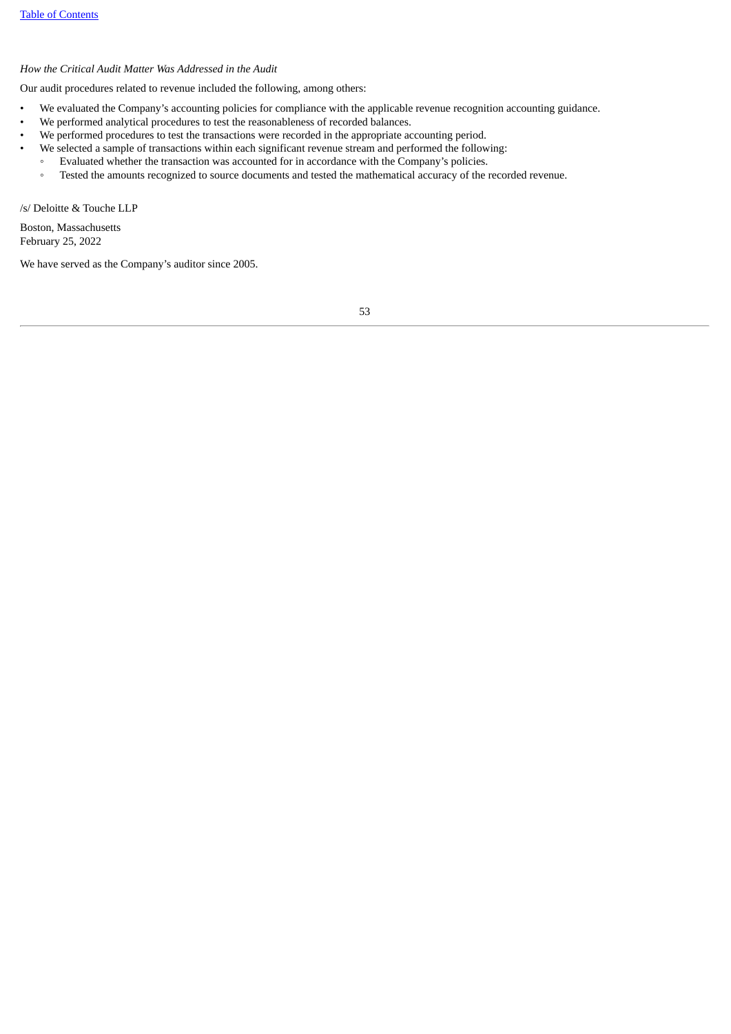*How the Critical Audit Matter Was Addressed in the Audit*

Our audit procedures related to revenue included the following, among others:

- We evaluated the Company's accounting policies for compliance with the applicable revenue recognition accounting guidance.
- We performed analytical procedures to test the reasonableness of recorded balances.
- We performed procedures to test the transactions were recorded in the appropriate accounting period.
- We selected a sample of transactions within each significant revenue stream and performed the following:
  - Evaluated whether the transaction was accounted for in accordance with the Company's policies.
  - Tested the amounts recognized to source documents and tested the mathematical accuracy of the recorded revenue.

/s/ Deloitte & Touche LLP

Boston, Massachusetts
February 25, 2022

We have served as the Company's auditor since 2005.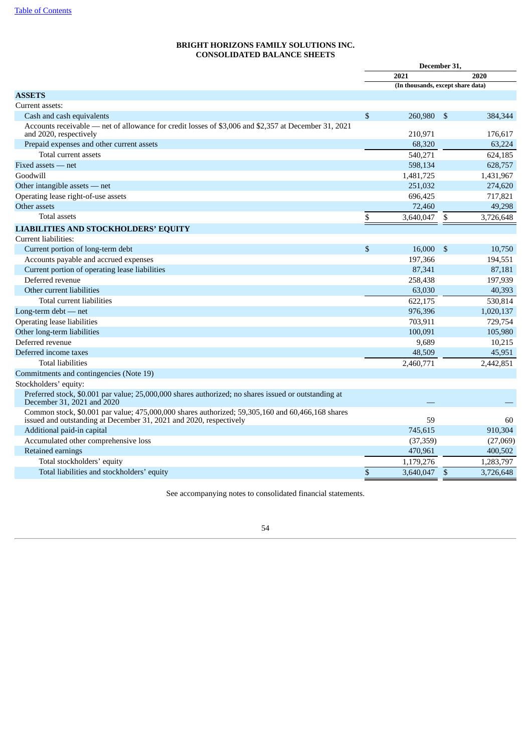# BRIGHT HORIZONS FAMILY SOLUTIONS INC.
# CONSOLIDATED BALANCE SHEETS

| | December 31, | |
|---|---|---|
| | 2021 | 2020 |
| | (In thousands, except share data) | |
| **ASSETS** | | |
| Current assets: | | |
| Cash and cash equivalents | $ 260,980 | $ 384,344 |
| Accounts receivable — net of allowance for credit losses of $3,006 and $2,357 at December 31, 2021 and 2020, respectively | 210,971 | 176,617 |
| Prepaid expenses and other current assets | 68,320 | 63,224 |
| Total current assets | 540,271 | 624,185 |
| Fixed assets — net | 598,134 | 628,757 |
| Goodwill | 1,481,725 | 1,431,967 |
| Other intangible assets — net | 251,032 | 274,620 |
| Operating lease right-of-use assets | 696,425 | 717,821 |
| Other assets | 72,460 | 49,298 |
| Total assets | $ 3,640,047 | $ 3,726,648 |
| **LIABILITIES AND STOCKHOLDERS' EQUITY** | | |
| Current liabilities: | | |
| Current portion of long-term debt | $ 16,000 | $ 10,750 |
| Accounts payable and accrued expenses | 197,366 | 194,551 |
| Current portion of operating lease liabilities | 87,341 | 87,181 |
| Deferred revenue | 258,438 | 197,939 |
| Other current liabilities | 63,030 | 40,393 |
| Total current liabilities | 622,175 | 530,814 |
| Long-term debt — net | 976,396 | 1,020,137 |
| Operating lease liabilities | 703,911 | 729,754 |
| Other long-term liabilities | 100,091 | 105,980 |
| Deferred revenue | 9,689 | 10,215 |
| Deferred income taxes | 48,509 | 45,951 |
| Total liabilities | 2,460,771 | 2,442,851 |
| Commitments and contingencies (Note 19) | | |
| Stockholders' equity: | | |
| Preferred stock, $0.001 par value; 25,000,000 shares authorized; no shares issued or outstanding at December 31, 2021 and 2020 | — | — |
| Common stock, $0.001 par value; 475,000,000 shares authorized; 59,305,160 and 60,466,168 shares issued and outstanding at December 31, 2021 and 2020, respectively | 59 | 60 |
| Additional paid-in capital | 745,615 | 910,304 |
| Accumulated other comprehensive loss | (37,359) | (27,069) |
| Retained earnings | 470,961 | 400,502 |
| Total stockholders' equity | 1,179,276 | 1,283,797 |
| Total liabilities and stockholders' equity | $ 3,640,047 | $ 3,726,648 |

See accompanying notes to consolidated financial statements.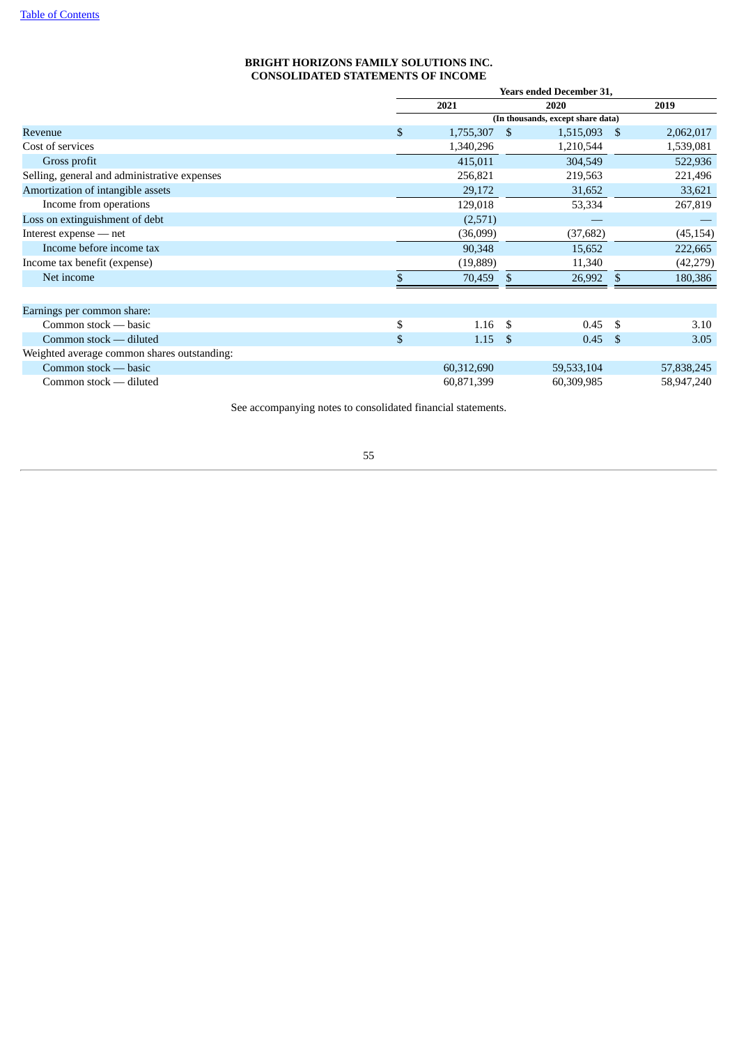**BRIGHT HORIZONS FAMILY SOLUTIONS INC.**
**CONSOLIDATED STATEMENTS OF INCOME**

| | Years ended December 31, | | |
|---|---|---|---|
| | 2021 | 2020 | 2019 |
| | (In thousands, except share data) | | |
| Revenue | $ 1,755,307 | $ 1,515,093 | $ 2,062,017 |
| Cost of services | 1,340,296 | 1,210,544 | 1,539,081 |
| Gross profit | 415,011 | 304,549 | 522,936 |
| Selling, general and administrative expenses | 256,821 | 219,563 | 221,496 |
| Amortization of intangible assets | 29,172 | 31,652 | 33,621 |
| Income from operations | 129,018 | 53,334 | 267,819 |
| Loss on extinguishment of debt | (2,571) | — | — |
| Interest expense — net | (36,099) | (37,682) | (45,154) |
| Income before income tax | 90,348 | 15,652 | 222,665 |
| Income tax benefit (expense) | (19,889) | 11,340 | (42,279) |
| Net income | $ 70,459 | $ 26,992 | $ 180,386 |
| | | | |
| Earnings per common share: | | | |
| Common stock — basic | $ 1.16 | $ 0.45 | $ 3.10 |
| Common stock — diluted | $ 1.15 | $ 0.45 | $ 3.05 |
| Weighted average common shares outstanding: | | | |
| Common stock — basic | 60,312,690 | 59,533,104 | 57,838,245 |
| Common stock — diluted | 60,871,399 | 60,309,985 | 58,947,240 |

See accompanying notes to consolidated financial statements.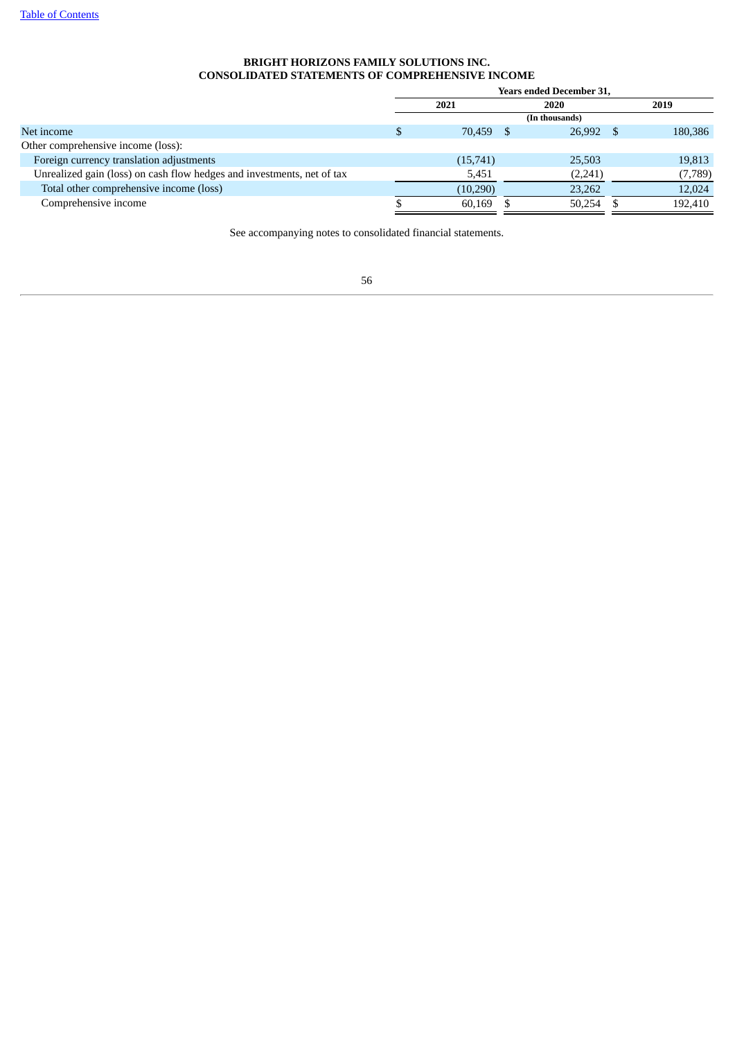**BRIGHT HORIZONS FAMILY SOLUTIONS INC.**
**CONSOLIDATED STATEMENTS OF COMPREHENSIVE INCOME**

| | Years ended December 31, | | |
|---|---|---|---|
| | 2021 | 2020 | 2019 |
| | | (In thousands) | |
| Net income | $ 70,459 | $ 26,992 | $ 180,386 |
| Other comprehensive income (loss): | | | |
| Foreign currency translation adjustments | (15,741) | 25,503 | 19,813 |
| Unrealized gain (loss) on cash flow hedges and investments, net of tax | 5,451 | (2,241) | (7,789) |
| Total other comprehensive income (loss) | (10,290) | 23,262 | 12,024 |
| Comprehensive income | $ 60,169 | $ 50,254 | $ 192,410 |

See accompanying notes to consolidated financial statements.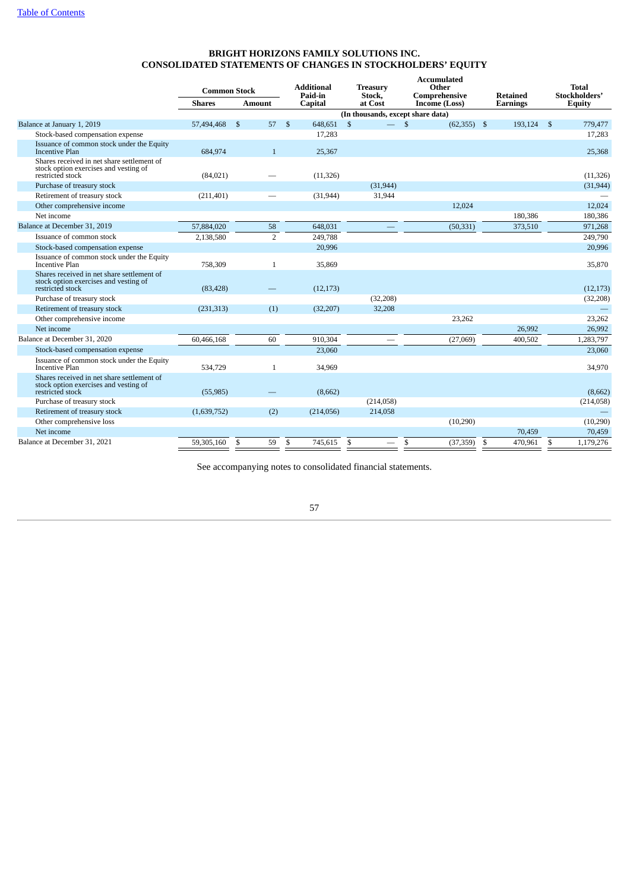[Table of Contents](#)

# BRIGHT HORIZONS FAMILY SOLUTIONS INC.
## CONSOLIDATED STATEMENTS OF CHANGES IN STOCKHOLDERS' EQUITY

| | Common Stock | | Additional Paid-in Capital | Treasury Stock, at Cost | Accumulated Other Comprehensive Income (Loss) | Retained Earnings | Total Stockholders' Equity |
|---|---|---|---|---|---|---|---|
| | Shares | Amount | | | | | |
| | (In thousands, except share data) | | | | | | |
| Balance at January 1, 2019 | 57,494,468 | $ 57 | $ 648,651 | $ — | $ (62,355) | $ 193,124 | $ 779,477 |
| Stock-based compensation expense | | | 17,283 | | | | 17,283 |
| Issuance of common stock under the Equity Incentive Plan | 684,974 | 1 | 25,367 | | | | 25,368 |
| Shares received in net share settlement of stock option exercises and vesting of restricted stock | (84,021) | — | (11,326) | | | | (11,326) |
| Purchase of treasury stock | | | | (31,944) | | | (31,944) |
| Retirement of treasury stock | (211,401) | — | (31,944) | 31,944 | | | — |
| Other comprehensive income | | | | | 12,024 | | 12,024 |
| Net income | | | | | | 180,386 | 180,386 |
| Balance at December 31, 2019 | 57,884,020 | 58 | 648,031 | — | (50,331) | 373,510 | 971,268 |
| Issuance of common stock | 2,138,580 | 2 | 249,788 | | | | 249,790 |
| Stock-based compensation expense | | | 20,996 | | | | 20,996 |
| Issuance of common stock under the Equity Incentive Plan | 758,309 | 1 | 35,869 | | | | 35,870 |
| Shares received in net share settlement of stock option exercises and vesting of restricted stock | (83,428) | — | (12,173) | | | | (12,173) |
| Purchase of treasury stock | | | | (32,208) | | | (32,208) |
| Retirement of treasury stock | (231,313) | (1) | (32,207) | 32,208 | | | — |
| Other comprehensive income | | | | | 23,262 | | 23,262 |
| Net income | | | | | | 26,992 | 26,992 |
| Balance at December 31, 2020 | 60,466,168 | 60 | 910,304 | — | (27,069) | 400,502 | 1,283,797 |
| Stock-based compensation expense | | | 23,060 | | | | 23,060 |
| Issuance of common stock under the Equity Incentive Plan | 534,729 | 1 | 34,969 | | | | 34,970 |
| Shares received in net share settlement of stock option exercises and vesting of restricted stock | (55,985) | — | (8,662) | | | | (8,662) |
| Purchase of treasury stock | | | | (214,058) | | | (214,058) |
| Retirement of treasury stock | (1,639,752) | (2) | (214,056) | 214,058 | | | — |
| Other comprehensive loss | | | | | (10,290) | | (10,290) |
| Net income | | | | | | 70,459 | 70,459 |
| Balance at December 31, 2021 | 59,305,160 | $ 59 | $ 745,615 | $ — | $ (37,359) | $ 470,961 | $ 1,179,276 |

See accompanying notes to consolidated financial statements.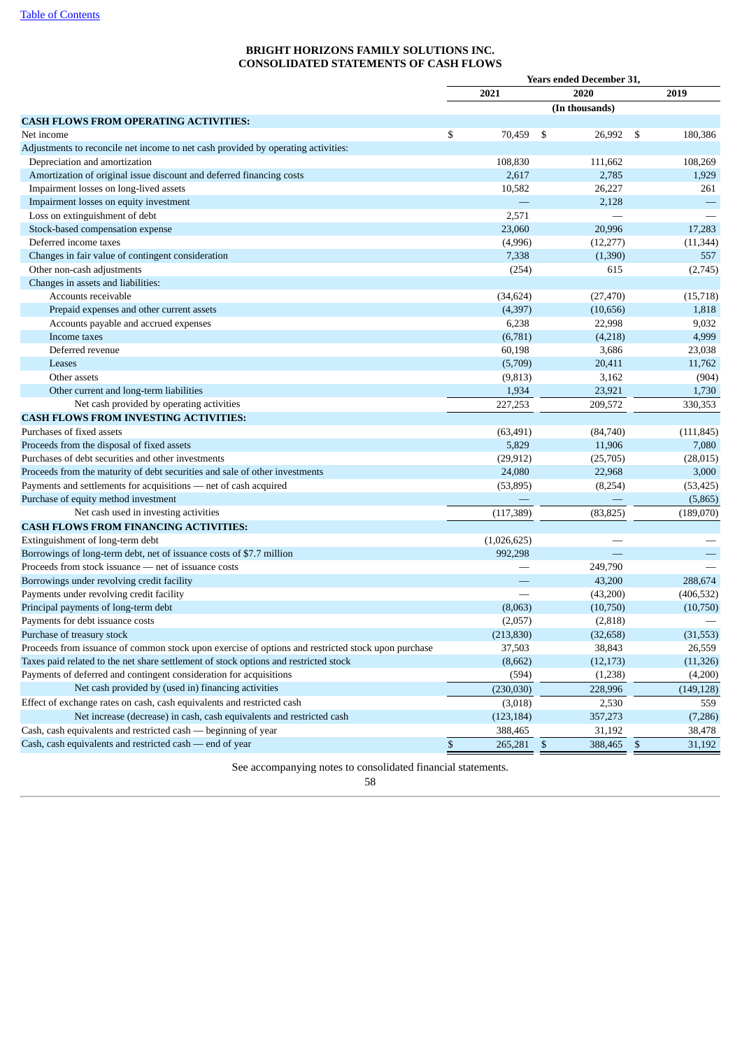[Table of Contents](#)

**BRIGHT HORIZONS FAMILY SOLUTIONS INC.**
**CONSOLIDATED STATEMENTS OF CASH FLOWS**

| | Years ended December 31, | | |
|---|---|---|---|
| | 2021 | 2020 | 2019 |
| | | (In thousands) | |
| **CASH FLOWS FROM OPERATING ACTIVITIES:** | | | |
| Net income | $ 70,459 | $ 26,992 | $ 180,386 |
| Adjustments to reconcile net income to net cash provided by operating activities: | | | |
| Depreciation and amortization | 108,830 | 111,662 | 108,269 |
| Amortization of original issue discount and deferred financing costs | 2,617 | 2,785 | 1,929 |
| Impairment losses on long-lived assets | 10,582 | 26,227 | 261 |
| Impairment losses on equity investment | — | 2,128 | — |
| Loss on extinguishment of debt | 2,571 | — | — |
| Stock-based compensation expense | 23,060 | 20,996 | 17,283 |
| Deferred income taxes | (4,996) | (12,277) | (11,344) |
| Changes in fair value of contingent consideration | 7,338 | (1,390) | 557 |
| Other non-cash adjustments | (254) | 615 | (2,745) |
| Changes in assets and liabilities: | | | |
| Accounts receivable | (34,624) | (27,470) | (15,718) |
| Prepaid expenses and other current assets | (4,397) | (10,656) | 1,818 |
| Accounts payable and accrued expenses | 6,238 | 22,998 | 9,032 |
| Income taxes | (6,781) | (4,218) | 4,999 |
| Deferred revenue | 60,198 | 3,686 | 23,038 |
| Leases | (5,709) | 20,411 | 11,762 |
| Other assets | (9,813) | 3,162 | (904) |
| Other current and long-term liabilities | 1,934 | 23,921 | 1,730 |
| Net cash provided by operating activities | 227,253 | 209,572 | 330,353 |
| **CASH FLOWS FROM INVESTING ACTIVITIES:** | | | |
| Purchases of fixed assets | (63,491) | (84,740) | (111,845) |
| Proceeds from the disposal of fixed assets | 5,829 | 11,906 | 7,080 |
| Purchases of debt securities and other investments | (29,912) | (25,705) | (28,015) |
| Proceeds from the maturity of debt securities and sale of other investments | 24,080 | 22,968 | 3,000 |
| Payments and settlements for acquisitions — net of cash acquired | (53,895) | (8,254) | (53,425) |
| Purchase of equity method investment | — | — | (5,865) |
| Net cash used in investing activities | (117,389) | (83,825) | (189,070) |
| **CASH FLOWS FROM FINANCING ACTIVITIES:** | | | |
| Extinguishment of long-term debt | (1,026,625) | — | — |
| Borrowings of long-term debt, net of issuance costs of $7.7 million | 992,298 | — | — |
| Proceeds from stock issuance — net of issuance costs | — | 249,790 | — |
| Borrowings under revolving credit facility | — | 43,200 | 288,674 |
| Payments under revolving credit facility | — | (43,200) | (406,532) |
| Principal payments of long-term debt | (8,063) | (10,750) | (10,750) |
| Payments for debt issuance costs | (2,057) | (2,818) | — |
| Purchase of treasury stock | (213,830) | (32,658) | (31,553) |
| Proceeds from issuance of common stock upon exercise of options and restricted stock upon purchase | 37,503 | 38,843 | 26,559 |
| Taxes paid related to the net share settlement of stock options and restricted stock | (8,662) | (12,173) | (11,326) |
| Payments of deferred and contingent consideration for acquisitions | (594) | (1,238) | (4,200) |
| Net cash provided by (used in) financing activities | (230,030) | 228,996 | (149,128) |
| Effect of exchange rates on cash, cash equivalents and restricted cash | (3,018) | 2,530 | 559 |
| Net increase (decrease) in cash, cash equivalents and restricted cash | (123,184) | 357,273 | (7,286) |
| Cash, cash equivalents and restricted cash — beginning of year | 388,465 | 31,192 | 38,478 |
| Cash, cash equivalents and restricted cash — end of year | $ 265,281 | $ 388,465 | $ 31,192 |

See accompanying notes to consolidated financial statements.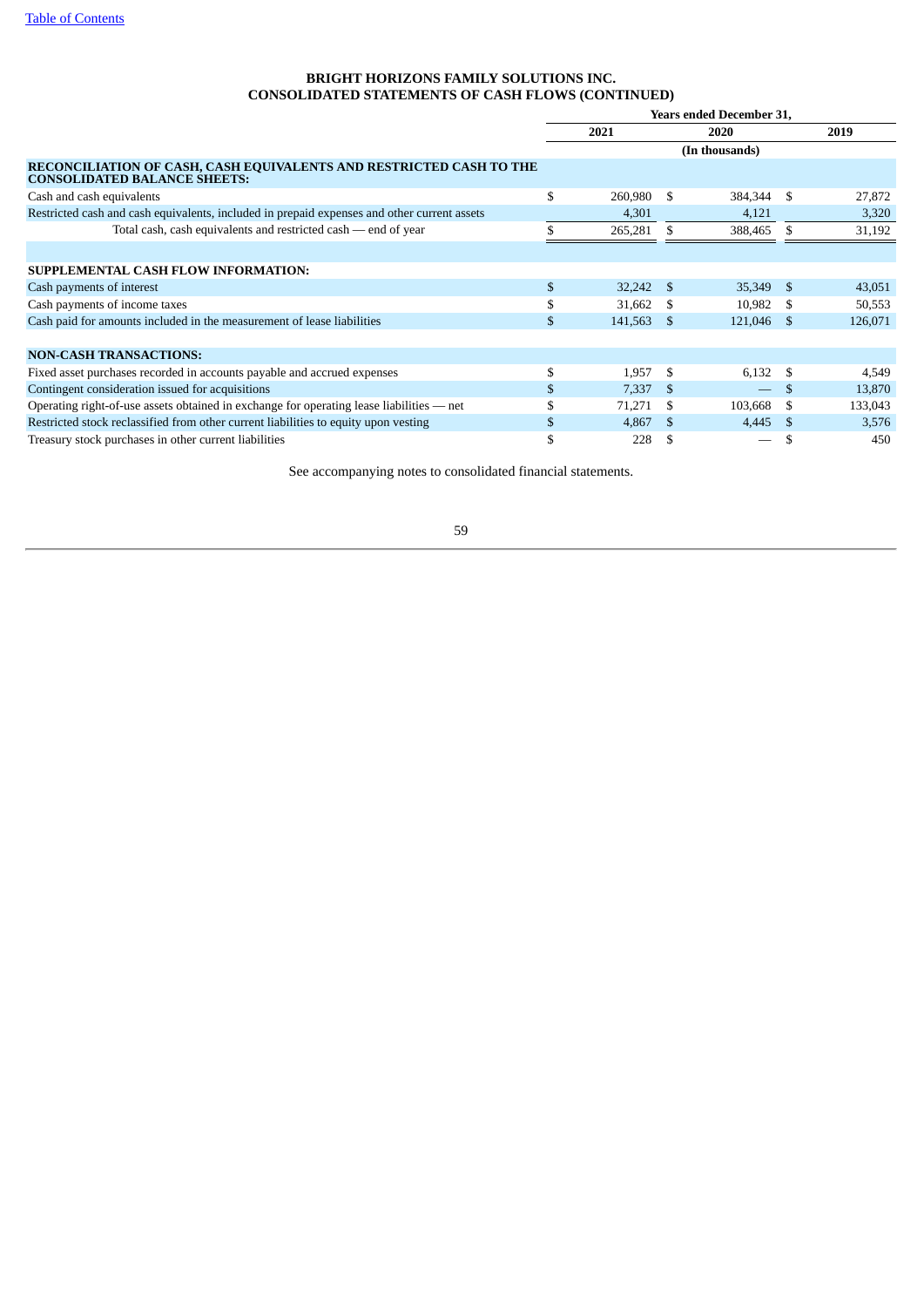# BRIGHT HORIZONS FAMILY SOLUTIONS INC.
## CONSOLIDATED STATEMENTS OF CASH FLOWS (CONTINUED)

| | Years ended December 31, | | |
|---|---|---|---|
| | 2021 | 2020 | 2019 |
| | (In thousands) | | |
| **RECONCILIATION OF CASH, CASH EQUIVALENTS AND RESTRICTED CASH TO THE CONSOLIDATED BALANCE SHEETS:** | | | |
| Cash and cash equivalents | $ 260,980 | $ 384,344 | $ 27,872 |
| Restricted cash and cash equivalents, included in prepaid expenses and other current assets | 4,301 | 4,121 | 3,320 |
| Total cash, cash equivalents and restricted cash — end of year | $ 265,281 | $ 388,465 | $ 31,192 |
| | | | |
| **SUPPLEMENTAL CASH FLOW INFORMATION:** | | | |
| Cash payments of interest | $ 32,242 | $ 35,349 | $ 43,051 |
| Cash payments of income taxes | $ 31,662 | $ 10,982 | $ 50,553 |
| Cash paid for amounts included in the measurement of lease liabilities | $ 141,563 | $ 121,046 | $ 126,071 |
| | | | |
| **NON-CASH TRANSACTIONS:** | | | |
| Fixed asset purchases recorded in accounts payable and accrued expenses | $ 1,957 | $ 6,132 | $ 4,549 |
| Contingent consideration issued for acquisitions | $ 7,337 | $ — | $ 13,870 |
| Operating right-of-use assets obtained in exchange for operating lease liabilities — net | $ 71,271 | $ 103,668 | $ 133,043 |
| Restricted stock reclassified from other current liabilities to equity upon vesting | $ 4,867 | $ 4,445 | $ 3,576 |
| Treasury stock purchases in other current liabilities | $ 228 | $ — | $ 450 |

See accompanying notes to consolidated financial statements.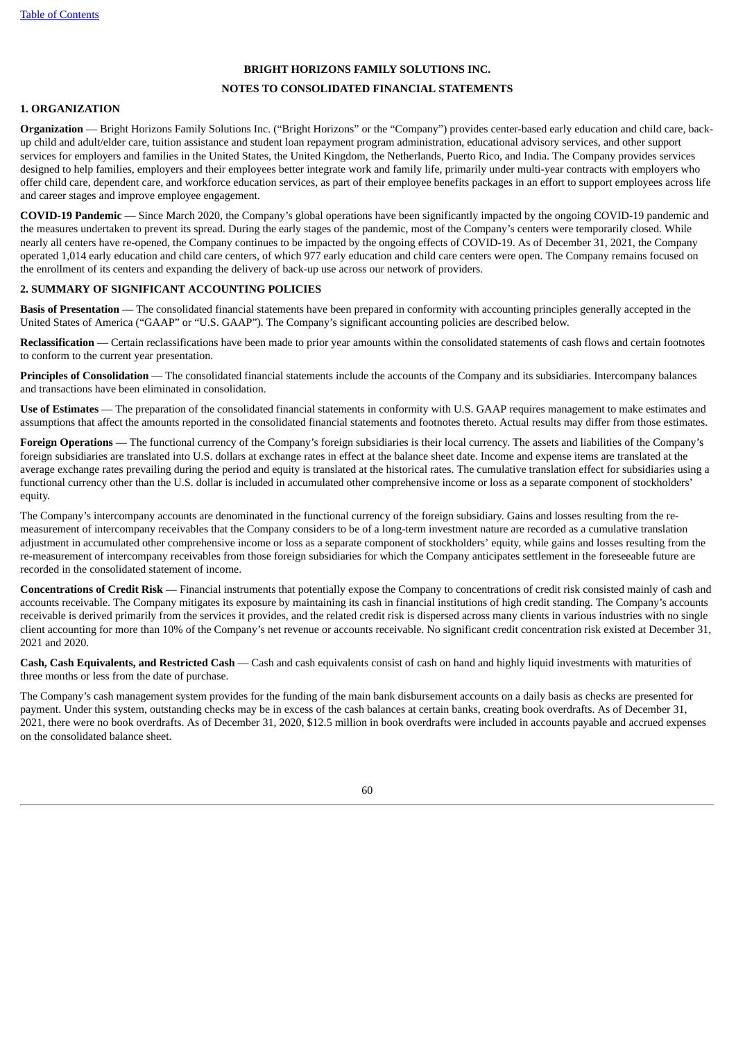# BRIGHT HORIZONS FAMILY SOLUTIONS INC.

## NOTES TO CONSOLIDATED FINANCIAL STATEMENTS

### 1. ORGANIZATION

**Organization** — Bright Horizons Family Solutions Inc. ("Bright Horizons" or the "Company") provides center-based early education and child care, back-up child and adult/elder care, tuition assistance and student loan repayment program administration, educational advisory services, and other support services for employers and families in the United States, the United Kingdom, the Netherlands, Puerto Rico, and India. The Company provides services designed to help families, employers and their employees better integrate work and family life, primarily under multi-year contracts with employers who offer child care, dependent care, and workforce education services, as part of their employee benefits packages in an effort to support employees across life and career stages and improve employee engagement.

**COVID-19 Pandemic** — Since March 2020, the Company's global operations have been significantly impacted by the ongoing COVID-19 pandemic and the measures undertaken to prevent its spread. During the early stages of the pandemic, most of the Company's centers were temporarily closed. While nearly all centers have re-opened, the Company continues to be impacted by the ongoing effects of COVID-19. As of December 31, 2021, the Company operated 1,014 early education and child care centers, of which 977 early education and child care centers were open. The Company remains focused on the enrollment of its centers and expanding the delivery of back-up use across our network of providers.

### 2. SUMMARY OF SIGNIFICANT ACCOUNTING POLICIES

**Basis of Presentation** — The consolidated financial statements have been prepared in conformity with accounting principles generally accepted in the United States of America ("GAAP" or "U.S. GAAP"). The Company's significant accounting policies are described below.

**Reclassification** — Certain reclassifications have been made to prior year amounts within the consolidated statements of cash flows and certain footnotes to conform to the current year presentation.

**Principles of Consolidation** — The consolidated financial statements include the accounts of the Company and its subsidiaries. Intercompany balances and transactions have been eliminated in consolidation.

**Use of Estimates** — The preparation of the consolidated financial statements in conformity with U.S. GAAP requires management to make estimates and assumptions that affect the amounts reported in the consolidated financial statements and footnotes thereto. Actual results may differ from those estimates.

**Foreign Operations** — The functional currency of the Company's foreign subsidiaries is their local currency. The assets and liabilities of the Company's foreign subsidiaries are translated into U.S. dollars at exchange rates in effect at the balance sheet date. Income and expense items are translated at the average exchange rates prevailing during the period and equity is translated at the historical rates. The cumulative translation effect for subsidiaries using a functional currency other than the U.S. dollar is included in accumulated other comprehensive income or loss as a separate component of stockholders' equity.

The Company's intercompany accounts are denominated in the functional currency of the foreign subsidiary. Gains and losses resulting from the re-measurement of intercompany receivables that the Company considers to be of a long-term investment nature are recorded as a cumulative translation adjustment in accumulated other comprehensive income or loss as a separate component of stockholders' equity, while gains and losses resulting from the re-measurement of intercompany receivables from those foreign subsidiaries for which the Company anticipates settlement in the foreseeable future are recorded in the consolidated statement of income.

**Concentrations of Credit Risk** — Financial instruments that potentially expose the Company to concentrations of credit risk consisted mainly of cash and accounts receivable. The Company mitigates its exposure by maintaining its cash in financial institutions of high credit standing. The Company's accounts receivable is derived primarily from the services it provides, and the related credit risk is dispersed across many clients in various industries with no single client accounting for more than 10% of the Company's net revenue or accounts receivable. No significant credit concentration risk existed at December 31, 2021 and 2020.

**Cash, Cash Equivalents, and Restricted Cash** — Cash and cash equivalents consist of cash on hand and highly liquid investments with maturities of three months or less from the date of purchase.

The Company's cash management system provides for the funding of the main bank disbursement accounts on a daily basis as checks are presented for payment. Under this system, outstanding checks may be in excess of the cash balances at certain banks, creating book overdrafts. As of December 31, 2021, there were no book overdrafts. As of December 31, 2020, $12.5 million in book overdrafts were included in accounts payable and accrued expenses on the consolidated balance sheet.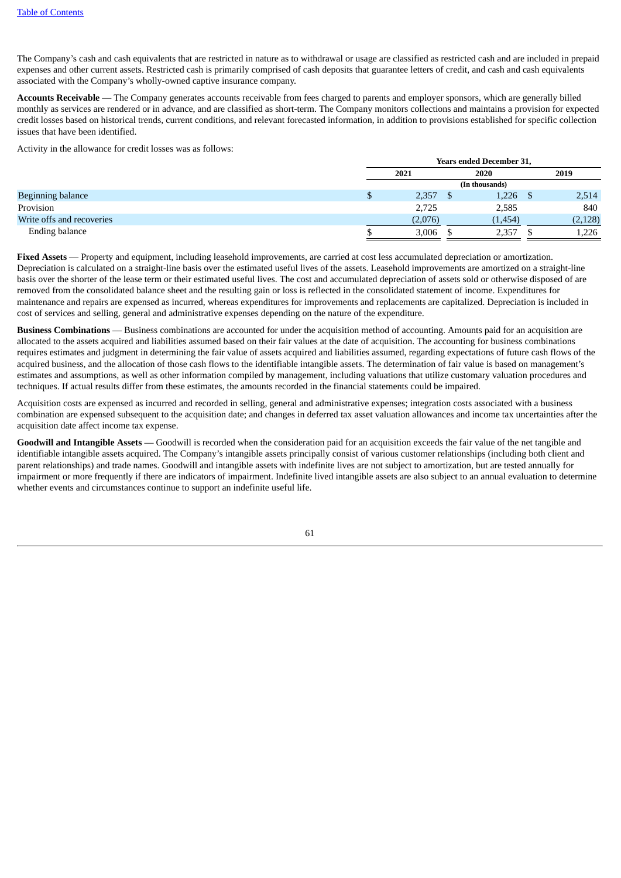The Company's cash and cash equivalents that are restricted in nature as to withdrawal or usage are classified as restricted cash and are included in prepaid expenses and other current assets. Restricted cash is primarily comprised of cash deposits that guarantee letters of credit, and cash and cash equivalents associated with the Company's wholly-owned captive insurance company.

**Accounts Receivable** — The Company generates accounts receivable from fees charged to parents and employer sponsors, which are generally billed monthly as services are rendered or in advance, and are classified as short-term. The Company monitors collections and maintains a provision for expected credit losses based on historical trends, current conditions, and relevant forecasted information, in addition to provisions established for specific collection issues that have been identified.

Activity in the allowance for credit losses was as follows:

| | Years ended December 31, | | |
|---|---|---|---|
| | 2021 | 2020 | 2019 |
| | | (In thousands) | |
| Beginning balance | $ 2,357 | $ 1,226 | $ 2,514 |
| Provision | 2,725 | 2,585 | 840 |
| Write offs and recoveries | (2,076) | (1,454) | (2,128) |
| Ending balance | $ 3,006 | $ 2,357 | $ 1,226 |

**Fixed Assets** — Property and equipment, including leasehold improvements, are carried at cost less accumulated depreciation or amortization. Depreciation is calculated on a straight-line basis over the estimated useful lives of the assets. Leasehold improvements are amortized on a straight-line basis over the shorter of the lease term or their estimated useful lives. The cost and accumulated depreciation of assets sold or otherwise disposed of are removed from the consolidated balance sheet and the resulting gain or loss is reflected in the consolidated statement of income. Expenditures for maintenance and repairs are expensed as incurred, whereas expenditures for improvements and replacements are capitalized. Depreciation is included in cost of services and selling, general and administrative expenses depending on the nature of the expenditure.

**Business Combinations** — Business combinations are accounted for under the acquisition method of accounting. Amounts paid for an acquisition are allocated to the assets acquired and liabilities assumed based on their fair values at the date of acquisition. The accounting for business combinations requires estimates and judgment in determining the fair value of assets acquired and liabilities assumed, regarding expectations of future cash flows of the acquired business, and the allocation of those cash flows to the identifiable intangible assets. The determination of fair value is based on management's estimates and assumptions, as well as other information compiled by management, including valuations that utilize customary valuation procedures and techniques. If actual results differ from these estimates, the amounts recorded in the financial statements could be impaired.

Acquisition costs are expensed as incurred and recorded in selling, general and administrative expenses; integration costs associated with a business combination are expensed subsequent to the acquisition date; and changes in deferred tax asset valuation allowances and income tax uncertainties after the acquisition date affect income tax expense.

**Goodwill and Intangible Assets** — Goodwill is recorded when the consideration paid for an acquisition exceeds the fair value of the net tangible and identifiable intangible assets acquired. The Company's intangible assets principally consist of various customer relationships (including both client and parent relationships) and trade names. Goodwill and intangible assets with indefinite lives are not subject to amortization, but are tested annually for impairment or more frequently if there are indicators of impairment. Indefinite lived intangible assets are also subject to an annual evaluation to determine whether events and circumstances continue to support an indefinite useful life.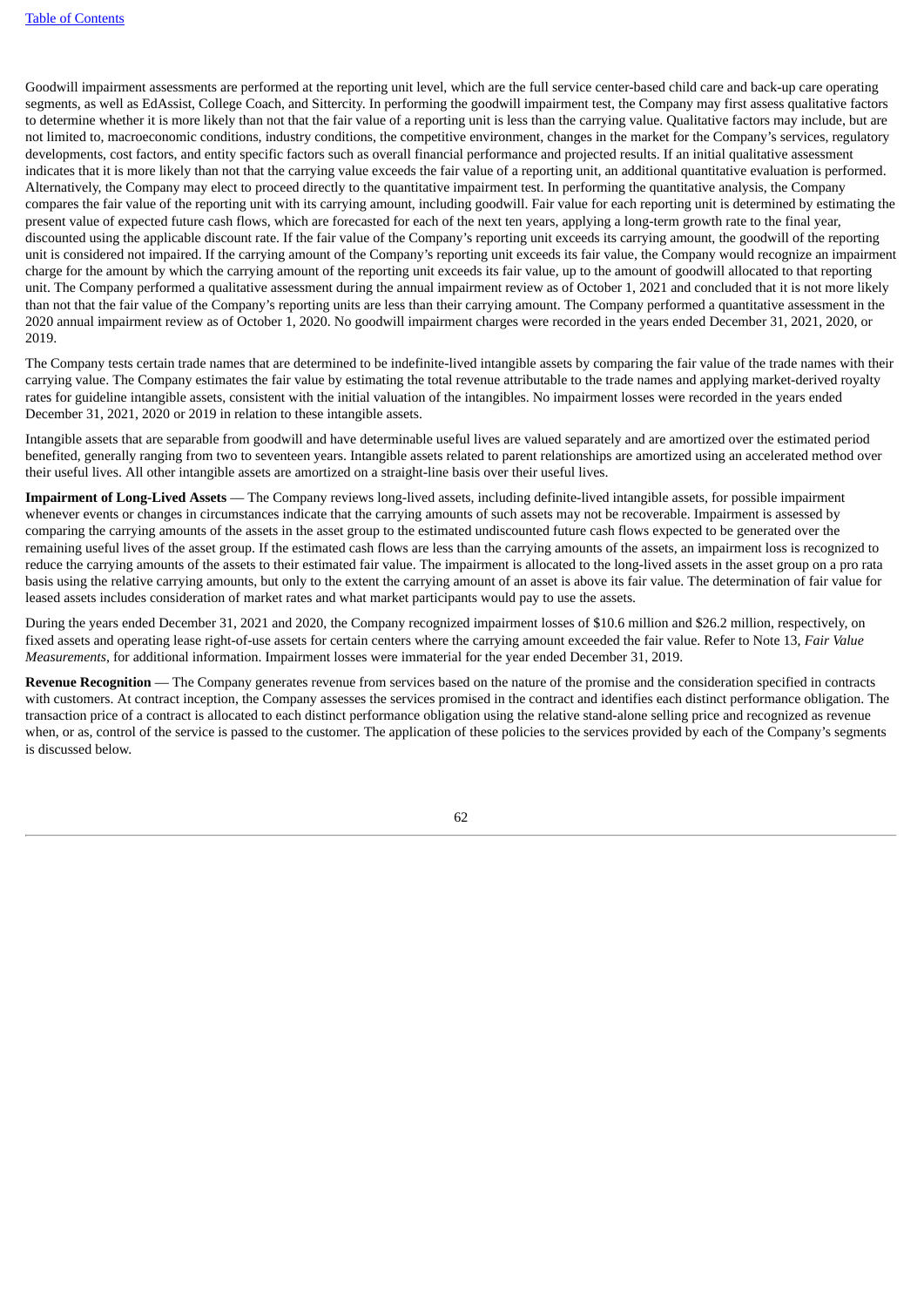Goodwill impairment assessments are performed at the reporting unit level, which are the full service center-based child care and back-up care operating segments, as well as EdAssist, College Coach, and Sittercity. In performing the goodwill impairment test, the Company may first assess qualitative factors to determine whether it is more likely than not that the fair value of a reporting unit is less than the carrying value. Qualitative factors may include, but are not limited to, macroeconomic conditions, industry conditions, the competitive environment, changes in the market for the Company's services, regulatory developments, cost factors, and entity specific factors such as overall financial performance and projected results. If an initial qualitative assessment indicates that it is more likely than not that the carrying value exceeds the fair value of a reporting unit, an additional quantitative evaluation is performed. Alternatively, the Company may elect to proceed directly to the quantitative impairment test. In performing the quantitative analysis, the Company compares the fair value of the reporting unit with its carrying amount, including goodwill. Fair value for each reporting unit is determined by estimating the present value of expected future cash flows, which are forecasted for each of the next ten years, applying a long-term growth rate to the final year, discounted using the applicable discount rate. If the fair value of the Company's reporting unit exceeds its carrying amount, the goodwill of the reporting unit is considered not impaired. If the carrying amount of the Company's reporting unit exceeds its fair value, the Company would recognize an impairment charge for the amount by which the carrying amount of the reporting unit exceeds its fair value, up to the amount of goodwill allocated to that reporting unit. The Company performed a qualitative assessment during the annual impairment review as of October 1, 2021 and concluded that it is not more likely than not that the fair value of the Company's reporting units are less than their carrying amount. The Company performed a quantitative assessment in the 2020 annual impairment review as of October 1, 2020. No goodwill impairment charges were recorded in the years ended December 31, 2021, 2020, or 2019.

The Company tests certain trade names that are determined to be indefinite-lived intangible assets by comparing the fair value of the trade names with their carrying value. The Company estimates the fair value by estimating the total revenue attributable to the trade names and applying market-derived royalty rates for guideline intangible assets, consistent with the initial valuation of the intangibles. No impairment losses were recorded in the years ended December 31, 2021, 2020 or 2019 in relation to these intangible assets.

Intangible assets that are separable from goodwill and have determinable useful lives are valued separately and are amortized over the estimated period benefited, generally ranging from two to seventeen years. Intangible assets related to parent relationships are amortized using an accelerated method over their useful lives. All other intangible assets are amortized on a straight-line basis over their useful lives.

**Impairment of Long-Lived Assets** — The Company reviews long-lived assets, including definite-lived intangible assets, for possible impairment whenever events or changes in circumstances indicate that the carrying amounts of such assets may not be recoverable. Impairment is assessed by comparing the carrying amounts of the assets in the asset group to the estimated undiscounted future cash flows expected to be generated over the remaining useful lives of the asset group. If the estimated cash flows are less than the carrying amounts of the assets, an impairment loss is recognized to reduce the carrying amounts of the assets to their estimated fair value. The impairment is allocated to the long-lived assets in the asset group on a pro rata basis using the relative carrying amounts, but only to the extent the carrying amount of an asset is above its fair value. The determination of fair value for leased assets includes consideration of market rates and what market participants would pay to use the assets.

During the years ended December 31, 2021 and 2020, the Company recognized impairment losses of $10.6 million and $26.2 million, respectively, on fixed assets and operating lease right-of-use assets for certain centers where the carrying amount exceeded the fair value. Refer to Note 13, *Fair Value Measurements*, for additional information. Impairment losses were immaterial for the year ended December 31, 2019.

**Revenue Recognition** — The Company generates revenue from services based on the nature of the promise and the consideration specified in contracts with customers. At contract inception, the Company assesses the services promised in the contract and identifies each distinct performance obligation. The transaction price of a contract is allocated to each distinct performance obligation using the relative stand-alone selling price and recognized as revenue when, or as, control of the service is passed to the customer. The application of these policies to the services provided by each of the Company's segments is discussed below.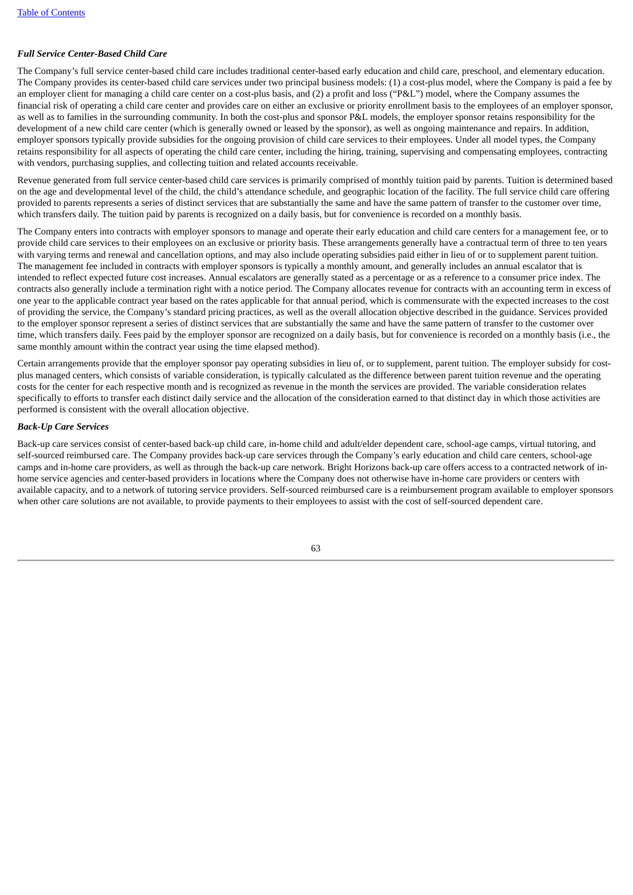***Full Service Center-Based Child Care***

The Company's full service center-based child care includes traditional center-based early education and child care, preschool, and elementary education. The Company provides its center-based child care services under two principal business models: (1) a cost-plus model, where the Company is paid a fee by an employer client for managing a child care center on a cost-plus basis, and (2) a profit and loss ("P&L") model, where the Company assumes the financial risk of operating a child care center and provides care on either an exclusive or priority enrollment basis to the employees of an employer sponsor, as well as to families in the surrounding community. In both the cost-plus and sponsor P&L models, the employer sponsor retains responsibility for the development of a new child care center (which is generally owned or leased by the sponsor), as well as ongoing maintenance and repairs. In addition, employer sponsors typically provide subsidies for the ongoing provision of child care services to their employees. Under all model types, the Company retains responsibility for all aspects of operating the child care center, including the hiring, training, supervising and compensating employees, contracting with vendors, purchasing supplies, and collecting tuition and related accounts receivable.

Revenue generated from full service center-based child care services is primarily comprised of monthly tuition paid by parents. Tuition is determined based on the age and developmental level of the child, the child's attendance schedule, and geographic location of the facility. The full service child care offering provided to parents represents a series of distinct services that are substantially the same and have the same pattern of transfer to the customer over time, which transfers daily. The tuition paid by parents is recognized on a daily basis, but for convenience is recorded on a monthly basis.

The Company enters into contracts with employer sponsors to manage and operate their early education and child care centers for a management fee, or to provide child care services to their employees on an exclusive or priority basis. These arrangements generally have a contractual term of three to ten years with varying terms and renewal and cancellation options, and may also include operating subsidies paid either in lieu of or to supplement parent tuition. The management fee included in contracts with employer sponsors is typically a monthly amount, and generally includes an annual escalator that is intended to reflect expected future cost increases. Annual escalators are generally stated as a percentage or as a reference to a consumer price index. The contracts also generally include a termination right with a notice period. The Company allocates revenue for contracts with an accounting term in excess of one year to the applicable contract year based on the rates applicable for that annual period, which is commensurate with the expected increases to the cost of providing the service, the Company's standard pricing practices, as well as the overall allocation objective described in the guidance. Services provided to the employer sponsor represent a series of distinct services that are substantially the same and have the same pattern of transfer to the customer over time, which transfers daily. Fees paid by the employer sponsor are recognized on a daily basis, but for convenience is recorded on a monthly basis (i.e., the same monthly amount within the contract year using the time elapsed method).

Certain arrangements provide that the employer sponsor pay operating subsidies in lieu of, or to supplement, parent tuition. The employer subsidy for cost-plus managed centers, which consists of variable consideration, is typically calculated as the difference between parent tuition revenue and the operating costs for the center for each respective month and is recognized as revenue in the month the services are provided. The variable consideration relates specifically to efforts to transfer each distinct daily service and the allocation of the consideration earned to that distinct day in which those activities are performed is consistent with the overall allocation objective.

***Back-Up Care Services***

Back-up care services consist of center-based back-up child care, in-home child and adult/elder dependent care, school-age camps, virtual tutoring, and self-sourced reimbursed care. The Company provides back-up care services through the Company's early education and child care centers, school-age camps and in-home care providers, as well as through the back-up care network. Bright Horizons back-up care offers access to a contracted network of in-home service agencies and center-based providers in locations where the Company does not otherwise have in-home care providers or centers with available capacity, and to a network of tutoring service providers. Self-sourced reimbursed care is a reimbursement program available to employer sponsors when other care solutions are not available, to provide payments to their employees to assist with the cost of self-sourced dependent care.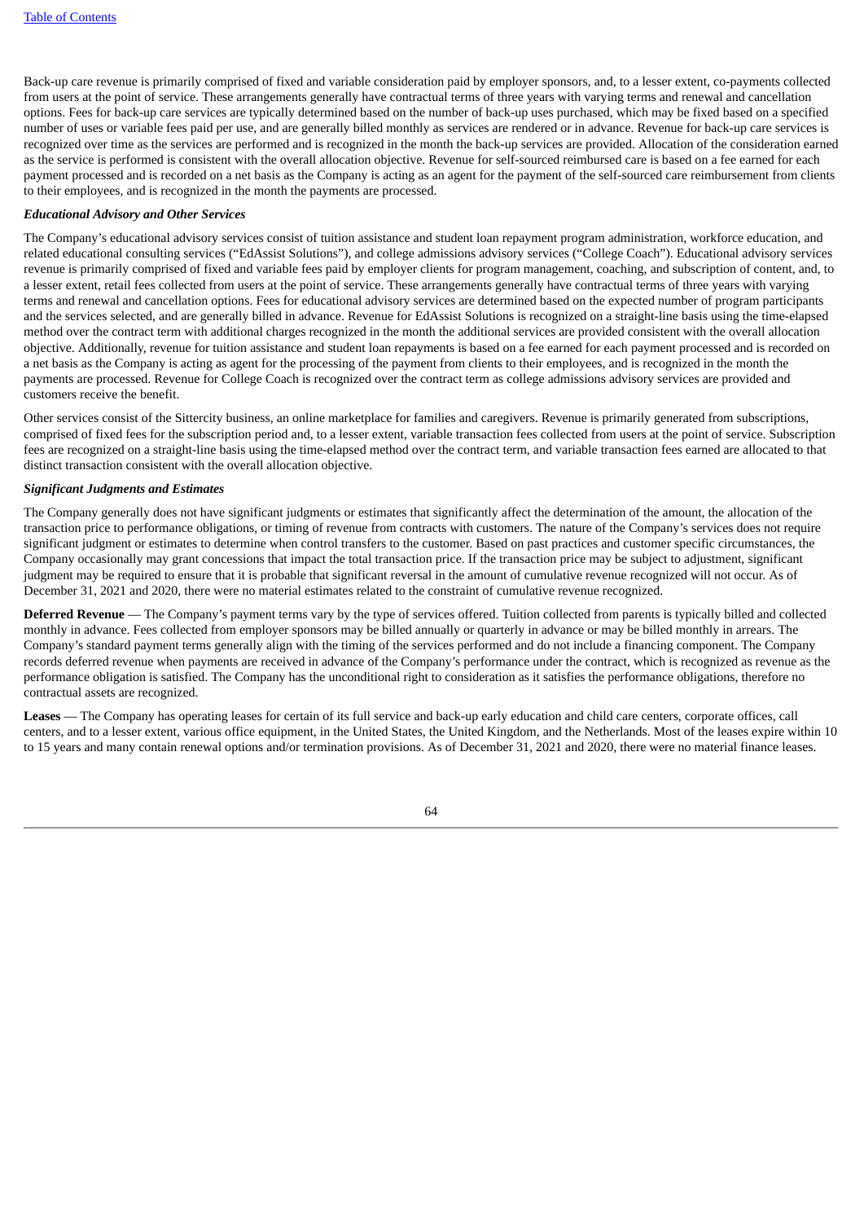Back-up care revenue is primarily comprised of fixed and variable consideration paid by employer sponsors, and, to a lesser extent, co-payments collected from users at the point of service. These arrangements generally have contractual terms of three years with varying terms and renewal and cancellation options. Fees for back-up care services are typically determined based on the number of back-up uses purchased, which may be fixed based on a specified number of uses or variable fees paid per use, and are generally billed monthly as services are rendered or in advance. Revenue for back-up care services is recognized over time as the services are performed and is recognized in the month the back-up services are provided. Allocation of the consideration earned as the service is performed is consistent with the overall allocation objective. Revenue for self-sourced reimbursed care is based on a fee earned for each payment processed and is recorded on a net basis as the Company is acting as an agent for the payment of the self-sourced care reimbursement from clients to their employees, and is recognized in the month the payments are processed.

***Educational Advisory and Other Services***

The Company's educational advisory services consist of tuition assistance and student loan repayment program administration, workforce education, and related educational consulting services ("EdAssist Solutions"), and college admissions advisory services ("College Coach"). Educational advisory services revenue is primarily comprised of fixed and variable fees paid by employer clients for program management, coaching, and subscription of content, and, to a lesser extent, retail fees collected from users at the point of service. These arrangements generally have contractual terms of three years with varying terms and renewal and cancellation options. Fees for educational advisory services are determined based on the expected number of program participants and the services selected, and are generally billed in advance. Revenue for EdAssist Solutions is recognized on a straight-line basis using the time-elapsed method over the contract term with additional charges recognized in the month the additional services are provided consistent with the overall allocation objective. Additionally, revenue for tuition assistance and student loan repayments is based on a fee earned for each payment processed and is recorded on a net basis as the Company is acting as agent for the processing of the payment from clients to their employees, and is recognized in the month the payments are processed. Revenue for College Coach is recognized over the contract term as college admissions advisory services are provided and customers receive the benefit.

Other services consist of the Sittercity business, an online marketplace for families and caregivers. Revenue is primarily generated from subscriptions, comprised of fixed fees for the subscription period and, to a lesser extent, variable transaction fees collected from users at the point of service. Subscription fees are recognized on a straight-line basis using the time-elapsed method over the contract term, and variable transaction fees earned are allocated to that distinct transaction consistent with the overall allocation objective.

***Significant Judgments and Estimates***

The Company generally does not have significant judgments or estimates that significantly affect the determination of the amount, the allocation of the transaction price to performance obligations, or timing of revenue from contracts with customers. The nature of the Company's services does not require significant judgment or estimates to determine when control transfers to the customer. Based on past practices and customer specific circumstances, the Company occasionally may grant concessions that impact the total transaction price. If the transaction price may be subject to adjustment, significant judgment may be required to ensure that it is probable that significant reversal in the amount of cumulative revenue recognized will not occur. As of December 31, 2021 and 2020, there were no material estimates related to the constraint of cumulative revenue recognized.

**Deferred Revenue** — The Company's payment terms vary by the type of services offered. Tuition collected from parents is typically billed and collected monthly in advance. Fees collected from employer sponsors may be billed annually or quarterly in advance or may be billed monthly in arrears. The Company's standard payment terms generally align with the timing of the services performed and do not include a financing component. The Company records deferred revenue when payments are received in advance of the Company's performance under the contract, which is recognized as revenue as the performance obligation is satisfied. The Company has the unconditional right to consideration as it satisfies the performance obligations, therefore no contractual assets are recognized.

**Leases** — The Company has operating leases for certain of its full service and back-up early education and child care centers, corporate offices, call centers, and to a lesser extent, various office equipment, in the United States, the United Kingdom, and the Netherlands. Most of the leases expire within 10 to 15 years and many contain renewal options and/or termination provisions. As of December 31, 2021 and 2020, there were no material finance leases.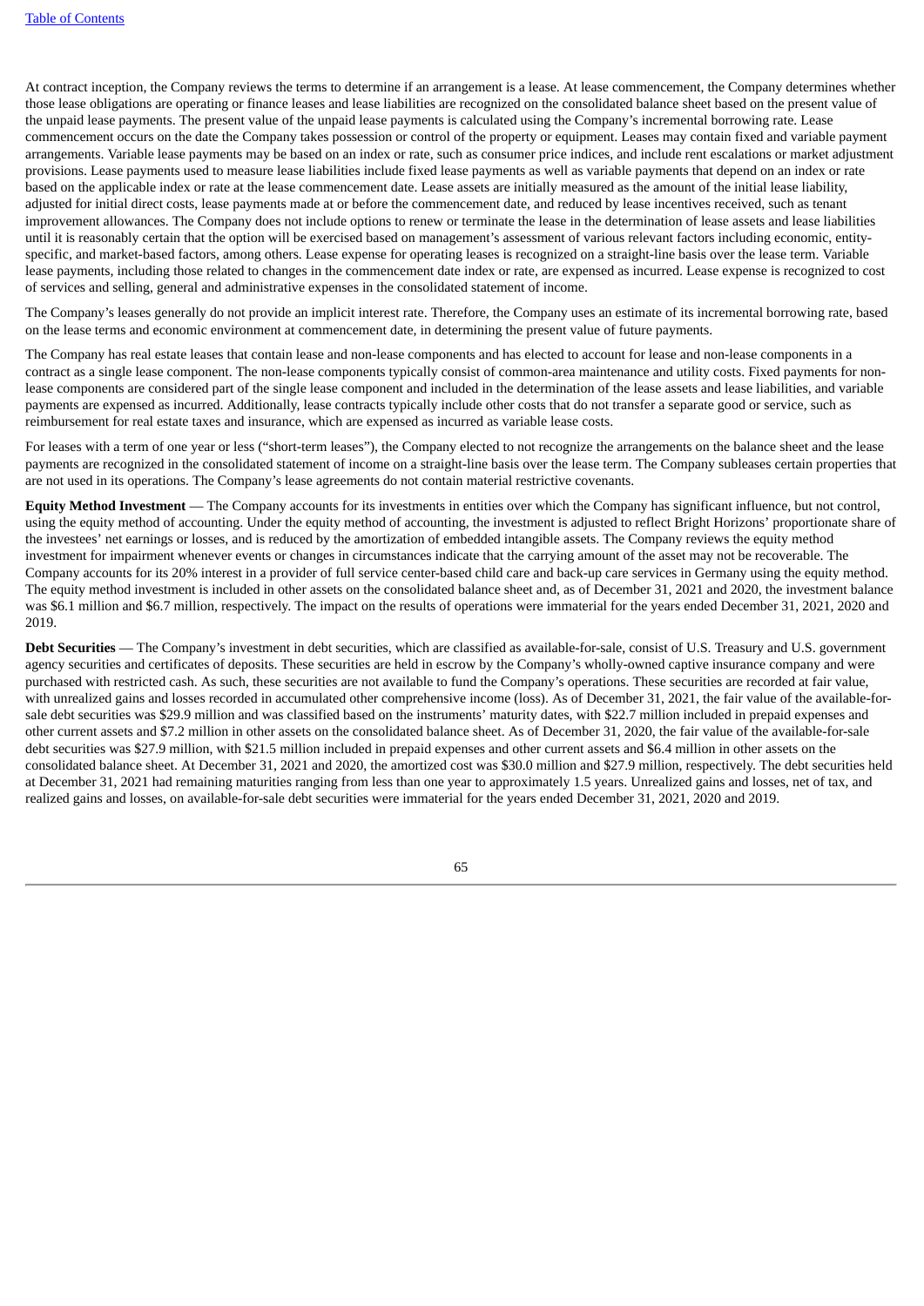At contract inception, the Company reviews the terms to determine if an arrangement is a lease. At lease commencement, the Company determines whether those lease obligations are operating or finance leases and lease liabilities are recognized on the consolidated balance sheet based on the present value of the unpaid lease payments. The present value of the unpaid lease payments is calculated using the Company's incremental borrowing rate. Lease commencement occurs on the date the Company takes possession or control of the property or equipment. Leases may contain fixed and variable payment arrangements. Variable lease payments may be based on an index or rate, such as consumer price indices, and include rent escalations or market adjustment provisions. Lease payments used to measure lease liabilities include fixed lease payments as well as variable payments that depend on an index or rate based on the applicable index or rate at the lease commencement date. Lease assets are initially measured as the amount of the initial lease liability, adjusted for initial direct costs, lease payments made at or before the commencement date, and reduced by lease incentives received, such as tenant improvement allowances. The Company does not include options to renew or terminate the lease in the determination of lease assets and lease liabilities until it is reasonably certain that the option will be exercised based on management's assessment of various relevant factors including economic, entity-specific, and market-based factors, among others. Lease expense for operating leases is recognized on a straight-line basis over the lease term. Variable lease payments, including those related to changes in the commencement date index or rate, are expensed as incurred. Lease expense is recognized to cost of services and selling, general and administrative expenses in the consolidated statement of income.

The Company's leases generally do not provide an implicit interest rate. Therefore, the Company uses an estimate of its incremental borrowing rate, based on the lease terms and economic environment at commencement date, in determining the present value of future payments.

The Company has real estate leases that contain lease and non-lease components and has elected to account for lease and non-lease components in a contract as a single lease component. The non-lease components typically consist of common-area maintenance and utility costs. Fixed payments for non-lease components are considered part of the single lease component and included in the determination of the lease assets and lease liabilities, and variable payments are expensed as incurred. Additionally, lease contracts typically include other costs that do not transfer a separate good or service, such as reimbursement for real estate taxes and insurance, which are expensed as incurred as variable lease costs.

For leases with a term of one year or less ("short-term leases"), the Company elected to not recognize the arrangements on the balance sheet and the lease payments are recognized in the consolidated statement of income on a straight-line basis over the lease term. The Company subleases certain properties that are not used in its operations. The Company's lease agreements do not contain material restrictive covenants.

**Equity Method Investment** — The Company accounts for its investments in entities over which the Company has significant influence, but not control, using the equity method of accounting. Under the equity method of accounting, the investment is adjusted to reflect Bright Horizons' proportionate share of the investees' net earnings or losses, and is reduced by the amortization of embedded intangible assets. The Company reviews the equity method investment for impairment whenever events or changes in circumstances indicate that the carrying amount of the asset may not be recoverable. The Company accounts for its 20% interest in a provider of full service center-based child care and back-up care services in Germany using the equity method. The equity method investment is included in other assets on the consolidated balance sheet and, as of December 31, 2021 and 2020, the investment balance was $6.1 million and $6.7 million, respectively. The impact on the results of operations were immaterial for the years ended December 31, 2021, 2020 and 2019.

**Debt Securities** — The Company's investment in debt securities, which are classified as available-for-sale, consist of U.S. Treasury and U.S. government agency securities and certificates of deposits. These securities are held in escrow by the Company's wholly-owned captive insurance company and were purchased with restricted cash. As such, these securities are not available to fund the Company's operations. These securities are recorded at fair value, with unrealized gains and losses recorded in accumulated other comprehensive income (loss). As of December 31, 2021, the fair value of the available-for-sale debt securities was $29.9 million and was classified based on the instruments' maturity dates, with $22.7 million included in prepaid expenses and other current assets and $7.2 million in other assets on the consolidated balance sheet. As of December 31, 2020, the fair value of the available-for-sale debt securities was $27.9 million, with $21.5 million included in prepaid expenses and other current assets and $6.4 million in other assets on the consolidated balance sheet. At December 31, 2021 and 2020, the amortized cost was $30.0 million and $27.9 million, respectively. The debt securities held at December 31, 2021 had remaining maturities ranging from less than one year to approximately 1.5 years. Unrealized gains and losses, net of tax, and realized gains and losses, on available-for-sale debt securities were immaterial for the years ended December 31, 2021, 2020 and 2019.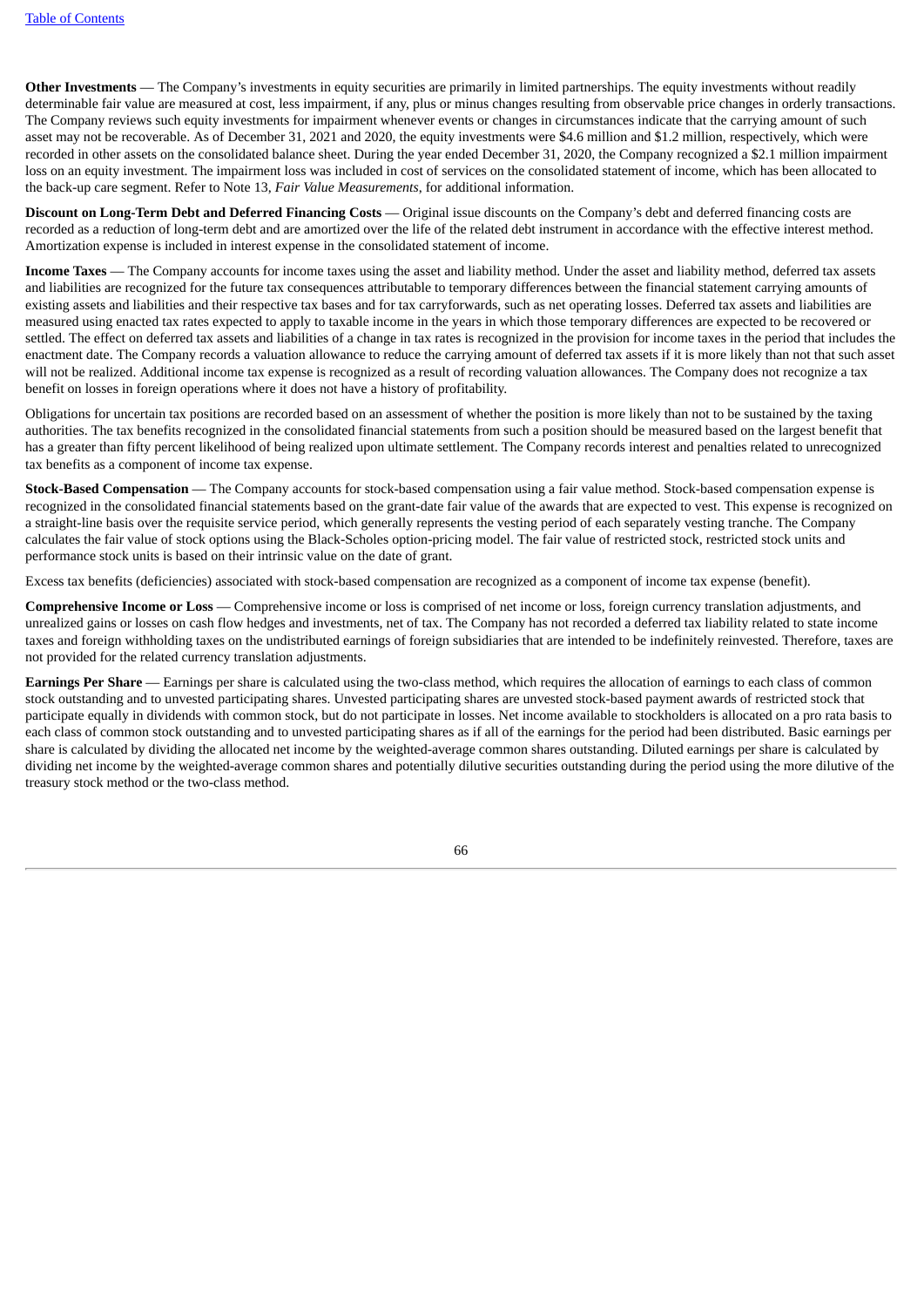**Other Investments** — The Company's investments in equity securities are primarily in limited partnerships. The equity investments without readily determinable fair value are measured at cost, less impairment, if any, plus or minus changes resulting from observable price changes in orderly transactions. The Company reviews such equity investments for impairment whenever events or changes in circumstances indicate that the carrying amount of such asset may not be recoverable. As of December 31, 2021 and 2020, the equity investments were $4.6 million and $1.2 million, respectively, which were recorded in other assets on the consolidated balance sheet. During the year ended December 31, 2020, the Company recognized a $2.1 million impairment loss on an equity investment. The impairment loss was included in cost of services on the consolidated statement of income, which has been allocated to the back-up care segment. Refer to Note 13, *Fair Value Measurements*, for additional information.

**Discount on Long-Term Debt and Deferred Financing Costs** — Original issue discounts on the Company's debt and deferred financing costs are recorded as a reduction of long-term debt and are amortized over the life of the related debt instrument in accordance with the effective interest method. Amortization expense is included in interest expense in the consolidated statement of income.

**Income Taxes** — The Company accounts for income taxes using the asset and liability method. Under the asset and liability method, deferred tax assets and liabilities are recognized for the future tax consequences attributable to temporary differences between the financial statement carrying amounts of existing assets and liabilities and their respective tax bases and for tax carryforwards, such as net operating losses. Deferred tax assets and liabilities are measured using enacted tax rates expected to apply to taxable income in the years in which those temporary differences are expected to be recovered or settled. The effect on deferred tax assets and liabilities of a change in tax rates is recognized in the provision for income taxes in the period that includes the enactment date. The Company records a valuation allowance to reduce the carrying amount of deferred tax assets if it is more likely than not that such asset will not be realized. Additional income tax expense is recognized as a result of recording valuation allowances. The Company does not recognize a tax benefit on losses in foreign operations where it does not have a history of profitability.

Obligations for uncertain tax positions are recorded based on an assessment of whether the position is more likely than not to be sustained by the taxing authorities. The tax benefits recognized in the consolidated financial statements from such a position should be measured based on the largest benefit that has a greater than fifty percent likelihood of being realized upon ultimate settlement. The Company records interest and penalties related to unrecognized tax benefits as a component of income tax expense.

**Stock-Based Compensation** — The Company accounts for stock-based compensation using a fair value method. Stock-based compensation expense is recognized in the consolidated financial statements based on the grant-date fair value of the awards that are expected to vest. This expense is recognized on a straight-line basis over the requisite service period, which generally represents the vesting period of each separately vesting tranche. The Company calculates the fair value of stock options using the Black-Scholes option-pricing model. The fair value of restricted stock, restricted stock units and performance stock units is based on their intrinsic value on the date of grant.

Excess tax benefits (deficiencies) associated with stock-based compensation are recognized as a component of income tax expense (benefit).

**Comprehensive Income or Loss** — Comprehensive income or loss is comprised of net income or loss, foreign currency translation adjustments, and unrealized gains or losses on cash flow hedges and investments, net of tax. The Company has not recorded a deferred tax liability related to state income taxes and foreign withholding taxes on the undistributed earnings of foreign subsidiaries that are intended to be indefinitely reinvested. Therefore, taxes are not provided for the related currency translation adjustments.

**Earnings Per Share** — Earnings per share is calculated using the two-class method, which requires the allocation of earnings to each class of common stock outstanding and to unvested participating shares. Unvested participating shares are unvested stock-based payment awards of restricted stock that participate equally in dividends with common stock, but do not participate in losses. Net income available to stockholders is allocated on a pro rata basis to each class of common stock outstanding and to unvested participating shares as if all of the earnings for the period had been distributed. Basic earnings per share is calculated by dividing the allocated net income by the weighted-average common shares outstanding. Diluted earnings per share is calculated by dividing net income by the weighted-average common shares and potentially dilutive securities outstanding during the period using the more dilutive of the treasury stock method or the two-class method.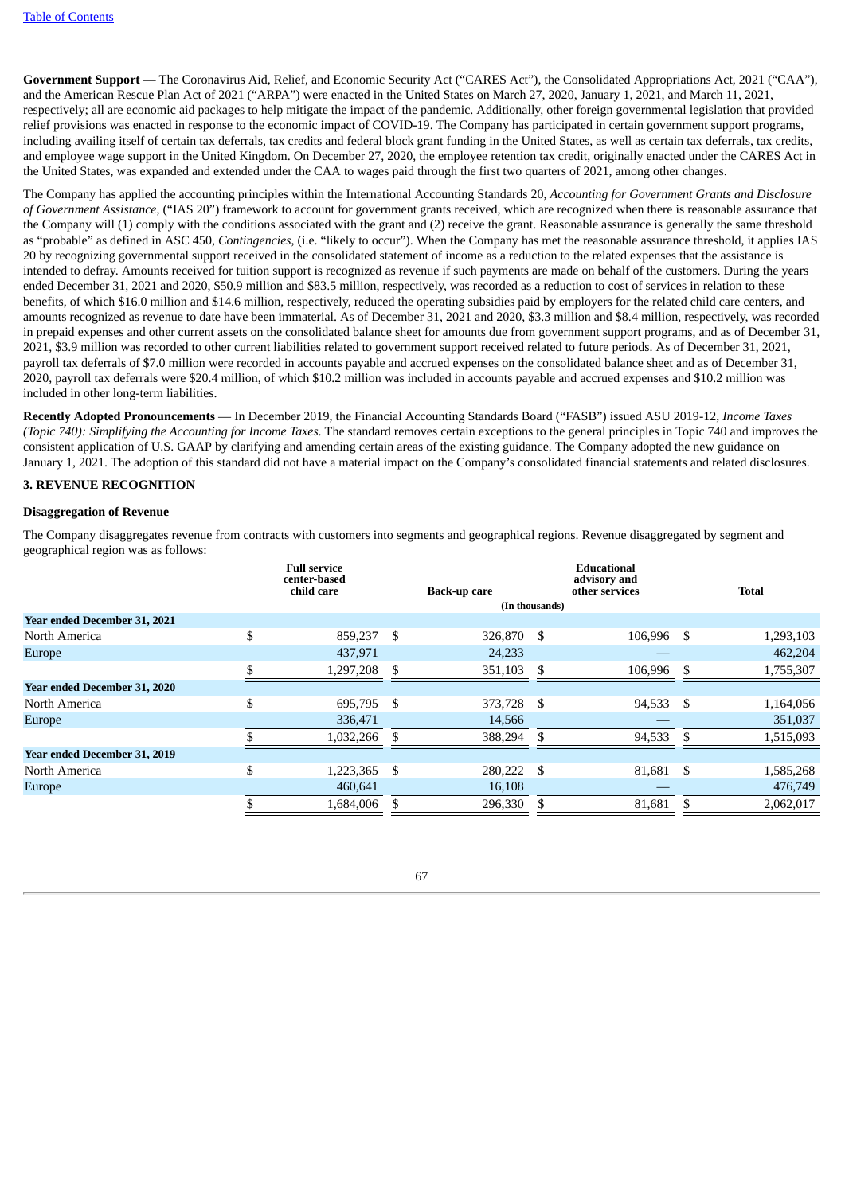**Government Support** — The Coronavirus Aid, Relief, and Economic Security Act ("CARES Act"), the Consolidated Appropriations Act, 2021 ("CAA"), and the American Rescue Plan Act of 2021 ("ARPA") were enacted in the United States on March 27, 2020, January 1, 2021, and March 11, 2021, respectively; all are economic aid packages to help mitigate the impact of the pandemic. Additionally, other foreign governmental legislation that provided relief provisions was enacted in response to the economic impact of COVID-19. The Company has participated in certain government support programs, including availing itself of certain tax deferrals, tax credits and federal block grant funding in the United States, as well as certain tax deferrals, tax credits, and employee wage support in the United Kingdom. On December 27, 2020, the employee retention tax credit, originally enacted under the CARES Act in the United States, was expanded and extended under the CAA to wages paid through the first two quarters of 2021, among other changes.

The Company has applied the accounting principles within the International Accounting Standards 20, *Accounting for Government Grants and Disclosure of Government Assistance*, ("IAS 20") framework to account for government grants received, which are recognized when there is reasonable assurance that the Company will (1) comply with the conditions associated with the grant and (2) receive the grant. Reasonable assurance is generally the same threshold as "probable" as defined in ASC 450, *Contingencies*, (i.e. "likely to occur"). When the Company has met the reasonable assurance threshold, it applies IAS 20 by recognizing governmental support received in the consolidated statement of income as a reduction to the related expenses that the assistance is intended to defray. Amounts received for tuition support is recognized as revenue if such payments are made on behalf of the customers. During the years ended December 31, 2021 and 2020, $50.9 million and $83.5 million, respectively, was recorded as a reduction to cost of services in relation to these benefits, of which $16.0 million and $14.6 million, respectively, reduced the operating subsidies paid by employers for the related child care centers, and amounts recognized as revenue to date have been immaterial. As of December 31, 2021 and 2020, $3.3 million and $8.4 million, respectively, was recorded in prepaid expenses and other current assets on the consolidated balance sheet for amounts due from government support programs, and as of December 31, 2021, $3.9 million was recorded to other current liabilities related to government support received related to future periods. As of December 31, 2021, payroll tax deferrals of $7.0 million were recorded in accounts payable and accrued expenses on the consolidated balance sheet and as of December 31, 2020, payroll tax deferrals were $20.4 million, of which $10.2 million was included in accounts payable and accrued expenses and $10.2 million was included in other long-term liabilities.

**Recently Adopted Pronouncements** — In December 2019, the Financial Accounting Standards Board ("FASB") issued ASU 2019-12, *Income Taxes (Topic 740): Simplifying the Accounting for Income Taxes*. The standard removes certain exceptions to the general principles in Topic 740 and improves the consistent application of U.S. GAAP by clarifying and amending certain areas of the existing guidance. The Company adopted the new guidance on January 1, 2021. The adoption of this standard did not have a material impact on the Company's consolidated financial statements and related disclosures.

## 3. REVENUE RECOGNITION

### Disaggregation of Revenue

The Company disaggregates revenue from contracts with customers into segments and geographical regions. Revenue disaggregated by segment and geographical region was as follows:

| | Full service center-based child care | Back-up care | Educational advisory and other services | Total |
|---|---|---|---|---|
| | (In thousands) | | | |
| **Year ended December 31, 2021** | | | | |
| North America | $ 859,237 | $ 326,870 | $ 106,996 | $ 1,293,103 |
| Europe | 437,971 | 24,233 | — | 462,204 |
| | $ 1,297,208 | $ 351,103 | $ 106,996 | $ 1,755,307 |
| **Year ended December 31, 2020** | | | | |
| North America | $ 695,795 | $ 373,728 | $ 94,533 | $ 1,164,056 |
| Europe | 336,471 | 14,566 | — | 351,037 |
| | $ 1,032,266 | $ 388,294 | $ 94,533 | $ 1,515,093 |
| **Year ended December 31, 2019** | | | | |
| North America | $ 1,223,365 | $ 280,222 | $ 81,681 | $ 1,585,268 |
| Europe | 460,641 | 16,108 | — | 476,749 |
| | $ 1,684,006 | $ 296,330 | $ 81,681 | $ 2,062,017 |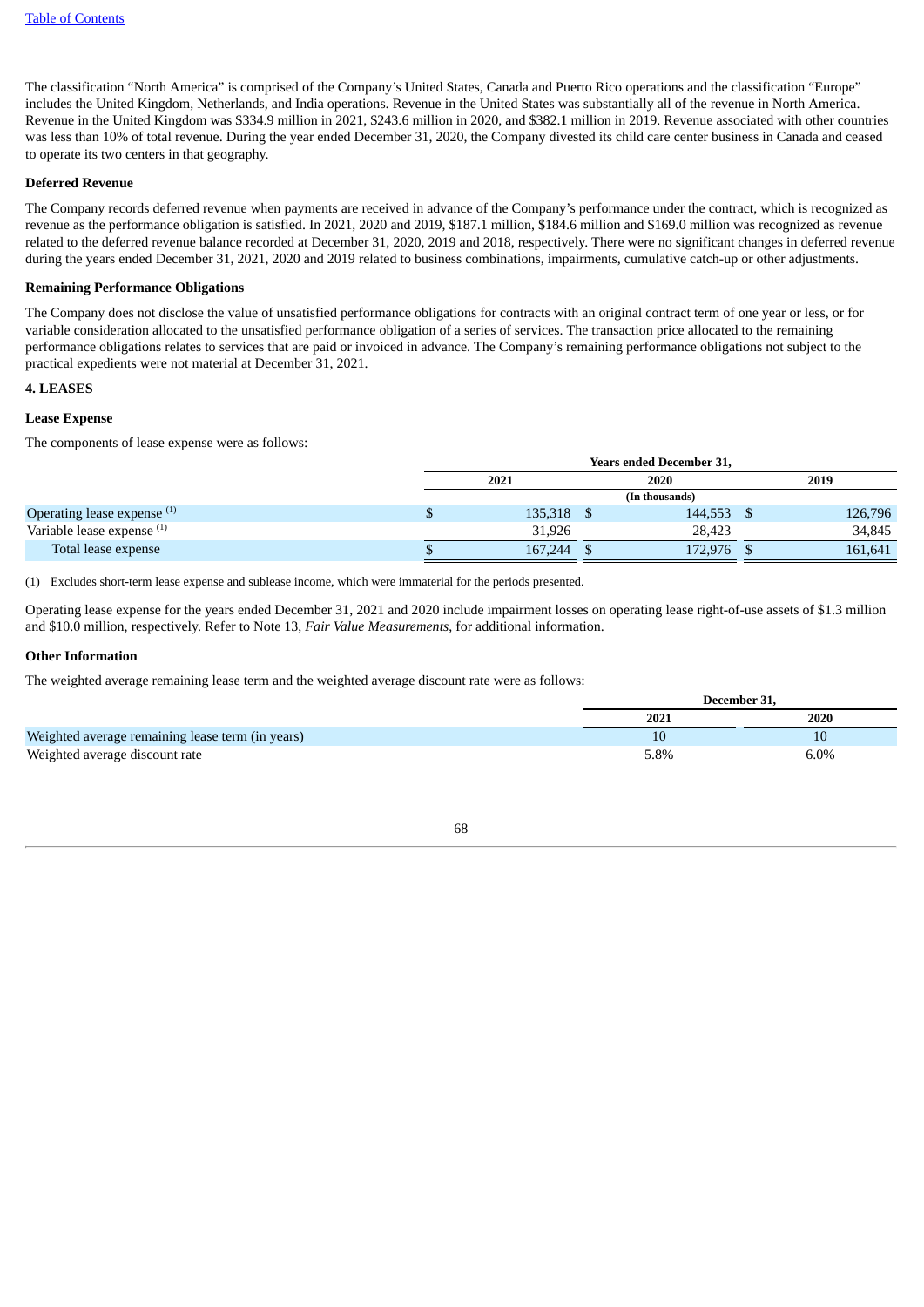The classification "North America" is comprised of the Company's United States, Canada and Puerto Rico operations and the classification "Europe" includes the United Kingdom, Netherlands, and India operations. Revenue in the United States was substantially all of the revenue in North America. Revenue in the United Kingdom was $334.9 million in 2021, $243.6 million in 2020, and $382.1 million in 2019. Revenue associated with other countries was less than 10% of total revenue. During the year ended December 31, 2020, the Company divested its child care center business in Canada and ceased to operate its two centers in that geography.

**Deferred Revenue**

The Company records deferred revenue when payments are received in advance of the Company's performance under the contract, which is recognized as revenue as the performance obligation is satisfied. In 2021, 2020 and 2019, $187.1 million, $184.6 million and $169.0 million was recognized as revenue related to the deferred revenue balance recorded at December 31, 2020, 2019 and 2018, respectively. There were no significant changes in deferred revenue during the years ended December 31, 2021, 2020 and 2019 related to business combinations, impairments, cumulative catch-up or other adjustments.

**Remaining Performance Obligations**

The Company does not disclose the value of unsatisfied performance obligations for contracts with an original contract term of one year or less, or for variable consideration allocated to the unsatisfied performance obligation of a series of services. The transaction price allocated to the remaining performance obligations relates to services that are paid or invoiced in advance. The Company's remaining performance obligations not subject to the practical expedients were not material at December 31, 2021.

## 4. LEASES

**Lease Expense**

The components of lease expense were as follows:

| | Years ended December 31, | | |
|---|---|---|---|
| | 2021 | 2020 | 2019 |
| | (In thousands) | | |
| Operating lease expense [(1)] | $ 135,318 | $ 144,553 | $ 126,796 |
| Variable lease expense [(1)] | 31,926 | 28,423 | 34,845 |
| Total lease expense | $ 167,244 | $ 172,976 | $ 161,641 |

(1) Excludes short-term lease expense and sublease income, which were immaterial for the periods presented.

Operating lease expense for the years ended December 31, 2021 and 2020 include impairment losses on operating lease right-of-use assets of $1.3 million and $10.0 million, respectively. Refer to Note 13, *Fair Value Measurements*, for additional information.

**Other Information**

The weighted average remaining lease term and the weighted average discount rate were as follows:

| | December 31, | |
|---|---|---|
| | 2021 | 2020 |
| Weighted average remaining lease term (in years) | 10 | 10 |
| Weighted average discount rate | 5.8% | 6.0% |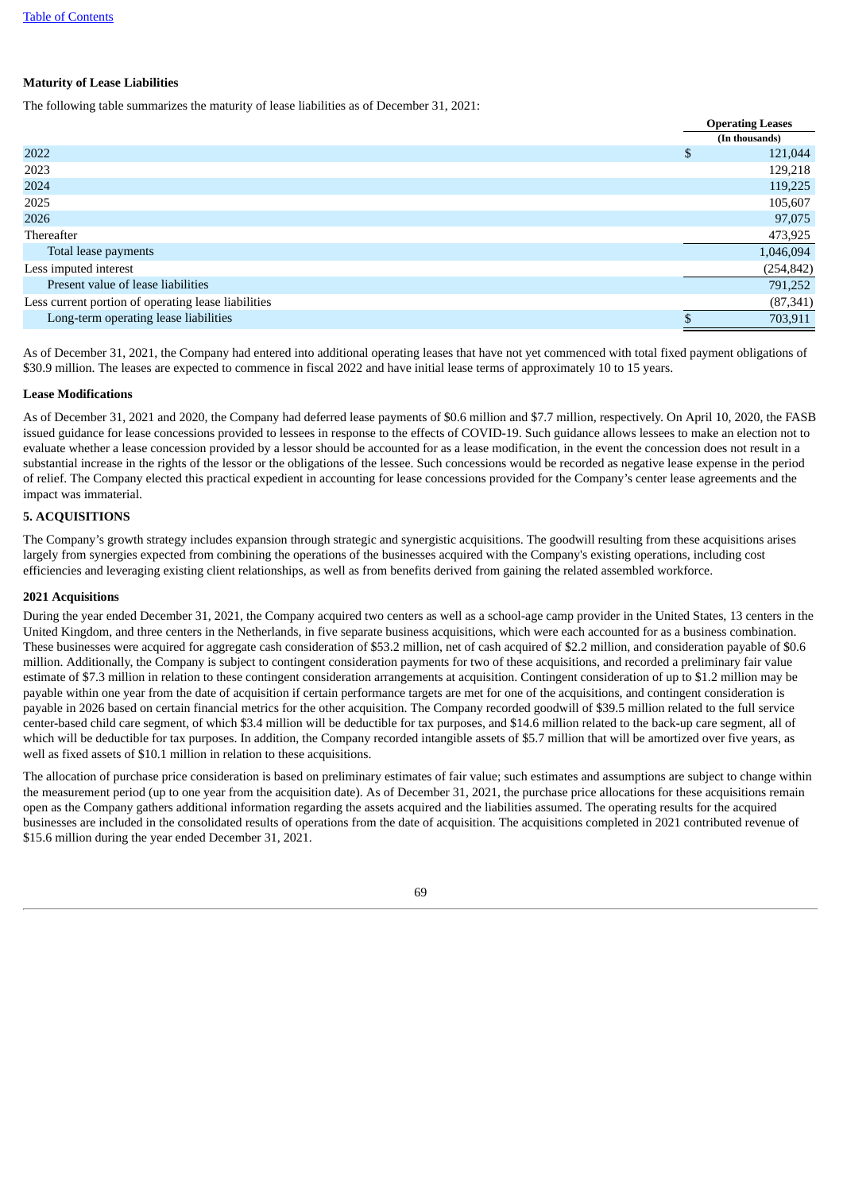### Maturity of Lease Liabilities

The following table summarizes the maturity of lease liabilities as of December 31, 2021:

| | Operating Leases |
|---|---|
| | (In thousands) |
| 2022 | $ 121,044 |
| 2023 | 129,218 |
| 2024 | 119,225 |
| 2025 | 105,607 |
| 2026 | 97,075 |
| Thereafter | 473,925 |
| Total lease payments | 1,046,094 |
| Less imputed interest | (254,842) |
| Present value of lease liabilities | 791,252 |
| Less current portion of operating lease liabilities | (87,341) |
| Long-term operating lease liabilities | $ 703,911 |

As of December 31, 2021, the Company had entered into additional operating leases that have not yet commenced with total fixed payment obligations of $30.9 million. The leases are expected to commence in fiscal 2022 and have initial lease terms of approximately 10 to 15 years.

### Lease Modifications

As of December 31, 2021 and 2020, the Company had deferred lease payments of $0.6 million and $7.7 million, respectively. On April 10, 2020, the FASB issued guidance for lease concessions provided to lessees in response to the effects of COVID-19. Such guidance allows lessees to make an election not to evaluate whether a lease concession provided by a lessor should be accounted for as a lease modification, in the event the concession does not result in a substantial increase in the rights of the lessor or the obligations of the lessee. Such concessions would be recorded as negative lease expense in the period of relief. The Company elected this practical expedient in accounting for lease concessions provided for the Company's center lease agreements and the impact was immaterial.

## 5. ACQUISITIONS

The Company's growth strategy includes expansion through strategic and synergistic acquisitions. The goodwill resulting from these acquisitions arises largely from synergies expected from combining the operations of the businesses acquired with the Company's existing operations, including cost efficiencies and leveraging existing client relationships, as well as from benefits derived from gaining the related assembled workforce.

### 2021 Acquisitions

During the year ended December 31, 2021, the Company acquired two centers as well as a school-age camp provider in the United States, 13 centers in the United Kingdom, and three centers in the Netherlands, in five separate business acquisitions, which were each accounted for as a business combination. These businesses were acquired for aggregate cash consideration of $53.2 million, net of cash acquired of $2.2 million, and consideration payable of $0.6 million. Additionally, the Company is subject to contingent consideration payments for two of these acquisitions, and recorded a preliminary fair value estimate of $7.3 million in relation to these contingent consideration arrangements at acquisition. Contingent consideration of up to $1.2 million may be payable within one year from the date of acquisition if certain performance targets are met for one of the acquisitions, and contingent consideration is payable in 2026 based on certain financial metrics for the other acquisition. The Company recorded goodwill of $39.5 million related to the full service center-based child care segment, of which $3.4 million will be deductible for tax purposes, and $14.6 million related to the back-up care segment, all of which will be deductible for tax purposes. In addition, the Company recorded intangible assets of $5.7 million that will be amortized over five years, as well as fixed assets of $10.1 million in relation to these acquisitions.

The allocation of purchase price consideration is based on preliminary estimates of fair value; such estimates and assumptions are subject to change within the measurement period (up to one year from the acquisition date). As of December 31, 2021, the purchase price allocations for these acquisitions remain open as the Company gathers additional information regarding the assets acquired and the liabilities assumed. The operating results for the acquired businesses are included in the consolidated results of operations from the date of acquisition. The acquisitions completed in 2021 contributed revenue of $15.6 million during the year ended December 31, 2021.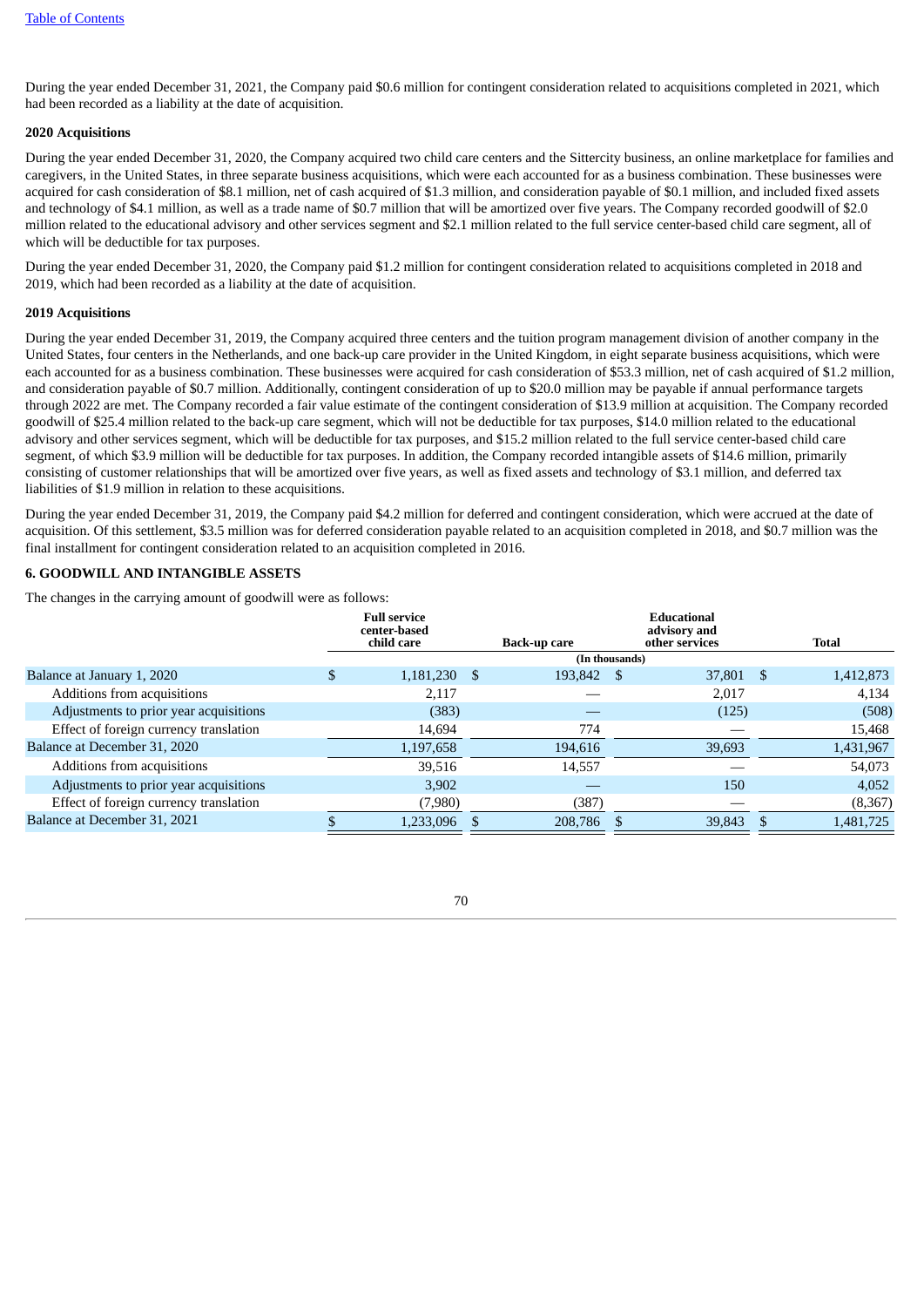During the year ended December 31, 2021, the Company paid $0.6 million for contingent consideration related to acquisitions completed in 2021, which had been recorded as a liability at the date of acquisition.

**2020 Acquisitions**

During the year ended December 31, 2020, the Company acquired two child care centers and the Sittercity business, an online marketplace for families and caregivers, in the United States, in three separate business acquisitions, which were each accounted for as a business combination. These businesses were acquired for cash consideration of $8.1 million, net of cash acquired of $1.3 million, and consideration payable of $0.1 million, and included fixed assets and technology of $4.1 million, as well as a trade name of $0.7 million that will be amortized over five years. The Company recorded goodwill of $2.0 million related to the educational advisory and other services segment and $2.1 million related to the full service center-based child care segment, all of which will be deductible for tax purposes.

During the year ended December 31, 2020, the Company paid $1.2 million for contingent consideration related to acquisitions completed in 2018 and 2019, which had been recorded as a liability at the date of acquisition.

**2019 Acquisitions**

During the year ended December 31, 2019, the Company acquired three centers and the tuition program management division of another company in the United States, four centers in the Netherlands, and one back-up care provider in the United Kingdom, in eight separate business acquisitions, which were each accounted for as a business combination. These businesses were acquired for cash consideration of $53.3 million, net of cash acquired of $1.2 million, and consideration payable of $0.7 million. Additionally, contingent consideration of up to $20.0 million may be payable if annual performance targets through 2022 are met. The Company recorded a fair value estimate of the contingent consideration of $13.9 million at acquisition. The Company recorded goodwill of $25.4 million related to the back-up care segment, which will not be deductible for tax purposes, $14.0 million related to the educational advisory and other services segment, which will be deductible for tax purposes, and $15.2 million related to the full service center-based child care segment, of which $3.9 million will be deductible for tax purposes. In addition, the Company recorded intangible assets of $14.6 million, primarily consisting of customer relationships that will be amortized over five years, as well as fixed assets and technology of $3.1 million, and deferred tax liabilities of $1.9 million in relation to these acquisitions.

During the year ended December 31, 2019, the Company paid $4.2 million for deferred and contingent consideration, which were accrued at the date of acquisition. Of this settlement, $3.5 million was for deferred consideration payable related to an acquisition completed in 2018, and $0.7 million was the final installment for contingent consideration related to an acquisition completed in 2016.

## 6. GOODWILL AND INTANGIBLE ASSETS

The changes in the carrying amount of goodwill were as follows:

| | Full service center-based child care | Back-up care | Educational advisory and other services | Total |
|---|---|---|---|---|
| | (In thousands) | | | |
| Balance at January 1, 2020 | $ 1,181,230 | $ 193,842 | $ 37,801 | $ 1,412,873 |
| Additions from acquisitions | 2,117 | — | 2,017 | 4,134 |
| Adjustments to prior year acquisitions | (383) | — | (125) | (508) |
| Effect of foreign currency translation | 14,694 | 774 | — | 15,468 |
| Balance at December 31, 2020 | 1,197,658 | 194,616 | 39,693 | 1,431,967 |
| Additions from acquisitions | 39,516 | 14,557 | — | 54,073 |
| Adjustments to prior year acquisitions | 3,902 | — | 150 | 4,052 |
| Effect of foreign currency translation | (7,980) | (387) | — | (8,367) |
| Balance at December 31, 2021 | $ 1,233,096 | $ 208,786 | $ 39,843 | $ 1,481,725 |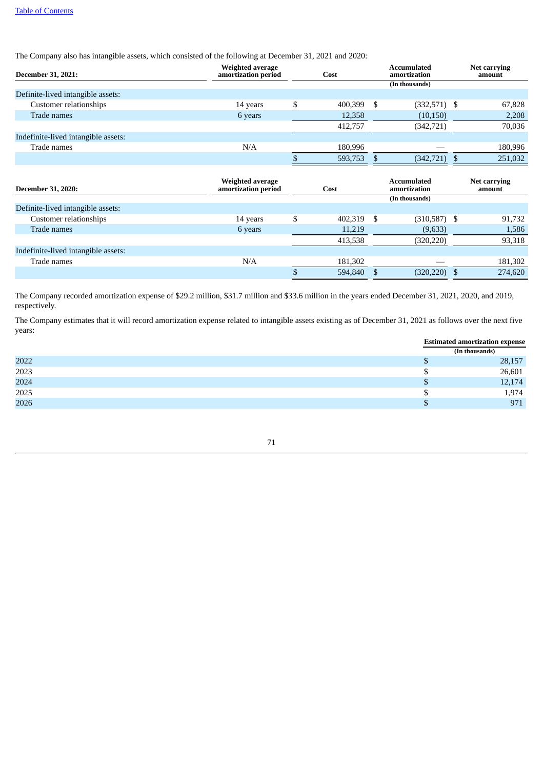The Company also has intangible assets, which consisted of the following at December 31, 2021 and 2020:

| December 31, 2021: | Weighted average amortization period | Cost | Accumulated amortization | Net carrying amount |
|---|---|---|---|---|
| | | | (In thousands) | |
| Definite-lived intangible assets: | | | | |
| Customer relationships | 14 years | $ 400,399 | $ (332,571) | $ 67,828 |
| Trade names | 6 years | 12,358 | (10,150) | 2,208 |
| | | 412,757 | (342,721) | 70,036 |
| Indefinite-lived intangible assets: | | | | |
| Trade names | N/A | 180,996 | — | 180,996 |
| | | $ 593,753 | $ (342,721) | $ 251,032 |

| December 31, 2020: | Weighted average amortization period | Cost | Accumulated amortization | Net carrying amount |
|---|---|---|---|---|
| | | | (In thousands) | |
| Definite-lived intangible assets: | | | | |
| Customer relationships | 14 years | $ 402,319 | $ (310,587) | $ 91,732 |
| Trade names | 6 years | 11,219 | (9,633) | 1,586 |
| | | 413,538 | (320,220) | 93,318 |
| Indefinite-lived intangible assets: | | | | |
| Trade names | N/A | 181,302 | — | 181,302 |
| | | $ 594,840 | $ (320,220) | $ 274,620 |

The Company recorded amortization expense of $29.2 million, $31.7 million and $33.6 million in the years ended December 31, 2021, 2020, and 2019, respectively.

The Company estimates that it will record amortization expense related to intangible assets existing as of December 31, 2021 as follows over the next five years:

| | Estimated amortization expense |
|---|---|
| | (In thousands) |
| 2022 | $ 28,157 |
| 2023 | $ 26,601 |
| 2024 | $ 12,174 |
| 2025 | $ 1,974 |
| 2026 | $ 971 |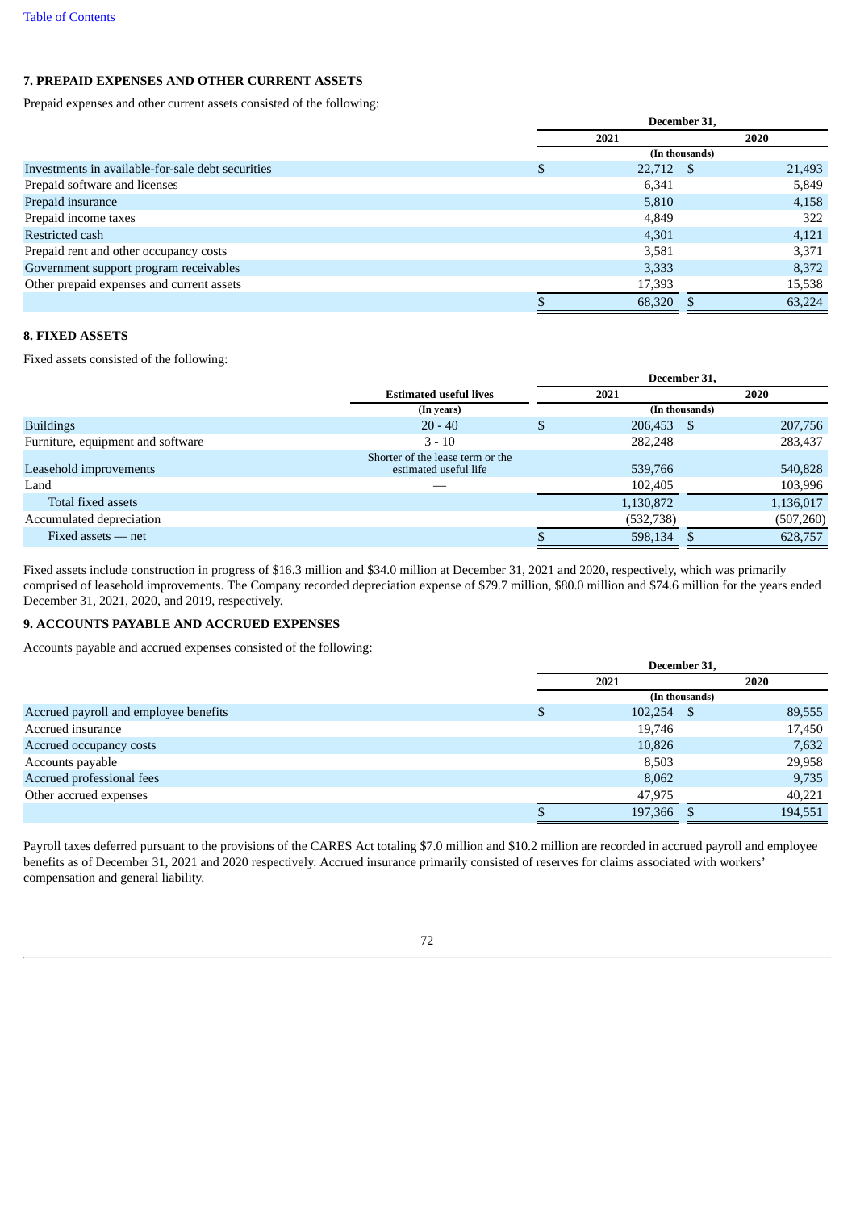## 7. PREPAID EXPENSES AND OTHER CURRENT ASSETS

Prepaid expenses and other current assets consisted of the following:

| | December 31, | |
|---|---|---|
| | 2021 | 2020 |
| | (In thousands) | |
| Investments in available-for-sale debt securities | $ 22,712 | $ 21,493 |
| Prepaid software and licenses | 6,341 | 5,849 |
| Prepaid insurance | 5,810 | 4,158 |
| Prepaid income taxes | 4,849 | 322 |
| Restricted cash | 4,301 | 4,121 |
| Prepaid rent and other occupancy costs | 3,581 | 3,371 |
| Government support program receivables | 3,333 | 8,372 |
| Other prepaid expenses and current assets | 17,393 | 15,538 |
| | $ 68,320 | $ 63,224 |

## 8. FIXED ASSETS

Fixed assets consisted of the following:

| | Estimated useful lives | December 31, | |
|---|---|---|---|
| | | 2021 | 2020 |
| | (In years) | (In thousands) | |
| Buildings | 20 - 40 | $ 206,453 | $ 207,756 |
| Furniture, equipment and software | 3 - 10 | 282,248 | 283,437 |
| Leasehold improvements | Shorter of the lease term or the estimated useful life | 539,766 | 540,828 |
| Land | — | 102,405 | 103,996 |
| Total fixed assets | | 1,130,872 | 1,136,017 |
| Accumulated depreciation | | (532,738) | (507,260) |
| Fixed assets — net | | $ 598,134 | $ 628,757 |

Fixed assets include construction in progress of $16.3 million and $34.0 million at December 31, 2021 and 2020, respectively, which was primarily comprised of leasehold improvements. The Company recorded depreciation expense of $79.7 million, $80.0 million and $74.6 million for the years ended December 31, 2021, 2020, and 2019, respectively.

## 9. ACCOUNTS PAYABLE AND ACCRUED EXPENSES

Accounts payable and accrued expenses consisted of the following:

| | December 31, | |
|---|---|---|
| | 2021 | 2020 |
| | (In thousands) | |
| Accrued payroll and employee benefits | $ 102,254 | $ 89,555 |
| Accrued insurance | 19,746 | 17,450 |
| Accrued occupancy costs | 10,826 | 7,632 |
| Accounts payable | 8,503 | 29,958 |
| Accrued professional fees | 8,062 | 9,735 |
| Other accrued expenses | 47,975 | 40,221 |
| | $ 197,366 | $ 194,551 |

Payroll taxes deferred pursuant to the provisions of the CARES Act totaling $7.0 million and $10.2 million are recorded in accrued payroll and employee benefits as of December 31, 2021 and 2020 respectively. Accrued insurance primarily consisted of reserves for claims associated with workers' compensation and general liability.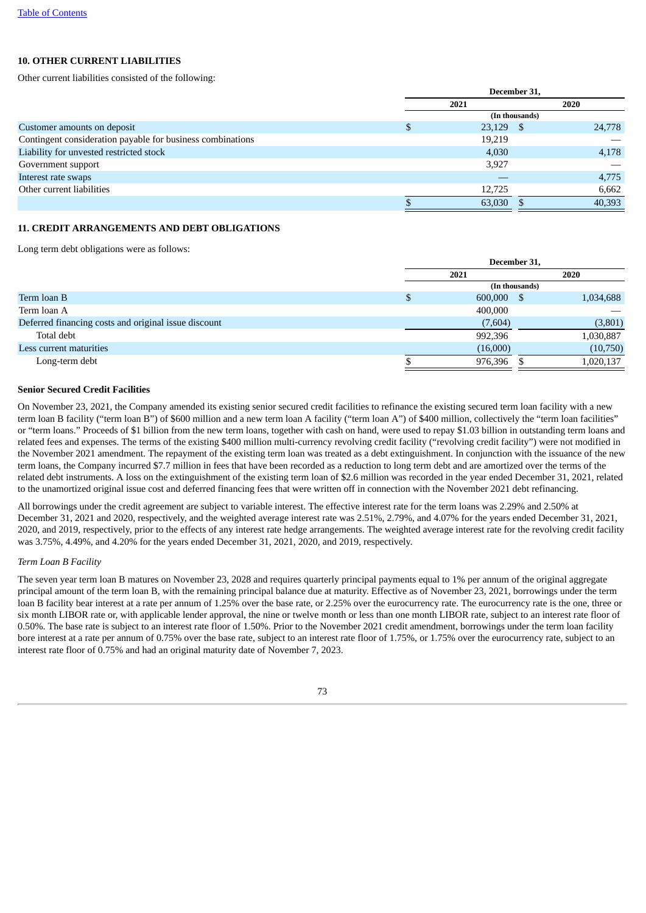### 10. OTHER CURRENT LIABILITIES

Other current liabilities consisted of the following:

| | December 31, | |
|---|---|---|
| | 2021 | 2020 |
| | (In thousands) | |
| Customer amounts on deposit | $ 23,129 | $ 24,778 |
| Contingent consideration payable for business combinations | 19,219 | — |
| Liability for unvested restricted stock | 4,030 | 4,178 |
| Government support | 3,927 | — |
| Interest rate swaps | — | 4,775 |
| Other current liabilities | 12,725 | 6,662 |
| | $ 63,030 | $ 40,393 |

### 11. CREDIT ARRANGEMENTS AND DEBT OBLIGATIONS

Long term debt obligations were as follows:

| | December 31, | |
|---|---|---|
| | 2021 | 2020 |
| | (In thousands) | |
| Term loan B | $ 600,000 | $ 1,034,688 |
| Term loan A | 400,000 | — |
| Deferred financing costs and original issue discount | (7,604) | (3,801) |
| Total debt | 992,396 | 1,030,887 |
| Less current maturities | (16,000) | (10,750) |
| Long-term debt | $ 976,396 | $ 1,020,137 |

**Senior Secured Credit Facilities**

On November 23, 2021, the Company amended its existing senior secured credit facilities to refinance the existing secured term loan facility with a new term loan B facility ("term loan B") of $600 million and a new term loan A facility ("term loan A") of $400 million, collectively the "term loan facilities" or "term loans." Proceeds of $1 billion from the new term loans, together with cash on hand, were used to repay $1.03 billion in outstanding term loans and related fees and expenses. The terms of the existing $400 million multi-currency revolving credit facility ("revolving credit facility") were not modified in the November 2021 amendment. The repayment of the existing term loan was treated as a debt extinguishment. In conjunction with the issuance of the new term loans, the Company incurred $7.7 million in fees that have been recorded as a reduction to long term debt and are amortized over the terms of the related debt instruments. A loss on the extinguishment of the existing term loan of $2.6 million was recorded in the year ended December 31, 2021, related to the unamortized original issue cost and deferred financing fees that were written off in connection with the November 2021 debt refinancing.

All borrowings under the credit agreement are subject to variable interest. The effective interest rate for the term loans was 2.29% and 2.50% at December 31, 2021 and 2020, respectively, and the weighted average interest rate was 2.51%, 2.79%, and 4.07% for the years ended December 31, 2021, 2020, and 2019, respectively, prior to the effects of any interest rate hedge arrangements. The weighted average interest rate for the revolving credit facility was 3.75%, 4.49%, and 4.20% for the years ended December 31, 2021, 2020, and 2019, respectively.

*Term Loan B Facility*

The seven year term loan B matures on November 23, 2028 and requires quarterly principal payments equal to 1% per annum of the original aggregate principal amount of the term loan B, with the remaining principal balance due at maturity. Effective as of November 23, 2021, borrowings under the term loan B facility bear interest at a rate per annum of 1.25% over the base rate, or 2.25% over the eurocurrency rate. The eurocurrency rate is the one, three or six month LIBOR rate or, with applicable lender approval, the nine or twelve month or less than one month LIBOR rate, subject to an interest rate floor of 0.50%. The base rate is subject to an interest rate floor of 1.50%. Prior to the November 2021 credit amendment, borrowings under the term loan facility bore interest at a rate per annum of 0.75% over the base rate, subject to an interest rate floor of 1.75%, or 1.75% over the eurocurrency rate, subject to an interest rate floor of 0.75% and had an original maturity date of November 7, 2023.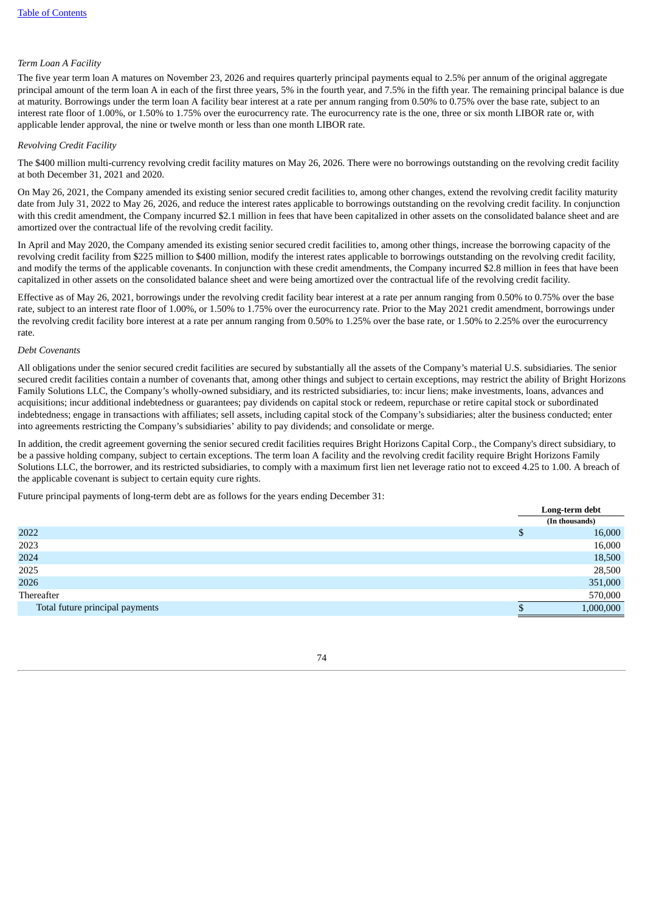*Term Loan A Facility*

The five year term loan A matures on November 23, 2026 and requires quarterly principal payments equal to 2.5% per annum of the original aggregate principal amount of the term loan A in each of the first three years, 5% in the fourth year, and 7.5% in the fifth year. The remaining principal balance is due at maturity. Borrowings under the term loan A facility bear interest at a rate per annum ranging from 0.50% to 0.75% over the base rate, subject to an interest rate floor of 1.00%, or 1.50% to 1.75% over the eurocurrency rate. The eurocurrency rate is the one, three or six month LIBOR rate or, with applicable lender approval, the nine or twelve month or less than one month LIBOR rate.

*Revolving Credit Facility*

The $400 million multi-currency revolving credit facility matures on May 26, 2026. There were no borrowings outstanding on the revolving credit facility at both December 31, 2021 and 2020.

On May 26, 2021, the Company amended its existing senior secured credit facilities to, among other changes, extend the revolving credit facility maturity date from July 31, 2022 to May 26, 2026, and reduce the interest rates applicable to borrowings outstanding on the revolving credit facility. In conjunction with this credit amendment, the Company incurred $2.1 million in fees that have been capitalized in other assets on the consolidated balance sheet and are amortized over the contractual life of the revolving credit facility.

In April and May 2020, the Company amended its existing senior secured credit facilities to, among other things, increase the borrowing capacity of the revolving credit facility from $225 million to $400 million, modify the interest rates applicable to borrowings outstanding on the revolving credit facility, and modify the terms of the applicable covenants. In conjunction with these credit amendments, the Company incurred $2.8 million in fees that have been capitalized in other assets on the consolidated balance sheet and were being amortized over the contractual life of the revolving credit facility.

Effective as of May 26, 2021, borrowings under the revolving credit facility bear interest at a rate per annum ranging from 0.50% to 0.75% over the base rate, subject to an interest rate floor of 1.00%, or 1.50% to 1.75% over the eurocurrency rate. Prior to the May 2021 credit amendment, borrowings under the revolving credit facility bore interest at a rate per annum ranging from 0.50% to 1.25% over the base rate, or 1.50% to 2.25% over the eurocurrency rate.

*Debt Covenants*

All obligations under the senior secured credit facilities are secured by substantially all the assets of the Company's material U.S. subsidiaries. The senior secured credit facilities contain a number of covenants that, among other things and subject to certain exceptions, may restrict the ability of Bright Horizons Family Solutions LLC, the Company's wholly-owned subsidiary, and its restricted subsidiaries, to: incur liens; make investments, loans, advances and acquisitions; incur additional indebtedness or guarantees; pay dividends on capital stock or redeem, repurchase or retire capital stock or subordinated indebtedness; engage in transactions with affiliates; sell assets, including capital stock of the Company's subsidiaries; alter the business conducted; enter into agreements restricting the Company's subsidiaries' ability to pay dividends; and consolidate or merge.

In addition, the credit agreement governing the senior secured credit facilities requires Bright Horizons Capital Corp., the Company's direct subsidiary, to be a passive holding company, subject to certain exceptions. The term loan A facility and the revolving credit facility require Bright Horizons Family Solutions LLC, the borrower, and its restricted subsidiaries, to comply with a maximum first lien net leverage ratio not to exceed 4.25 to 1.00. A breach of the applicable covenant is subject to certain equity cure rights.

Future principal payments of long-term debt are as follows for the years ending December 31:

| | Long-term debt |
|---|---|
| | (In thousands) |
| 2022 | $ 16,000 |
| 2023 | 16,000 |
| 2024 | 18,500 |
| 2025 | 28,500 |
| 2026 | 351,000 |
| Thereafter | 570,000 |
| Total future principal payments | $ 1,000,000 |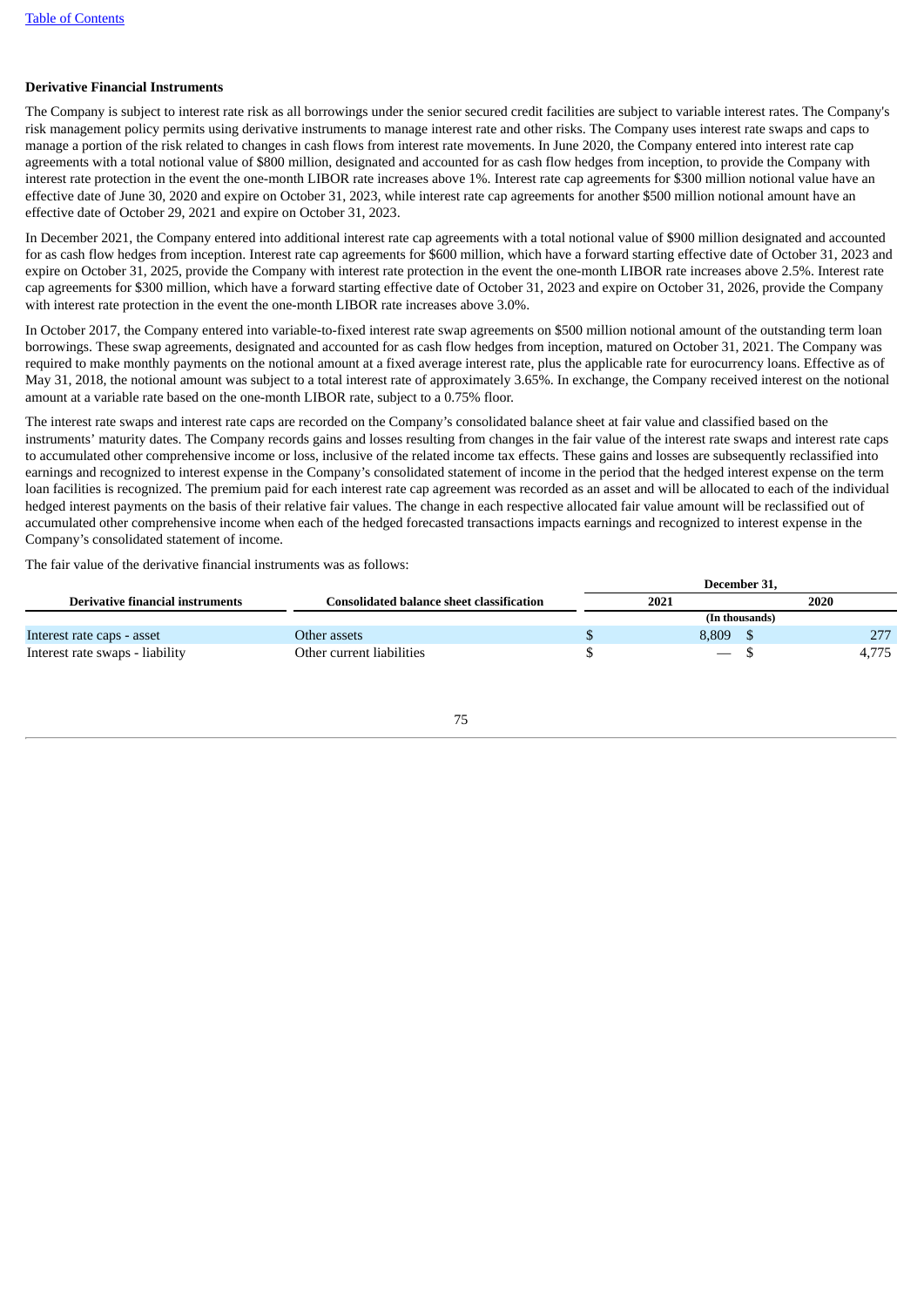**Derivative Financial Instruments**

The Company is subject to interest rate risk as all borrowings under the senior secured credit facilities are subject to variable interest rates. The Company's risk management policy permits using derivative instruments to manage interest rate and other risks. The Company uses interest rate swaps and caps to manage a portion of the risk related to changes in cash flows from interest rate movements. In June 2020, the Company entered into interest rate cap agreements with a total notional value of $800 million, designated and accounted for as cash flow hedges from inception, to provide the Company with interest rate protection in the event the one-month LIBOR rate increases above 1%. Interest rate cap agreements for $300 million notional value have an effective date of June 30, 2020 and expire on October 31, 2023, while interest rate cap agreements for another $500 million notional amount have an effective date of October 29, 2021 and expire on October 31, 2023.

In December 2021, the Company entered into additional interest rate cap agreements with a total notional value of $900 million designated and accounted for as cash flow hedges from inception. Interest rate cap agreements for $600 million, which have a forward starting effective date of October 31, 2023 and expire on October 31, 2025, provide the Company with interest rate protection in the event the one-month LIBOR rate increases above 2.5%. Interest rate cap agreements for $300 million, which have a forward starting effective date of October 31, 2023 and expire on October 31, 2026, provide the Company with interest rate protection in the event the one-month LIBOR rate increases above 3.0%.

In October 2017, the Company entered into variable-to-fixed interest rate swap agreements on $500 million notional amount of the outstanding term loan borrowings. These swap agreements, designated and accounted for as cash flow hedges from inception, matured on October 31, 2021. The Company was required to make monthly payments on the notional amount at a fixed average interest rate, plus the applicable rate for eurocurrency loans. Effective as of May 31, 2018, the notional amount was subject to a total interest rate of approximately 3.65%. In exchange, the Company received interest on the notional amount at a variable rate based on the one-month LIBOR rate, subject to a 0.75% floor.

The interest rate swaps and interest rate caps are recorded on the Company's consolidated balance sheet at fair value and classified based on the instruments' maturity dates. The Company records gains and losses resulting from changes in the fair value of the interest rate swaps and interest rate caps to accumulated other comprehensive income or loss, inclusive of the related income tax effects. These gains and losses are subsequently reclassified into earnings and recognized to interest expense in the Company's consolidated statement of income in the period that the hedged interest expense on the term loan facilities is recognized. The premium paid for each interest rate cap agreement was recorded as an asset and will be allocated to each of the individual hedged interest payments on the basis of their relative fair values. The change in each respective allocated fair value amount will be reclassified out of accumulated other comprehensive income when each of the hedged forecasted transactions impacts earnings and recognized to interest expense in the Company's consolidated statement of income.

The fair value of the derivative financial instruments was as follows:

| Derivative financial instruments | Consolidated balance sheet classification | December 31, 2021 | December 31, 2020 |
|---|---|---|---|
| | | (In thousands) | |
| Interest rate caps - asset | Other assets | $ 8,809 | $ 277 |
| Interest rate swaps - liability | Other current liabilities | $ — | $ 4,775 |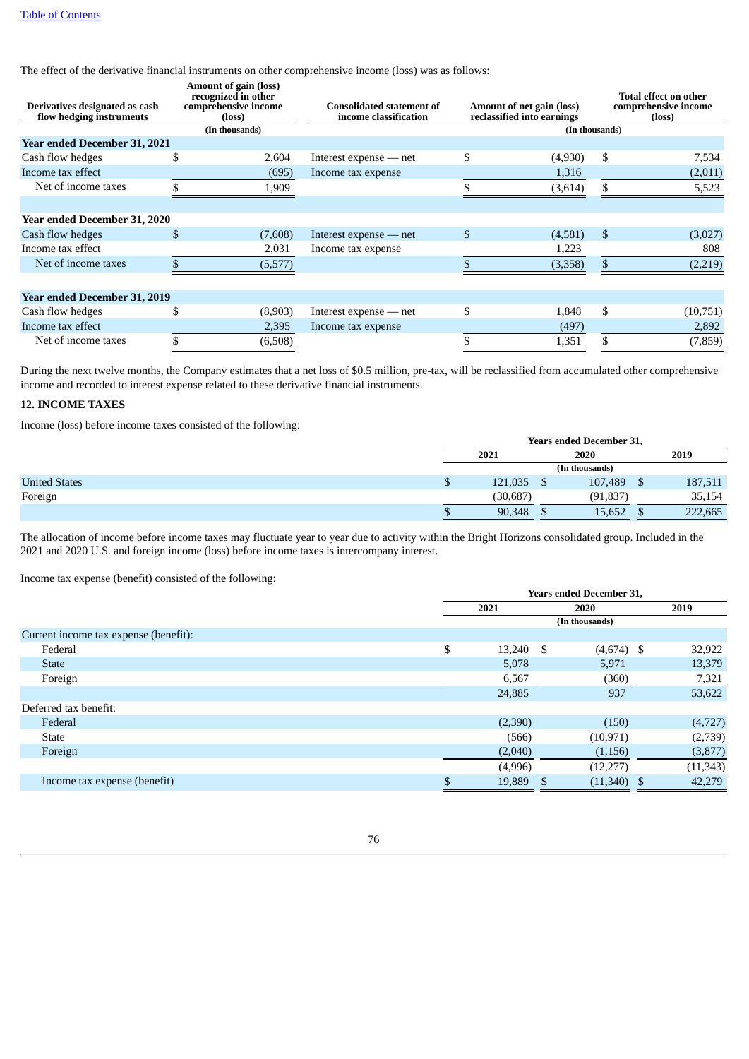[Table of Contents](#)

The effect of the derivative financial instruments on other comprehensive income (loss) was as follows:

| Derivatives designated as cash flow hedging instruments | Amount of gain (loss) recognized in other comprehensive income (loss) | Consolidated statement of income classification | Amount of net gain (loss) reclassified into earnings | Total effect on other comprehensive income (loss) |
|---|---|---|---|---|
| | (In thousands) | | (In thousands) | |
| **Year ended December 31, 2021** | | | | |
| Cash flow hedges | $ 2,604 | Interest expense — net | $ (4,930) | $ 7,534 |
| Income tax effect | (695) | Income tax expense | 1,316 | (2,011) |
| Net of income taxes | $ 1,909 | | $ (3,614) | $ 5,523 |
| **Year ended December 31, 2020** | | | | |
| Cash flow hedges | $ (7,608) | Interest expense — net | $ (4,581) | $ (3,027) |
| Income tax effect | 2,031 | Income tax expense | 1,223 | 808 |
| Net of income taxes | $ (5,577) | | $ (3,358) | $ (2,219) |
| **Year ended December 31, 2019** | | | | |
| Cash flow hedges | $ (8,903) | Interest expense — net | $ 1,848 | $ (10,751) |
| Income tax effect | 2,395 | Income tax expense | (497) | 2,892 |
| Net of income taxes | $ (6,508) | | $ 1,351 | $ (7,859) |

During the next twelve months, the Company estimates that a net loss of $0.5 million, pre-tax, will be reclassified from accumulated other comprehensive income and recorded to interest expense related to these derivative financial instruments.

## 12. INCOME TAXES

Income (loss) before income taxes consisted of the following:

| | Years ended December 31, | | |
|---|---|---|---|
| | 2021 | 2020 | 2019 |
| | (In thousands) | | |
| United States | $ 121,035 | $ 107,489 | $ 187,511 |
| Foreign | (30,687) | (91,837) | 35,154 |
| | $ 90,348 | $ 15,652 | $ 222,665 |

The allocation of income before income taxes may fluctuate year to year due to activity within the Bright Horizons consolidated group. Included in the 2021 and 2020 U.S. and foreign income (loss) before income taxes is intercompany interest.

Income tax expense (benefit) consisted of the following:

| | Years ended December 31, | | |
|---|---|---|---|
| | 2021 | 2020 | 2019 |
| | (In thousands) | | |
| Current income tax expense (benefit): | | | |
| Federal | $ 13,240 | $ (4,674) | $ 32,922 |
| State | 5,078 | 5,971 | 13,379 |
| Foreign | 6,567 | (360) | 7,321 |
| | 24,885 | 937 | 53,622 |
| Deferred tax benefit: | | | |
| Federal | (2,390) | (150) | (4,727) |
| State | (566) | (10,971) | (2,739) |
| Foreign | (2,040) | (1,156) | (3,877) |
| | (4,996) | (12,277) | (11,343) |
| Income tax expense (benefit) | $ 19,889 | $ (11,340) | $ 42,279 |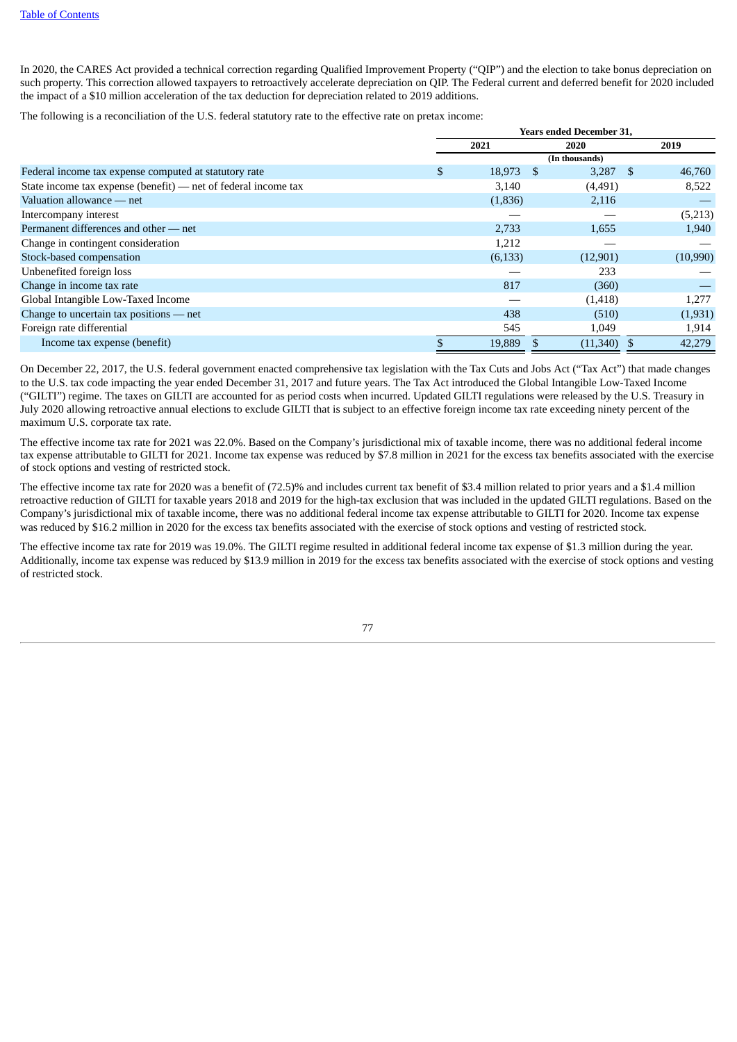In 2020, the CARES Act provided a technical correction regarding Qualified Improvement Property ("QIP") and the election to take bonus depreciation on such property. This correction allowed taxpayers to retroactively accelerate depreciation on QIP. The Federal current and deferred benefit for 2020 included the impact of a $10 million acceleration of the tax deduction for depreciation related to 2019 additions.

The following is a reconciliation of the U.S. federal statutory rate to the effective rate on pretax income:

| | Years ended December 31, | | |
|---|---|---|---|
| | 2021 | 2020 | 2019 |
| | (In thousands) | | |
| Federal income tax expense computed at statutory rate | $ 18,973 | $ 3,287 | $ 46,760 |
| State income tax expense (benefit) — net of federal income tax | 3,140 | (4,491) | 8,522 |
| Valuation allowance — net | (1,836) | 2,116 | — |
| Intercompany interest | — | — | (5,213) |
| Permanent differences and other — net | 2,733 | 1,655 | 1,940 |
| Change in contingent consideration | 1,212 | — | — |
| Stock-based compensation | (6,133) | (12,901) | (10,990) |
| Unbenefited foreign loss | — | 233 | — |
| Change in income tax rate | 817 | (360) | — |
| Global Intangible Low-Taxed Income | — | (1,418) | 1,277 |
| Change to uncertain tax positions — net | 438 | (510) | (1,931) |
| Foreign rate differential | 545 | 1,049 | 1,914 |
| Income tax expense (benefit) | $ 19,889 | $ (11,340) | $ 42,279 |

On December 22, 2017, the U.S. federal government enacted comprehensive tax legislation with the Tax Cuts and Jobs Act ("Tax Act") that made changes to the U.S. tax code impacting the year ended December 31, 2017 and future years. The Tax Act introduced the Global Intangible Low-Taxed Income ("GILTI") regime. The taxes on GILTI are accounted for as period costs when incurred. Updated GILTI regulations were released by the U.S. Treasury in July 2020 allowing retroactive annual elections to exclude GILTI that is subject to an effective foreign income tax rate exceeding ninety percent of the maximum U.S. corporate tax rate.

The effective income tax rate for 2021 was 22.0%. Based on the Company's jurisdictional mix of taxable income, there was no additional federal income tax expense attributable to GILTI for 2021. Income tax expense was reduced by $7.8 million in 2021 for the excess tax benefits associated with the exercise of stock options and vesting of restricted stock.

The effective income tax rate for 2020 was a benefit of (72.5)% and includes current tax benefit of $3.4 million related to prior years and a $1.4 million retroactive reduction of GILTI for taxable years 2018 and 2019 for the high-tax exclusion that was included in the updated GILTI regulations. Based on the Company's jurisdictional mix of taxable income, there was no additional federal income tax expense attributable to GILTI for 2020. Income tax expense was reduced by $16.2 million in 2020 for the excess tax benefits associated with the exercise of stock options and vesting of restricted stock.

The effective income tax rate for 2019 was 19.0%. The GILTI regime resulted in additional federal income tax expense of $1.3 million during the year. Additionally, income tax expense was reduced by $13.9 million in 2019 for the excess tax benefits associated with the exercise of stock options and vesting of restricted stock.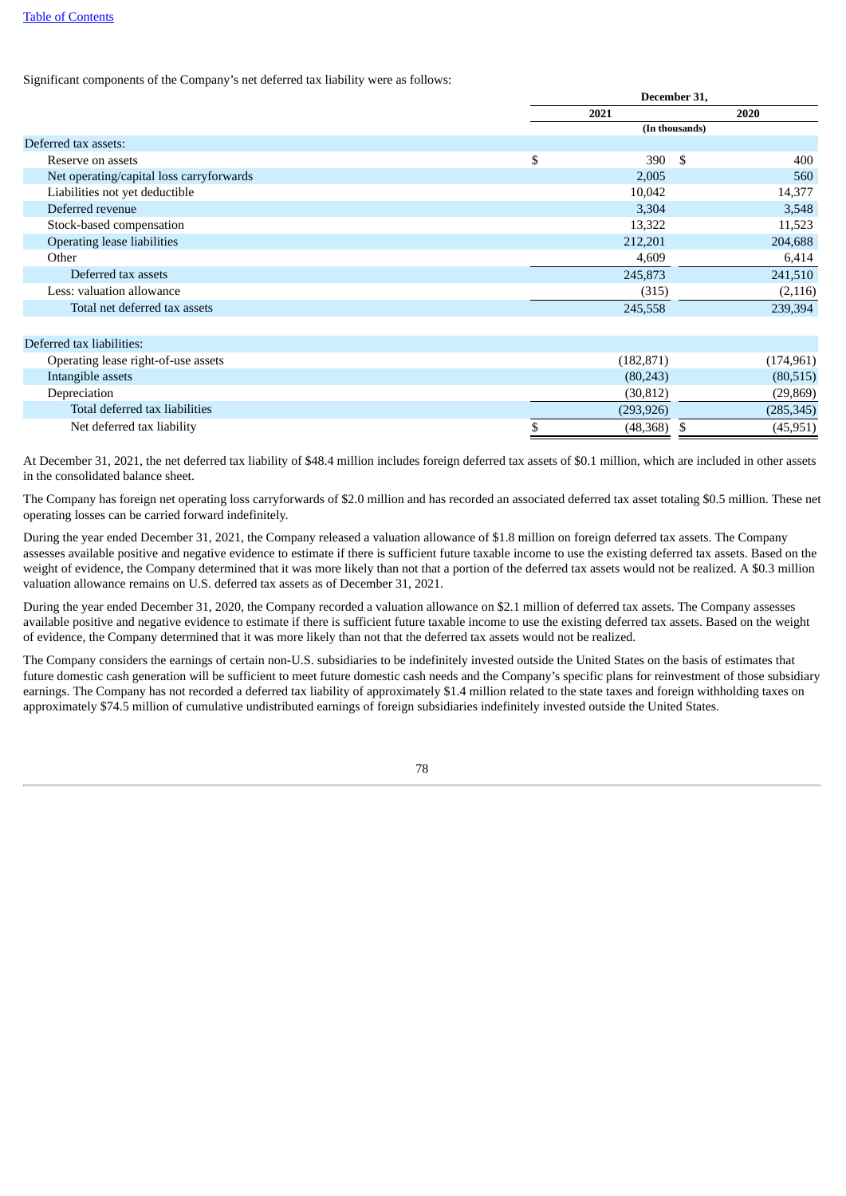Significant components of the Company's net deferred tax liability were as follows:

| | December 31, | |
|---|---|---|
| | 2021 | 2020 |
| | (In thousands) | |
| Deferred tax assets: | | |
| Reserve on assets | $ 390 | $ 400 |
| Net operating/capital loss carryforwards | 2,005 | 560 |
| Liabilities not yet deductible | 10,042 | 14,377 |
| Deferred revenue | 3,304 | 3,548 |
| Stock-based compensation | 13,322 | 11,523 |
| Operating lease liabilities | 212,201 | 204,688 |
| Other | 4,609 | 6,414 |
| Deferred tax assets | 245,873 | 241,510 |
| Less: valuation allowance | (315) | (2,116) |
| Total net deferred tax assets | 245,558 | 239,394 |
| | | |
| Deferred tax liabilities: | | |
| Operating lease right-of-use assets | (182,871) | (174,961) |
| Intangible assets | (80,243) | (80,515) |
| Depreciation | (30,812) | (29,869) |
| Total deferred tax liabilities | (293,926) | (285,345) |
| Net deferred tax liability | $ (48,368) | $ (45,951) |

At December 31, 2021, the net deferred tax liability of $48.4 million includes foreign deferred tax assets of $0.1 million, which are included in other assets in the consolidated balance sheet.

The Company has foreign net operating loss carryforwards of $2.0 million and has recorded an associated deferred tax asset totaling $0.5 million. These net operating losses can be carried forward indefinitely.

During the year ended December 31, 2021, the Company released a valuation allowance of $1.8 million on foreign deferred tax assets. The Company assesses available positive and negative evidence to estimate if there is sufficient future taxable income to use the existing deferred tax assets. Based on the weight of evidence, the Company determined that it was more likely than not that a portion of the deferred tax assets would not be realized. A $0.3 million valuation allowance remains on U.S. deferred tax assets as of December 31, 2021.

During the year ended December 31, 2020, the Company recorded a valuation allowance on $2.1 million of deferred tax assets. The Company assesses available positive and negative evidence to estimate if there is sufficient future taxable income to use the existing deferred tax assets. Based on the weight of evidence, the Company determined that it was more likely than not that the deferred tax assets would not be realized.

The Company considers the earnings of certain non-U.S. subsidiaries to be indefinitely invested outside the United States on the basis of estimates that future domestic cash generation will be sufficient to meet future domestic cash needs and the Company's specific plans for reinvestment of those subsidiary earnings. The Company has not recorded a deferred tax liability of approximately $1.4 million related to the state taxes and foreign withholding taxes on approximately $74.5 million of cumulative undistributed earnings of foreign subsidiaries indefinitely invested outside the United States.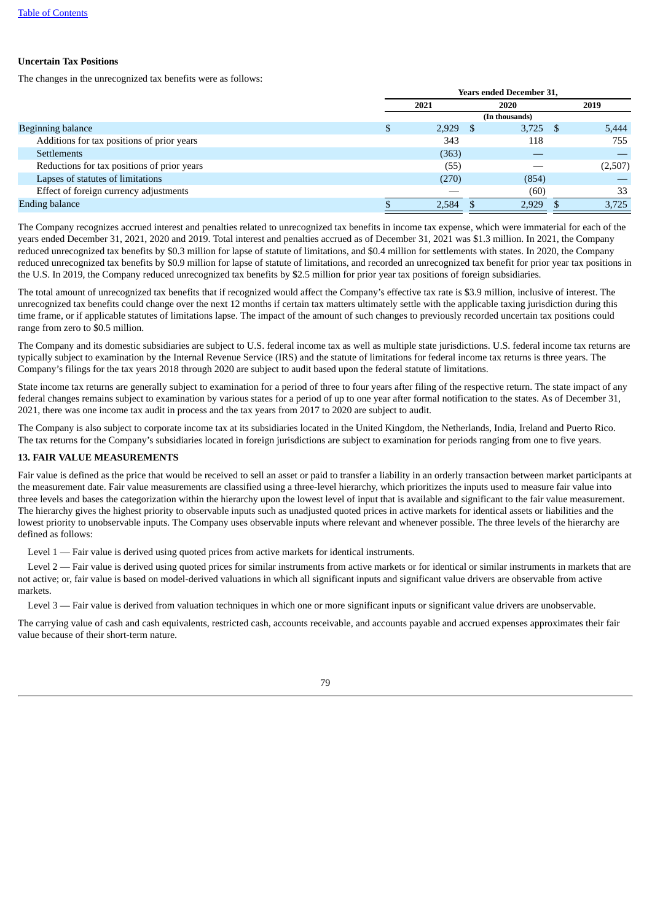### Uncertain Tax Positions

The changes in the unrecognized tax benefits were as follows:

| | Years ended December 31, | | |
|---|---|---|---|
| | 2021 | 2020 | 2019 |
| | (In thousands) | | |
| Beginning balance | $ 2,929 | $ 3,725 | $ 5,444 |
| Additions for tax positions of prior years | 343 | 118 | 755 |
| Settlements | (363) | — | — |
| Reductions for tax positions of prior years | (55) | — | (2,507) |
| Lapses of statutes of limitations | (270) | (854) | — |
| Effect of foreign currency adjustments | — | (60) | 33 |
| Ending balance | $ 2,584 | $ 2,929 | $ 3,725 |

The Company recognizes accrued interest and penalties related to unrecognized tax benefits in income tax expense, which were immaterial for each of the years ended December 31, 2021, 2020 and 2019. Total interest and penalties accrued as of December 31, 2021 was $1.3 million. In 2021, the Company reduced unrecognized tax benefits by $0.3 million for lapse of statute of limitations, and $0.4 million for settlements with states. In 2020, the Company reduced unrecognized tax benefits by $0.9 million for lapse of statute of limitations, and recorded an unrecognized tax benefit for prior year tax positions in the U.S. In 2019, the Company reduced unrecognized tax benefits by $2.5 million for prior year tax positions of foreign subsidiaries.

The total amount of unrecognized tax benefits that if recognized would affect the Company's effective tax rate is $3.9 million, inclusive of interest. The unrecognized tax benefits could change over the next 12 months if certain tax matters ultimately settle with the applicable taxing jurisdiction during this time frame, or if applicable statutes of limitations lapse. The impact of the amount of such changes to previously recorded uncertain tax positions could range from zero to $0.5 million.

The Company and its domestic subsidiaries are subject to U.S. federal income tax as well as multiple state jurisdictions. U.S. federal income tax returns are typically subject to examination by the Internal Revenue Service (IRS) and the statute of limitations for federal income tax returns is three years. The Company's filings for the tax years 2018 through 2020 are subject to audit based upon the federal statute of limitations.

State income tax returns are generally subject to examination for a period of three to four years after filing of the respective return. The state impact of any federal changes remains subject to examination by various states for a period of up to one year after formal notification to the states. As of December 31, 2021, there was one income tax audit in process and the tax years from 2017 to 2020 are subject to audit.

The Company is also subject to corporate income tax at its subsidiaries located in the United Kingdom, the Netherlands, India, Ireland and Puerto Rico. The tax returns for the Company's subsidiaries located in foreign jurisdictions are subject to examination for periods ranging from one to five years.

### 13. FAIR VALUE MEASUREMENTS

Fair value is defined as the price that would be received to sell an asset or paid to transfer a liability in an orderly transaction between market participants at the measurement date. Fair value measurements are classified using a three-level hierarchy, which prioritizes the inputs used to measure fair value into three levels and bases the categorization within the hierarchy upon the lowest level of input that is available and significant to the fair value measurement. The hierarchy gives the highest priority to observable inputs such as unadjusted quoted prices in active markets for identical assets or liabilities and the lowest priority to unobservable inputs. The Company uses observable inputs where relevant and whenever possible. The three levels of the hierarchy are defined as follows:

Level 1 — Fair value is derived using quoted prices from active markets for identical instruments.

Level 2 — Fair value is derived using quoted prices for similar instruments from active markets or for identical or similar instruments in markets that are not active; or, fair value is based on model-derived valuations in which all significant inputs and significant value drivers are observable from active markets.

Level 3 — Fair value is derived from valuation techniques in which one or more significant inputs or significant value drivers are unobservable.

The carrying value of cash and cash equivalents, restricted cash, accounts receivable, and accounts payable and accrued expenses approximates their fair value because of their short-term nature.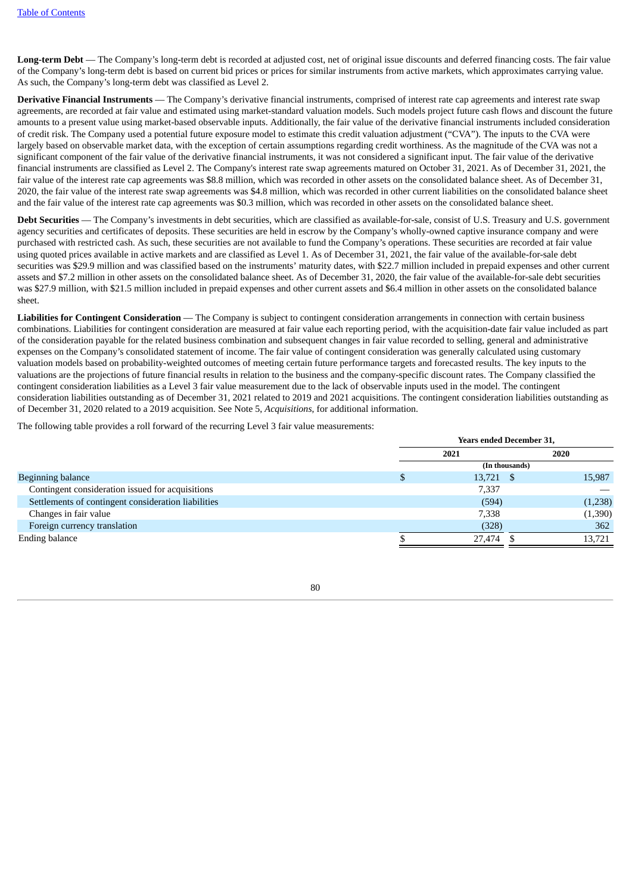**Long-term Debt** — The Company's long-term debt is recorded at adjusted cost, net of original issue discounts and deferred financing costs. The fair value of the Company's long-term debt is based on current bid prices or prices for similar instruments from active markets, which approximates carrying value. As such, the Company's long-term debt was classified as Level 2.

**Derivative Financial Instruments** — The Company's derivative financial instruments, comprised of interest rate cap agreements and interest rate swap agreements, are recorded at fair value and estimated using market-standard valuation models. Such models project future cash flows and discount the future amounts to a present value using market-based observable inputs. Additionally, the fair value of the derivative financial instruments included consideration of credit risk. The Company used a potential future exposure model to estimate this credit valuation adjustment ("CVA"). The inputs to the CVA were largely based on observable market data, with the exception of certain assumptions regarding credit worthiness. As the magnitude of the CVA was not a significant component of the fair value of the derivative financial instruments, it was not considered a significant input. The fair value of the derivative financial instruments are classified as Level 2. The Company's interest rate swap agreements matured on October 31, 2021. As of December 31, 2021, the fair value of the interest rate cap agreements was $8.8 million, which was recorded in other assets on the consolidated balance sheet. As of December 31, 2020, the fair value of the interest rate swap agreements was $4.8 million, which was recorded in other current liabilities on the consolidated balance sheet and the fair value of the interest rate cap agreements was $0.3 million, which was recorded in other assets on the consolidated balance sheet.

**Debt Securities** — The Company's investments in debt securities, which are classified as available-for-sale, consist of U.S. Treasury and U.S. government agency securities and certificates of deposits. These securities are held in escrow by the Company's wholly-owned captive insurance company and were purchased with restricted cash. As such, these securities are not available to fund the Company's operations. These securities are recorded at fair value using quoted prices available in active markets and are classified as Level 1. As of December 31, 2021, the fair value of the available-for-sale debt securities was $29.9 million and was classified based on the instruments' maturity dates, with $22.7 million included in prepaid expenses and other current assets and $7.2 million in other assets on the consolidated balance sheet. As of December 31, 2020, the fair value of the available-for-sale debt securities was $27.9 million, with $21.5 million included in prepaid expenses and other current assets and $6.4 million in other assets on the consolidated balance sheet.

**Liabilities for Contingent Consideration** — The Company is subject to contingent consideration arrangements in connection with certain business combinations. Liabilities for contingent consideration are measured at fair value each reporting period, with the acquisition-date fair value included as part of the consideration payable for the related business combination and subsequent changes in fair value recorded to selling, general and administrative expenses on the Company's consolidated statement of income. The fair value of contingent consideration was generally calculated using customary valuation models based on probability-weighted outcomes of meeting certain future performance targets and forecasted results. The key inputs to the valuations are the projections of future financial results in relation to the business and the company-specific discount rates. The Company classified the contingent consideration liabilities as a Level 3 fair value measurement due to the lack of observable inputs used in the model. The contingent consideration liabilities outstanding as of December 31, 2021 related to 2019 and 2021 acquisitions. The contingent consideration liabilities outstanding as of December 31, 2020 related to a 2019 acquisition. See Note 5, *Acquisitions*, for additional information.

The following table provides a roll forward of the recurring Level 3 fair value measurements:

| | Years ended December 31, | |
|---|---|---|
| | 2021 | 2020 |
| | (In thousands) | |
| Beginning balance | $ 13,721 | $ 15,987 |
| Contingent consideration issued for acquisitions | 7,337 | — |
| Settlements of contingent consideration liabilities | (594) | (1,238) |
| Changes in fair value | 7,338 | (1,390) |
| Foreign currency translation | (328) | 362 |
| Ending balance | $ 27,474 | $ 13,721 |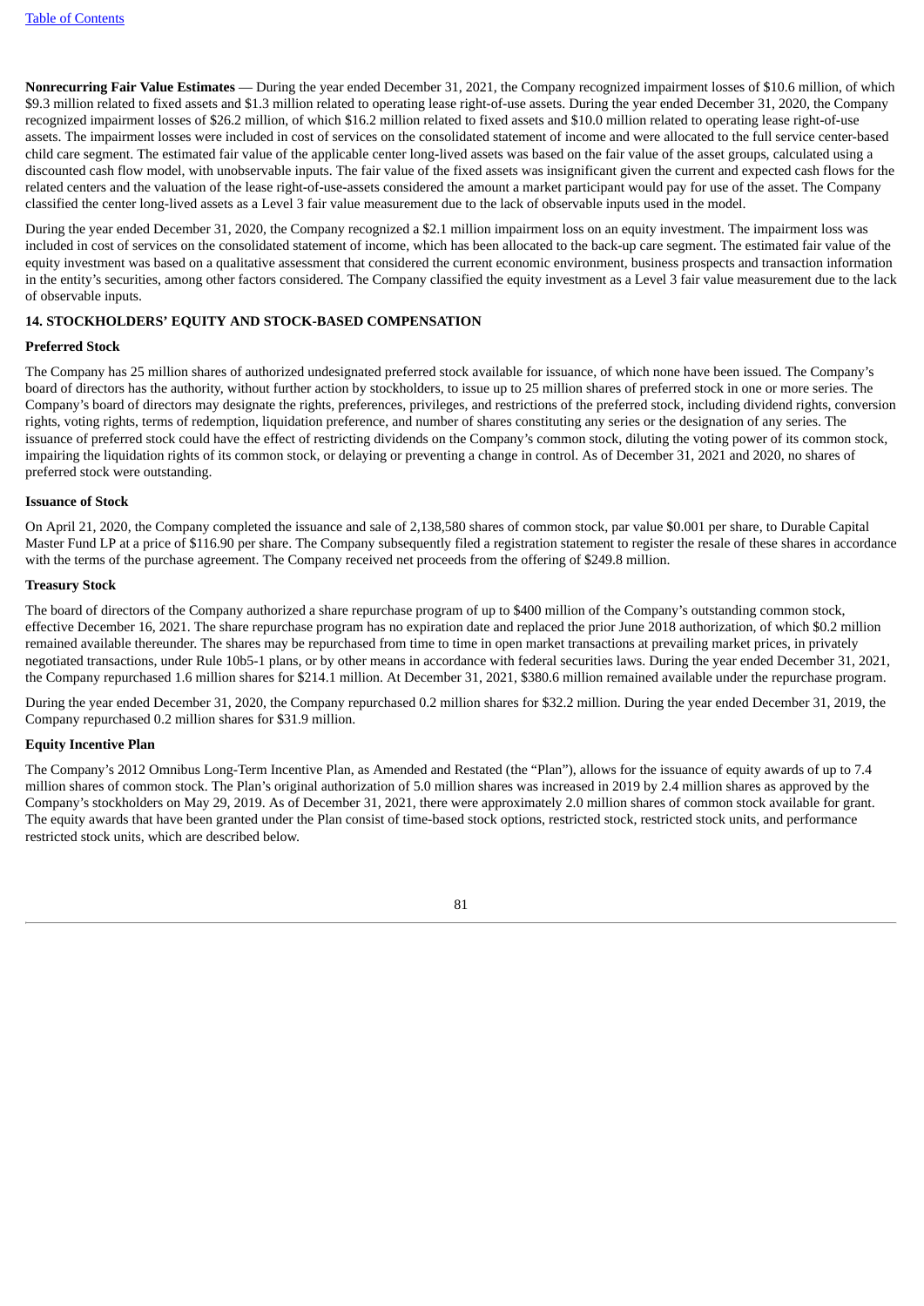**Nonrecurring Fair Value Estimates** — During the year ended December 31, 2021, the Company recognized impairment losses of $10.6 million, of which $9.3 million related to fixed assets and $1.3 million related to operating lease right-of-use assets. During the year ended December 31, 2020, the Company recognized impairment losses of $26.2 million, of which $16.2 million related to fixed assets and $10.0 million related to operating lease right-of-use assets. The impairment losses were included in cost of services on the consolidated statement of income and were allocated to the full service center-based child care segment. The estimated fair value of the applicable center long-lived assets was based on the fair value of the asset groups, calculated using a discounted cash flow model, with unobservable inputs. The fair value of the fixed assets was insignificant given the current and expected cash flows for the related centers and the valuation of the lease right-of-use-assets considered the amount a market participant would pay for use of the asset. The Company classified the center long-lived assets as a Level 3 fair value measurement due to the lack of observable inputs used in the model.

During the year ended December 31, 2020, the Company recognized a $2.1 million impairment loss on an equity investment. The impairment loss was included in cost of services on the consolidated statement of income, which has been allocated to the back-up care segment. The estimated fair value of the equity investment was based on a qualitative assessment that considered the current economic environment, business prospects and transaction information in the entity's securities, among other factors considered. The Company classified the equity investment as a Level 3 fair value measurement due to the lack of observable inputs.

## 14. STOCKHOLDERS' EQUITY AND STOCK-BASED COMPENSATION

### Preferred Stock

The Company has 25 million shares of authorized undesignated preferred stock available for issuance, of which none have been issued. The Company's board of directors has the authority, without further action by stockholders, to issue up to 25 million shares of preferred stock in one or more series. The Company's board of directors may designate the rights, preferences, privileges, and restrictions of the preferred stock, including dividend rights, conversion rights, voting rights, terms of redemption, liquidation preference, and number of shares constituting any series or the designation of any series. The issuance of preferred stock could have the effect of restricting dividends on the Company's common stock, diluting the voting power of its common stock, impairing the liquidation rights of its common stock, or delaying or preventing a change in control. As of December 31, 2021 and 2020, no shares of preferred stock were outstanding.

### Issuance of Stock

On April 21, 2020, the Company completed the issuance and sale of 2,138,580 shares of common stock, par value $0.001 per share, to Durable Capital Master Fund LP at a price of $116.90 per share. The Company subsequently filed a registration statement to register the resale of these shares in accordance with the terms of the purchase agreement. The Company received net proceeds from the offering of $249.8 million.

### Treasury Stock

The board of directors of the Company authorized a share repurchase program of up to $400 million of the Company's outstanding common stock, effective December 16, 2021. The share repurchase program has no expiration date and replaced the prior June 2018 authorization, of which $0.2 million remained available thereunder. The shares may be repurchased from time to time in open market transactions at prevailing market prices, in privately negotiated transactions, under Rule 10b5-1 plans, or by other means in accordance with federal securities laws. During the year ended December 31, 2021, the Company repurchased 1.6 million shares for $214.1 million. At December 31, 2021, $380.6 million remained available under the repurchase program.

During the year ended December 31, 2020, the Company repurchased 0.2 million shares for $32.2 million. During the year ended December 31, 2019, the Company repurchased 0.2 million shares for $31.9 million.

### Equity Incentive Plan

The Company's 2012 Omnibus Long-Term Incentive Plan, as Amended and Restated (the "Plan"), allows for the issuance of equity awards of up to 7.4 million shares of common stock. The Plan's original authorization of 5.0 million shares was increased in 2019 by 2.4 million shares as approved by the Company's stockholders on May 29, 2019. As of December 31, 2021, there were approximately 2.0 million shares of common stock available for grant. The equity awards that have been granted under the Plan consist of time-based stock options, restricted stock, restricted stock units, and performance restricted stock units, which are described below.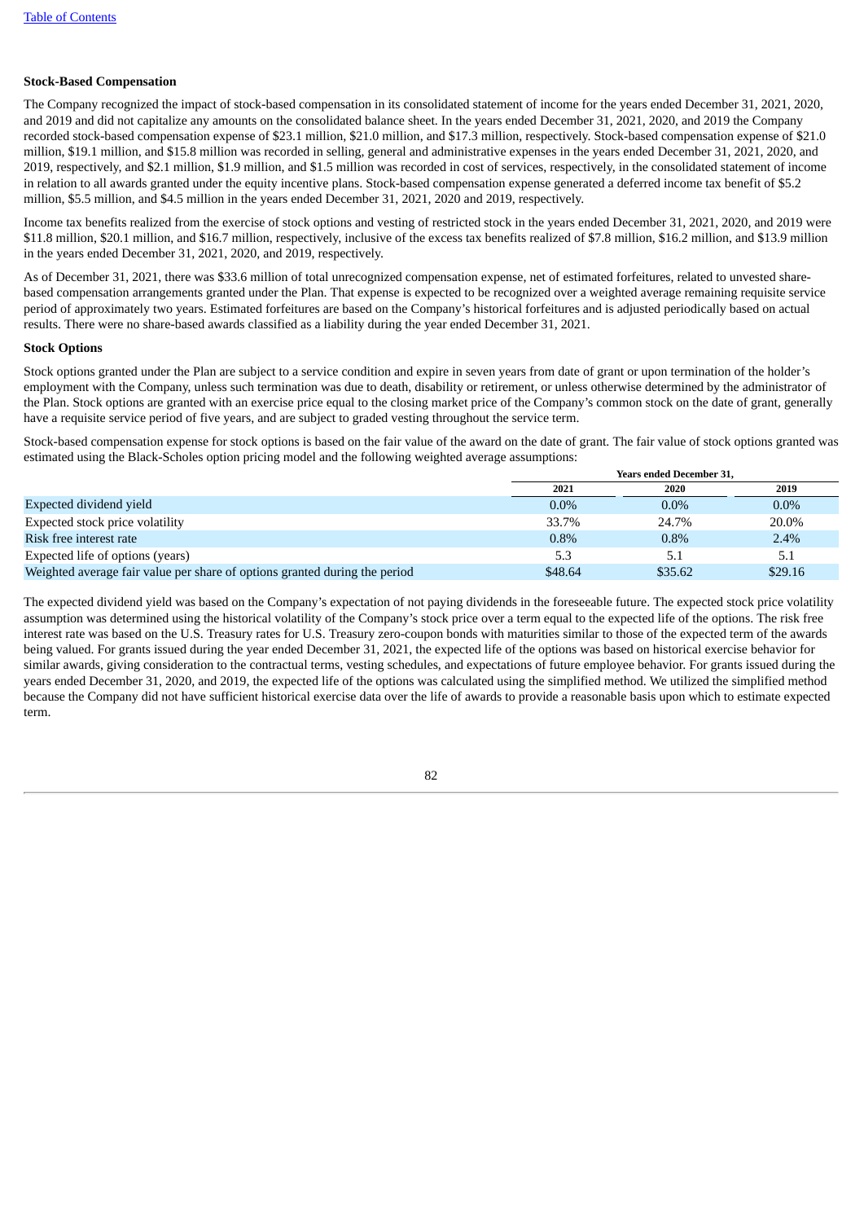**Stock-Based Compensation**

The Company recognized the impact of stock-based compensation in its consolidated statement of income for the years ended December 31, 2021, 2020, and 2019 and did not capitalize any amounts on the consolidated balance sheet. In the years ended December 31, 2021, 2020, and 2019 the Company recorded stock-based compensation expense of $23.1 million, $21.0 million, and $17.3 million, respectively. Stock-based compensation expense of $21.0 million, $19.1 million, and $15.8 million was recorded in selling, general and administrative expenses in the years ended December 31, 2021, 2020, and 2019, respectively, and $2.1 million, $1.9 million, and $1.5 million was recorded in cost of services, respectively, in the consolidated statement of income in relation to all awards granted under the equity incentive plans. Stock-based compensation expense generated a deferred income tax benefit of $5.2 million, $5.5 million, and $4.5 million in the years ended December 31, 2021, 2020 and 2019, respectively.

Income tax benefits realized from the exercise of stock options and vesting of restricted stock in the years ended December 31, 2021, 2020, and 2019 were $11.8 million, $20.1 million, and $16.7 million, respectively, inclusive of the excess tax benefits realized of $7.8 million, $16.2 million, and $13.9 million in the years ended December 31, 2021, 2020, and 2019, respectively.

As of December 31, 2021, there was $33.6 million of total unrecognized compensation expense, net of estimated forfeitures, related to unvested share-based compensation arrangements granted under the Plan. That expense is expected to be recognized over a weighted average remaining requisite service period of approximately two years. Estimated forfeitures are based on the Company's historical forfeitures and is adjusted periodically based on actual results. There were no share-based awards classified as a liability during the year ended December 31, 2021.

**Stock Options**

Stock options granted under the Plan are subject to a service condition and expire in seven years from date of grant or upon termination of the holder's employment with the Company, unless such termination was due to death, disability or retirement, or unless otherwise determined by the administrator of the Plan. Stock options are granted with an exercise price equal to the closing market price of the Company's common stock on the date of grant, generally have a requisite service period of five years, and are subject to graded vesting throughout the service term.

Stock-based compensation expense for stock options is based on the fair value of the award on the date of grant. The fair value of stock options granted was estimated using the Black-Scholes option pricing model and the following weighted average assumptions:

| | Years ended December 31, | | |
|---|---|---|---|
| | 2021 | 2020 | 2019 |
| Expected dividend yield | 0.0% | 0.0% | 0.0% |
| Expected stock price volatility | 33.7% | 24.7% | 20.0% |
| Risk free interest rate | 0.8% | 0.8% | 2.4% |
| Expected life of options (years) | 5.3 | 5.1 | 5.1 |
| Weighted average fair value per share of options granted during the period | $48.64 | $35.62 | $29.16 |

The expected dividend yield was based on the Company's expectation of not paying dividends in the foreseeable future. The expected stock price volatility assumption was determined using the historical volatility of the Company's stock price over a term equal to the expected life of the options. The risk free interest rate was based on the U.S. Treasury rates for U.S. Treasury zero-coupon bonds with maturities similar to those of the expected term of the awards being valued. For grants issued during the year ended December 31, 2021, the expected life of the options was based on historical exercise behavior for similar awards, giving consideration to the contractual terms, vesting schedules, and expectations of future employee behavior. For grants issued during the years ended December 31, 2020, and 2019, the expected life of the options was calculated using the simplified method. We utilized the simplified method because the Company did not have sufficient historical exercise data over the life of awards to provide a reasonable basis upon which to estimate expected term.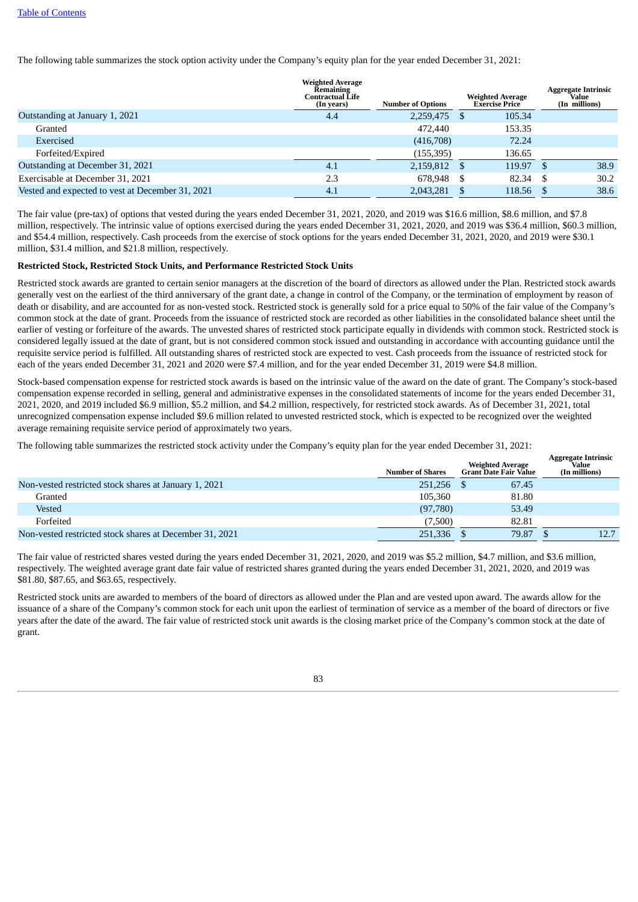The following table summarizes the stock option activity under the Company's equity plan for the year ended December 31, 2021:

| | Weighted Average Remaining Contractual Life (In years) | Number of Options | Weighted Average Exercise Price | Aggregate Intrinsic Value (In millions) |
|---|---|---|---|---|
| Outstanding at January 1, 2021 | 4.4 | 2,259,475 | $ 105.34 | |
| Granted | | 472,440 | 153.35 | |
| Exercised | | (416,708) | 72.24 | |
| Forfeited/Expired | | (155,395) | 136.65 | |
| Outstanding at December 31, 2021 | 4.1 | 2,159,812 | $ 119.97 | $ 38.9 |
| Exercisable at December 31, 2021 | 2.3 | 678,948 | $ 82.34 | $ 30.2 |
| Vested and expected to vest at December 31, 2021 | 4.1 | 2,043,281 | $ 118.56 | $ 38.6 |

The fair value (pre-tax) of options that vested during the years ended December 31, 2021, 2020, and 2019 was $16.6 million, $8.6 million, and $7.8 million, respectively. The intrinsic value of options exercised during the years ended December 31, 2021, 2020, and 2019 was $36.4 million, $60.3 million, and $54.4 million, respectively. Cash proceeds from the exercise of stock options for the years ended December 31, 2021, 2020, and 2019 were $30.1 million, $31.4 million, and $21.8 million, respectively.

**Restricted Stock, Restricted Stock Units, and Performance Restricted Stock Units**

Restricted stock awards are granted to certain senior managers at the discretion of the board of directors as allowed under the Plan. Restricted stock awards generally vest on the earliest of the third anniversary of the grant date, a change in control of the Company, or the termination of employment by reason of death or disability, and are accounted for as non-vested stock. Restricted stock is generally sold for a price equal to 50% of the fair value of the Company's common stock at the date of grant. Proceeds from the issuance of restricted stock are recorded as other liabilities in the consolidated balance sheet until the earlier of vesting or forfeiture of the awards. The unvested shares of restricted stock participate equally in dividends with common stock. Restricted stock is considered legally issued at the date of grant, but is not considered common stock issued and outstanding in accordance with accounting guidance until the requisite service period is fulfilled. All outstanding shares of restricted stock are expected to vest. Cash proceeds from the issuance of restricted stock for each of the years ended December 31, 2021 and 2020 were $7.4 million, and for the year ended December 31, 2019 were $4.8 million.

Stock-based compensation expense for restricted stock awards is based on the intrinsic value of the award on the date of grant. The Company's stock-based compensation expense recorded in selling, general and administrative expenses in the consolidated statements of income for the years ended December 31, 2021, 2020, and 2019 included $6.9 million, $5.2 million, and $4.2 million, respectively, for restricted stock awards. As of December 31, 2021, total unrecognized compensation expense included $9.6 million related to unvested restricted stock, which is expected to be recognized over the weighted average remaining requisite service period of approximately two years.

The following table summarizes the restricted stock activity under the Company's equity plan for the year ended December 31, 2021:

| | Number of Shares | Weighted Average Grant Date Fair Value | Aggregate Intrinsic Value (In millions) |
|---|---|---|---|
| Non-vested restricted stock shares at January 1, 2021 | 251,256 | $ 67.45 | |
| Granted | 105,360 | 81.80 | |
| Vested | (97,780) | 53.49 | |
| Forfeited | (7,500) | 82.81 | |
| Non-vested restricted stock shares at December 31, 2021 | 251,336 | $ 79.87 | $ 12.7 |

The fair value of restricted shares vested during the years ended December 31, 2021, 2020, and 2019 was $5.2 million, $4.7 million, and $3.6 million, respectively. The weighted average grant date fair value of restricted shares granted during the years ended December 31, 2021, 2020, and 2019 was $81.80, $87.65, and $63.65, respectively.

Restricted stock units are awarded to members of the board of directors as allowed under the Plan and are vested upon award. The awards allow for the issuance of a share of the Company's common stock for each unit upon the earliest of termination of service as a member of the board of directors or five years after the date of the award. The fair value of restricted stock unit awards is the closing market price of the Company's common stock at the date of grant.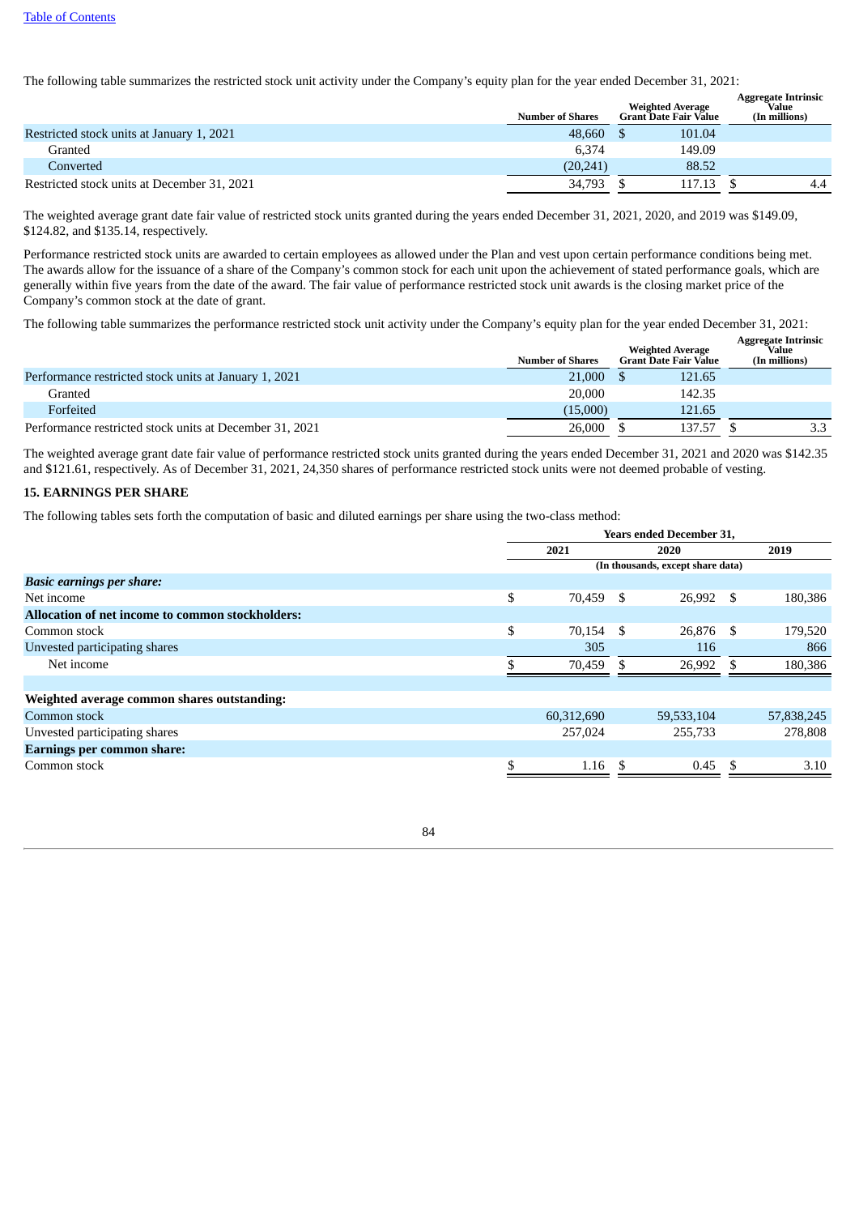The following table summarizes the restricted stock unit activity under the Company's equity plan for the year ended December 31, 2021:

| | Number of Shares | Weighted Average Grant Date Fair Value | Aggregate Intrinsic Value (In millions) |
|---|---|---|---|
| Restricted stock units at January 1, 2021 | 48,660 | $ 101.04 | |
| Granted | 6,374 | 149.09 | |
| Converted | (20,241) | 88.52 | |
| Restricted stock units at December 31, 2021 | 34,793 | $ 117.13 | $ 4.4 |

The weighted average grant date fair value of restricted stock units granted during the years ended December 31, 2021, 2020, and 2019 was $149.09, $124.82, and $135.14, respectively.

Performance restricted stock units are awarded to certain employees as allowed under the Plan and vest upon certain performance conditions being met. The awards allow for the issuance of a share of the Company's common stock for each unit upon the achievement of stated performance goals, which are generally within five years from the date of the award. The fair value of performance restricted stock unit awards is the closing market price of the Company's common stock at the date of grant.

The following table summarizes the performance restricted stock unit activity under the Company's equity plan for the year ended December 31, 2021:

| | Number of Shares | Weighted Average Grant Date Fair Value | Aggregate Intrinsic Value (In millions) |
|---|---|---|---|
| Performance restricted stock units at January 1, 2021 | 21,000 | $ 121.65 | |
| Granted | 20,000 | 142.35 | |
| Forfeited | (15,000) | 121.65 | |
| Performance restricted stock units at December 31, 2021 | 26,000 | $ 137.57 | $ 3.3 |

The weighted average grant date fair value of performance restricted stock units granted during the years ended December 31, 2021 and 2020 was $142.35 and $121.61, respectively. As of December 31, 2021, 24,350 shares of performance restricted stock units were not deemed probable of vesting.

## 15. EARNINGS PER SHARE

The following tables sets forth the computation of basic and diluted earnings per share using the two-class method:

| | Years ended December 31, | | |
|---|---|---|---|
| | 2021 | 2020 | 2019 |
| | (In thousands, except share data) | | |
| ***Basic earnings per share:*** | | | |
| Net income | $ 70,459 | $ 26,992 | $ 180,386 |
| **Allocation of net income to common stockholders:** | | | |
| Common stock | $ 70,154 | $ 26,876 | $ 179,520 |
| Unvested participating shares | 305 | 116 | 866 |
| Net income | $ 70,459 | $ 26,992 | $ 180,386 |
| | | | |
| **Weighted average common shares outstanding:** | | | |
| Common stock | 60,312,690 | 59,533,104 | 57,838,245 |
| Unvested participating shares | 257,024 | 255,733 | 278,808 |
| **Earnings per common share:** | | | |
| Common stock | $ 1.16 | $ 0.45 | $ 3.10 |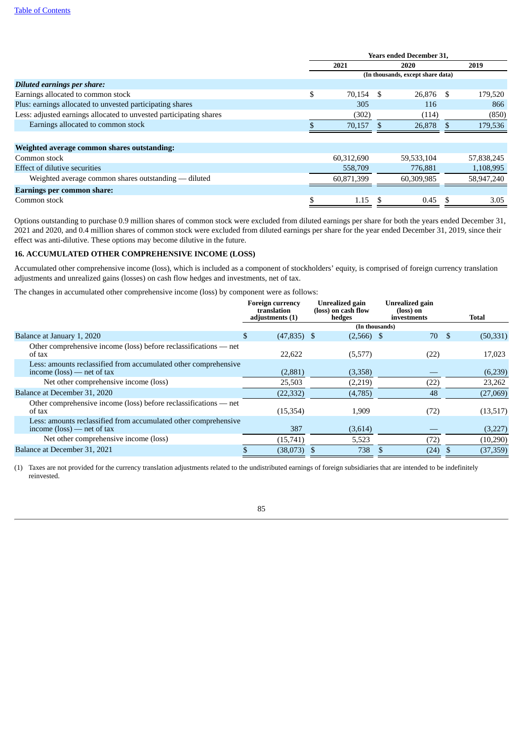| | Years ended December 31, | | |
|---|---|---|---|
| | 2021 | 2020 | 2019 |
| | (In thousands, except share data) | | |
| ***Diluted earnings per share:*** | | | |
| Earnings allocated to common stock | $ 70,154 | $ 26,876 | $ 179,520 |
| Plus: earnings allocated to unvested participating shares | 305 | 116 | 866 |
| Less: adjusted earnings allocated to unvested participating shares | (302) | (114) | (850) |
| Earnings allocated to common stock | $ 70,157 | $ 26,878 | $ 179,536 |
| | | | |
| **Weighted average common shares outstanding:** | | | |
| Common stock | 60,312,690 | 59,533,104 | 57,838,245 |
| Effect of dilutive securities | 558,709 | 776,881 | 1,108,995 |
| Weighted average common shares outstanding — diluted | 60,871,399 | 60,309,985 | 58,947,240 |
| **Earnings per common share:** | | | |
| Common stock | $ 1.15 | $ 0.45 | $ 3.05 |

Options outstanding to purchase 0.9 million shares of common stock were excluded from diluted earnings per share for both the years ended December 31, 2021 and 2020, and 0.4 million shares of common stock were excluded from diluted earnings per share for the year ended December 31, 2019, since their effect was anti-dilutive. These options may become dilutive in the future.

## 16. ACCUMULATED OTHER COMPREHENSIVE INCOME (LOSS)

Accumulated other comprehensive income (loss), which is included as a component of stockholders' equity, is comprised of foreign currency translation adjustments and unrealized gains (losses) on cash flow hedges and investments, net of tax.

The changes in accumulated other comprehensive income (loss) by component were as follows:

| | Foreign currency translation adjustments (1) | Unrealized gain (loss) on cash flow hedges | Unrealized gain (loss) on investments | Total |
|---|---|---|---|---|
| | (In thousands) | | | |
| Balance at January 1, 2020 | $ (47,835) | $ (2,566) | $ 70 | $ (50,331) |
| Other comprehensive income (loss) before reclassifications — net of tax | 22,622 | (5,577) | (22) | 17,023 |
| Less: amounts reclassified from accumulated other comprehensive income (loss) — net of tax | (2,881) | (3,358) | — | (6,239) |
| Net other comprehensive income (loss) | 25,503 | (2,219) | (22) | 23,262 |
| Balance at December 31, 2020 | (22,332) | (4,785) | 48 | (27,069) |
| Other comprehensive income (loss) before reclassifications — net of tax | (15,354) | 1,909 | (72) | (13,517) |
| Less: amounts reclassified from accumulated other comprehensive income (loss) — net of tax | 387 | (3,614) | — | (3,227) |
| Net other comprehensive income (loss) | (15,741) | 5,523 | (72) | (10,290) |
| Balance at December 31, 2021 | $ (38,073) | $ 738 | $ (24) | $ (37,359) |

(1) Taxes are not provided for the currency translation adjustments related to the undistributed earnings of foreign subsidiaries that are intended to be indefinitely reinvested.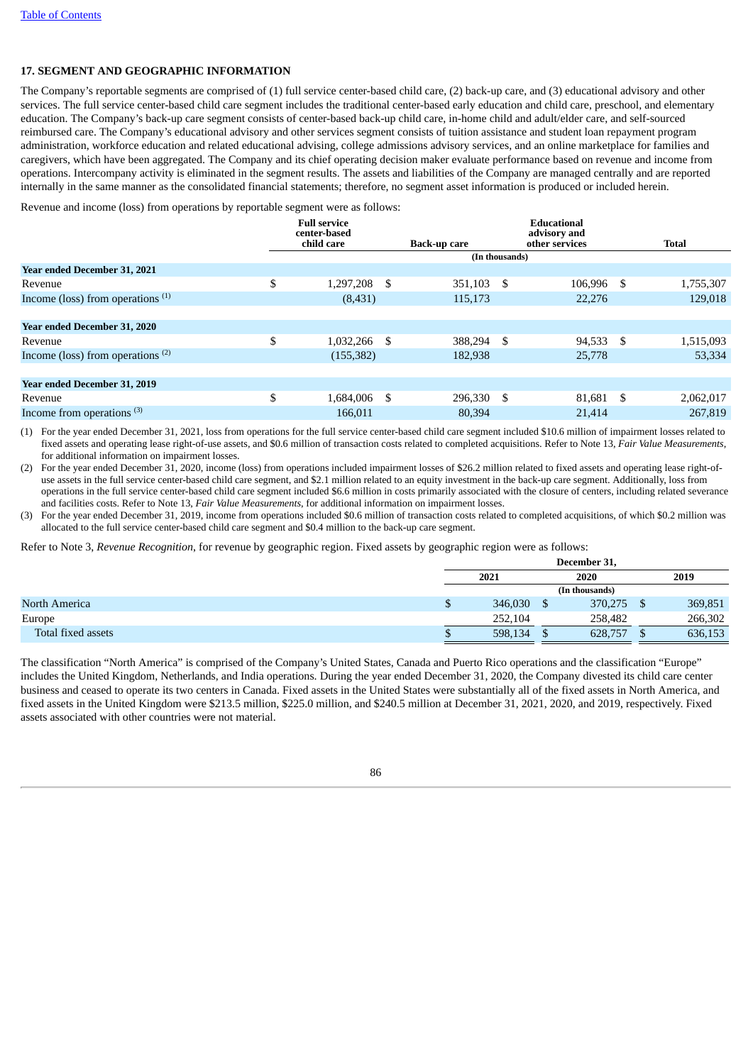[Table of Contents](#)

## 17. SEGMENT AND GEOGRAPHIC INFORMATION

The Company's reportable segments are comprised of (1) full service center-based child care, (2) back-up care, and (3) educational advisory and other services. The full service center-based child care segment includes the traditional center-based early education and child care, preschool, and elementary education. The Company's back-up care segment consists of center-based back-up child care, in-home child and adult/elder care, and self-sourced reimbursed care. The Company's educational advisory and other services segment consists of tuition assistance and student loan repayment program administration, workforce education and related educational advising, college admissions advisory services, and an online marketplace for families and caregivers, which have been aggregated. The Company and its chief operating decision maker evaluate performance based on revenue and income from operations. Intercompany activity is eliminated in the segment results. The assets and liabilities of the Company are managed centrally and are reported internally in the same manner as the consolidated financial statements; therefore, no segment asset information is produced or included herein.

Revenue and income (loss) from operations by reportable segment were as follows:

| | Full service center-based child care | Back-up care | Educational advisory and other services | Total |
|---|---|---|---|---|
| | (In thousands) | | | |
| **Year ended December 31, 2021** | | | | |
| Revenue | $ 1,297,208 | $ 351,103 | $ 106,996 | $ 1,755,307 |
| Income (loss) from operations [(1)] | (8,431) | 115,173 | 22,276 | 129,018 |
| **Year ended December 31, 2020** | | | | |
| Revenue | $ 1,032,266 | $ 388,294 | $ 94,533 | $ 1,515,093 |
| Income (loss) from operations [(2)] | (155,382) | 182,938 | 25,778 | 53,334 |
| **Year ended December 31, 2019** | | | | |
| Revenue | $ 1,684,006 | $ 296,330 | $ 81,681 | $ 2,062,017 |
| Income from operations [(3)] | 166,011 | 80,394 | 21,414 | 267,819 |

(1) For the year ended December 31, 2021, loss from operations for the full service center-based child care segment included $10.6 million of impairment losses related to fixed assets and operating lease right-of-use assets, and $0.6 million of transaction costs related to completed acquisitions. Refer to Note 13, *Fair Value Measurements*, for additional information on impairment losses.

(2) For the year ended December 31, 2020, income (loss) from operations included impairment losses of $26.2 million related to fixed assets and operating lease right-of-use assets in the full service center-based child care segment, and $2.1 million related to an equity investment in the back-up care segment. Additionally, loss from operations in the full service center-based child care segment included $6.6 million in costs primarily associated with the closure of centers, including related severance and facilities costs. Refer to Note 13, *Fair Value Measurements*, for additional information on impairment losses.

(3) For the year ended December 31, 2019, income from operations included $0.6 million of transaction costs related to completed acquisitions, of which $0.2 million was allocated to the full service center-based child care segment and $0.4 million to the back-up care segment.

Refer to Note 3, *Revenue Recognition*, for revenue by geographic region. Fixed assets by geographic region were as follows:

| | December 31, | | |
|---|---|---|---|
| | 2021 | 2020 | 2019 |
| | (In thousands) | | |
| North America | $ 346,030 | $ 370,275 | $ 369,851 |
| Europe | 252,104 | 258,482 | 266,302 |
| Total fixed assets | $ 598,134 | $ 628,757 | $ 636,153 |

The classification "North America" is comprised of the Company's United States, Canada and Puerto Rico operations and the classification "Europe" includes the United Kingdom, Netherlands, and India operations. During the year ended December 31, 2020, the Company divested its child care center business and ceased to operate its two centers in Canada. Fixed assets in the United States were substantially all of the fixed assets in North America, and fixed assets in the United Kingdom were $213.5 million, $225.0 million, and $240.5 million at December 31, 2021, 2020, and 2019, respectively. Fixed assets associated with other countries were not material.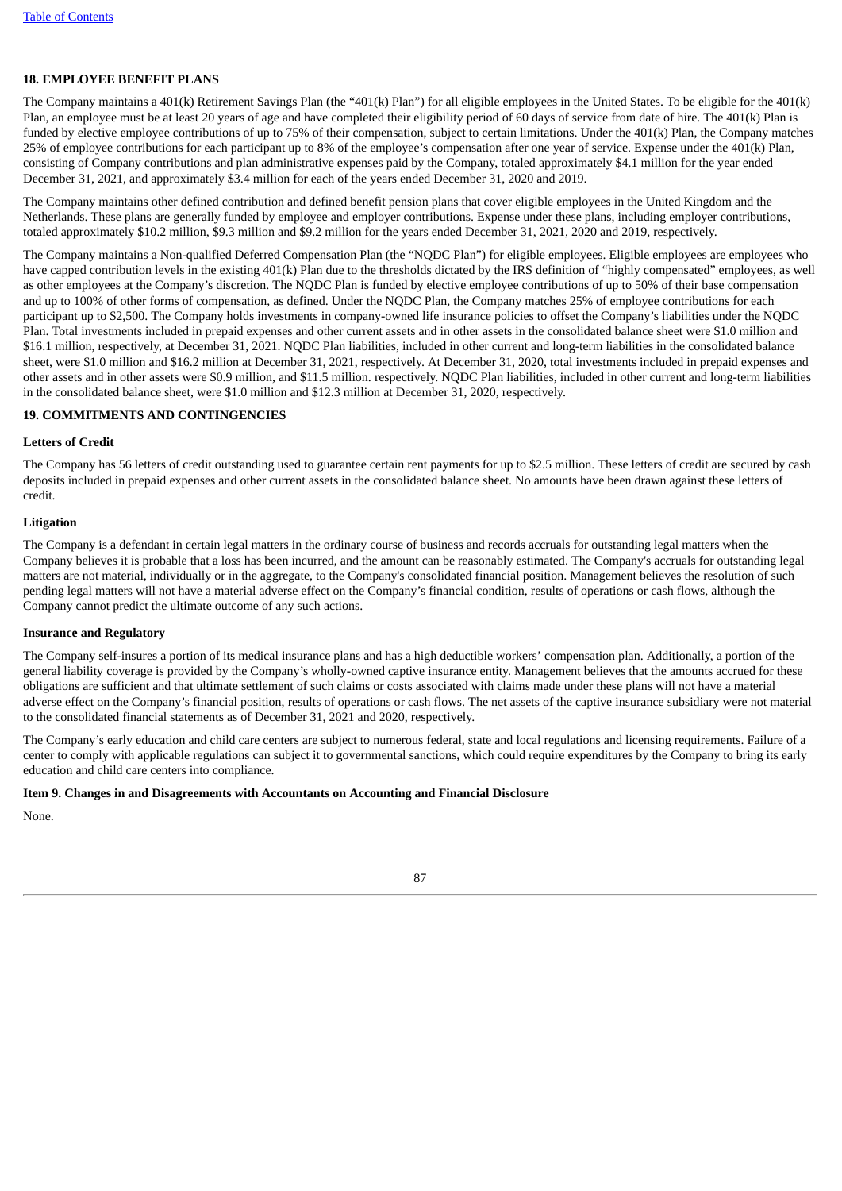### 18. EMPLOYEE BENEFIT PLANS

The Company maintains a 401(k) Retirement Savings Plan (the "401(k) Plan") for all eligible employees in the United States. To be eligible for the 401(k) Plan, an employee must be at least 20 years of age and have completed their eligibility period of 60 days of service from date of hire. The 401(k) Plan is funded by elective employee contributions of up to 75% of their compensation, subject to certain limitations. Under the 401(k) Plan, the Company matches 25% of employee contributions for each participant up to 8% of the employee's compensation after one year of service. Expense under the 401(k) Plan, consisting of Company contributions and plan administrative expenses paid by the Company, totaled approximately $4.1 million for the year ended December 31, 2021, and approximately $3.4 million for each of the years ended December 31, 2020 and 2019.

The Company maintains other defined contribution and defined benefit pension plans that cover eligible employees in the United Kingdom and the Netherlands. These plans are generally funded by employee and employer contributions. Expense under these plans, including employer contributions, totaled approximately $10.2 million, $9.3 million and $9.2 million for the years ended December 31, 2021, 2020 and 2019, respectively.

The Company maintains a Non-qualified Deferred Compensation Plan (the "NQDC Plan") for eligible employees. Eligible employees are employees who have capped contribution levels in the existing 401(k) Plan due to the thresholds dictated by the IRS definition of "highly compensated" employees, as well as other employees at the Company's discretion. The NQDC Plan is funded by elective employee contributions of up to 50% of their base compensation and up to 100% of other forms of compensation, as defined. Under the NQDC Plan, the Company matches 25% of employee contributions for each participant up to $2,500. The Company holds investments in company-owned life insurance policies to offset the Company's liabilities under the NQDC Plan. Total investments included in prepaid expenses and other current assets and in other assets in the consolidated balance sheet were $1.0 million and $16.1 million, respectively, at December 31, 2021. NQDC Plan liabilities, included in other current and long-term liabilities in the consolidated balance sheet, were $1.0 million and $16.2 million at December 31, 2021, respectively. At December 31, 2020, total investments included in prepaid expenses and other assets and in other assets were $0.9 million, and $11.5 million. respectively. NQDC Plan liabilities, included in other current and long-term liabilities in the consolidated balance sheet, were $1.0 million and $12.3 million at December 31, 2020, respectively.

### 19. COMMITMENTS AND CONTINGENCIES

#### Letters of Credit

The Company has 56 letters of credit outstanding used to guarantee certain rent payments for up to $2.5 million. These letters of credit are secured by cash deposits included in prepaid expenses and other current assets in the consolidated balance sheet. No amounts have been drawn against these letters of credit.

#### Litigation

The Company is a defendant in certain legal matters in the ordinary course of business and records accruals for outstanding legal matters when the Company believes it is probable that a loss has been incurred, and the amount can be reasonably estimated. The Company's accruals for outstanding legal matters are not material, individually or in the aggregate, to the Company's consolidated financial position. Management believes the resolution of such pending legal matters will not have a material adverse effect on the Company's financial condition, results of operations or cash flows, although the Company cannot predict the ultimate outcome of any such actions.

#### Insurance and Regulatory

The Company self-insures a portion of its medical insurance plans and has a high deductible workers' compensation plan. Additionally, a portion of the general liability coverage is provided by the Company's wholly-owned captive insurance entity. Management believes that the amounts accrued for these obligations are sufficient and that ultimate settlement of such claims or costs associated with claims made under these plans will not have a material adverse effect on the Company's financial position, results of operations or cash flows. The net assets of the captive insurance subsidiary were not material to the consolidated financial statements as of December 31, 2021 and 2020, respectively.

The Company's early education and child care centers are subject to numerous federal, state and local regulations and licensing requirements. Failure of a center to comply with applicable regulations can subject it to governmental sanctions, which could require expenditures by the Company to bring its early education and child care centers into compliance.

### Item 9. Changes in and Disagreements with Accountants on Accounting and Financial Disclosure

None.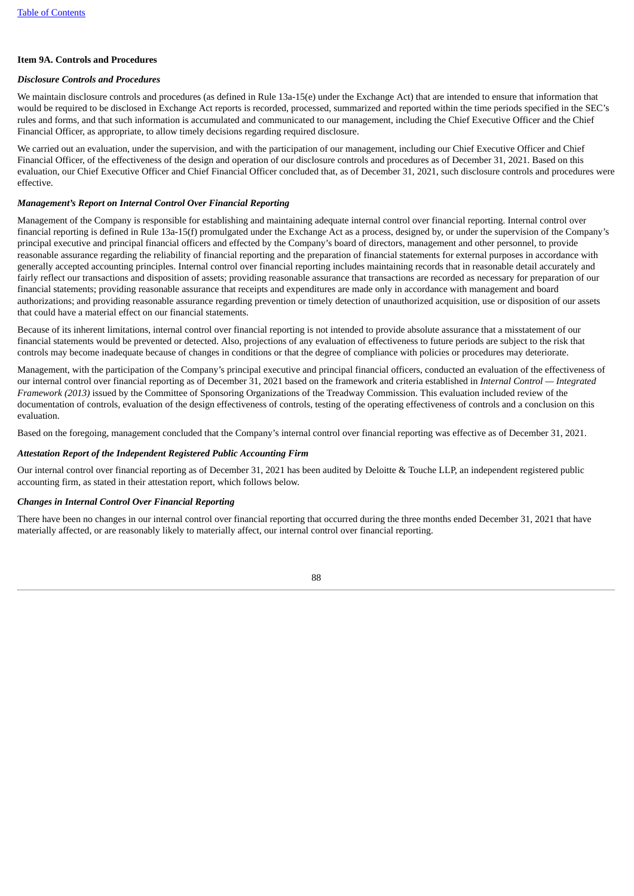## Item 9A. Controls and Procedures

### *Disclosure Controls and Procedures*

We maintain disclosure controls and procedures (as defined in Rule 13a-15(e) under the Exchange Act) that are intended to ensure that information that would be required to be disclosed in Exchange Act reports is recorded, processed, summarized and reported within the time periods specified in the SEC's rules and forms, and that such information is accumulated and communicated to our management, including the Chief Executive Officer and the Chief Financial Officer, as appropriate, to allow timely decisions regarding required disclosure.

We carried out an evaluation, under the supervision, and with the participation of our management, including our Chief Executive Officer and Chief Financial Officer, of the effectiveness of the design and operation of our disclosure controls and procedures as of December 31, 2021. Based on this evaluation, our Chief Executive Officer and Chief Financial Officer concluded that, as of December 31, 2021, such disclosure controls and procedures were effective.

### *Management's Report on Internal Control Over Financial Reporting*

Management of the Company is responsible for establishing and maintaining adequate internal control over financial reporting. Internal control over financial reporting is defined in Rule 13a-15(f) promulgated under the Exchange Act as a process, designed by, or under the supervision of the Company's principal executive and principal financial officers and effected by the Company's board of directors, management and other personnel, to provide reasonable assurance regarding the reliability of financial reporting and the preparation of financial statements for external purposes in accordance with generally accepted accounting principles. Internal control over financial reporting includes maintaining records that in reasonable detail accurately and fairly reflect our transactions and disposition of assets; providing reasonable assurance that transactions are recorded as necessary for preparation of our financial statements; providing reasonable assurance that receipts and expenditures are made only in accordance with management and board authorizations; and providing reasonable assurance regarding prevention or timely detection of unauthorized acquisition, use or disposition of our assets that could have a material effect on our financial statements.

Because of its inherent limitations, internal control over financial reporting is not intended to provide absolute assurance that a misstatement of our financial statements would be prevented or detected. Also, projections of any evaluation of effectiveness to future periods are subject to the risk that controls may become inadequate because of changes in conditions or that the degree of compliance with policies or procedures may deteriorate.

Management, with the participation of the Company's principal executive and principal financial officers, conducted an evaluation of the effectiveness of our internal control over financial reporting as of December 31, 2021 based on the framework and criteria established in *Internal Control — Integrated Framework (2013)* issued by the Committee of Sponsoring Organizations of the Treadway Commission. This evaluation included review of the documentation of controls, evaluation of the design effectiveness of controls, testing of the operating effectiveness of controls and a conclusion on this evaluation.

Based on the foregoing, management concluded that the Company's internal control over financial reporting was effective as of December 31, 2021.

### *Attestation Report of the Independent Registered Public Accounting Firm*

Our internal control over financial reporting as of December 31, 2021 has been audited by Deloitte & Touche LLP, an independent registered public accounting firm, as stated in their attestation report, which follows below.

### *Changes in Internal Control Over Financial Reporting*

There have been no changes in our internal control over financial reporting that occurred during the three months ended December 31, 2021 that have materially affected, or are reasonably likely to materially affect, our internal control over financial reporting.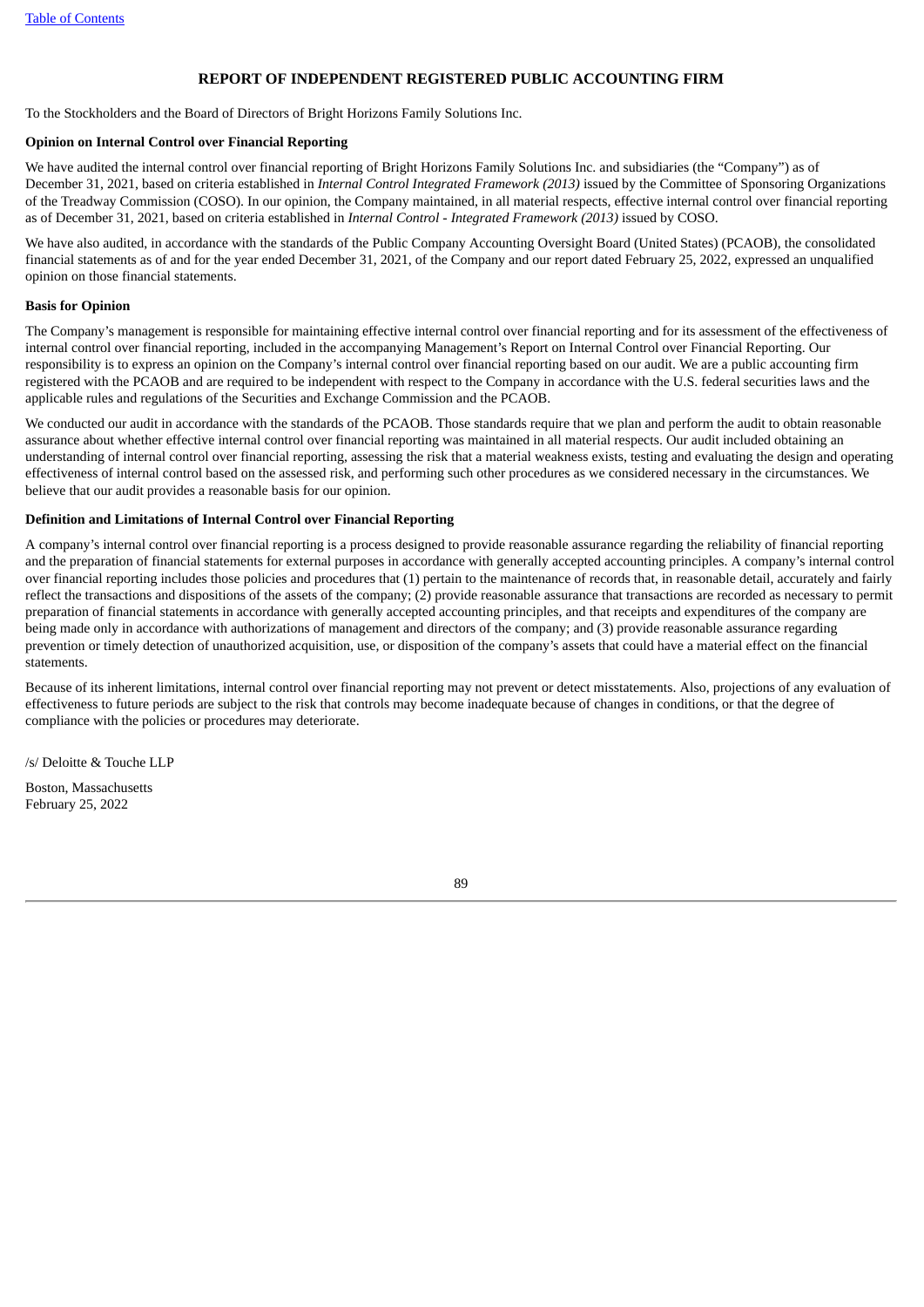## REPORT OF INDEPENDENT REGISTERED PUBLIC ACCOUNTING FIRM

To the Stockholders and the Board of Directors of Bright Horizons Family Solutions Inc.

**Opinion on Internal Control over Financial Reporting**

We have audited the internal control over financial reporting of Bright Horizons Family Solutions Inc. and subsidiaries (the "Company") as of December 31, 2021, based on criteria established in *Internal Control Integrated Framework (2013)* issued by the Committee of Sponsoring Organizations of the Treadway Commission (COSO). In our opinion, the Company maintained, in all material respects, effective internal control over financial reporting as of December 31, 2021, based on criteria established in *Internal Control - Integrated Framework (2013)* issued by COSO.

We have also audited, in accordance with the standards of the Public Company Accounting Oversight Board (United States) (PCAOB), the consolidated financial statements as of and for the year ended December 31, 2021, of the Company and our report dated February 25, 2022, expressed an unqualified opinion on those financial statements.

**Basis for Opinion**

The Company's management is responsible for maintaining effective internal control over financial reporting and for its assessment of the effectiveness of internal control over financial reporting, included in the accompanying Management's Report on Internal Control over Financial Reporting. Our responsibility is to express an opinion on the Company's internal control over financial reporting based on our audit. We are a public accounting firm registered with the PCAOB and are required to be independent with respect to the Company in accordance with the U.S. federal securities laws and the applicable rules and regulations of the Securities and Exchange Commission and the PCAOB.

We conducted our audit in accordance with the standards of the PCAOB. Those standards require that we plan and perform the audit to obtain reasonable assurance about whether effective internal control over financial reporting was maintained in all material respects. Our audit included obtaining an understanding of internal control over financial reporting, assessing the risk that a material weakness exists, testing and evaluating the design and operating effectiveness of internal control based on the assessed risk, and performing such other procedures as we considered necessary in the circumstances. We believe that our audit provides a reasonable basis for our opinion.

**Definition and Limitations of Internal Control over Financial Reporting**

A company's internal control over financial reporting is a process designed to provide reasonable assurance regarding the reliability of financial reporting and the preparation of financial statements for external purposes in accordance with generally accepted accounting principles. A company's internal control over financial reporting includes those policies and procedures that (1) pertain to the maintenance of records that, in reasonable detail, accurately and fairly reflect the transactions and dispositions of the assets of the company; (2) provide reasonable assurance that transactions are recorded as necessary to permit preparation of financial statements in accordance with generally accepted accounting principles, and that receipts and expenditures of the company are being made only in accordance with authorizations of management and directors of the company; and (3) provide reasonable assurance regarding prevention or timely detection of unauthorized acquisition, use, or disposition of the company's assets that could have a material effect on the financial statements.

Because of its inherent limitations, internal control over financial reporting may not prevent or detect misstatements. Also, projections of any evaluation of effectiveness to future periods are subject to the risk that controls may become inadequate because of changes in conditions, or that the degree of compliance with the policies or procedures may deteriorate.

/s/ Deloitte & Touche LLP

Boston, Massachusetts
February 25, 2022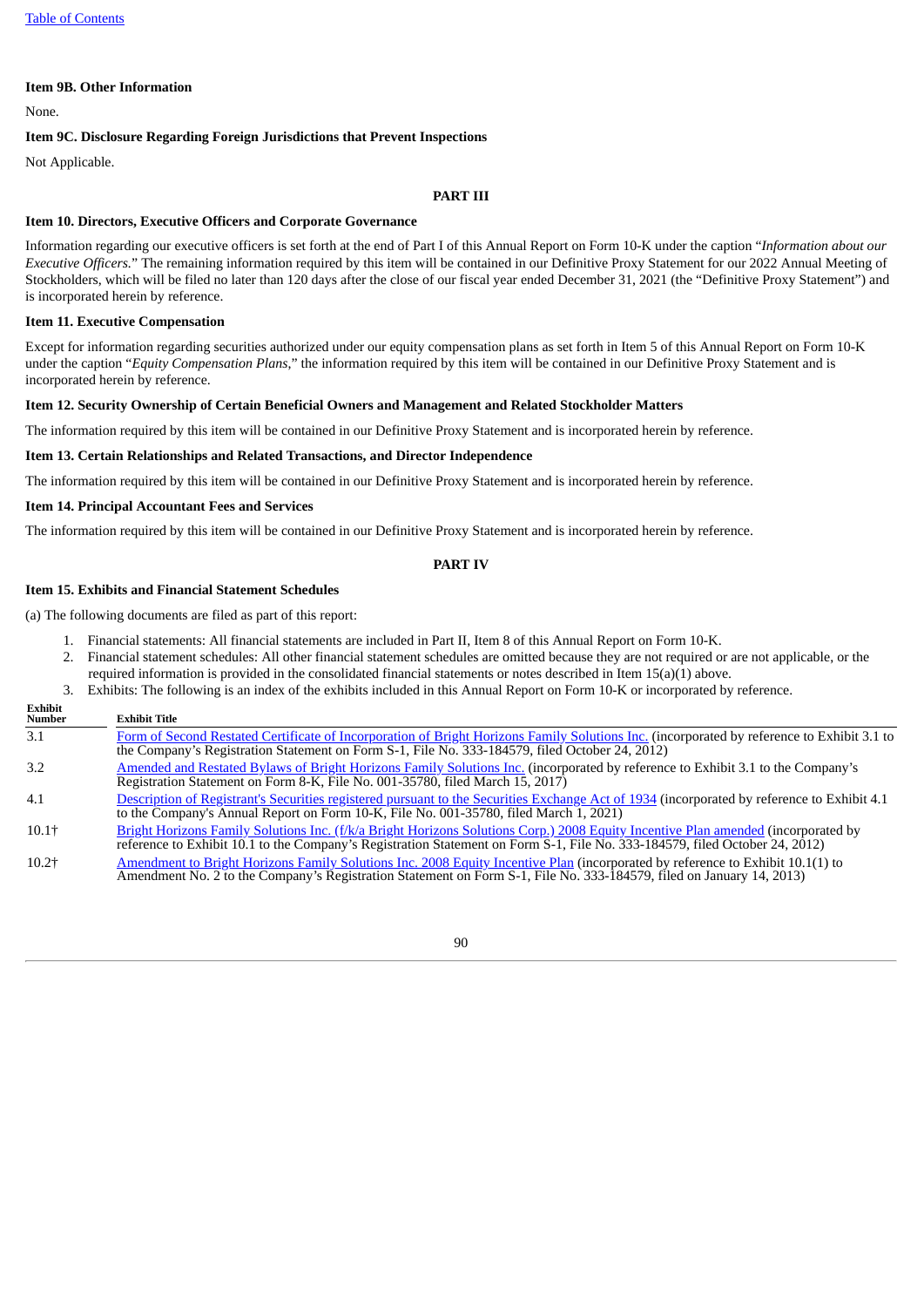### Item 9B. Other Information

None.

### Item 9C. Disclosure Regarding Foreign Jurisdictions that Prevent Inspections

Not Applicable.

## PART III

### Item 10. Directors, Executive Officers and Corporate Governance

Information regarding our executive officers is set forth at the end of Part I of this Annual Report on Form 10-K under the caption "*Information about our Executive Officers.*" The remaining information required by this item will be contained in our Definitive Proxy Statement for our 2022 Annual Meeting of Stockholders, which will be filed no later than 120 days after the close of our fiscal year ended December 31, 2021 (the "Definitive Proxy Statement") and is incorporated herein by reference.

### Item 11. Executive Compensation

Except for information regarding securities authorized under our equity compensation plans as set forth in Item 5 of this Annual Report on Form 10-K under the caption "*Equity Compensation Plans*," the information required by this item will be contained in our Definitive Proxy Statement and is incorporated herein by reference.

### Item 12. Security Ownership of Certain Beneficial Owners and Management and Related Stockholder Matters

The information required by this item will be contained in our Definitive Proxy Statement and is incorporated herein by reference.

### Item 13. Certain Relationships and Related Transactions, and Director Independence

The information required by this item will be contained in our Definitive Proxy Statement and is incorporated herein by reference.

### Item 14. Principal Accountant Fees and Services

The information required by this item will be contained in our Definitive Proxy Statement and is incorporated herein by reference.

## PART IV

### Item 15. Exhibits and Financial Statement Schedules

(a) The following documents are filed as part of this report:

1. Financial statements: All financial statements are included in Part II, Item 8 of this Annual Report on Form 10-K.
2. Financial statement schedules: All other financial statement schedules are omitted because they are not required or are not applicable, or the required information is provided in the consolidated financial statements or notes described in Item 15(a)(1) above.
3. Exhibits: The following is an index of the exhibits included in this Annual Report on Form 10-K or incorporated by reference.

| Exhibit Number | Exhibit Title |
|---|---|
| 3.1 | Form of Second Restated Certificate of Incorporation of Bright Horizons Family Solutions Inc. (incorporated by reference to Exhibit 3.1 to the Company's Registration Statement on Form S-1, File No. 333-184579, filed October 24, 2012) |
| 3.2 | Amended and Restated Bylaws of Bright Horizons Family Solutions Inc. (incorporated by reference to Exhibit 3.1 to the Company's Registration Statement on Form 8-K, File No. 001-35780, filed March 15, 2017) |
| 4.1 | Description of Registrant's Securities registered pursuant to the Securities Exchange Act of 1934 (incorporated by reference to Exhibit 4.1 to the Company's Annual Report on Form 10-K, File No. 001-35780, filed March 1, 2021) |
| 10.1† | Bright Horizons Family Solutions Inc. (f/k/a Bright Horizons Solutions Corp.) 2008 Equity Incentive Plan amended (incorporated by reference to Exhibit 10.1 to the Company's Registration Statement on Form S-1, File No. 333-184579, filed October 24, 2012) |
| 10.2† | Amendment to Bright Horizons Family Solutions Inc. 2008 Equity Incentive Plan (incorporated by reference to Exhibit 10.1(1) to Amendment No. 2 to the Company's Registration Statement on Form S-1, File No. 333-184579, filed on January 14, 2013) |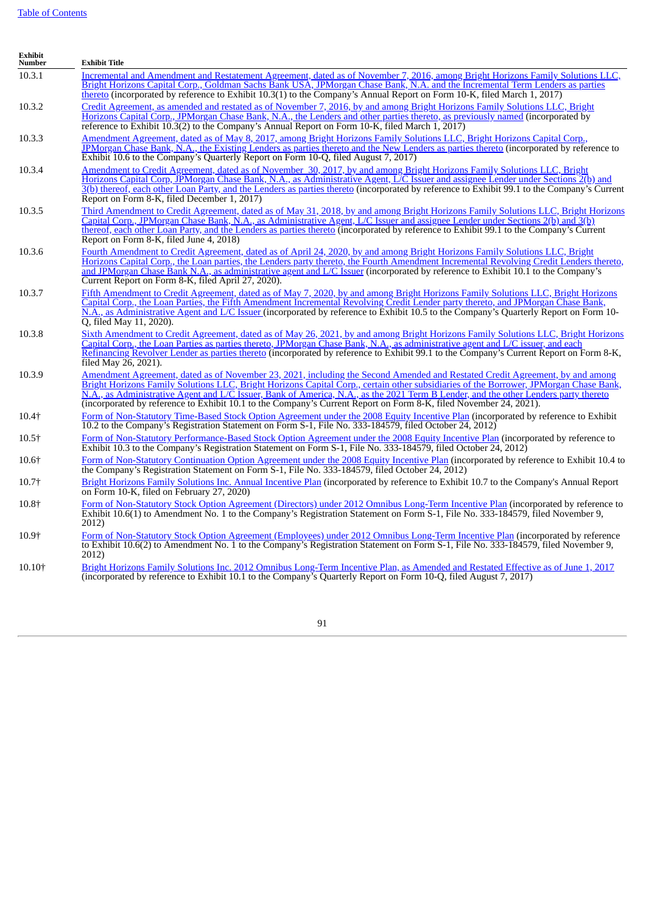| Exhibit Number | Exhibit Title |
|---|---|
| 10.3.1 | Incremental and Amendment and Restatement Agreement, dated as of November 7, 2016, among Bright Horizons Family Solutions LLC, Bright Horizons Capital Corp., Goldman Sachs Bank USA, JPMorgan Chase Bank, N.A. and the Incremental Term Lenders as parties thereto (incorporated by reference to Exhibit 10.3(1) to the Company's Annual Report on Form 10-K, filed March 1, 2017) |
| 10.3.2 | Credit Agreement, as amended and restated as of November 7, 2016, by and among Bright Horizons Family Solutions LLC, Bright Horizons Capital Corp., JPMorgan Chase Bank, N.A., the Lenders and other parties thereto, as previously named (incorporated by reference to Exhibit 10.3(2) to the Company's Annual Report on Form 10-K, filed March 1, 2017) |
| 10.3.3 | Amendment Agreement, dated as of May 8, 2017, among Bright Horizons Family Solutions LLC, Bright Horizons Capital Corp., JPMorgan Chase Bank, N.A., the Existing Lenders as parties thereto and the New Lenders as parties thereto (incorporated by reference to Exhibit 10.6 to the Company's Quarterly Report on Form 10-Q, filed August 7, 2017) |
| 10.3.4 | Amendment to Credit Agreement, dated as of November 30, 2017, by and among Bright Horizons Family Solutions LLC, Bright Horizons Capital Corp, JPMorgan Chase Bank, N.A., as Administrative Agent, L/C Issuer and assignee Lender under Sections 2(b) and 3(b) thereof, each other Loan Party, and the Lenders as parties thereto (incorporated by reference to Exhibit 99.1 to the Company's Current Report on Form 8-K, filed December 1, 2017) |
| 10.3.5 | Third Amendment to Credit Agreement, dated as of May 31, 2018, by and among Bright Horizons Family Solutions LLC, Bright Horizons Capital Corp., JPMorgan Chase Bank, N.A., as Administrative Agent, L/C Issuer and assignee Lender under Sections 2(b) and 3(b) thereof, each other Loan Party, and the Lenders as parties thereto (incorporated by reference to Exhibit 99.1 to the Company's Current Report on Form 8-K, filed June 4, 2018) |
| 10.3.6 | Fourth Amendment to Credit Agreement, dated as of April 24, 2020, by and among Bright Horizons Family Solutions LLC, Bright Horizons Capital Corp., the Loan parties, the Lenders party thereto, the Fourth Amendment Incremental Revolving Credit Lenders thereto, and JPMorgan Chase Bank N.A., as administrative agent and L/C Issuer (incorporated by reference to Exhibit 10.1 to the Company's Current Report on Form 8-K, filed April 27, 2020). |
| 10.3.7 | Fifth Amendment to Credit Agreement, dated as of May 7, 2020, by and among Bright Horizons Family Solutions LLC, Bright Horizons Capital Corp., the Loan Parties, the Fifth Amendment Incremental Revolving Credit Lender party thereto, and JPMorgan Chase Bank, N.A., as Administrative Agent and L/C Issuer (incorporated by reference to Exhibit 10.5 to the Company's Quarterly Report on Form 10-Q, filed May 11, 2020). |
| 10.3.8 | Sixth Amendment to Credit Agreement, dated as of May 26, 2021, by and among Bright Horizons Family Solutions LLC, Bright Horizons Capital Corp., the Loan Parties as parties thereto, JPMorgan Chase Bank, N.A., as administrative agent and L/C issuer, and each Refinancing Revolver Lender as parties thereto (incorporated by reference to Exhibit 99.1 to the Company's Current Report on Form 8-K, filed May 26, 2021). |
| 10.3.9 | Amendment Agreement, dated as of November 23, 2021, including the Second Amended and Restated Credit Agreement, by and among Bright Horizons Family Solutions LLC, Bright Horizons Capital Corp., certain other subsidiaries of the Borrower, JPMorgan Chase Bank, N.A., as Administrative Agent and L/C Issuer, Bank of America, N.A., as the 2021 Term B Lender, and the other Lenders party thereto (incorporated by reference to Exhibit 10.1 to the Company's Current Report on Form 8-K, filed November 24, 2021). |
| 10.4† | Form of Non-Statutory Time-Based Stock Option Agreement under the 2008 Equity Incentive Plan (incorporated by reference to Exhibit 10.2 to the Company's Registration Statement on Form S-1, File No. 333-184579, filed October 24, 2012) |
| 10.5† | Form of Non-Statutory Performance-Based Stock Option Agreement under the 2008 Equity Incentive Plan (incorporated by reference to Exhibit 10.3 to the Company's Registration Statement on Form S-1, File No. 333-184579, filed October 24, 2012) |
| 10.6† | Form of Non-Statutory Continuation Option Agreement under the 2008 Equity Incentive Plan (incorporated by reference to Exhibit 10.4 to the Company's Registration Statement on Form S-1, File No. 333-184579, filed October 24, 2012) |
| 10.7† | Bright Horizons Family Solutions Inc. Annual Incentive Plan (incorporated by reference to Exhibit 10.7 to the Company's Annual Report on Form 10-K, filed on February 27, 2020) |
| 10.8† | Form of Non-Statutory Stock Option Agreement (Directors) under 2012 Omnibus Long-Term Incentive Plan (incorporated by reference to Exhibit 10.6(1) to Amendment No. 1 to the Company's Registration Statement on Form S-1, File No. 333-184579, filed November 9, 2012) |
| 10.9† | Form of Non-Statutory Stock Option Agreement (Employees) under 2012 Omnibus Long-Term Incentive Plan (incorporated by reference to Exhibit 10.6(2) to Amendment No. 1 to the Company's Registration Statement on Form S-1, File No. 333-184579, filed November 9, 2012) |
| 10.10† | Bright Horizons Family Solutions Inc. 2012 Omnibus Long-Term Incentive Plan, as Amended and Restated Effective as of June 1, 2017 (incorporated by reference to Exhibit 10.1 to the Company's Quarterly Report on Form 10-Q, filed August 7, 2017) |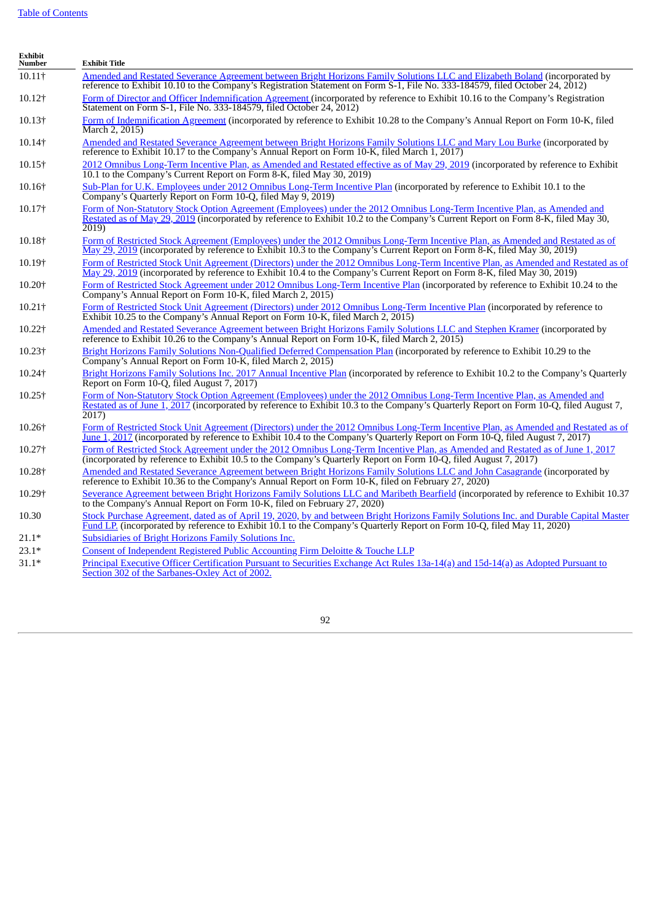| Exhibit Number | Exhibit Title |
|---|---|
| 10.11† | Amended and Restated Severance Agreement between Bright Horizons Family Solutions LLC and Elizabeth Boland (incorporated by reference to Exhibit 10.10 to the Company's Registration Statement on Form S-1, File No. 333-184579, filed October 24, 2012) |
| 10.12† | Form of Director and Officer Indemnification Agreement (incorporated by reference to Exhibit 10.16 to the Company's Registration Statement on Form S-1, File No. 333-184579, filed October 24, 2012) |
| 10.13† | Form of Indemnification Agreement (incorporated by reference to Exhibit 10.28 to the Company's Annual Report on Form 10-K, filed March 2, 2015) |
| 10.14† | Amended and Restated Severance Agreement between Bright Horizons Family Solutions LLC and Mary Lou Burke (incorporated by reference to Exhibit 10.17 to the Company's Annual Report on Form 10-K, filed March 1, 2017) |
| 10.15† | 2012 Omnibus Long-Term Incentive Plan, as Amended and Restated effective as of May 29, 2019 (incorporated by reference to Exhibit 10.1 to the Company's Current Report on Form 8-K, filed May 30, 2019) |
| 10.16† | Sub-Plan for U.K. Employees under 2012 Omnibus Long-Term Incentive Plan (incorporated by reference to Exhibit 10.1 to the Company's Quarterly Report on Form 10-Q, filed May 9, 2019) |
| 10.17† | Form of Non-Statutory Stock Option Agreement (Employees) under the 2012 Omnibus Long-Term Incentive Plan, as Amended and Restated as of May 29, 2019 (incorporated by reference to Exhibit 10.2 to the Company's Current Report on Form 8-K, filed May 30, 2019) |
| 10.18† | Form of Restricted Stock Agreement (Employees) under the 2012 Omnibus Long-Term Incentive Plan, as Amended and Restated as of May 29, 2019 (incorporated by reference to Exhibit 10.3 to the Company's Current Report on Form 8-K, filed May 30, 2019) |
| 10.19† | Form of Restricted Stock Unit Agreement (Directors) under the 2012 Omnibus Long-Term Incentive Plan, as Amended and Restated as of May 29, 2019 (incorporated by reference to Exhibit 10.4 to the Company's Current Report on Form 8-K, filed May 30, 2019) |
| 10.20† | Form of Restricted Stock Agreement under 2012 Omnibus Long-Term Incentive Plan (incorporated by reference to Exhibit 10.24 to the Company's Annual Report on Form 10-K, filed March 2, 2015) |
| 10.21† | Form of Restricted Stock Unit Agreement (Directors) under 2012 Omnibus Long-Term Incentive Plan (incorporated by reference to Exhibit 10.25 to the Company's Annual Report on Form 10-K, filed March 2, 2015) |
| 10.22† | Amended and Restated Severance Agreement between Bright Horizons Family Solutions LLC and Stephen Kramer (incorporated by reference to Exhibit 10.26 to the Company's Annual Report on Form 10-K, filed March 2, 2015) |
| 10.23† | Bright Horizons Family Solutions Non-Qualified Deferred Compensation Plan (incorporated by reference to Exhibit 10.29 to the Company's Annual Report on Form 10-K, filed March 2, 2015) |
| 10.24† | Bright Horizons Family Solutions Inc. 2017 Annual Incentive Plan (incorporated by reference to Exhibit 10.2 to the Company's Quarterly Report on Form 10-Q, filed August 7, 2017) |
| 10.25† | Form of Non-Statutory Stock Option Agreement (Employees) under the 2012 Omnibus Long-Term Incentive Plan, as Amended and Restated as of June 1, 2017 (incorporated by reference to Exhibit 10.3 to the Company's Quarterly Report on Form 10-Q, filed August 7, 2017) |
| 10.26† | Form of Restricted Stock Unit Agreement (Directors) under the 2012 Omnibus Long-Term Incentive Plan, as Amended and Restated as of June 1, 2017 (incorporated by reference to Exhibit 10.4 to the Company's Quarterly Report on Form 10-Q, filed August 7, 2017) |
| 10.27† | Form of Restricted Stock Agreement under the 2012 Omnibus Long-Term Incentive Plan, as Amended and Restated as of June 1, 2017 (incorporated by reference to Exhibit 10.5 to the Company's Quarterly Report on Form 10-Q, filed August 7, 2017) |
| 10.28† | Amended and Restated Severance Agreement between Bright Horizons Family Solutions LLC and John Casagrande (incorporated by reference to Exhibit 10.36 to the Company's Annual Report on Form 10-K, filed on February 27, 2020) |
| 10.29† | Severance Agreement between Bright Horizons Family Solutions LLC and Maribeth Bearfield (incorporated by reference to Exhibit 10.37 to the Company's Annual Report on Form 10-K, filed on February 27, 2020) |
| 10.30 | Stock Purchase Agreement, dated as of April 19, 2020, by and between Bright Horizons Family Solutions Inc. and Durable Capital Master Fund LP. (incorporated by reference to Exhibit 10.1 to the Company's Quarterly Report on Form 10-Q, filed May 11, 2020) |
| 21.1* | Subsidiaries of Bright Horizons Family Solutions Inc. |
| 23.1* | Consent of Independent Registered Public Accounting Firm Deloitte & Touche LLP |
| 31.1* | Principal Executive Officer Certification Pursuant to Securities Exchange Act Rules 13a-14(a) and 15d-14(a) as Adopted Pursuant to Section 302 of the Sarbanes-Oxley Act of 2002. |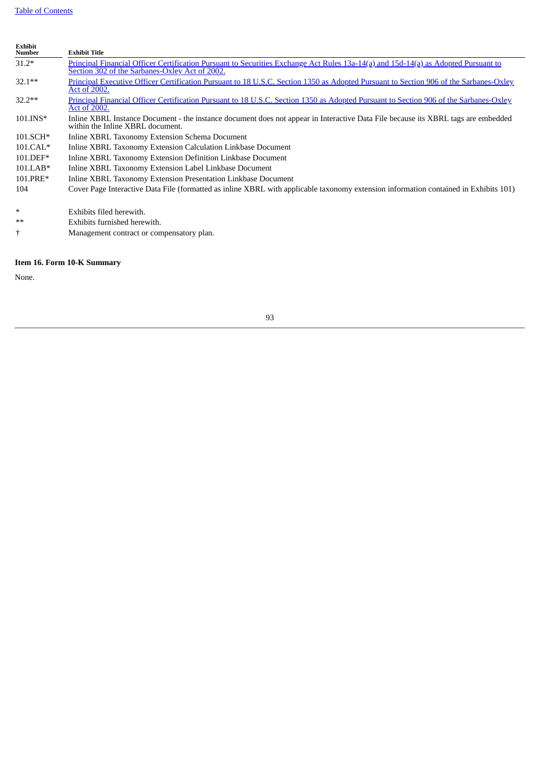| Exhibit Number | Exhibit Title |
|---|---|
| 31.2* | Principal Financial Officer Certification Pursuant to Securities Exchange Act Rules 13a-14(a) and 15d-14(a) as Adopted Pursuant to Section 302 of the Sarbanes-Oxley Act of 2002. |
| 32.1** | Principal Executive Officer Certification Pursuant to 18 U.S.C. Section 1350 as Adopted Pursuant to Section 906 of the Sarbanes-Oxley Act of 2002. |
| 32.2** | Principal Financial Officer Certification Pursuant to 18 U.S.C. Section 1350 as Adopted Pursuant to Section 906 of the Sarbanes-Oxley Act of 2002. |
| 101.INS* | Inline XBRL Instance Document - the instance document does not appear in Interactive Data File because its XBRL tags are embedded within the Inline XBRL document. |
| 101.SCH* | Inline XBRL Taxonomy Extension Schema Document |
| 101.CAL* | Inline XBRL Taxonomy Extension Calculation Linkbase Document |
| 101.DEF* | Inline XBRL Taxonomy Extension Definition Linkbase Document |
| 101.LAB* | Inline XBRL Taxonomy Extension Label Linkbase Document |
| 101.PRE* | Inline XBRL Taxonomy Extension Presentation Linkbase Document |
| 104 | Cover Page Interactive Data File (formatted as inline XBRL with applicable taxonomy extension information contained in Exhibits 101) |

| | |
|---|---|
| * | Exhibits filed herewith. |
| ** | Exhibits furnished herewith. |
| † | Management contract or compensatory plan. |

**Item 16. Form 10-K Summary**

None.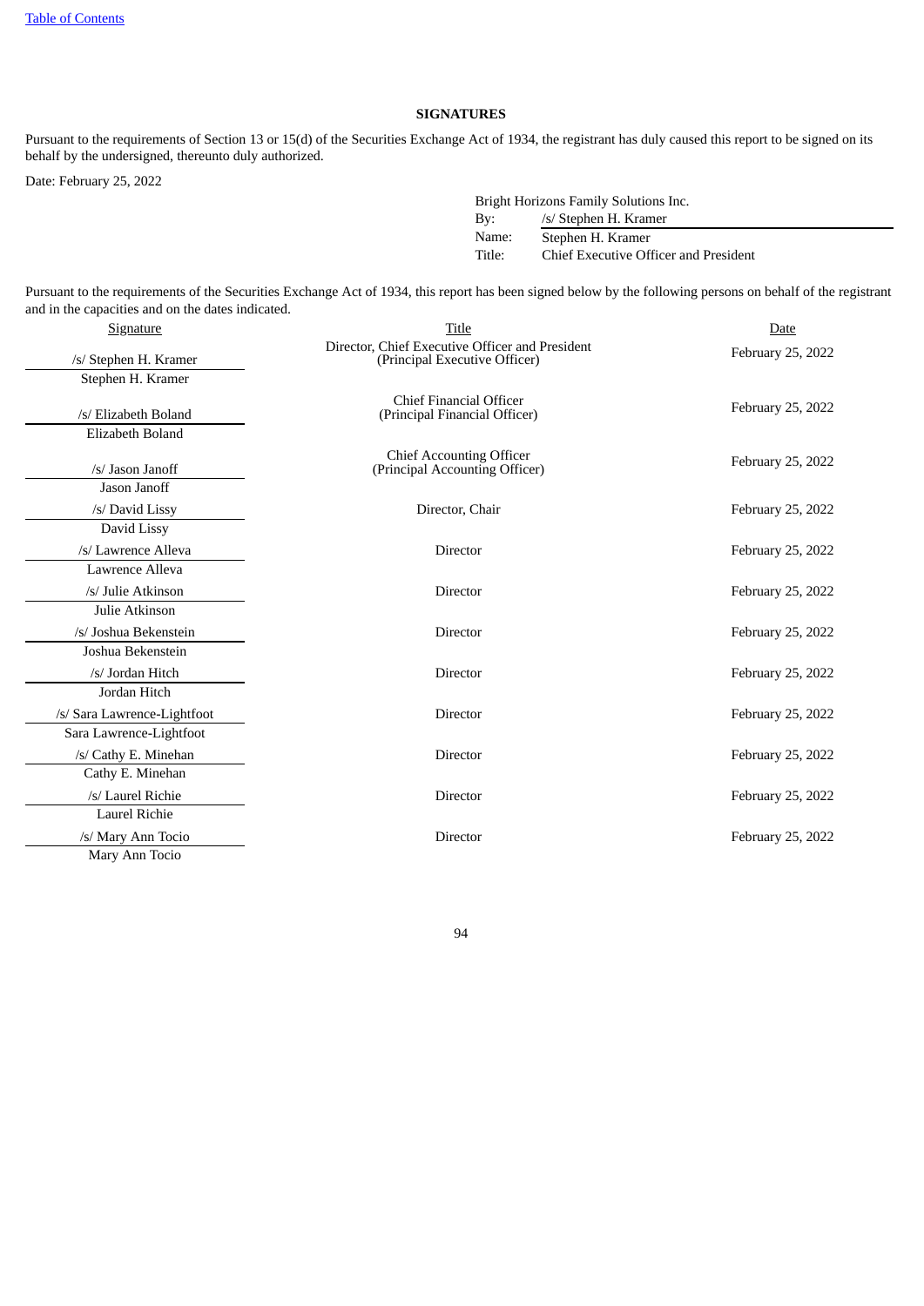[Table of Contents](#)

**SIGNATURES**

Pursuant to the requirements of Section 13 or 15(d) of the Securities Exchange Act of 1934, the registrant has duly caused this report to be signed on its behalf by the undersigned, thereunto duly authorized.

Date: February 25, 2022

| | |
|---|---|
| Bright Horizons Family Solutions Inc. | |
| By: | /s/ Stephen H. Kramer |
| Name: | Stephen H. Kramer |
| Title: | Chief Executive Officer and President |

Pursuant to the requirements of the Securities Exchange Act of 1934, this report has been signed below by the following persons on behalf of the registrant and in the capacities and on the dates indicated.

| Signature | Title | Date |
|---|---|---|
| /s/ Stephen H. Kramer<br>Stephen H. Kramer | Director, Chief Executive Officer and President<br>(Principal Executive Officer) | February 25, 2022 |
| /s/ Elizabeth Boland<br>Elizabeth Boland | Chief Financial Officer<br>(Principal Financial Officer) | February 25, 2022 |
| /s/ Jason Janoff<br>Jason Janoff | Chief Accounting Officer<br>(Principal Accounting Officer) | February 25, 2022 |
| /s/ David Lissy<br>David Lissy | Director, Chair | February 25, 2022 |
| /s/ Lawrence Alleva<br>Lawrence Alleva | Director | February 25, 2022 |
| /s/ Julie Atkinson<br>Julie Atkinson | Director | February 25, 2022 |
| /s/ Joshua Bekenstein<br>Joshua Bekenstein | Director | February 25, 2022 |
| /s/ Jordan Hitch<br>Jordan Hitch | Director | February 25, 2022 |
| /s/ Sara Lawrence-Lightfoot<br>Sara Lawrence-Lightfoot | Director | February 25, 2022 |
| /s/ Cathy E. Minehan<br>Cathy E. Minehan | Director | February 25, 2022 |
| /s/ Laurel Richie<br>Laurel Richie | Director | February 25, 2022 |
| /s/ Mary Ann Tocio<br>Mary Ann Tocio | Director | February 25, 2022 |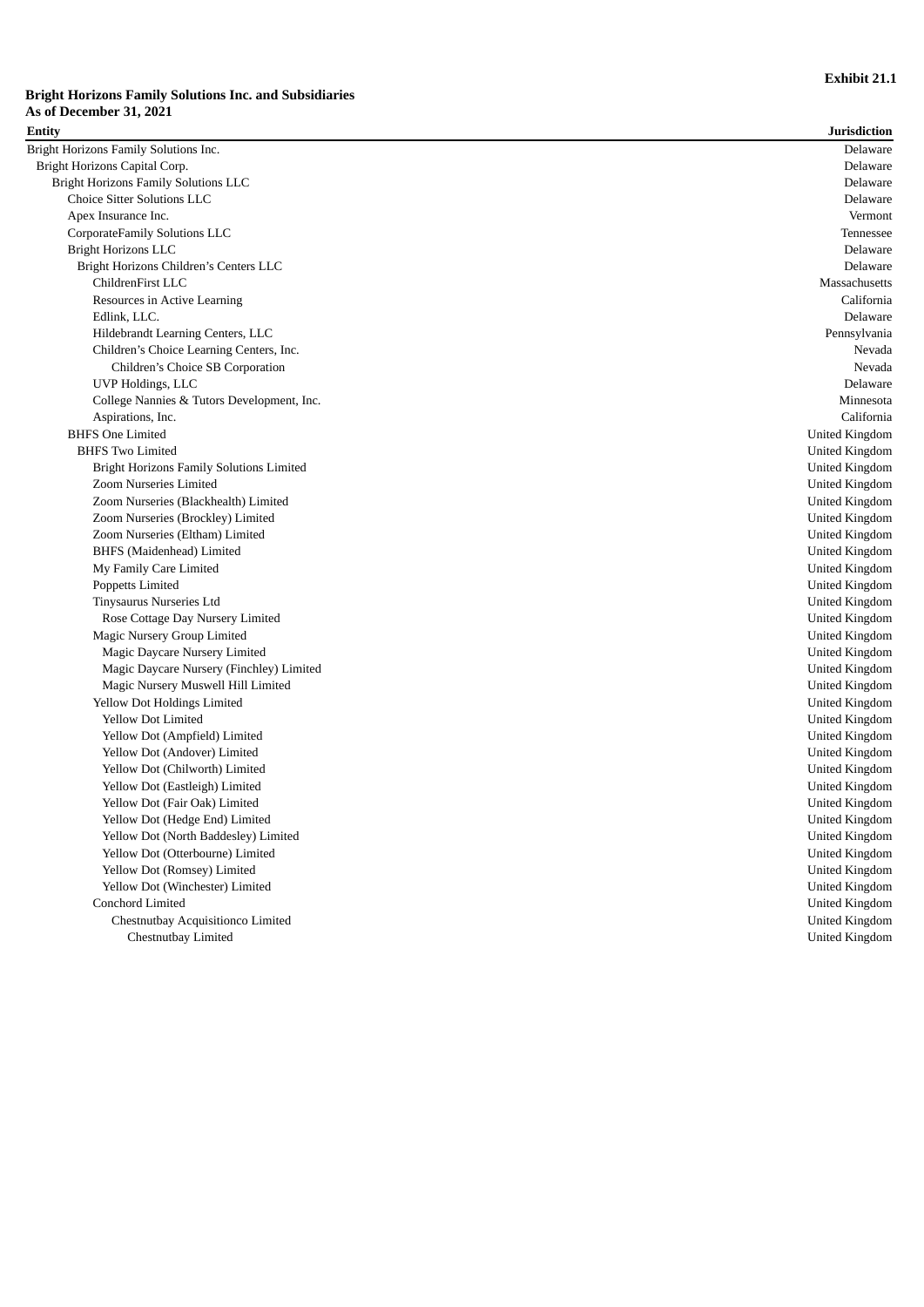**Exhibit 21.1**

**Bright Horizons Family Solutions Inc. and Subsidiaries**
**As of December 31, 2021**

| Entity | Jurisdiction |
|---|---|
| Bright Horizons Family Solutions Inc. | Delaware |
| Bright Horizons Capital Corp. | Delaware |
| Bright Horizons Family Solutions LLC | Delaware |
| Choice Sitter Solutions LLC | Delaware |
| Apex Insurance Inc. | Vermont |
| CorporateFamily Solutions LLC | Tennessee |
| Bright Horizons LLC | Delaware |
| Bright Horizons Children's Centers LLC | Delaware |
| ChildrenFirst LLC | Massachusetts |
| Resources in Active Learning | California |
| Edlink, LLC. | Delaware |
| Hildebrandt Learning Centers, LLC | Pennsylvania |
| Children's Choice Learning Centers, Inc. | Nevada |
| Children's Choice SB Corporation | Nevada |
| UVP Holdings, LLC | Delaware |
| College Nannies & Tutors Development, Inc. | Minnesota |
| Aspirations, Inc. | California |
| BHFS One Limited | United Kingdom |
| BHFS Two Limited | United Kingdom |
| Bright Horizons Family Solutions Limited | United Kingdom |
| Zoom Nurseries Limited | United Kingdom |
| Zoom Nurseries (Blackhealth) Limited | United Kingdom |
| Zoom Nurseries (Brockley) Limited | United Kingdom |
| Zoom Nurseries (Eltham) Limited | United Kingdom |
| BHFS (Maidenhead) Limited | United Kingdom |
| My Family Care Limited | United Kingdom |
| Poppetts Limited | United Kingdom |
| Tinysaurus Nurseries Ltd | United Kingdom |
| Rose Cottage Day Nursery Limited | United Kingdom |
| Magic Nursery Group Limited | United Kingdom |
| Magic Daycare Nursery Limited | United Kingdom |
| Magic Daycare Nursery (Finchley) Limited | United Kingdom |
| Magic Nursery Muswell Hill Limited | United Kingdom |
| Yellow Dot Holdings Limited | United Kingdom |
| Yellow Dot Limited | United Kingdom |
| Yellow Dot (Ampfield) Limited | United Kingdom |
| Yellow Dot (Andover) Limited | United Kingdom |
| Yellow Dot (Chilworth) Limited | United Kingdom |
| Yellow Dot (Eastleigh) Limited | United Kingdom |
| Yellow Dot (Fair Oak) Limited | United Kingdom |
| Yellow Dot (Hedge End) Limited | United Kingdom |
| Yellow Dot (North Baddesley) Limited | United Kingdom |
| Yellow Dot (Otterbourne) Limited | United Kingdom |
| Yellow Dot (Romsey) Limited | United Kingdom |
| Yellow Dot (Winchester) Limited | United Kingdom |
| Conchord Limited | United Kingdom |
| Chestnutbay Acquisitionco Limited | United Kingdom |
| Chestnutbay Limited | United Kingdom |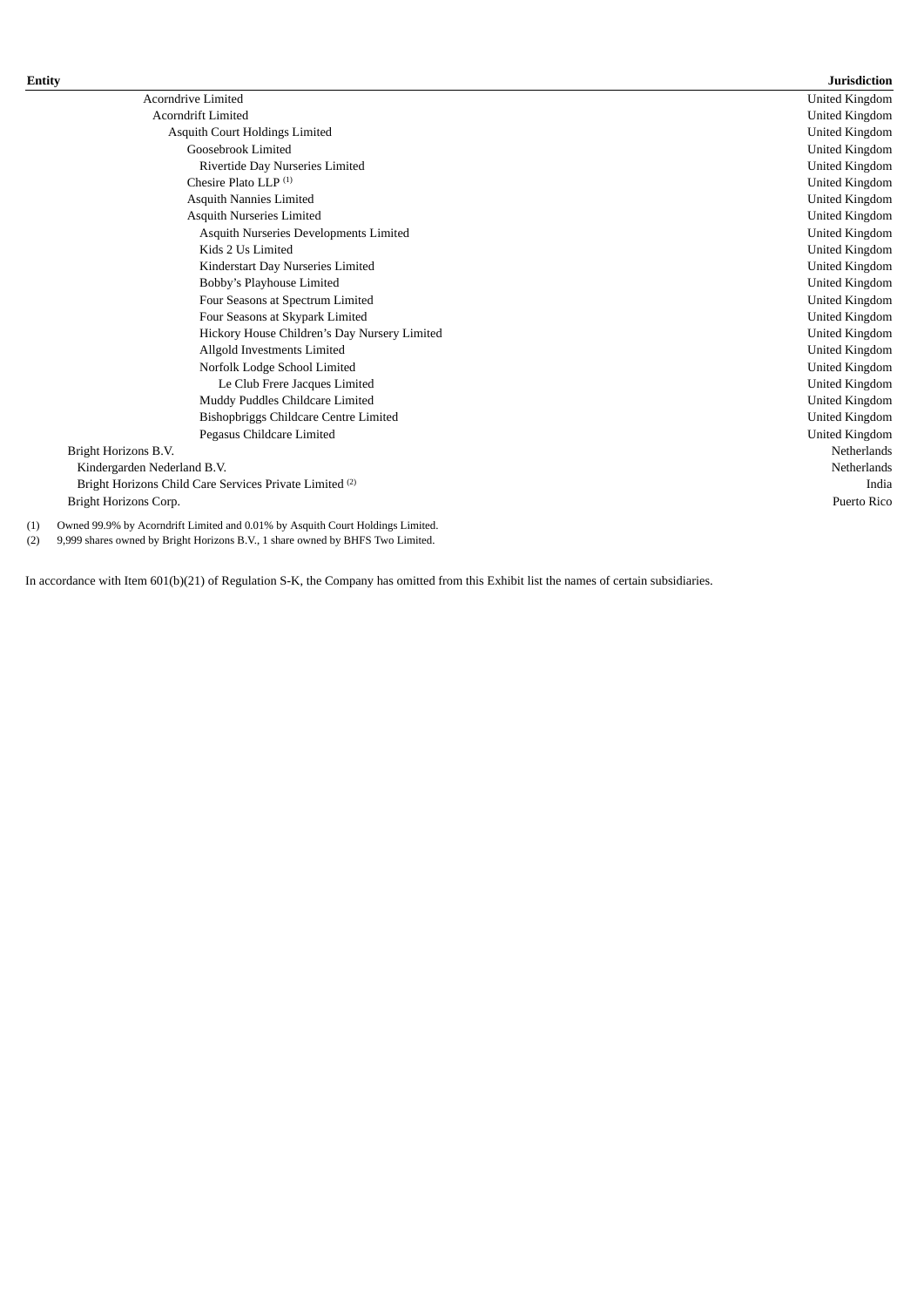| Entity | Jurisdiction |
|---|---|
| Acorndrive Limited | United Kingdom |
| Acorndrift Limited | United Kingdom |
| Asquith Court Holdings Limited | United Kingdom |
| Goosebrook Limited | United Kingdom |
| Rivertide Day Nurseries Limited | United Kingdom |
| Chesire Plato LLP [(1)] | United Kingdom |
| Asquith Nannies Limited | United Kingdom |
| Asquith Nurseries Limited | United Kingdom |
| Asquith Nurseries Developments Limited | United Kingdom |
| Kids 2 Us Limited | United Kingdom |
| Kinderstart Day Nurseries Limited | United Kingdom |
| Bobby's Playhouse Limited | United Kingdom |
| Four Seasons at Spectrum Limited | United Kingdom |
| Four Seasons at Skypark Limited | United Kingdom |
| Hickory House Children's Day Nursery Limited | United Kingdom |
| Allgold Investments Limited | United Kingdom |
| Norfolk Lodge School Limited | United Kingdom |
| Le Club Frere Jacques Limited | United Kingdom |
| Muddy Puddles Childcare Limited | United Kingdom |
| Bishopbriggs Childcare Centre Limited | United Kingdom |
| Pegasus Childcare Limited | United Kingdom |
| Bright Horizons B.V. | Netherlands |
| Kindergarden Nederland B.V. | Netherlands |
| Bright Horizons Child Care Services Private Limited [(2)] | India |
| Bright Horizons Corp. | Puerto Rico |

(1) Owned 99.9% by Acorndrift Limited and 0.01% by Asquith Court Holdings Limited.
(2) 9,999 shares owned by Bright Horizons B.V., 1 share owned by BHFS Two Limited.

In accordance with Item 601(b)(21) of Regulation S-K, the Company has omitted from this Exhibit list the names of certain subsidiaries.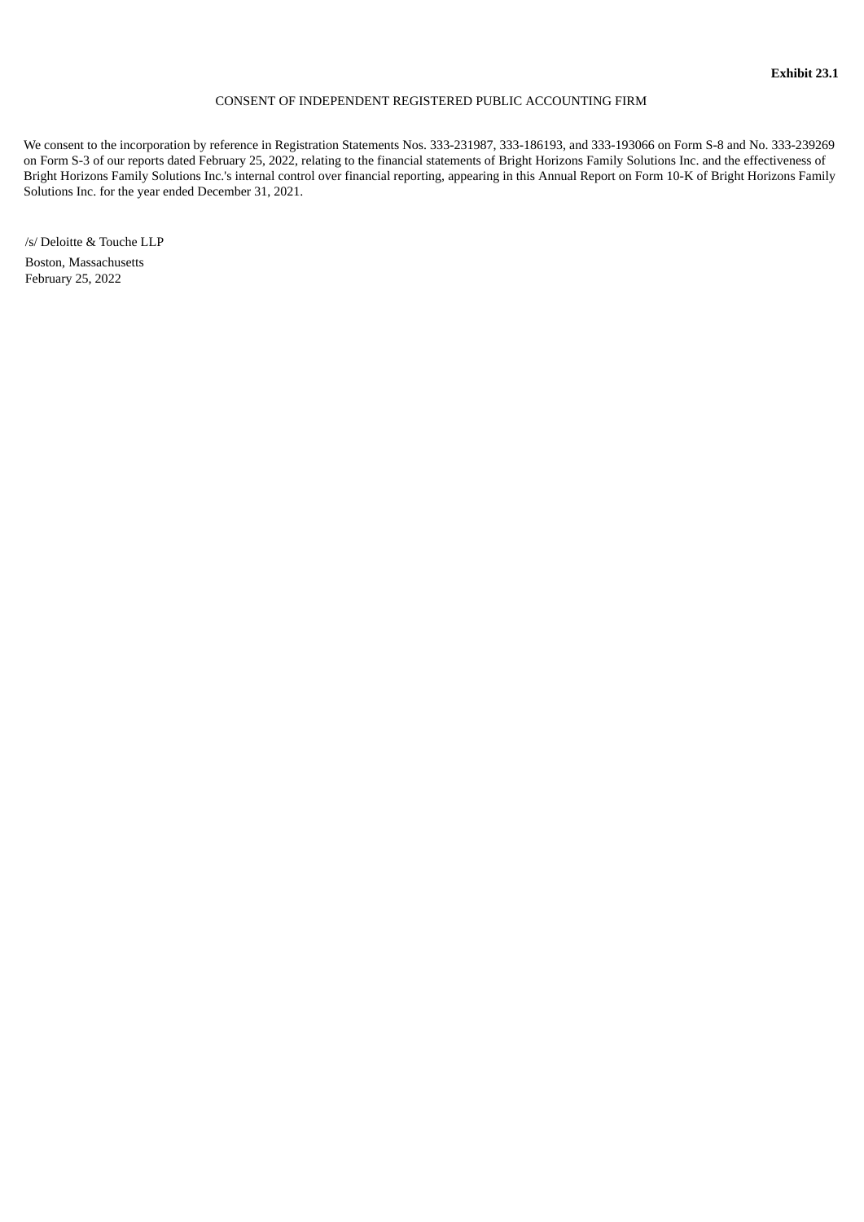**Exhibit 23.1**

CONSENT OF INDEPENDENT REGISTERED PUBLIC ACCOUNTING FIRM

We consent to the incorporation by reference in Registration Statements Nos. 333-231987, 333-186193, and 333-193066 on Form S-8 and No. 333-239269 on Form S-3 of our reports dated February 25, 2022, relating to the financial statements of Bright Horizons Family Solutions Inc. and the effectiveness of Bright Horizons Family Solutions Inc.'s internal control over financial reporting, appearing in this Annual Report on Form 10-K of Bright Horizons Family Solutions Inc. for the year ended December 31, 2021.

/s/ Deloitte & Touche LLP
Boston, Massachusetts
February 25, 2022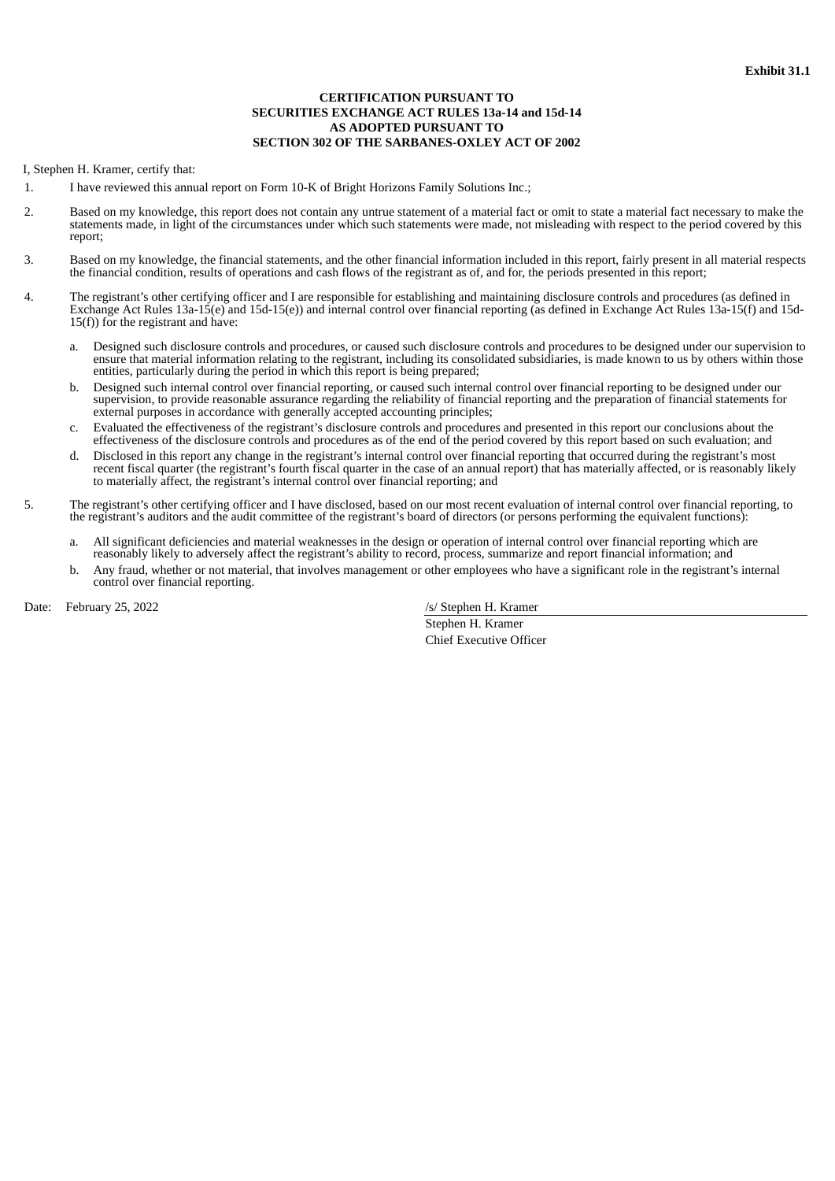**Exhibit 31.1**

**CERTIFICATION PURSUANT TO**
**SECURITIES EXCHANGE ACT RULES 13a-14 and 15d-14**
**AS ADOPTED PURSUANT TO**
**SECTION 302 OF THE SARBANES-OXLEY ACT OF 2002**

I, Stephen H. Kramer, certify that:

1. I have reviewed this annual report on Form 10-K of Bright Horizons Family Solutions Inc.;
2. Based on my knowledge, this report does not contain any untrue statement of a material fact or omit to state a material fact necessary to make the statements made, in light of the circumstances under which such statements were made, not misleading with respect to the period covered by this report;
3. Based on my knowledge, the financial statements, and the other financial information included in this report, fairly present in all material respects the financial condition, results of operations and cash flows of the registrant as of, and for, the periods presented in this report;
4. The registrant's other certifying officer and I are responsible for establishing and maintaining disclosure controls and procedures (as defined in Exchange Act Rules 13a-15(e) and 15d-15(e)) and internal control over financial reporting (as defined in Exchange Act Rules 13a-15(f) and 15d-15(f)) for the registrant and have:
   a. Designed such disclosure controls and procedures, or caused such disclosure controls and procedures to be designed under our supervision to ensure that material information relating to the registrant, including its consolidated subsidiaries, is made known to us by others within those entities, particularly during the period in which this report is being prepared;
   b. Designed such internal control over financial reporting, or caused such internal control over financial reporting to be designed under our supervision, to provide reasonable assurance regarding the reliability of financial reporting and the preparation of financial statements for external purposes in accordance with generally accepted accounting principles;
   c. Evaluated the effectiveness of the registrant's disclosure controls and procedures and presented in this report our conclusions about the effectiveness of the disclosure controls and procedures as of the end of the period covered by this report based on such evaluation; and
   d. Disclosed in this report any change in the registrant's internal control over financial reporting that occurred during the registrant's most recent fiscal quarter (the registrant's fourth fiscal quarter in the case of an annual report) that has materially affected, or is reasonably likely to materially affect, the registrant's internal control over financial reporting; and
5. The registrant's other certifying officer and I have disclosed, based on our most recent evaluation of internal control over financial reporting, to the registrant's auditors and the audit committee of the registrant's board of directors (or persons performing the equivalent functions):
   a. All significant deficiencies and material weaknesses in the design or operation of internal control over financial reporting which are reasonably likely to adversely affect the registrant's ability to record, process, summarize and report financial information; and
   b. Any fraud, whether or not material, that involves management or other employees who have a significant role in the registrant's internal control over financial reporting.

Date: February 25, 2022

/s/ Stephen H. Kramer
Stephen H. Kramer
Chief Executive Officer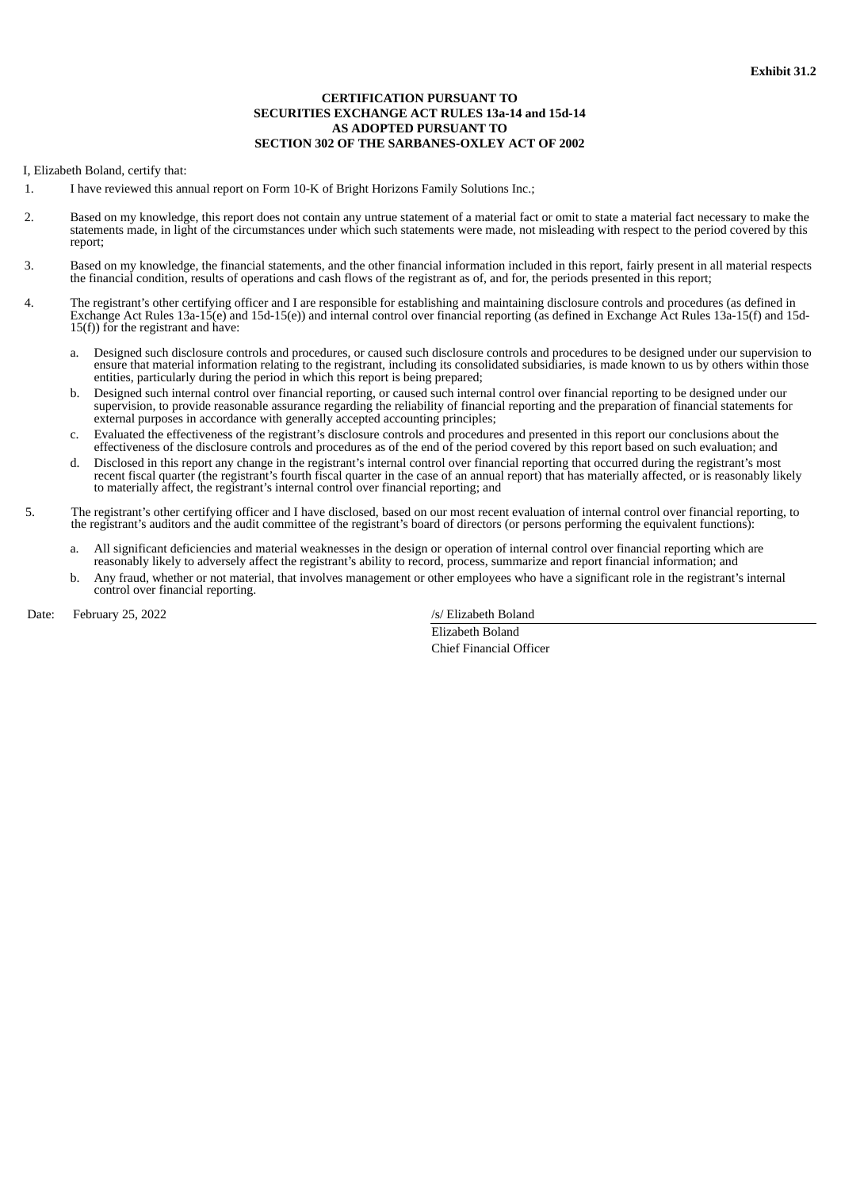**Exhibit 31.2**

**CERTIFICATION PURSUANT TO**
**SECURITIES EXCHANGE ACT RULES 13a-14 and 15d-14**
**AS ADOPTED PURSUANT TO**
**SECTION 302 OF THE SARBANES-OXLEY ACT OF 2002**

I, Elizabeth Boland, certify that:

1. I have reviewed this annual report on Form 10-K of Bright Horizons Family Solutions Inc.;

2. Based on my knowledge, this report does not contain any untrue statement of a material fact or omit to state a material fact necessary to make the statements made, in light of the circumstances under which such statements were made, not misleading with respect to the period covered by this report;

3. Based on my knowledge, the financial statements, and the other financial information included in this report, fairly present in all material respects the financial condition, results of operations and cash flows of the registrant as of, and for, the periods presented in this report;

4. The registrant's other certifying officer and I are responsible for establishing and maintaining disclosure controls and procedures (as defined in Exchange Act Rules 13a-15(e) and 15d-15(e)) and internal control over financial reporting (as defined in Exchange Act Rules 13a-15(f) and 15d-15(f)) for the registrant and have:

   a. Designed such disclosure controls and procedures, or caused such disclosure controls and procedures to be designed under our supervision to ensure that material information relating to the registrant, including its consolidated subsidiaries, is made known to us by others within those entities, particularly during the period in which this report is being prepared;

   b. Designed such internal control over financial reporting, or caused such internal control over financial reporting to be designed under our supervision, to provide reasonable assurance regarding the reliability of financial reporting and the preparation of financial statements for external purposes in accordance with generally accepted accounting principles;

   c. Evaluated the effectiveness of the registrant's disclosure controls and procedures and presented in this report our conclusions about the effectiveness of the disclosure controls and procedures as of the end of the period covered by this report based on such evaluation; and

   d. Disclosed in this report any change in the registrant's internal control over financial reporting that occurred during the registrant's most recent fiscal quarter (the registrant's fourth fiscal quarter in the case of an annual report) that has materially affected, or is reasonably likely to materially affect, the registrant's internal control over financial reporting; and

5. The registrant's other certifying officer and I have disclosed, based on our most recent evaluation of internal control over financial reporting, to the registrant's auditors and the audit committee of the registrant's board of directors (or persons performing the equivalent functions):

   a. All significant deficiencies and material weaknesses in the design or operation of internal control over financial reporting which are reasonably likely to adversely affect the registrant's ability to record, process, summarize and report financial information; and

   b. Any fraud, whether or not material, that involves management or other employees who have a significant role in the registrant's internal control over financial reporting.

Date: February 25, 2022

/s/ Elizabeth Boland
Elizabeth Boland
Chief Financial Officer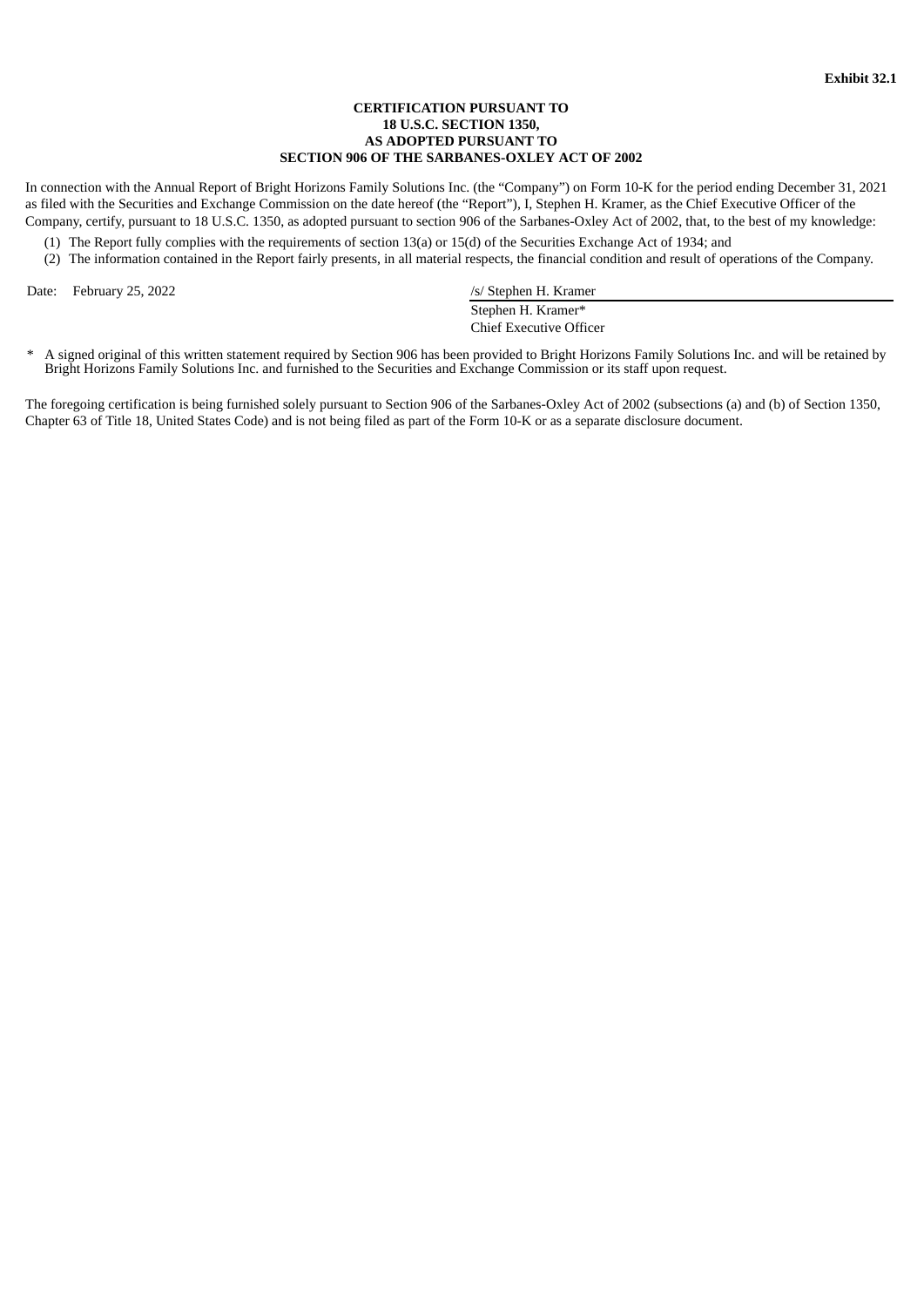**Exhibit 32.1**

**CERTIFICATION PURSUANT TO**
**18 U.S.C. SECTION 1350,**
**AS ADOPTED PURSUANT TO**
**SECTION 906 OF THE SARBANES-OXLEY ACT OF 2002**

In connection with the Annual Report of Bright Horizons Family Solutions Inc. (the "Company") on Form 10-K for the period ending December 31, 2021 as filed with the Securities and Exchange Commission on the date hereof (the "Report"), I, Stephen H. Kramer, as the Chief Executive Officer of the Company, certify, pursuant to 18 U.S.C. 1350, as adopted pursuant to section 906 of the Sarbanes-Oxley Act of 2002, that, to the best of my knowledge:

(1) The Report fully complies with the requirements of section 13(a) or 15(d) of the Securities Exchange Act of 1934; and

(2) The information contained in the Report fairly presents, in all material respects, the financial condition and result of operations of the Company.

Date: February 25, 2022

/s/ Stephen H. Kramer

Stephen H. Kramer*
Chief Executive Officer

\* A signed original of this written statement required by Section 906 has been provided to Bright Horizons Family Solutions Inc. and will be retained by Bright Horizons Family Solutions Inc. and furnished to the Securities and Exchange Commission or its staff upon request.

The foregoing certification is being furnished solely pursuant to Section 906 of the Sarbanes-Oxley Act of 2002 (subsections (a) and (b) of Section 1350, Chapter 63 of Title 18, United States Code) and is not being filed as part of the Form 10-K or as a separate disclosure document.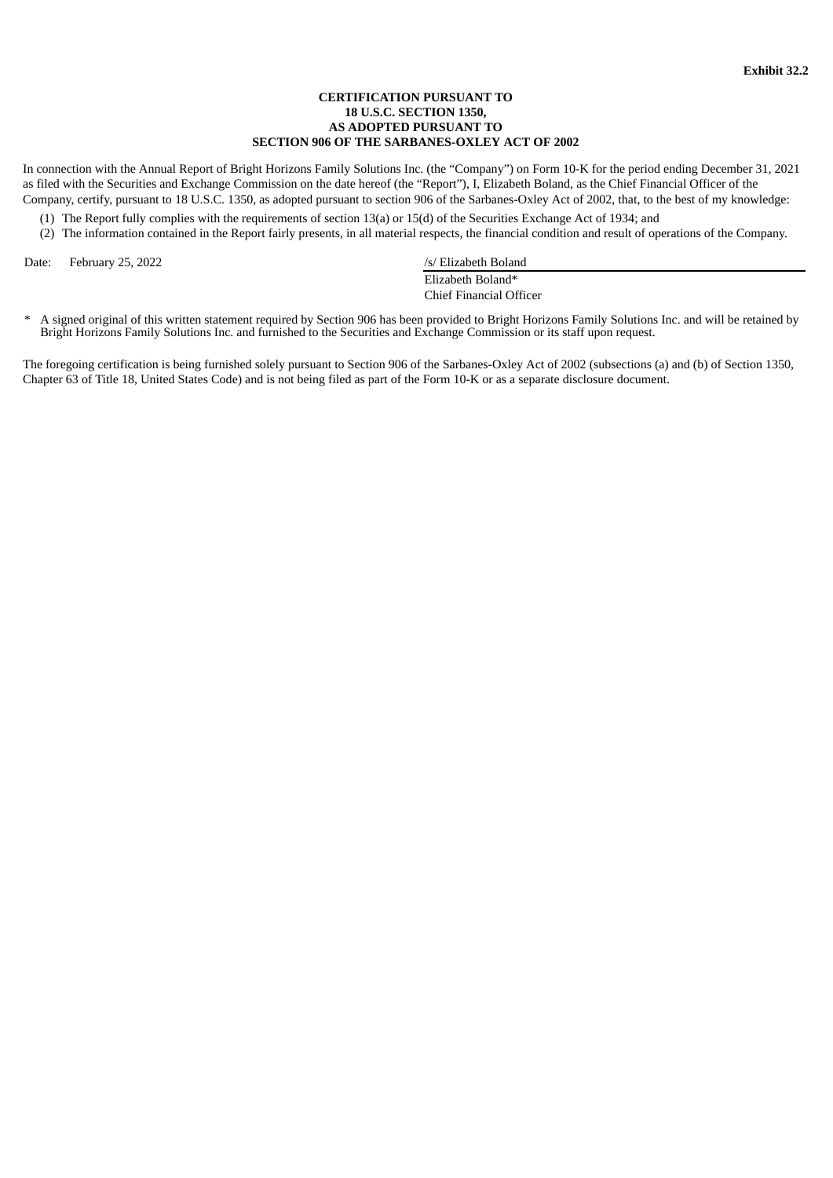**Exhibit 32.2**

**CERTIFICATION PURSUANT TO**
**18 U.S.C. SECTION 1350,**
**AS ADOPTED PURSUANT TO**
**SECTION 906 OF THE SARBANES-OXLEY ACT OF 2002**

In connection with the Annual Report of Bright Horizons Family Solutions Inc. (the "Company") on Form 10-K for the period ending December 31, 2021 as filed with the Securities and Exchange Commission on the date hereof (the "Report"), I, Elizabeth Boland, as the Chief Financial Officer of the Company, certify, pursuant to 18 U.S.C. 1350, as adopted pursuant to section 906 of the Sarbanes-Oxley Act of 2002, that, to the best of my knowledge:

(1) The Report fully complies with the requirements of section 13(a) or 15(d) of the Securities Exchange Act of 1934; and

(2) The information contained in the Report fairly presents, in all material respects, the financial condition and result of operations of the Company.

Date: February 25, 2022

/s/ Elizabeth Boland
Elizabeth Boland*
Chief Financial Officer

* A signed original of this written statement required by Section 906 has been provided to Bright Horizons Family Solutions Inc. and will be retained by Bright Horizons Family Solutions Inc. and furnished to the Securities and Exchange Commission or its staff upon request.

The foregoing certification is being furnished solely pursuant to Section 906 of the Sarbanes-Oxley Act of 2002 (subsections (a) and (b) of Section 1350, Chapter 63 of Title 18, United States Code) and is not being filed as part of the Form 10-K or as a separate disclosure document.